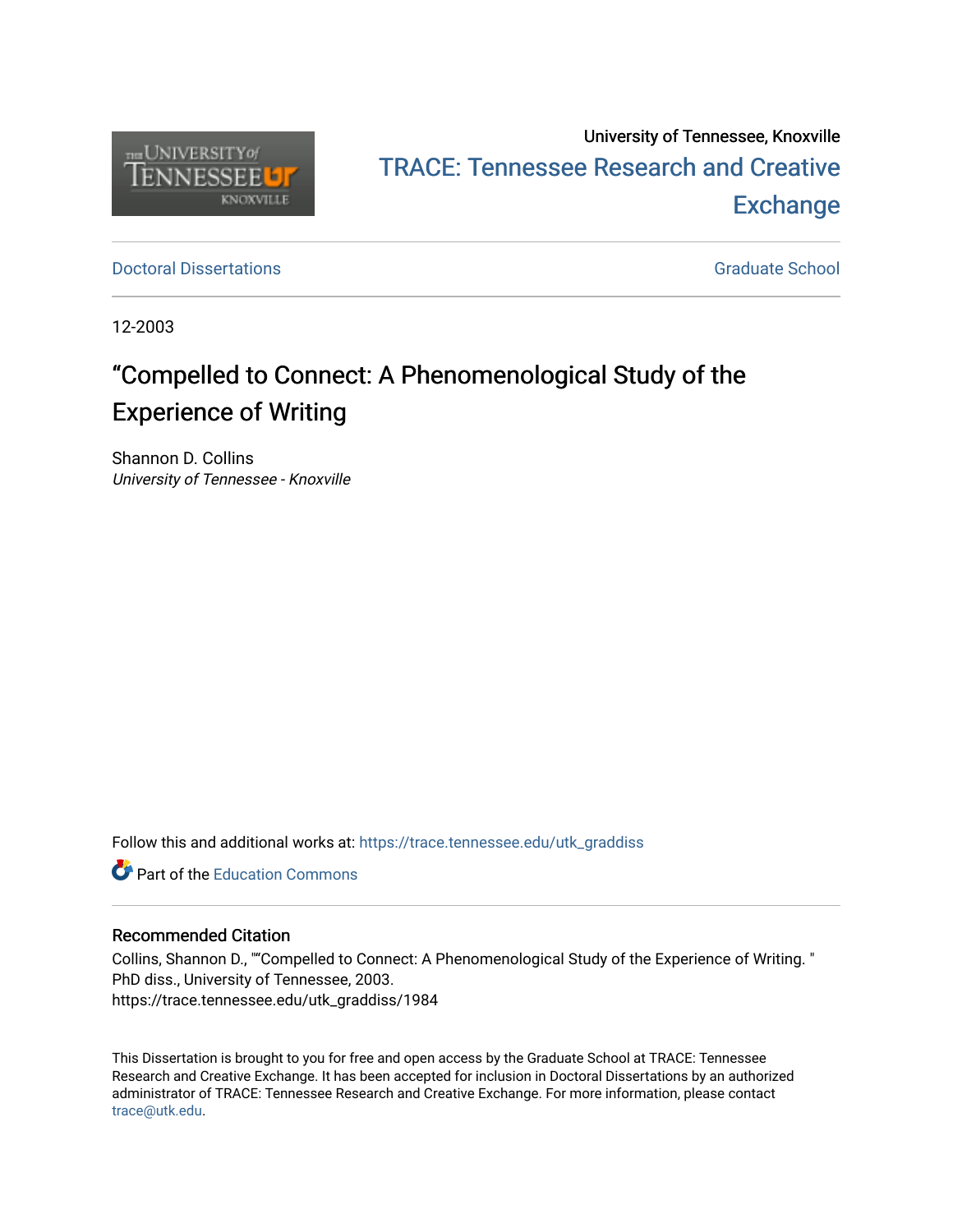University of Tennessee, Knoxville

TRACE: Tennessee Research and Creative Exchange

Doctoral Dissertations

Graduate School

12-2003

# “Compelled to Connect: A Phenomenological Study of the Experience of Writing

Shannon D. Collins
*University of Tennessee - Knoxville*

Follow this and additional works at: https://trace.tennessee.edu/utk_graddiss

Part of the Education Commons

## Recommended Citation

Collins, Shannon D., "“Compelled to Connect: A Phenomenological Study of the Experience of Writing. " PhD diss., University of Tennessee, 2003.
https://trace.tennessee.edu/utk_graddiss/1984

This Dissertation is brought to you for free and open access by the Graduate School at TRACE: Tennessee Research and Creative Exchange. It has been accepted for inclusion in Doctoral Dissertations by an authorized administrator of TRACE: Tennessee Research and Creative Exchange. For more information, please contact trace@utk.edu.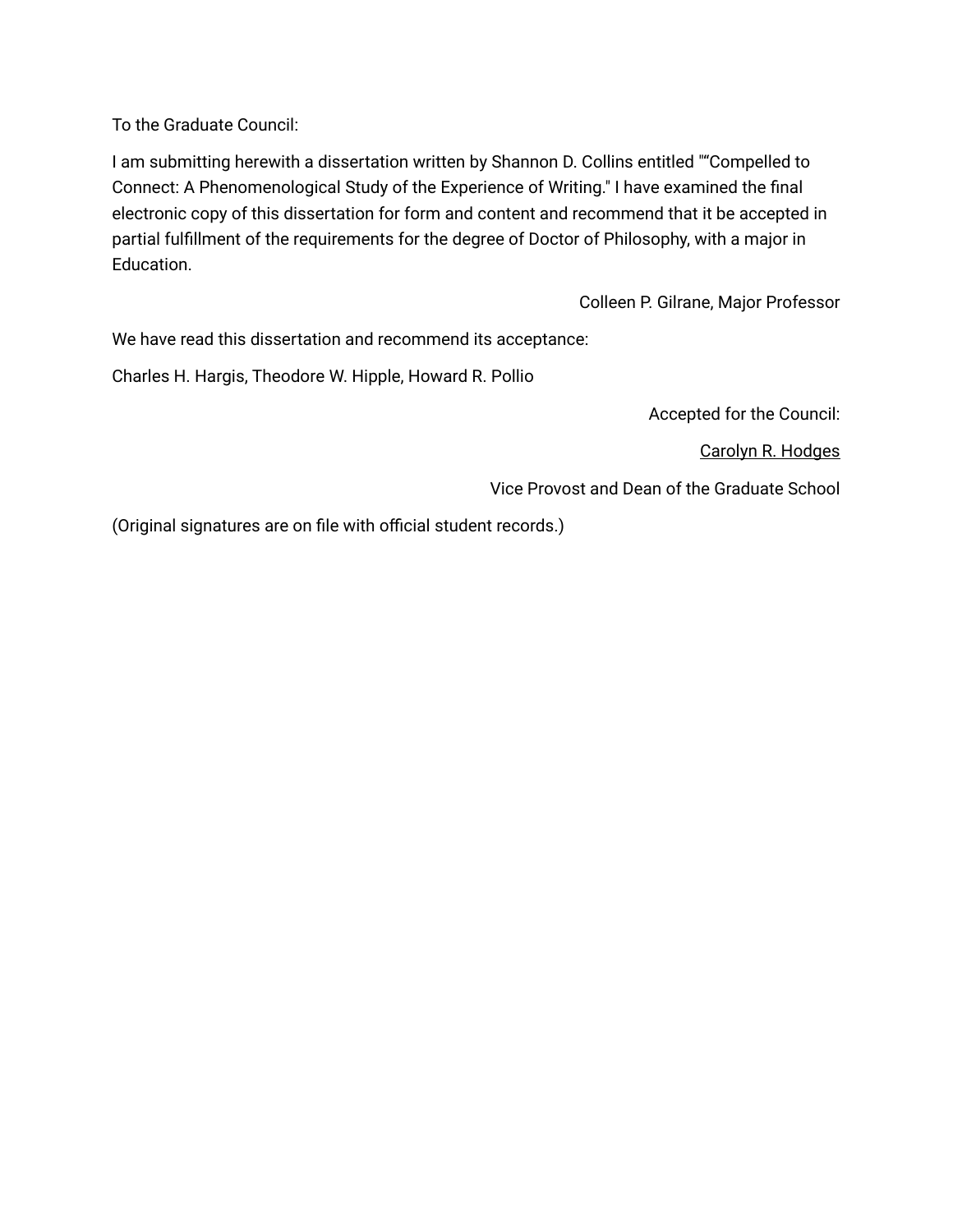To the Graduate Council:

I am submitting herewith a dissertation written by Shannon D. Collins entitled ""Compelled to Connect: A Phenomenological Study of the Experience of Writing." I have examined the final electronic copy of this dissertation for form and content and recommend that it be accepted in partial fulfillment of the requirements for the degree of Doctor of Philosophy, with a major in Education.

Colleen P. Gilrane, Major Professor

We have read this dissertation and recommend its acceptance:

Charles H. Hargis, Theodore W. Hipple, Howard R. Pollio

Accepted for the Council:

Carolyn R. Hodges

Vice Provost and Dean of the Graduate School

(Original signatures are on file with official student records.)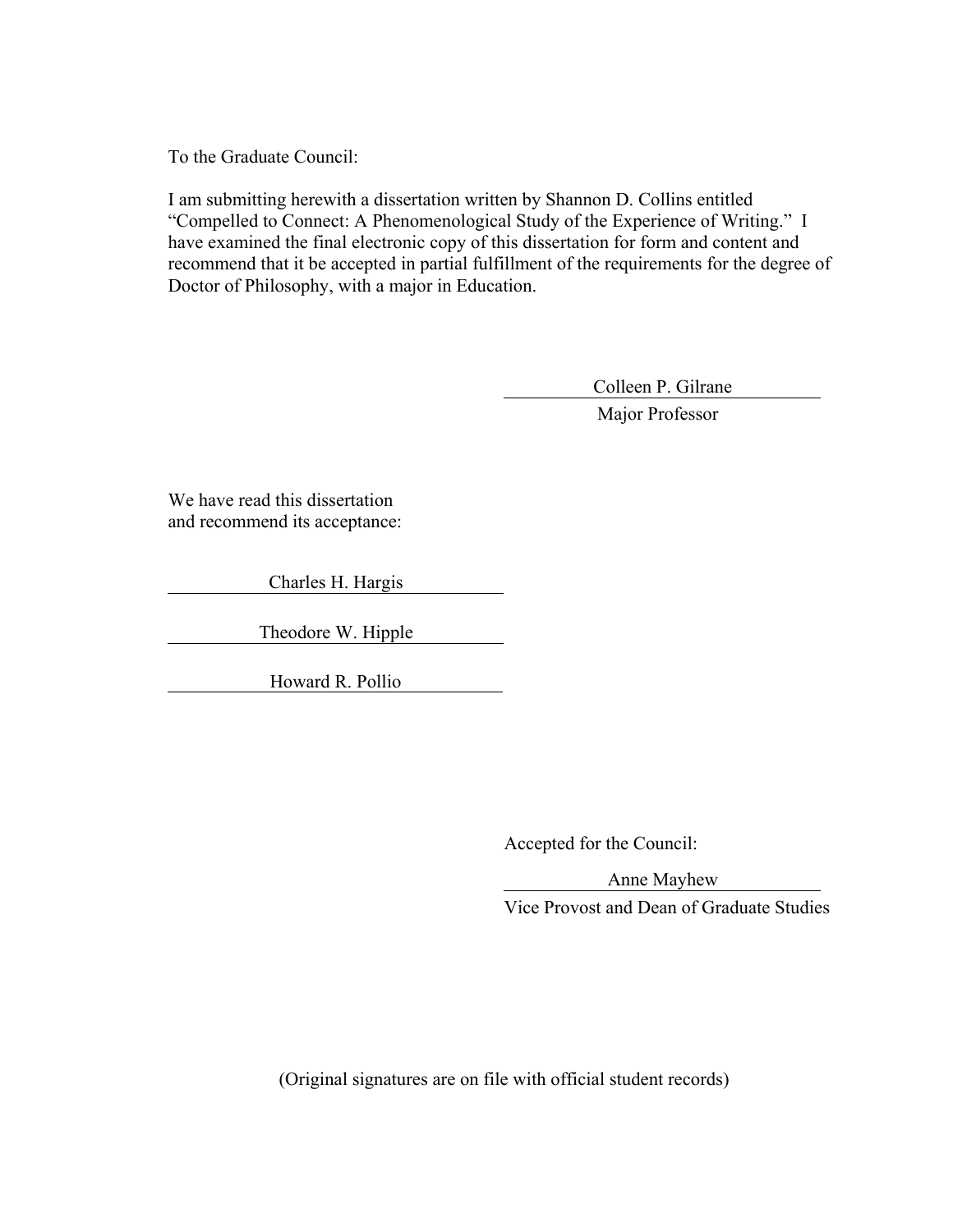To the Graduate Council:

I am submitting herewith a dissertation written by Shannon D. Collins entitled "Compelled to Connect: A Phenomenological Study of the Experience of Writing." I have examined the final electronic copy of this dissertation for form and content and recommend that it be accepted in partial fulfillment of the requirements for the degree of Doctor of Philosophy, with a major in Education.

Colleen P. Gilrane
Major Professor

We have read this dissertation
and recommend its acceptance:

Charles H. Hargis

Theodore W. Hipple

Howard R. Pollio

Accepted for the Council:

Anne Mayhew
Vice Provost and Dean of Graduate Studies

(Original signatures are on file with official student records)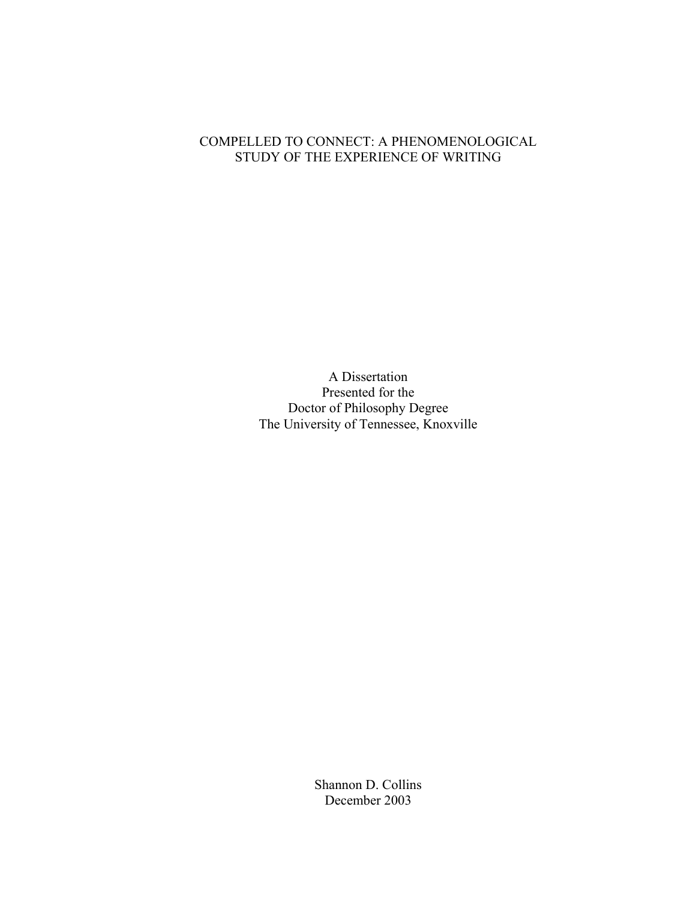# COMPELLED TO CONNECT: A PHENOMENOLOGICAL STUDY OF THE EXPERIENCE OF WRITING

A Dissertation
Presented for the
Doctor of Philosophy Degree
The University of Tennessee, Knoxville

Shannon D. Collins
December 2003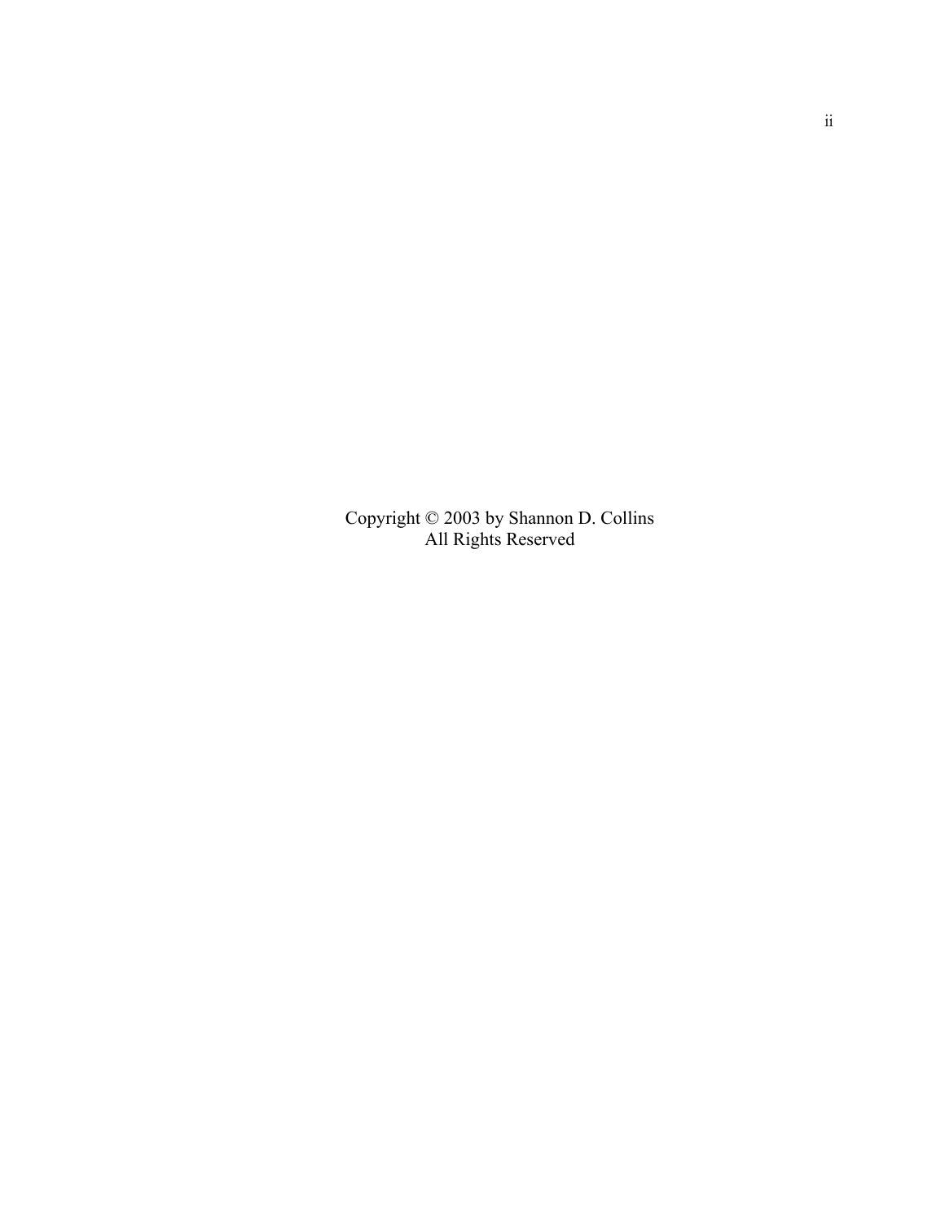Copyright © 2003 by Shannon D. Collins
All Rights Reserved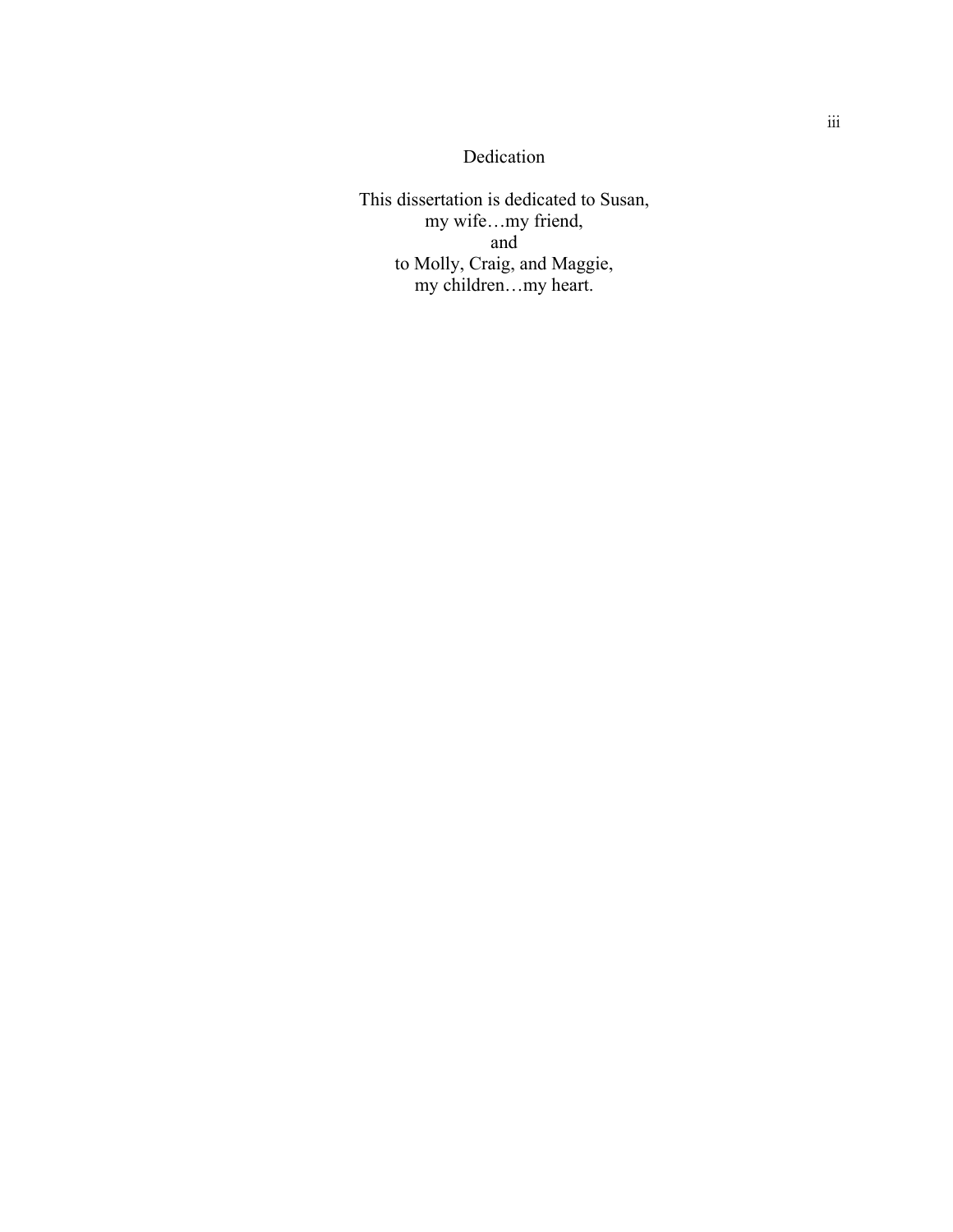# Dedication

This dissertation is dedicated to Susan,  
my wife…my friend,  
and  
to Molly, Craig, and Maggie,  
my children…my heart.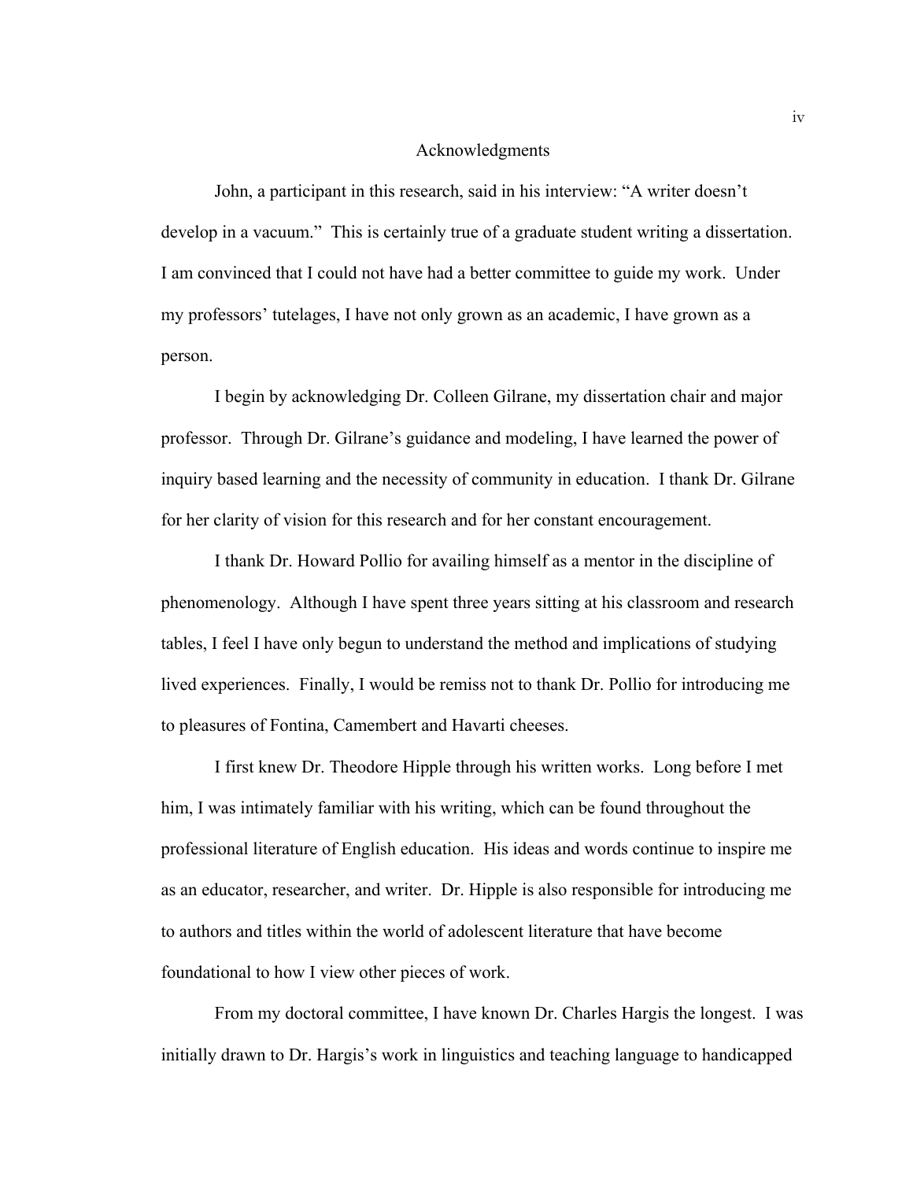# Acknowledgments

John, a participant in this research, said in his interview: "A writer doesn't develop in a vacuum." This is certainly true of a graduate student writing a dissertation. I am convinced that I could not have had a better committee to guide my work. Under my professors' tutelages, I have not only grown as an academic, I have grown as a person.

I begin by acknowledging Dr. Colleen Gilrane, my dissertation chair and major professor. Through Dr. Gilrane's guidance and modeling, I have learned the power of inquiry based learning and the necessity of community in education. I thank Dr. Gilrane for her clarity of vision for this research and for her constant encouragement.

I thank Dr. Howard Pollio for availing himself as a mentor in the discipline of phenomenology. Although I have spent three years sitting at his classroom and research tables, I feel I have only begun to understand the method and implications of studying lived experiences. Finally, I would be remiss not to thank Dr. Pollio for introducing me to pleasures of Fontina, Camembert and Havarti cheeses.

I first knew Dr. Theodore Hipple through his written works. Long before I met him, I was intimately familiar with his writing, which can be found throughout the professional literature of English education. His ideas and words continue to inspire me as an educator, researcher, and writer. Dr. Hipple is also responsible for introducing me to authors and titles within the world of adolescent literature that have become foundational to how I view other pieces of work.

From my doctoral committee, I have known Dr. Charles Hargis the longest. I was initially drawn to Dr. Hargis's work in linguistics and teaching language to handicapped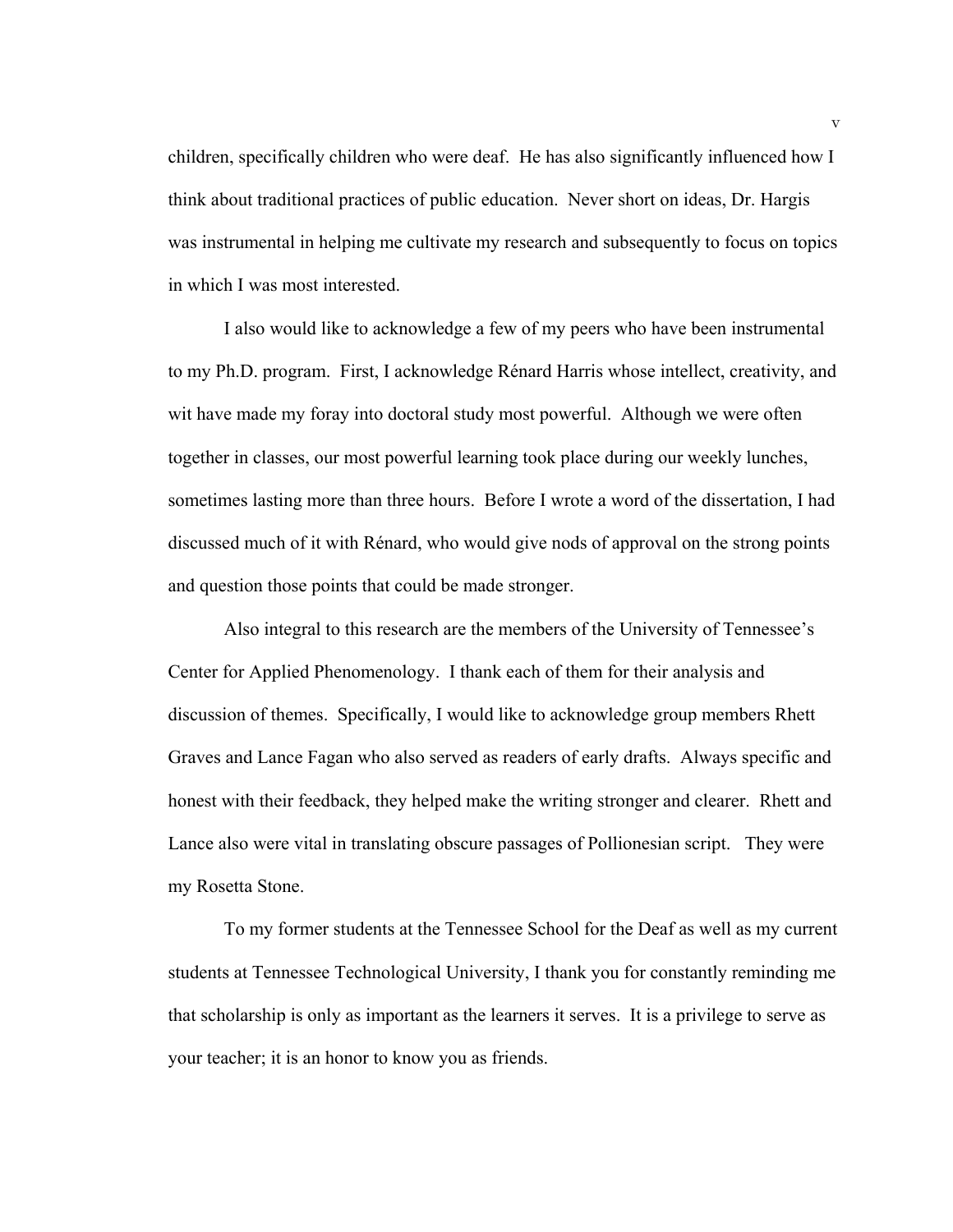children, specifically children who were deaf. He has also significantly influenced how I think about traditional practices of public education. Never short on ideas, Dr. Hargis was instrumental in helping me cultivate my research and subsequently to focus on topics in which I was most interested.

I also would like to acknowledge a few of my peers who have been instrumental to my Ph.D. program. First, I acknowledge Rénard Harris whose intellect, creativity, and wit have made my foray into doctoral study most powerful. Although we were often together in classes, our most powerful learning took place during our weekly lunches, sometimes lasting more than three hours. Before I wrote a word of the dissertation, I had discussed much of it with Rénard, who would give nods of approval on the strong points and question those points that could be made stronger.

Also integral to this research are the members of the University of Tennessee's Center for Applied Phenomenology. I thank each of them for their analysis and discussion of themes. Specifically, I would like to acknowledge group members Rhett Graves and Lance Fagan who also served as readers of early drafts. Always specific and honest with their feedback, they helped make the writing stronger and clearer. Rhett and Lance also were vital in translating obscure passages of Pollionesian script. They were my Rosetta Stone.

To my former students at the Tennessee School for the Deaf as well as my current students at Tennessee Technological University, I thank you for constantly reminding me that scholarship is only as important as the learners it serves. It is a privilege to serve as your teacher; it is an honor to know you as friends.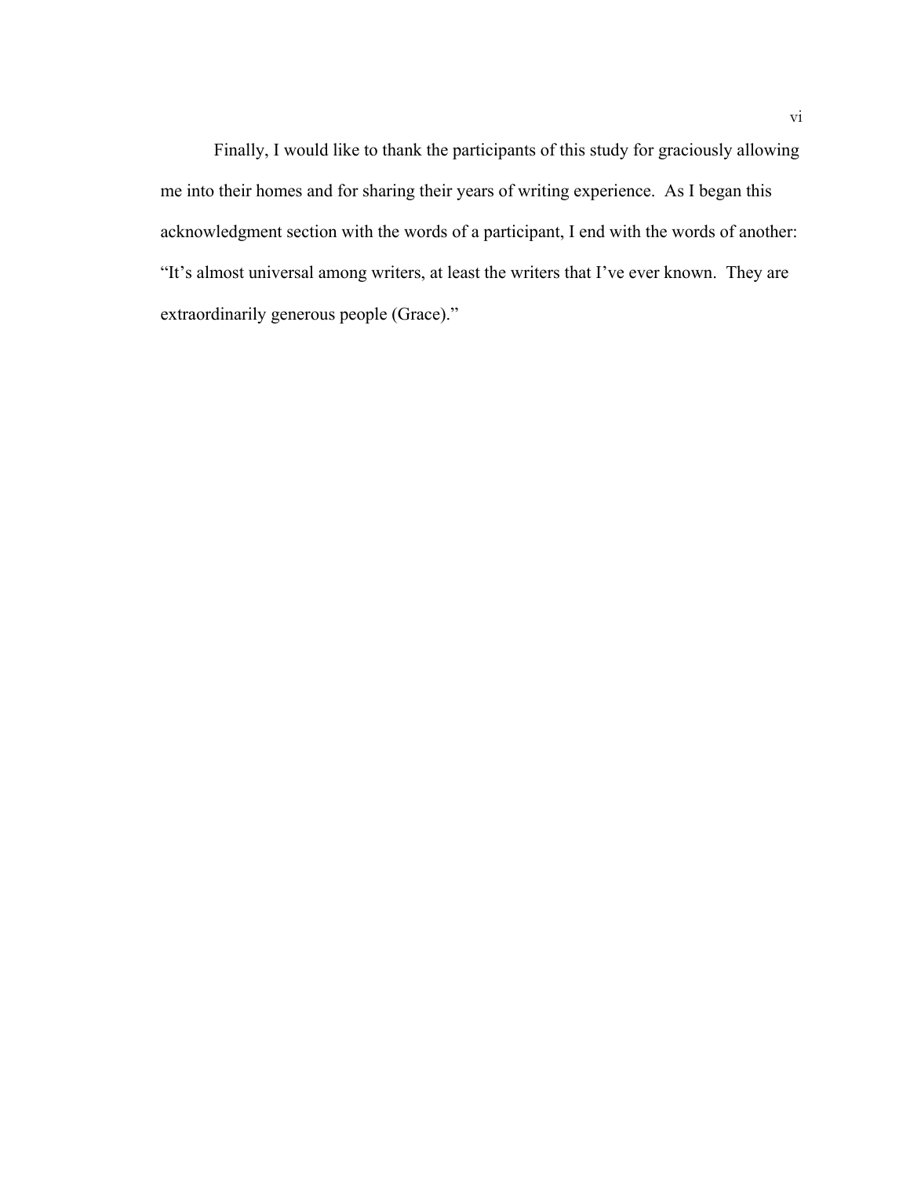Finally, I would like to thank the participants of this study for graciously allowing me into their homes and for sharing their years of writing experience. As I began this acknowledgment section with the words of a participant, I end with the words of another: "It's almost universal among writers, at least the writers that I've ever known. They are extraordinarily generous people (Grace)."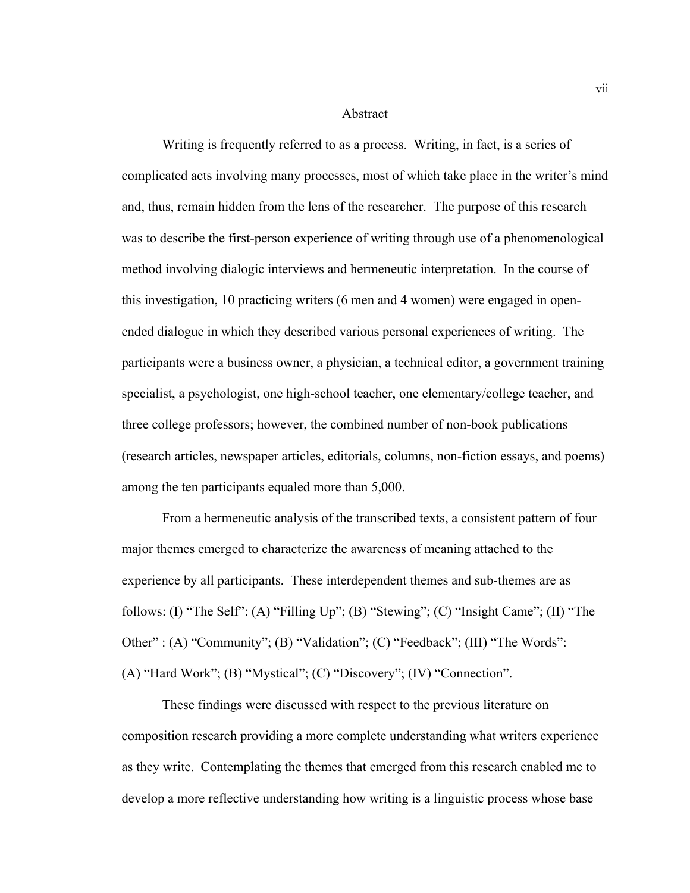# Abstract

Writing is frequently referred to as a process. Writing, in fact, is a series of complicated acts involving many processes, most of which take place in the writer's mind and, thus, remain hidden from the lens of the researcher. The purpose of this research was to describe the first-person experience of writing through use of a phenomenological method involving dialogic interviews and hermeneutic interpretation. In the course of this investigation, 10 practicing writers (6 men and 4 women) were engaged in open-ended dialogue in which they described various personal experiences of writing. The participants were a business owner, a physician, a technical editor, a government training specialist, a psychologist, one high-school teacher, one elementary/college teacher, and three college professors; however, the combined number of non-book publications (research articles, newspaper articles, editorials, columns, non-fiction essays, and poems) among the ten participants equaled more than 5,000.

From a hermeneutic analysis of the transcribed texts, a consistent pattern of four major themes emerged to characterize the awareness of meaning attached to the experience by all participants. These interdependent themes and sub-themes are as follows: (I) "The Self": (A) "Filling Up"; (B) "Stewing"; (C) "Insight Came"; (II) "The Other" : (A) "Community"; (B) "Validation"; (C) "Feedback"; (III) "The Words": (A) "Hard Work"; (B) "Mystical"; (C) "Discovery"; (IV) "Connection".

These findings were discussed with respect to the previous literature on composition research providing a more complete understanding what writers experience as they write. Contemplating the themes that emerged from this research enabled me to develop a more reflective understanding how writing is a linguistic process whose base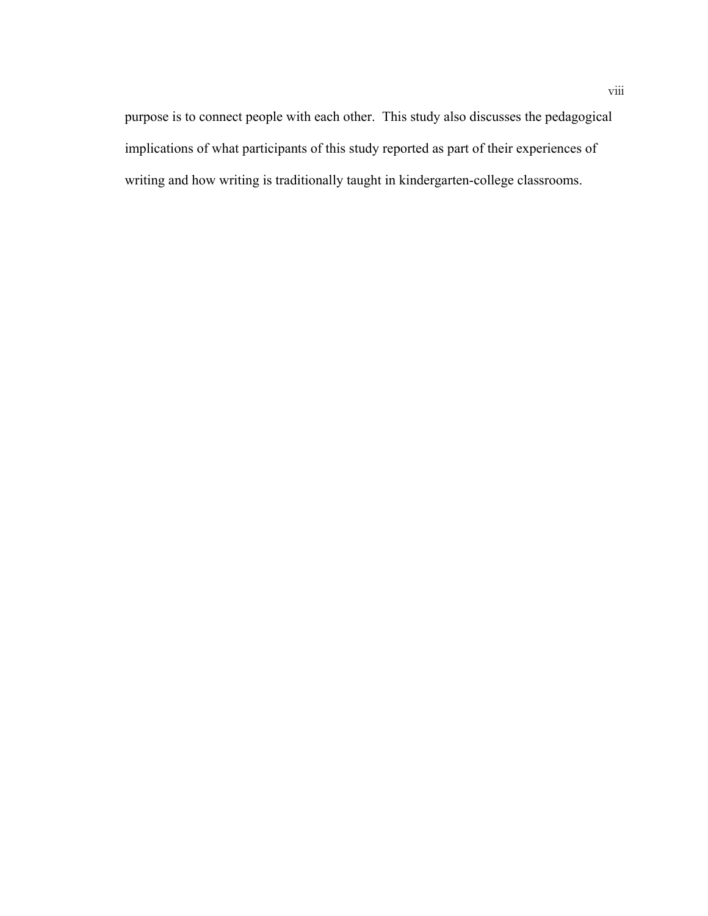purpose is to connect people with each other. This study also discusses the pedagogical implications of what participants of this study reported as part of their experiences of writing and how writing is traditionally taught in kindergarten-college classrooms.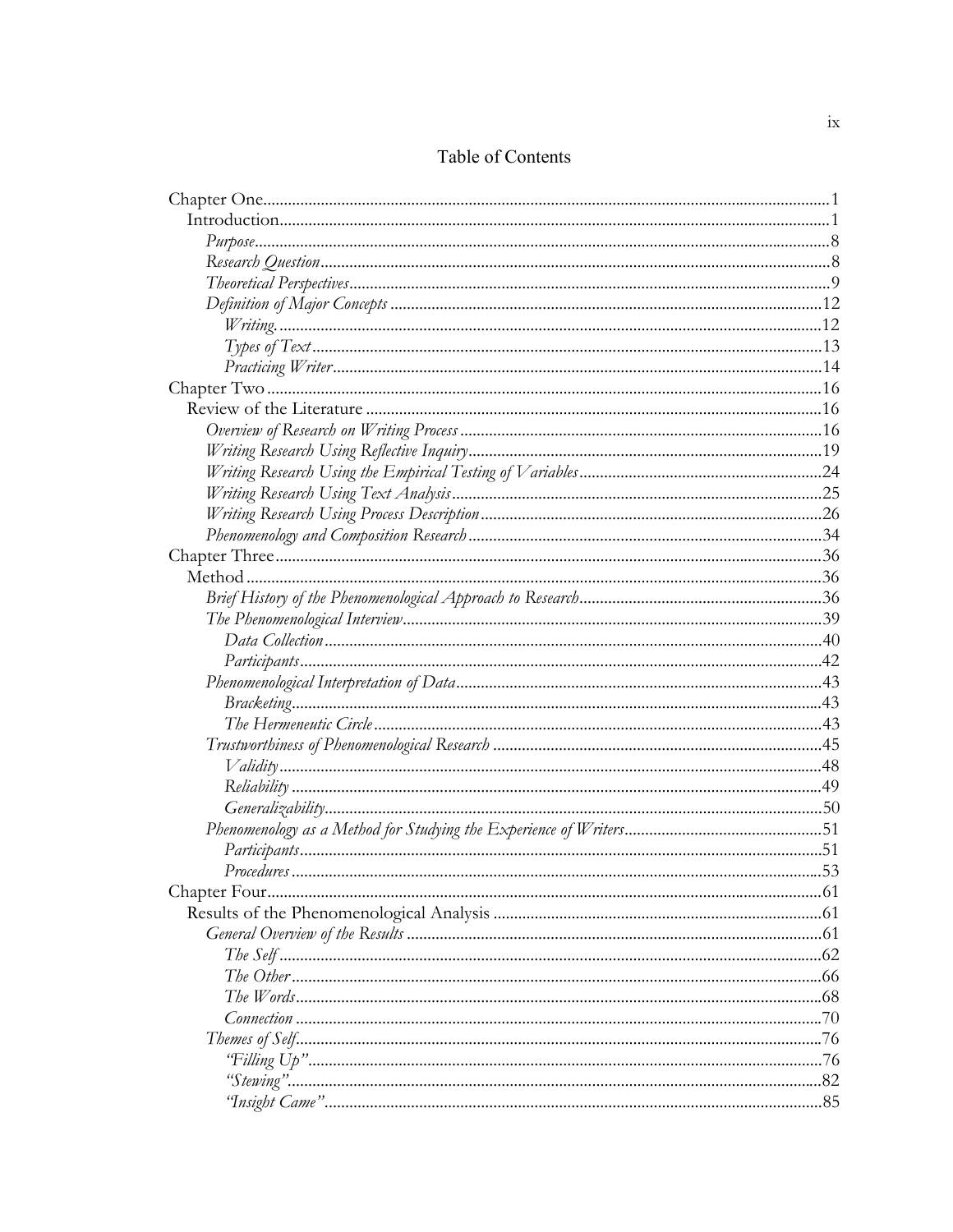# Table of Contents

Chapter One ........................................................................................................................1
  Introduction...................................................................................................................1
    *Purpose*..........................................................................................................................8
    *Research Question*..........................................................................................................8
    *Theoretical Perspectives*..................................................................................................9
    *Definition of Major Concepts* .......................................................................................12
      *Writing.*.................................................................................................................12
      *Types of Text*..........................................................................................................13
      *Practicing Writer*.....................................................................................................14
Chapter Two .....................................................................................................................16
  Review of the Literature .............................................................................................16
    *Overview of Research on Writing Process*......................................................................16
    *Writing Research Using Reflective Inquiry*....................................................................19
    *Writing Research Using the Empirical Testing of Variables*...........................................24
    *Writing Research Using Text Analysis*.........................................................................25
    *Writing Research Using Process Description*.................................................................26
    *Phenomenology and Composition Research*....................................................................34
Chapter Three...................................................................................................................36
  Method.........................................................................................................................36
    *Brief History of the Phenomenological Approach to Research*.........................................36
    *The Phenomenological Interview*...................................................................................39
      *Data Collection*.......................................................................................................40
      *Participants*.............................................................................................................42
    *Phenomenological Interpretation of Data*.......................................................................43
      *Bracketing*..............................................................................................................43
      *The Hermeneutic Circle*...........................................................................................43
    *Trustworthiness of Phenomenological Research* .............................................................45
      *Validity*..................................................................................................................48
      *Reliability*...............................................................................................................49
      *Generalizability*.......................................................................................................50
    *Phenomenology as a Method for Studying the Experience of Writers*..............................51
      *Participants*.............................................................................................................51
      *Procedures*..............................................................................................................53
Chapter Four.....................................................................................................................61
  Results of the Phenomenological Analysis ...............................................................61
    *General Overview of the Results*...................................................................................61
      *The Self*..................................................................................................................62
      *The Other*...............................................................................................................66
      *The Words*..............................................................................................................68
      *Connection*..............................................................................................................70
    *Themes of Self*.............................................................................................................76
      *"Filling Up"*...........................................................................................................76
      *"Stewing"*...............................................................................................................82
      *"Insight Came"*.......................................................................................................85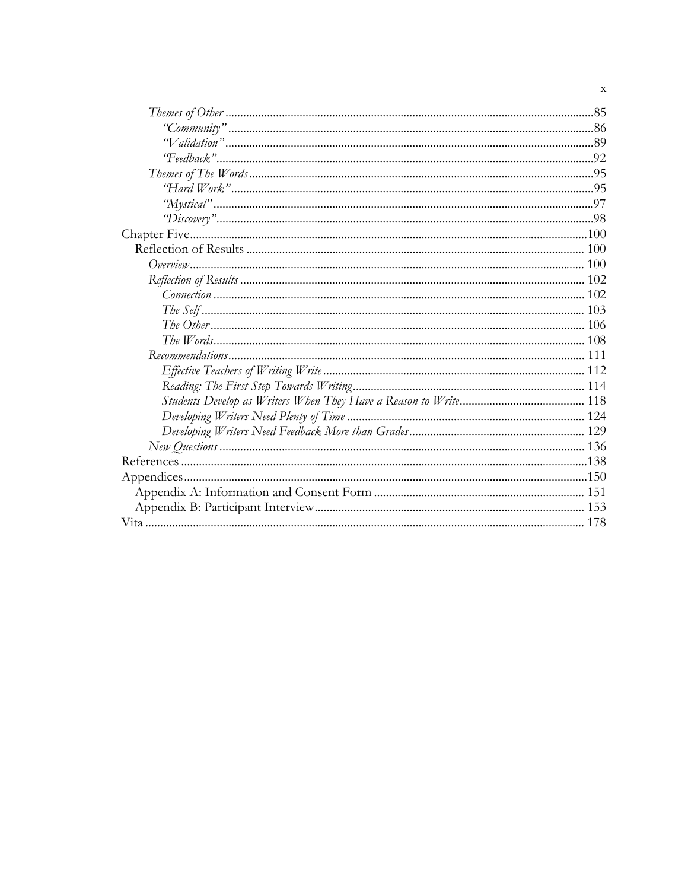*Themes of Other* ..........85

*"Community"* ..........86

*"Validation"* ..........89

*"Feedback"* ..........92

*Themes of The Words* ..........95

*"Hard Work"* ..........95

*"Mystical"* ..........97

*"Discovery"* ..........98

Chapter Five ..........100

Reflection of Results ..........100

*Overview* ..........100

*Reflection of Results* ..........102

*Connection* ..........102

*The Self* ..........103

*The Other* ..........106

*The Words* ..........108

*Recommendations* ..........111

*Effective Teachers of Writing Write* ..........112

*Reading: The First Step Towards Writing* ..........114

*Students Develop as Writers When They Have a Reason to Write* ..........118

*Developing Writers Need Plenty of Time* ..........124

*Developing Writers Need Feedback More than Grades* ..........129

*New Questions* ..........136

References ..........138

Appendices ..........150

Appendix A: Information and Consent Form ..........151

Appendix B: Participant Interview ..........153

Vita ..........178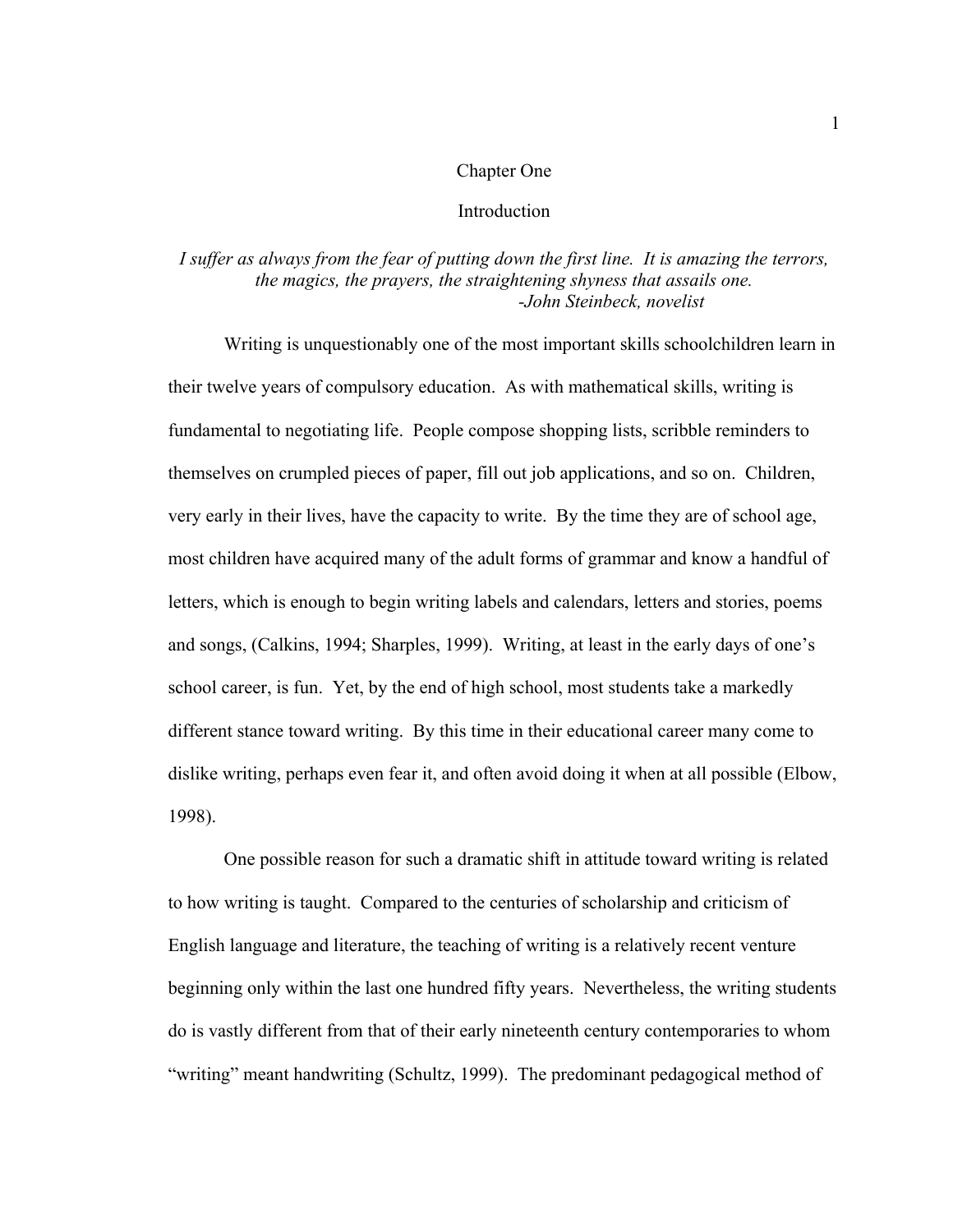# Chapter One

## Introduction

*I suffer as always from the fear of putting down the first line. It is amazing the terrors, the magics, the prayers, the straightening shyness that assails one.*
*-John Steinbeck, novelist*

Writing is unquestionably one of the most important skills schoolchildren learn in their twelve years of compulsory education. As with mathematical skills, writing is fundamental to negotiating life. People compose shopping lists, scribble reminders to themselves on crumpled pieces of paper, fill out job applications, and so on. Children, very early in their lives, have the capacity to write. By the time they are of school age, most children have acquired many of the adult forms of grammar and know a handful of letters, which is enough to begin writing labels and calendars, letters and stories, poems and songs, (Calkins, 1994; Sharples, 1999). Writing, at least in the early days of one's school career, is fun. Yet, by the end of high school, most students take a markedly different stance toward writing. By this time in their educational career many come to dislike writing, perhaps even fear it, and often avoid doing it when at all possible (Elbow, 1998).

One possible reason for such a dramatic shift in attitude toward writing is related to how writing is taught. Compared to the centuries of scholarship and criticism of English language and literature, the teaching of writing is a relatively recent venture beginning only within the last one hundred fifty years. Nevertheless, the writing students do is vastly different from that of their early nineteenth century contemporaries to whom "writing" meant handwriting (Schultz, 1999). The predominant pedagogical method of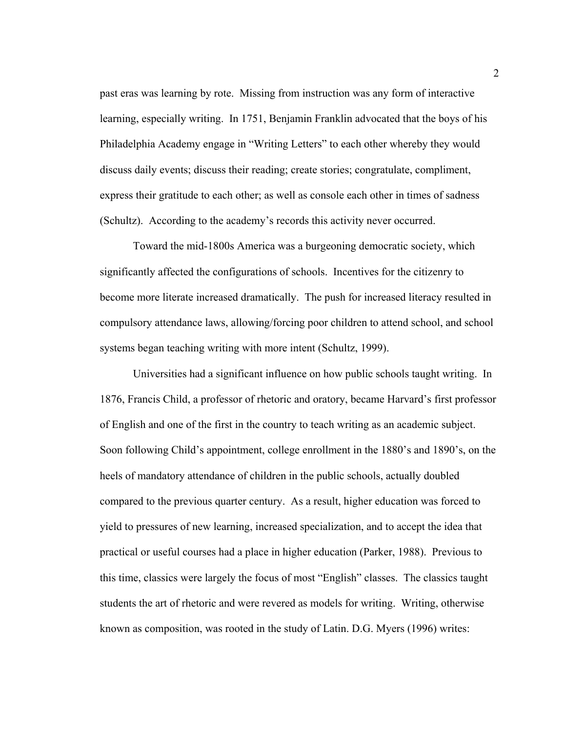past eras was learning by rote. Missing from instruction was any form of interactive learning, especially writing. In 1751, Benjamin Franklin advocated that the boys of his Philadelphia Academy engage in "Writing Letters" to each other whereby they would discuss daily events; discuss their reading; create stories; congratulate, compliment, express their gratitude to each other; as well as console each other in times of sadness (Schultz). According to the academy's records this activity never occurred.

Toward the mid-1800s America was a burgeoning democratic society, which significantly affected the configurations of schools. Incentives for the citizenry to become more literate increased dramatically. The push for increased literacy resulted in compulsory attendance laws, allowing/forcing poor children to attend school, and school systems began teaching writing with more intent (Schultz, 1999).

Universities had a significant influence on how public schools taught writing. In 1876, Francis Child, a professor of rhetoric and oratory, became Harvard's first professor of English and one of the first in the country to teach writing as an academic subject. Soon following Child's appointment, college enrollment in the 1880's and 1890's, on the heels of mandatory attendance of children in the public schools, actually doubled compared to the previous quarter century. As a result, higher education was forced to yield to pressures of new learning, increased specialization, and to accept the idea that practical or useful courses had a place in higher education (Parker, 1988). Previous to this time, classics were largely the focus of most "English" classes. The classics taught students the art of rhetoric and were revered as models for writing. Writing, otherwise known as composition, was rooted in the study of Latin. D.G. Myers (1996) writes: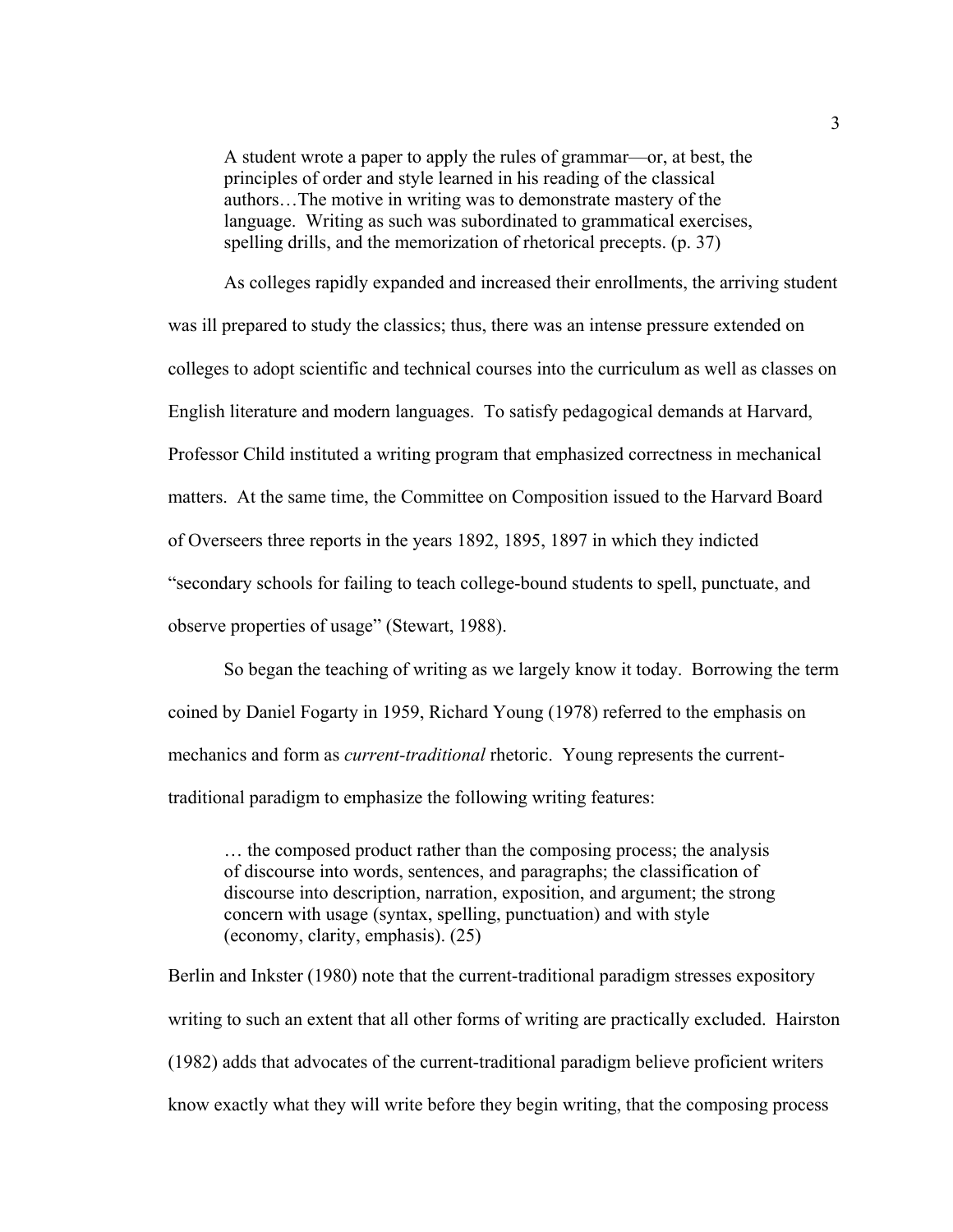> A student wrote a paper to apply the rules of grammar—or, at best, the principles of order and style learned in his reading of the classical authors…The motive in writing was to demonstrate mastery of the language. Writing as such was subordinated to grammatical exercises, spelling drills, and the memorization of rhetorical precepts. (p. 37)

As colleges rapidly expanded and increased their enrollments, the arriving student was ill prepared to study the classics; thus, there was an intense pressure extended on colleges to adopt scientific and technical courses into the curriculum as well as classes on English literature and modern languages. To satisfy pedagogical demands at Harvard, Professor Child instituted a writing program that emphasized correctness in mechanical matters. At the same time, the Committee on Composition issued to the Harvard Board of Overseers three reports in the years 1892, 1895, 1897 in which they indicted "secondary schools for failing to teach college-bound students to spell, punctuate, and observe properties of usage" (Stewart, 1988).

So began the teaching of writing as we largely know it today. Borrowing the term coined by Daniel Fogarty in 1959, Richard Young (1978) referred to the emphasis on mechanics and form as *current-traditional* rhetoric. Young represents the current-traditional paradigm to emphasize the following writing features:

> … the composed product rather than the composing process; the analysis of discourse into words, sentences, and paragraphs; the classification of discourse into description, narration, exposition, and argument; the strong concern with usage (syntax, spelling, punctuation) and with style (economy, clarity, emphasis). (25)

Berlin and Inkster (1980) note that the current-traditional paradigm stresses expository writing to such an extent that all other forms of writing are practically excluded. Hairston (1982) adds that advocates of the current-traditional paradigm believe proficient writers know exactly what they will write before they begin writing, that the composing process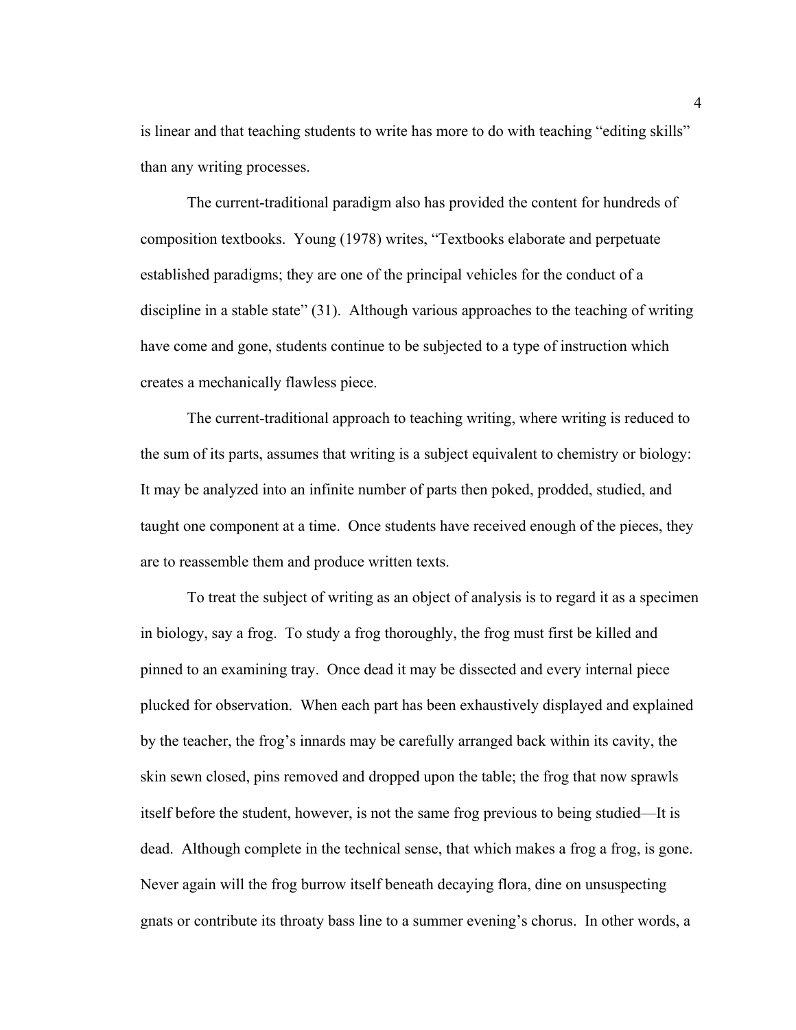is linear and that teaching students to write has more to do with teaching "editing skills" than any writing processes.

The current-traditional paradigm also has provided the content for hundreds of composition textbooks. Young (1978) writes, "Textbooks elaborate and perpetuate established paradigms; they are one of the principal vehicles for the conduct of a discipline in a stable state" (31). Although various approaches to the teaching of writing have come and gone, students continue to be subjected to a type of instruction which creates a mechanically flawless piece.

The current-traditional approach to teaching writing, where writing is reduced to the sum of its parts, assumes that writing is a subject equivalent to chemistry or biology: It may be analyzed into an infinite number of parts then poked, prodded, studied, and taught one component at a time. Once students have received enough of the pieces, they are to reassemble them and produce written texts.

To treat the subject of writing as an object of analysis is to regard it as a specimen in biology, say a frog. To study a frog thoroughly, the frog must first be killed and pinned to an examining tray. Once dead it may be dissected and every internal piece plucked for observation. When each part has been exhaustively displayed and explained by the teacher, the frog's innards may be carefully arranged back within its cavity, the skin sewn closed, pins removed and dropped upon the table; the frog that now sprawls itself before the student, however, is not the same frog previous to being studied—It is dead. Although complete in the technical sense, that which makes a frog a frog, is gone. Never again will the frog burrow itself beneath decaying flora, dine on unsuspecting gnats or contribute its throaty bass line to a summer evening's chorus. In other words, a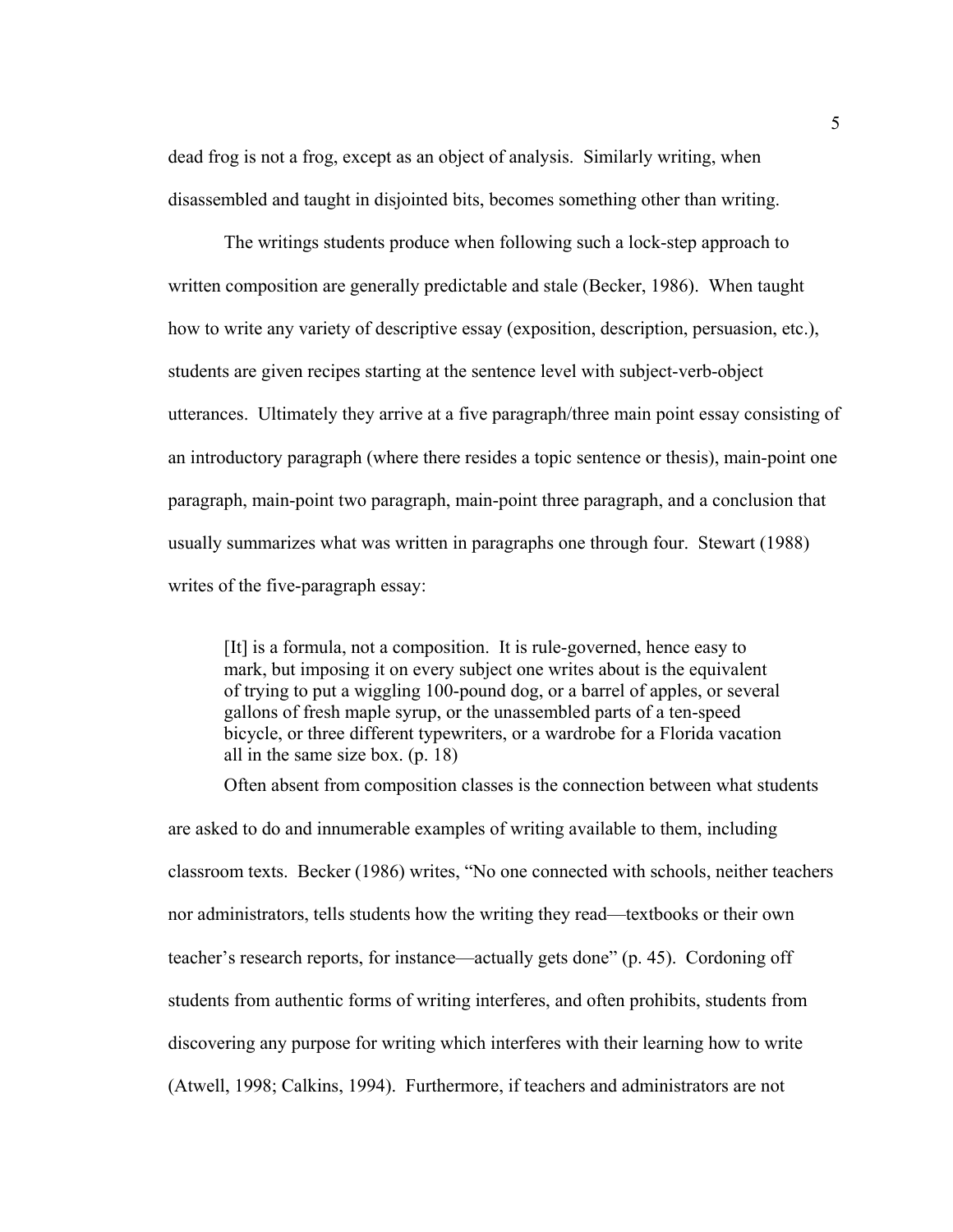dead frog is not a frog, except as an object of analysis. Similarly writing, when disassembled and taught in disjointed bits, becomes something other than writing.

The writings students produce when following such a lock-step approach to written composition are generally predictable and stale (Becker, 1986). When taught how to write any variety of descriptive essay (exposition, description, persuasion, etc.), students are given recipes starting at the sentence level with subject-verb-object utterances. Ultimately they arrive at a five paragraph/three main point essay consisting of an introductory paragraph (where there resides a topic sentence or thesis), main-point one paragraph, main-point two paragraph, main-point three paragraph, and a conclusion that usually summarizes what was written in paragraphs one through four. Stewart (1988) writes of the five-paragraph essay:

> [It] is a formula, not a composition. It is rule-governed, hence easy to mark, but imposing it on every subject one writes about is the equivalent of trying to put a wiggling 100-pound dog, or a barrel of apples, or several gallons of fresh maple syrup, or the unassembled parts of a ten-speed bicycle, or three different typewriters, or a wardrobe for a Florida vacation all in the same size box. (p. 18)

Often absent from composition classes is the connection between what students are asked to do and innumerable examples of writing available to them, including classroom texts. Becker (1986) writes, "No one connected with schools, neither teachers nor administrators, tells students how the writing they read—textbooks or their own teacher's research reports, for instance—actually gets done" (p. 45). Cordoning off students from authentic forms of writing interferes, and often prohibits, students from discovering any purpose for writing which interferes with their learning how to write (Atwell, 1998; Calkins, 1994). Furthermore, if teachers and administrators are not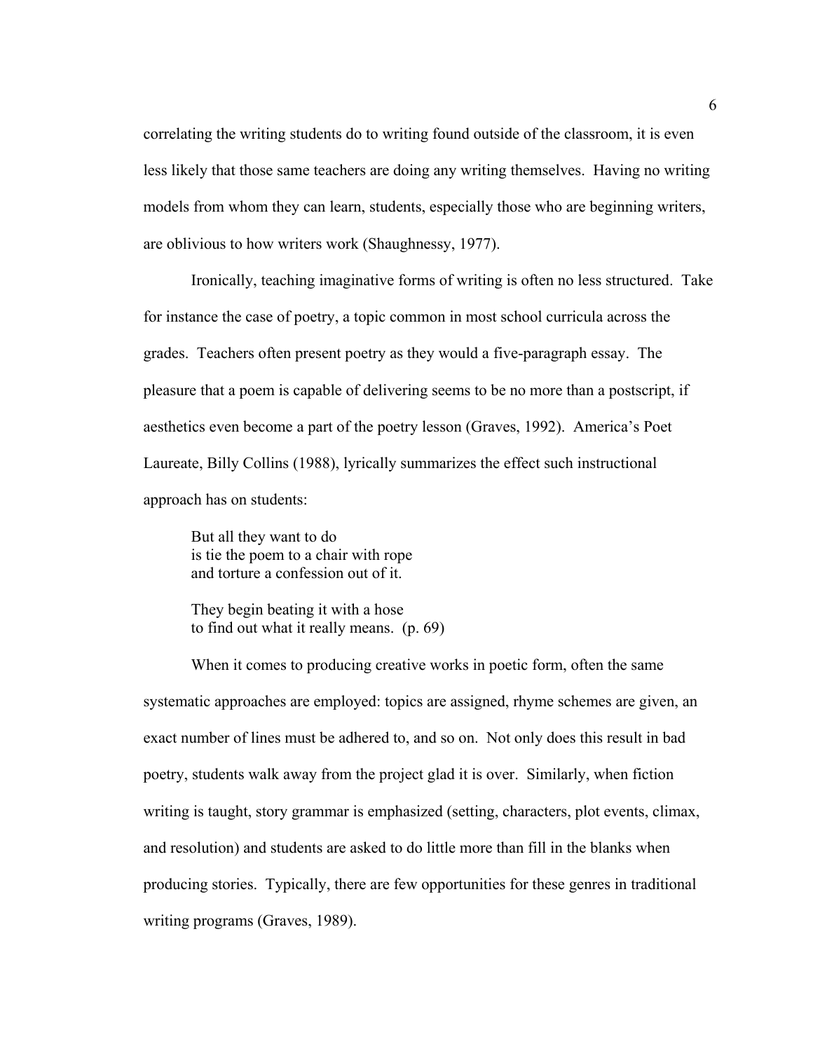correlating the writing students do to writing found outside of the classroom, it is even less likely that those same teachers are doing any writing themselves. Having no writing models from whom they can learn, students, especially those who are beginning writers, are oblivious to how writers work (Shaughnessy, 1977).

Ironically, teaching imaginative forms of writing is often no less structured. Take for instance the case of poetry, a topic common in most school curricula across the grades. Teachers often present poetry as they would a five-paragraph essay. The pleasure that a poem is capable of delivering seems to be no more than a postscript, if aesthetics even become a part of the poetry lesson (Graves, 1992). America's Poet Laureate, Billy Collins (1988), lyrically summarizes the effect such instructional approach has on students:

> But all they want to do
> is tie the poem to a chair with rope
> and torture a confession out of it.
>
> They begin beating it with a hose
> to find out what it really means. (p. 69)

When it comes to producing creative works in poetic form, often the same systematic approaches are employed: topics are assigned, rhyme schemes are given, an exact number of lines must be adhered to, and so on. Not only does this result in bad poetry, students walk away from the project glad it is over. Similarly, when fiction writing is taught, story grammar is emphasized (setting, characters, plot events, climax, and resolution) and students are asked to do little more than fill in the blanks when producing stories. Typically, there are few opportunities for these genres in traditional writing programs (Graves, 1989).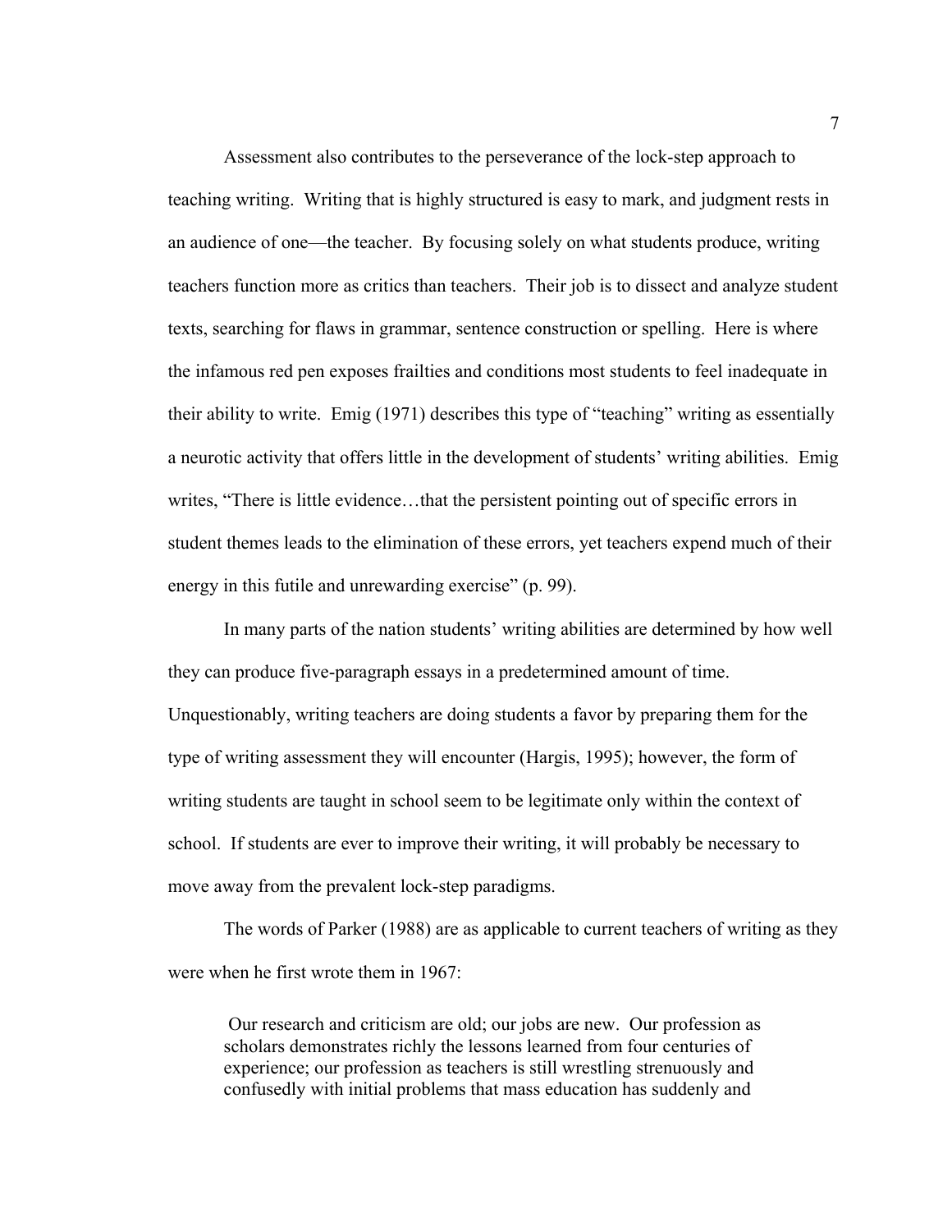Assessment also contributes to the perseverance of the lock-step approach to teaching writing. Writing that is highly structured is easy to mark, and judgment rests in an audience of one—the teacher. By focusing solely on what students produce, writing teachers function more as critics than teachers. Their job is to dissect and analyze student texts, searching for flaws in grammar, sentence construction or spelling. Here is where the infamous red pen exposes frailties and conditions most students to feel inadequate in their ability to write. Emig (1971) describes this type of "teaching" writing as essentially a neurotic activity that offers little in the development of students' writing abilities. Emig writes, "There is little evidence…that the persistent pointing out of specific errors in student themes leads to the elimination of these errors, yet teachers expend much of their energy in this futile and unrewarding exercise" (p. 99).

In many parts of the nation students' writing abilities are determined by how well they can produce five-paragraph essays in a predetermined amount of time. Unquestionably, writing teachers are doing students a favor by preparing them for the type of writing assessment they will encounter (Hargis, 1995); however, the form of writing students are taught in school seem to be legitimate only within the context of school. If students are ever to improve their writing, it will probably be necessary to move away from the prevalent lock-step paradigms.

The words of Parker (1988) are as applicable to current teachers of writing as they were when he first wrote them in 1967:

> Our research and criticism are old; our jobs are new. Our profession as scholars demonstrates richly the lessons learned from four centuries of experience; our profession as teachers is still wrestling strenuously and confusedly with initial problems that mass education has suddenly and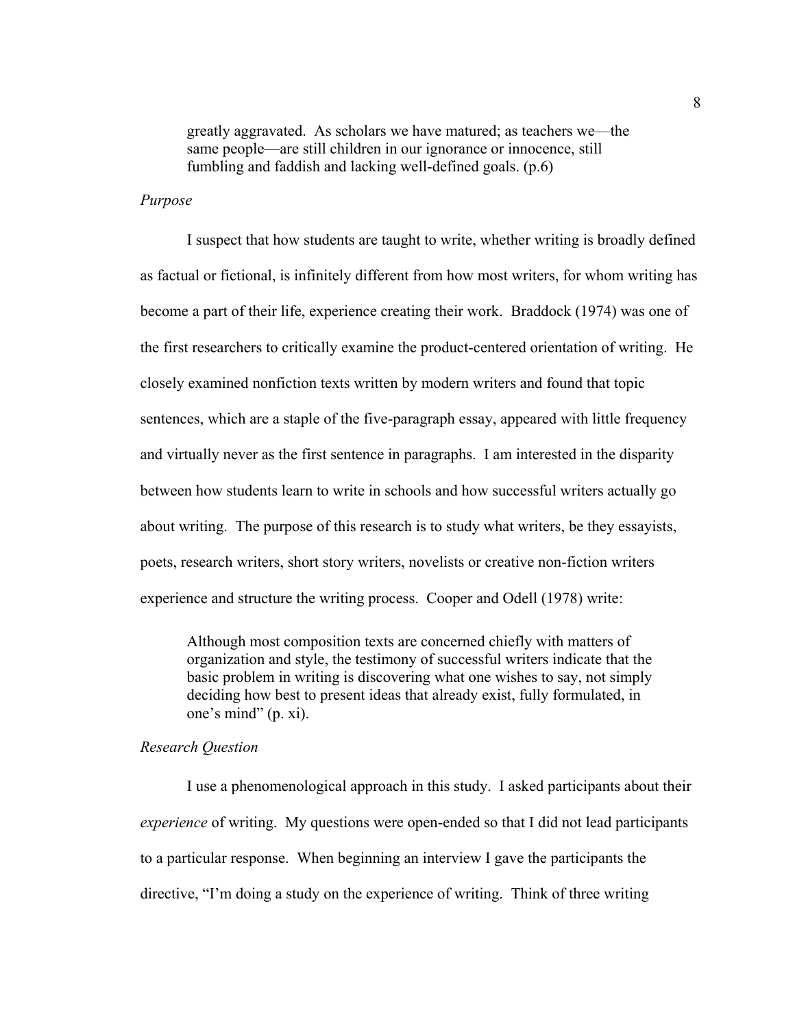> greatly aggravated. As scholars we have matured; as teachers we—the same people—are still children in our ignorance or innocence, still fumbling and faddish and lacking well-defined goals. (p.6)

*Purpose*

I suspect that how students are taught to write, whether writing is broadly defined as factual or fictional, is infinitely different from how most writers, for whom writing has become a part of their life, experience creating their work. Braddock (1974) was one of the first researchers to critically examine the product-centered orientation of writing. He closely examined nonfiction texts written by modern writers and found that topic sentences, which are a staple of the five-paragraph essay, appeared with little frequency and virtually never as the first sentence in paragraphs. I am interested in the disparity between how students learn to write in schools and how successful writers actually go about writing. The purpose of this research is to study what writers, be they essayists, poets, research writers, short story writers, novelists or creative non-fiction writers experience and structure the writing process. Cooper and Odell (1978) write:

> Although most composition texts are concerned chiefly with matters of organization and style, the testimony of successful writers indicate that the basic problem in writing is discovering what one wishes to say, not simply deciding how best to present ideas that already exist, fully formulated, in one's mind" (p. xi).

*Research Question*

I use a phenomenological approach in this study. I asked participants about their *experience* of writing. My questions were open-ended so that I did not lead participants to a particular response. When beginning an interview I gave the participants the directive, "I'm doing a study on the experience of writing. Think of three writing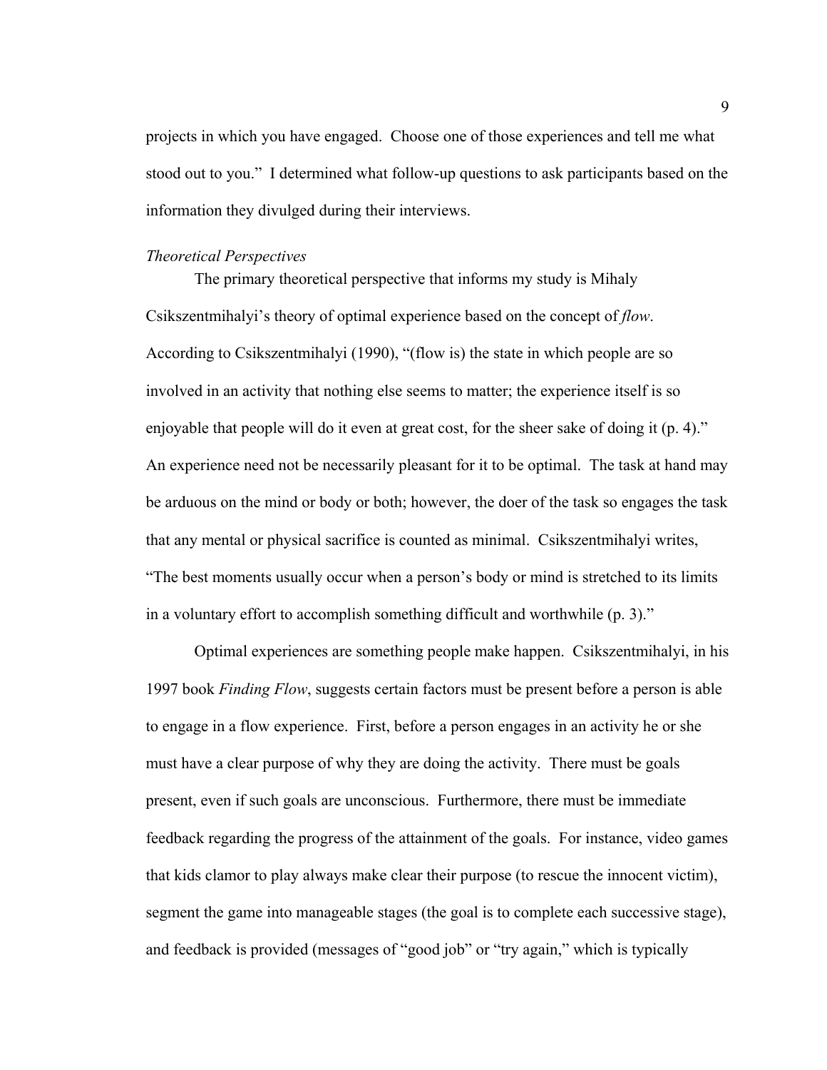projects in which you have engaged. Choose one of those experiences and tell me what stood out to you." I determined what follow-up questions to ask participants based on the information they divulged during their interviews.

### *Theoretical Perspectives*

The primary theoretical perspective that informs my study is Mihaly Csikszentmihalyi's theory of optimal experience based on the concept of *flow*. According to Csikszentmihalyi (1990), "(flow is) the state in which people are so involved in an activity that nothing else seems to matter; the experience itself is so enjoyable that people will do it even at great cost, for the sheer sake of doing it (p. 4)." An experience need not be necessarily pleasant for it to be optimal. The task at hand may be arduous on the mind or body or both; however, the doer of the task so engages the task that any mental or physical sacrifice is counted as minimal. Csikszentmihalyi writes, "The best moments usually occur when a person's body or mind is stretched to its limits in a voluntary effort to accomplish something difficult and worthwhile (p. 3)."

Optimal experiences are something people make happen. Csikszentmihalyi, in his 1997 book *Finding Flow*, suggests certain factors must be present before a person is able to engage in a flow experience. First, before a person engages in an activity he or she must have a clear purpose of why they are doing the activity. There must be goals present, even if such goals are unconscious. Furthermore, there must be immediate feedback regarding the progress of the attainment of the goals. For instance, video games that kids clamor to play always make clear their purpose (to rescue the innocent victim), segment the game into manageable stages (the goal is to complete each successive stage), and feedback is provided (messages of "good job" or "try again," which is typically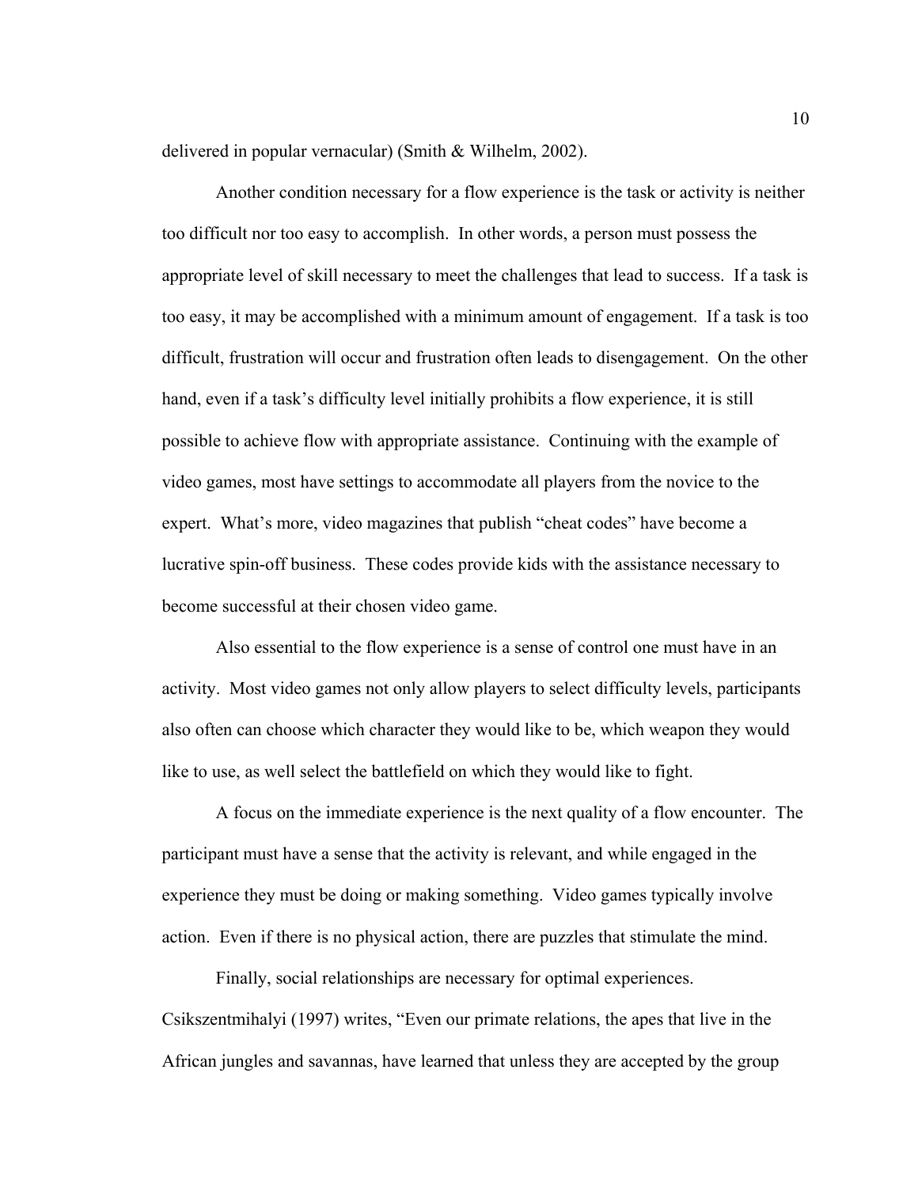delivered in popular vernacular) (Smith & Wilhelm, 2002).

Another condition necessary for a flow experience is the task or activity is neither too difficult nor too easy to accomplish. In other words, a person must possess the appropriate level of skill necessary to meet the challenges that lead to success. If a task is too easy, it may be accomplished with a minimum amount of engagement. If a task is too difficult, frustration will occur and frustration often leads to disengagement. On the other hand, even if a task's difficulty level initially prohibits a flow experience, it is still possible to achieve flow with appropriate assistance. Continuing with the example of video games, most have settings to accommodate all players from the novice to the expert. What's more, video magazines that publish "cheat codes" have become a lucrative spin-off business. These codes provide kids with the assistance necessary to become successful at their chosen video game.

Also essential to the flow experience is a sense of control one must have in an activity. Most video games not only allow players to select difficulty levels, participants also often can choose which character they would like to be, which weapon they would like to use, as well select the battlefield on which they would like to fight.

A focus on the immediate experience is the next quality of a flow encounter. The participant must have a sense that the activity is relevant, and while engaged in the experience they must be doing or making something. Video games typically involve action. Even if there is no physical action, there are puzzles that stimulate the mind.

Finally, social relationships are necessary for optimal experiences. Csikszentmihalyi (1997) writes, "Even our primate relations, the apes that live in the African jungles and savannas, have learned that unless they are accepted by the group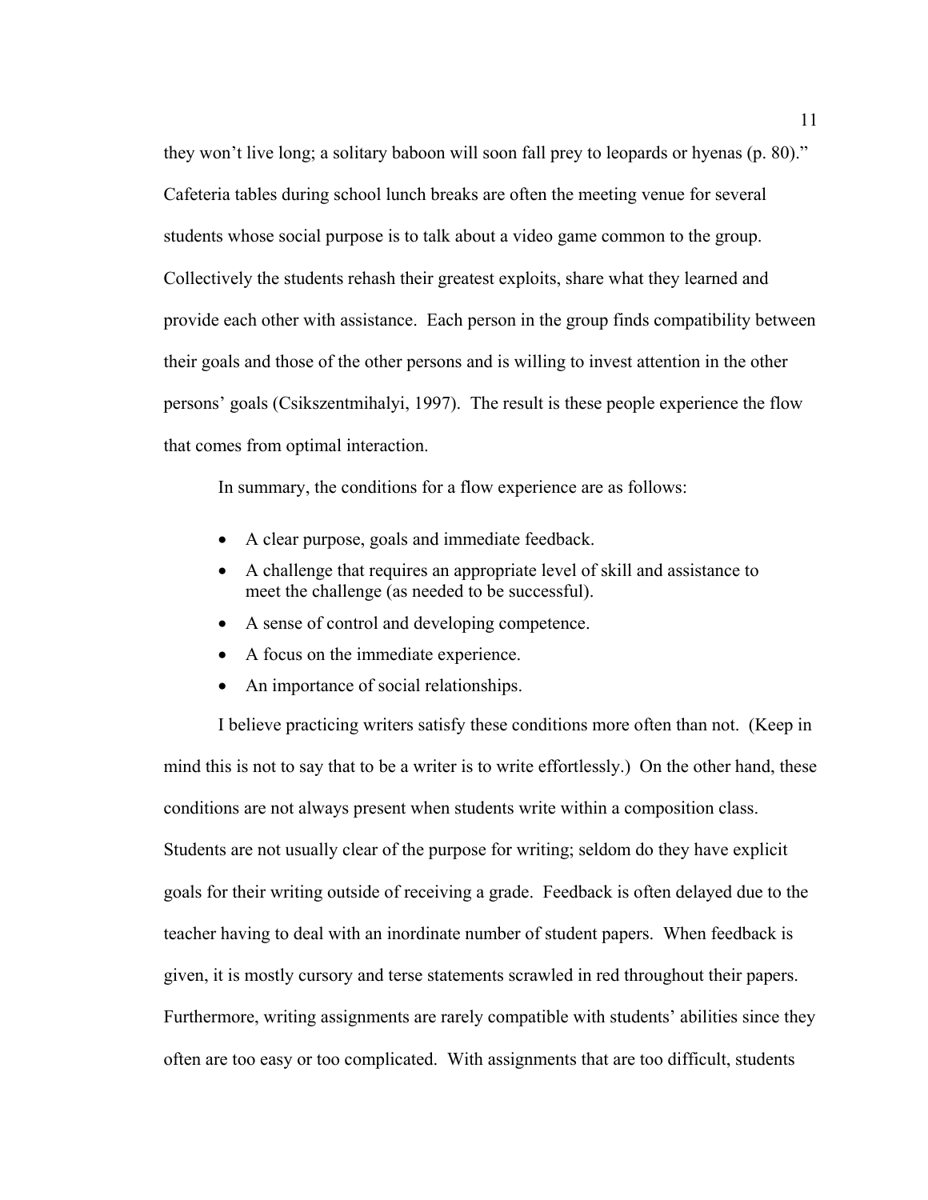they won't live long; a solitary baboon will soon fall prey to leopards or hyenas (p. 80)." Cafeteria tables during school lunch breaks are often the meeting venue for several students whose social purpose is to talk about a video game common to the group. Collectively the students rehash their greatest exploits, share what they learned and provide each other with assistance. Each person in the group finds compatibility between their goals and those of the other persons and is willing to invest attention in the other persons' goals (Csikszentmihalyi, 1997). The result is these people experience the flow that comes from optimal interaction.

In summary, the conditions for a flow experience are as follows:

- A clear purpose, goals and immediate feedback.
- A challenge that requires an appropriate level of skill and assistance to meet the challenge (as needed to be successful).
- A sense of control and developing competence.
- A focus on the immediate experience.
- An importance of social relationships.

I believe practicing writers satisfy these conditions more often than not. (Keep in mind this is not to say that to be a writer is to write effortlessly.) On the other hand, these conditions are not always present when students write within a composition class. Students are not usually clear of the purpose for writing; seldom do they have explicit goals for their writing outside of receiving a grade. Feedback is often delayed due to the teacher having to deal with an inordinate number of student papers. When feedback is given, it is mostly cursory and terse statements scrawled in red throughout their papers. Furthermore, writing assignments are rarely compatible with students' abilities since they often are too easy or too complicated. With assignments that are too difficult, students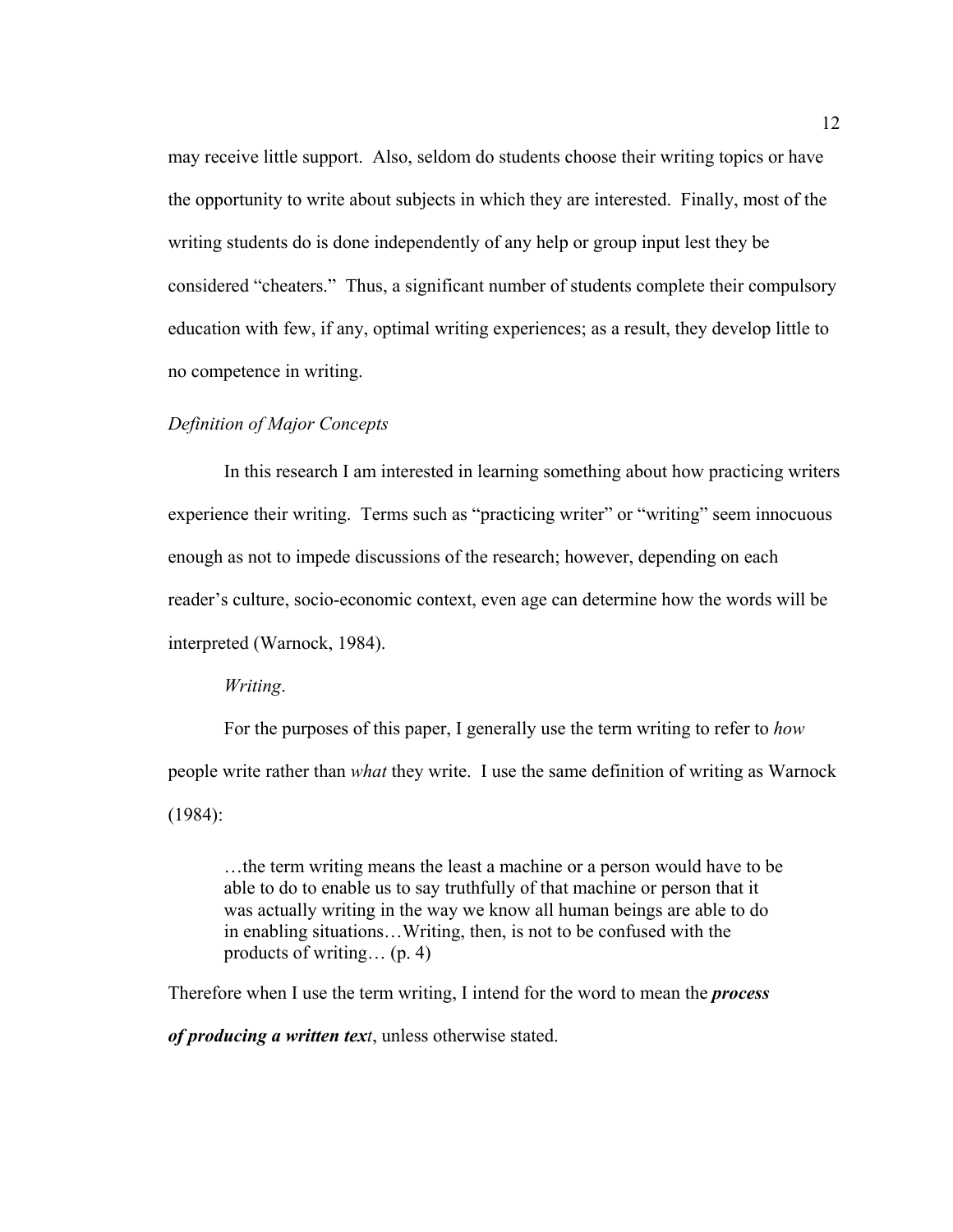may receive little support. Also, seldom do students choose their writing topics or have the opportunity to write about subjects in which they are interested. Finally, most of the writing students do is done independently of any help or group input lest they be considered "cheaters." Thus, a significant number of students complete their compulsory education with few, if any, optimal writing experiences; as a result, they develop little to no competence in writing.

### *Definition of Major Concepts*

In this research I am interested in learning something about how practicing writers experience their writing. Terms such as "practicing writer" or "writing" seem innocuous enough as not to impede discussions of the research; however, depending on each reader's culture, socio-economic context, even age can determine how the words will be interpreted (Warnock, 1984).

#### *Writing*.

For the purposes of this paper, I generally use the term writing to refer to *how* people write rather than *what* they write. I use the same definition of writing as Warnock (1984):

> …the term writing means the least a machine or a person would have to be able to do to enable us to say truthfully of that machine or person that it was actually writing in the way we know all human beings are able to do in enabling situations…Writing, then, is not to be confused with the products of writing… (p. 4)

Therefore when I use the term writing, I intend for the word to mean the ***process of producing a written tex****t*, unless otherwise stated.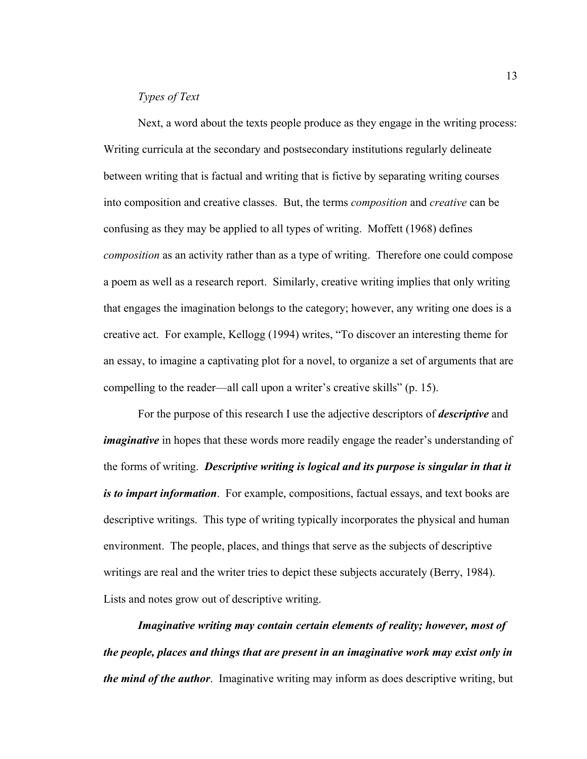### *Types of Text*

Next, a word about the texts people produce as they engage in the writing process: Writing curricula at the secondary and postsecondary institutions regularly delineate between writing that is factual and writing that is fictive by separating writing courses into composition and creative classes. But, the terms *composition* and *creative* can be confusing as they may be applied to all types of writing. Moffett (1968) defines *composition* as an activity rather than as a type of writing. Therefore one could compose a poem as well as a research report. Similarly, creative writing implies that only writing that engages the imagination belongs to the category; however, any writing one does is a creative act. For example, Kellogg (1994) writes, "To discover an interesting theme for an essay, to imagine a captivating plot for a novel, to organize a set of arguments that are compelling to the reader—all call upon a writer's creative skills" (p. 15).

For the purpose of this research I use the adjective descriptors of ***descriptive*** and ***imaginative*** in hopes that these words more readily engage the reader's understanding of the forms of writing. ***Descriptive writing is logical and its purpose is singular in that it is to impart information***. For example, compositions, factual essays, and text books are descriptive writings. This type of writing typically incorporates the physical and human environment. The people, places, and things that serve as the subjects of descriptive writings are real and the writer tries to depict these subjects accurately (Berry, 1984). Lists and notes grow out of descriptive writing.

***Imaginative writing may contain certain elements of reality; however, most of the people, places and things that are present in an imaginative work may exist only in the mind of the author***. Imaginative writing may inform as does descriptive writing, but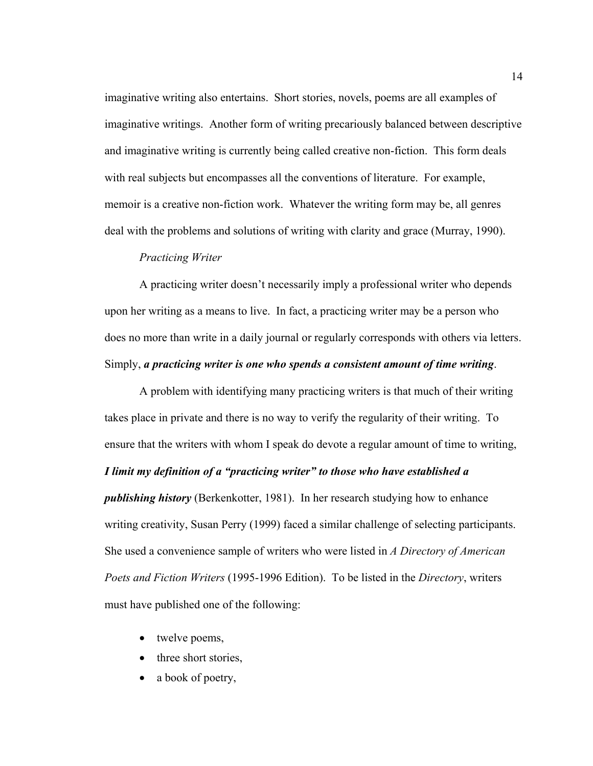imaginative writing also entertains. Short stories, novels, poems are all examples of imaginative writings. Another form of writing precariously balanced between descriptive and imaginative writing is currently being called creative non-fiction. This form deals with real subjects but encompasses all the conventions of literature. For example, memoir is a creative non-fiction work. Whatever the writing form may be, all genres deal with the problems and solutions of writing with clarity and grace (Murray, 1990).

*Practicing Writer*

A practicing writer doesn't necessarily imply a professional writer who depends upon her writing as a means to live. In fact, a practicing writer may be a person who does no more than write in a daily journal or regularly corresponds with others via letters. Simply, ***a practicing writer is one who spends a consistent amount of time writing***.

A problem with identifying many practicing writers is that much of their writing takes place in private and there is no way to verify the regularity of their writing. To ensure that the writers with whom I speak do devote a regular amount of time to writing, ***I limit my definition of a "practicing writer" to those who have established a publishing history*** (Berkenkotter, 1981). In her research studying how to enhance writing creativity, Susan Perry (1999) faced a similar challenge of selecting participants. She used a convenience sample of writers who were listed in *A Directory of American Poets and Fiction Writers* (1995-1996 Edition). To be listed in the *Directory*, writers must have published one of the following:

- twelve poems,
- three short stories,
- a book of poetry,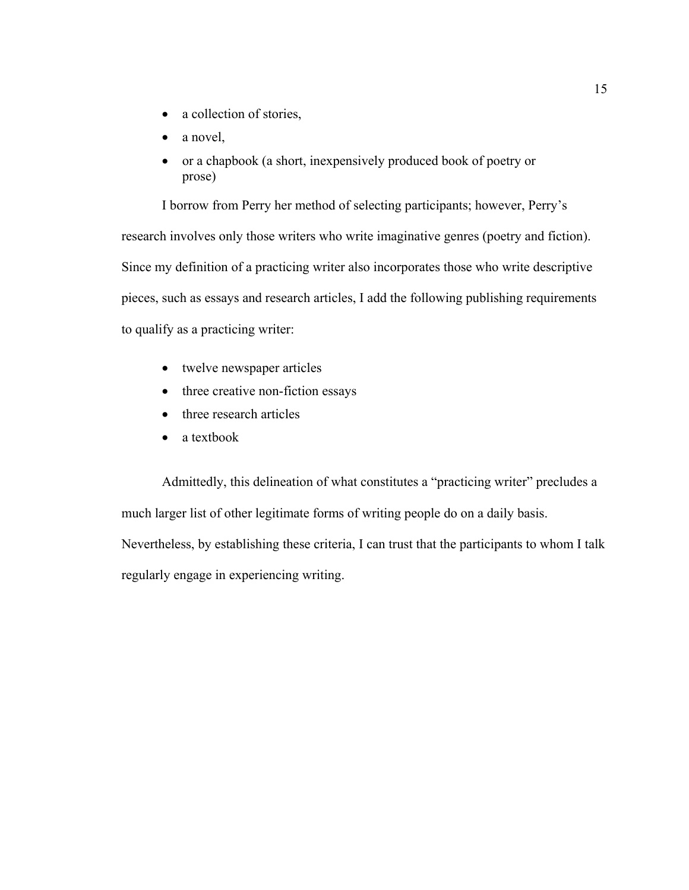- a collection of stories,
- a novel,
- or a chapbook (a short, inexpensively produced book of poetry or prose)

I borrow from Perry her method of selecting participants; however, Perry's research involves only those writers who write imaginative genres (poetry and fiction). Since my definition of a practicing writer also incorporates those who write descriptive pieces, such as essays and research articles, I add the following publishing requirements to qualify as a practicing writer:

- twelve newspaper articles
- three creative non-fiction essays
- three research articles
- a textbook

Admittedly, this delineation of what constitutes a "practicing writer" precludes a much larger list of other legitimate forms of writing people do on a daily basis. Nevertheless, by establishing these criteria, I can trust that the participants to whom I talk regularly engage in experiencing writing.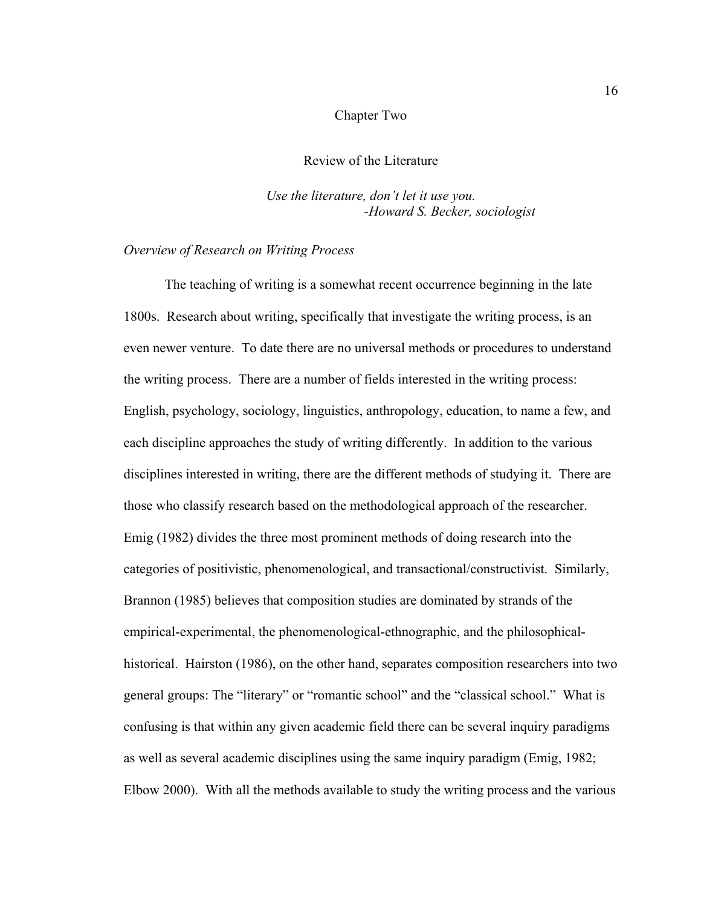# Chapter Two

## Review of the Literature

*Use the literature, don't let it use you.*
*-Howard S. Becker, sociologist*

### *Overview of Research on Writing Process*

The teaching of writing is a somewhat recent occurrence beginning in the late 1800s. Research about writing, specifically that investigate the writing process, is an even newer venture. To date there are no universal methods or procedures to understand the writing process. There are a number of fields interested in the writing process: English, psychology, sociology, linguistics, anthropology, education, to name a few, and each discipline approaches the study of writing differently. In addition to the various disciplines interested in writing, there are the different methods of studying it. There are those who classify research based on the methodological approach of the researcher. Emig (1982) divides the three most prominent methods of doing research into the categories of positivistic, phenomenological, and transactional/constructivist. Similarly, Brannon (1985) believes that composition studies are dominated by strands of the empirical-experimental, the phenomenological-ethnographic, and the philosophical-historical. Hairston (1986), on the other hand, separates composition researchers into two general groups: The "literary" or "romantic school" and the "classical school." What is confusing is that within any given academic field there can be several inquiry paradigms as well as several academic disciplines using the same inquiry paradigm (Emig, 1982; Elbow 2000). With all the methods available to study the writing process and the various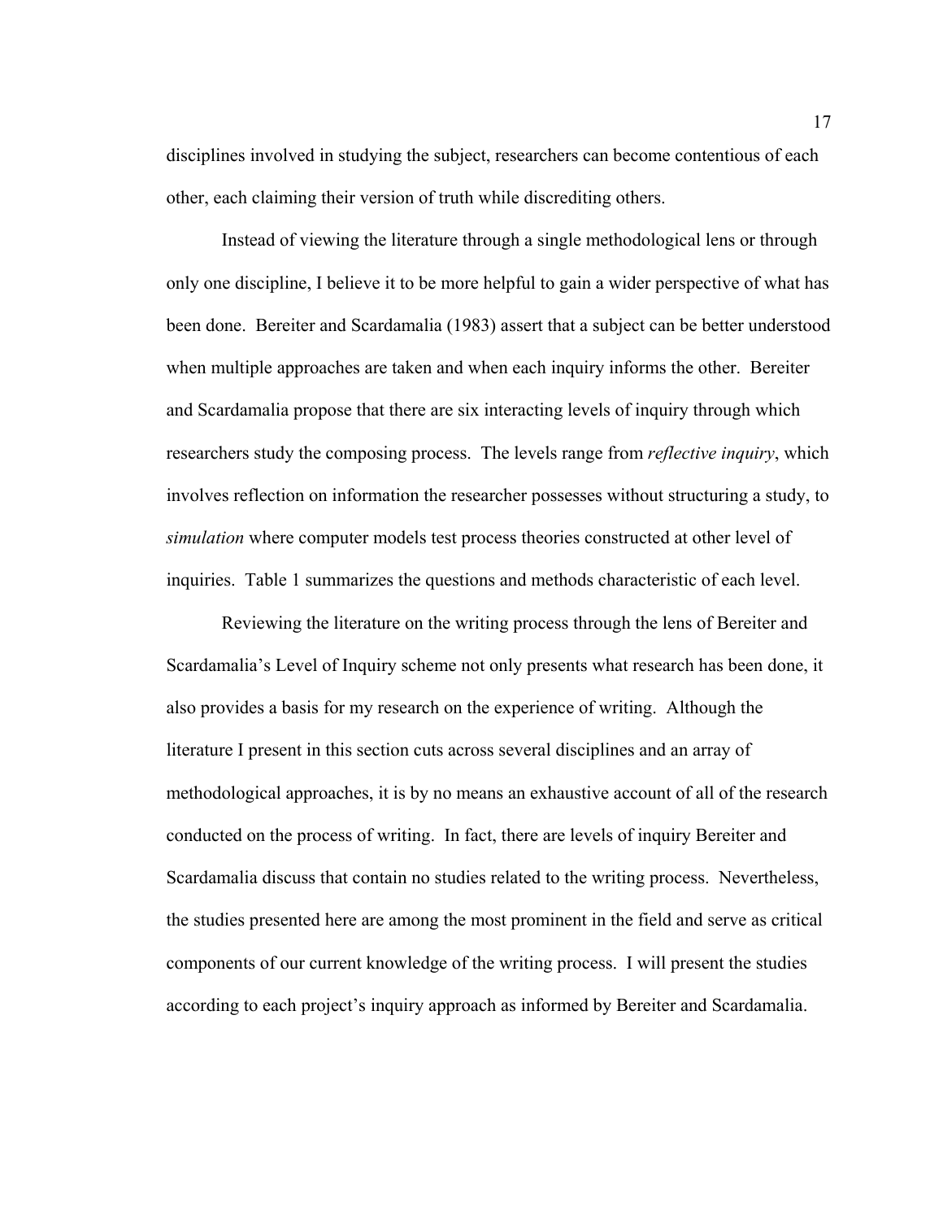disciplines involved in studying the subject, researchers can become contentious of each other, each claiming their version of truth while discrediting others.

Instead of viewing the literature through a single methodological lens or through only one discipline, I believe it to be more helpful to gain a wider perspective of what has been done. Bereiter and Scardamalia (1983) assert that a subject can be better understood when multiple approaches are taken and when each inquiry informs the other. Bereiter and Scardamalia propose that there are six interacting levels of inquiry through which researchers study the composing process. The levels range from *reflective inquiry*, which involves reflection on information the researcher possesses without structuring a study, to *simulation* where computer models test process theories constructed at other level of inquiries. Table 1 summarizes the questions and methods characteristic of each level.

Reviewing the literature on the writing process through the lens of Bereiter and Scardamalia's Level of Inquiry scheme not only presents what research has been done, it also provides a basis for my research on the experience of writing. Although the literature I present in this section cuts across several disciplines and an array of methodological approaches, it is by no means an exhaustive account of all of the research conducted on the process of writing. In fact, there are levels of inquiry Bereiter and Scardamalia discuss that contain no studies related to the writing process. Nevertheless, the studies presented here are among the most prominent in the field and serve as critical components of our current knowledge of the writing process. I will present the studies according to each project's inquiry approach as informed by Bereiter and Scardamalia.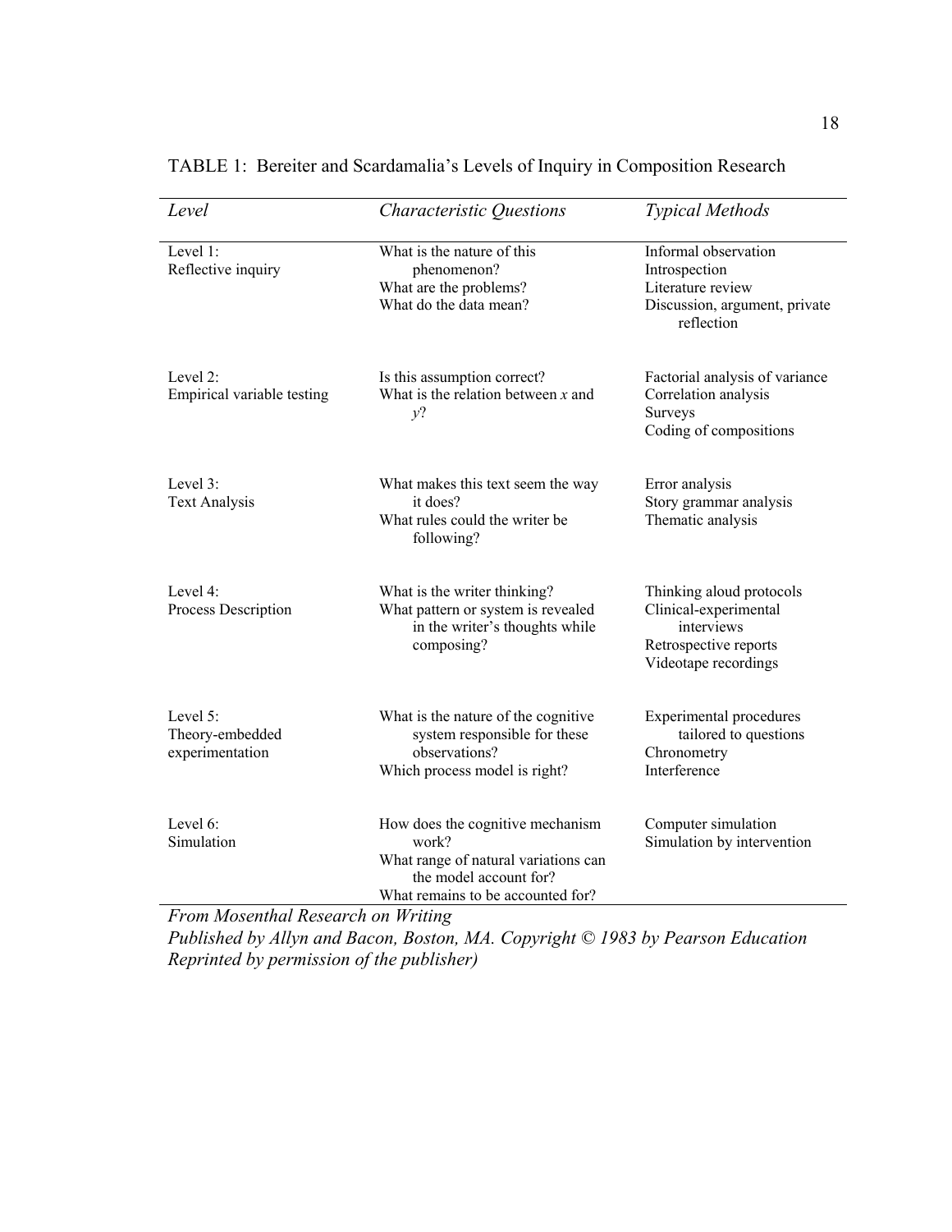TABLE 1: Bereiter and Scardamalia's Levels of Inquiry in Composition Research

| *Level* | *Characteristic Questions* | *Typical Methods* |
|---|---|---|
| Level 1: Reflective inquiry | What is the nature of this phenomenon? What are the problems? What do the data mean? | Informal observation Introspection Literature review Discussion, argument, private reflection |
| Level 2: Empirical variable testing | Is this assumption correct? What is the relation between *x* and *y*? | Factorial analysis of variance Correlation analysis Surveys Coding of compositions |
| Level 3: Text Analysis | What makes this text seem the way it does? What rules could the writer be following? | Error analysis Story grammar analysis Thematic analysis |
| Level 4: Process Description | What is the writer thinking? What pattern or system is revealed in the writer's thoughts while composing? | Thinking aloud protocols Clinical-experimental interviews Retrospective reports Videotape recordings |
| Level 5: Theory-embedded experimentation | What is the nature of the cognitive system responsible for these observations? Which process model is right? | Experimental procedures tailored to questions Chronometry Interference |
| Level 6: Simulation | How does the cognitive mechanism work? What range of natural variations can the model account for? What remains to be accounted for? | Computer simulation Simulation by intervention |

*From Mosenthal Research on Writing*
*Published by Allyn and Bacon, Boston, MA. Copyright © 1983 by Pearson Education*
*Reprinted by permission of the publisher)*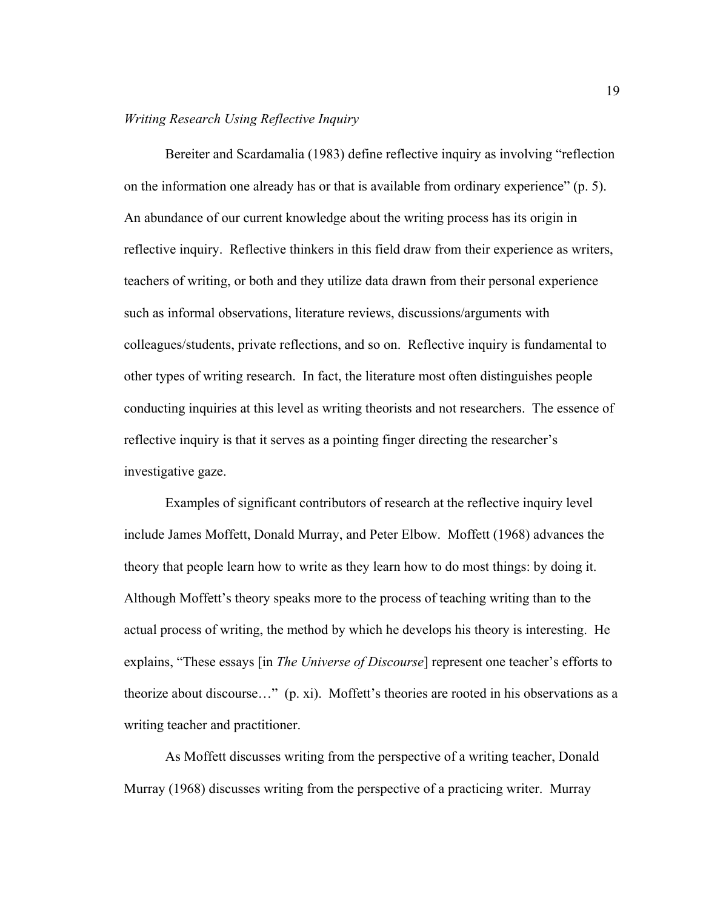*Writing Research Using Reflective Inquiry*

Bereiter and Scardamalia (1983) define reflective inquiry as involving "reflection on the information one already has or that is available from ordinary experience" (p. 5). An abundance of our current knowledge about the writing process has its origin in reflective inquiry. Reflective thinkers in this field draw from their experience as writers, teachers of writing, or both and they utilize data drawn from their personal experience such as informal observations, literature reviews, discussions/arguments with colleagues/students, private reflections, and so on. Reflective inquiry is fundamental to other types of writing research. In fact, the literature most often distinguishes people conducting inquiries at this level as writing theorists and not researchers. The essence of reflective inquiry is that it serves as a pointing finger directing the researcher's investigative gaze.

Examples of significant contributors of research at the reflective inquiry level include James Moffett, Donald Murray, and Peter Elbow. Moffett (1968) advances the theory that people learn how to write as they learn how to do most things: by doing it. Although Moffett's theory speaks more to the process of teaching writing than to the actual process of writing, the method by which he develops his theory is interesting. He explains, "These essays [in *The Universe of Discourse*] represent one teacher's efforts to theorize about discourse…" (p. xi). Moffett's theories are rooted in his observations as a writing teacher and practitioner.

As Moffett discusses writing from the perspective of a writing teacher, Donald Murray (1968) discusses writing from the perspective of a practicing writer. Murray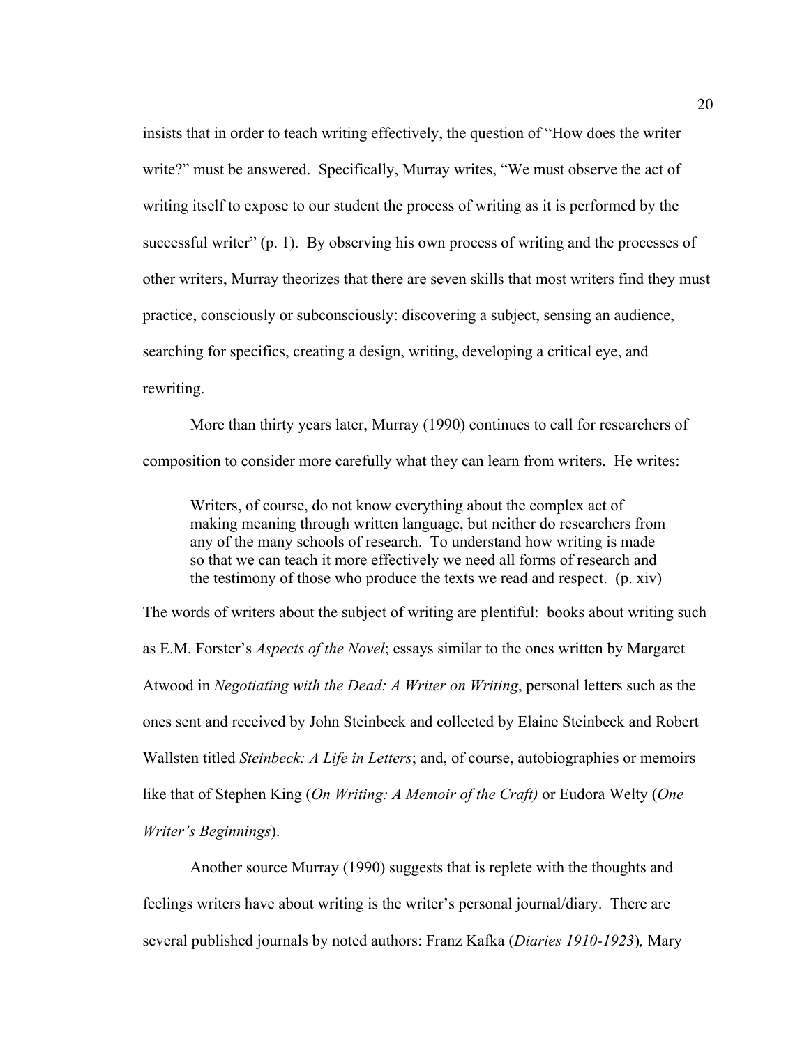insists that in order to teach writing effectively, the question of "How does the writer write?" must be answered. Specifically, Murray writes, "We must observe the act of writing itself to expose to our student the process of writing as it is performed by the successful writer" (p. 1). By observing his own process of writing and the processes of other writers, Murray theorizes that there are seven skills that most writers find they must practice, consciously or subconsciously: discovering a subject, sensing an audience, searching for specifics, creating a design, writing, developing a critical eye, and rewriting.

More than thirty years later, Murray (1990) continues to call for researchers of composition to consider more carefully what they can learn from writers. He writes:

> Writers, of course, do not know everything about the complex act of making meaning through written language, but neither do researchers from any of the many schools of research. To understand how writing is made so that we can teach it more effectively we need all forms of research and the testimony of those who produce the texts we read and respect. (p. xiv)

The words of writers about the subject of writing are plentiful: books about writing such as E.M. Forster's *Aspects of the Novel*; essays similar to the ones written by Margaret Atwood in *Negotiating with the Dead: A Writer on Writing*, personal letters such as the ones sent and received by John Steinbeck and collected by Elaine Steinbeck and Robert Wallsten titled *Steinbeck: A Life in Letters*; and, of course, autobiographies or memoirs like that of Stephen King (*On Writing: A Memoir of the Craft)* or Eudora Welty (*One Writer's Beginnings*).

Another source Murray (1990) suggests that is replete with the thoughts and feelings writers have about writing is the writer's personal journal/diary. There are several published journals by noted authors: Franz Kafka (*Diaries 1910-1923*)*,* Mary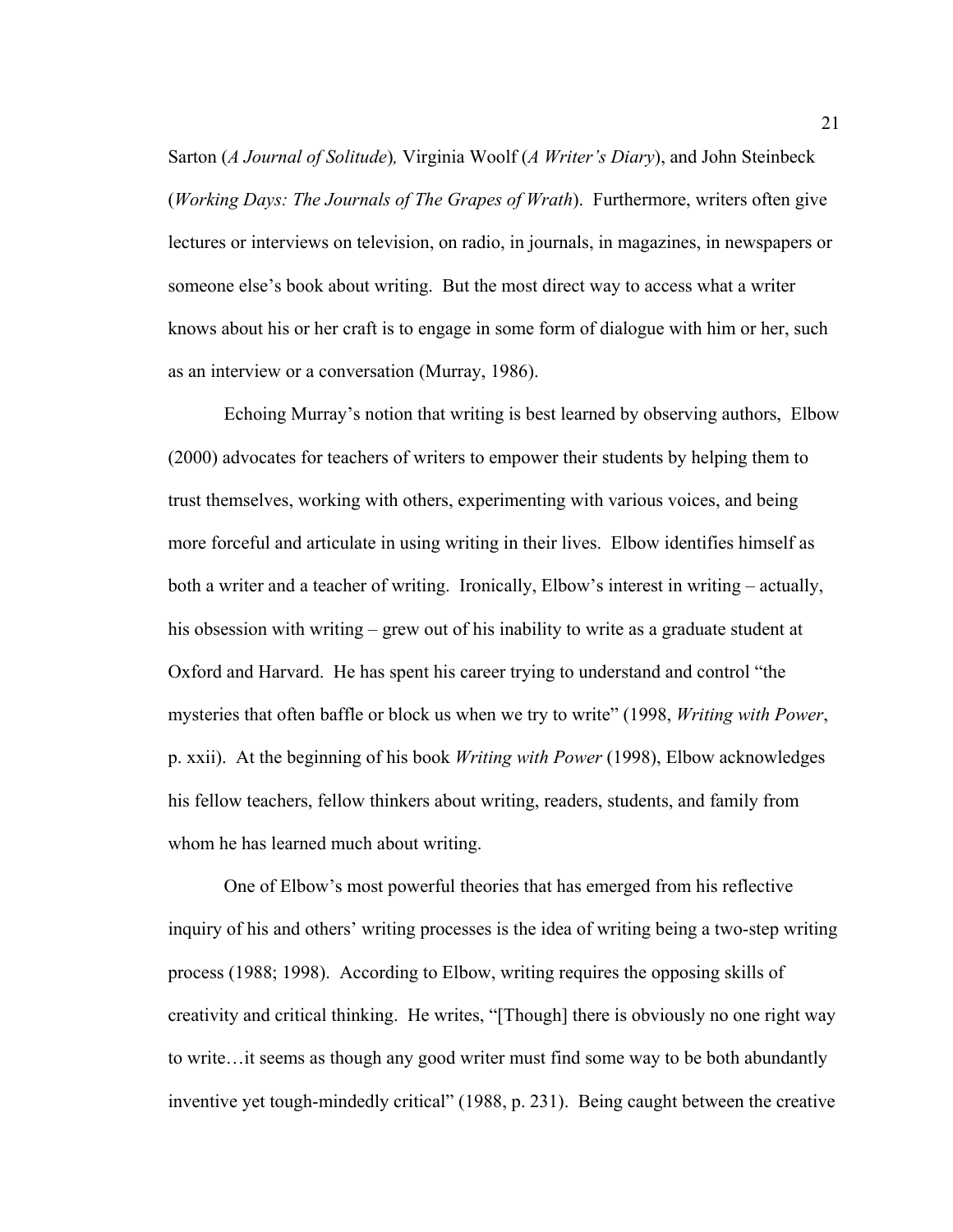Sarton (*A Journal of Solitude*), Virginia Woolf (*A Writer's Diary*), and John Steinbeck (*Working Days: The Journals of The Grapes of Wrath*). Furthermore, writers often give lectures or interviews on television, on radio, in journals, in magazines, in newspapers or someone else's book about writing. But the most direct way to access what a writer knows about his or her craft is to engage in some form of dialogue with him or her, such as an interview or a conversation (Murray, 1986).

Echoing Murray's notion that writing is best learned by observing authors, Elbow (2000) advocates for teachers of writers to empower their students by helping them to trust themselves, working with others, experimenting with various voices, and being more forceful and articulate in using writing in their lives. Elbow identifies himself as both a writer and a teacher of writing. Ironically, Elbow's interest in writing – actually, his obsession with writing – grew out of his inability to write as a graduate student at Oxford and Harvard. He has spent his career trying to understand and control "the mysteries that often baffle or block us when we try to write" (1998, *Writing with Power*, p. xxii). At the beginning of his book *Writing with Power* (1998), Elbow acknowledges his fellow teachers, fellow thinkers about writing, readers, students, and family from whom he has learned much about writing.

One of Elbow's most powerful theories that has emerged from his reflective inquiry of his and others' writing processes is the idea of writing being a two-step writing process (1988; 1998). According to Elbow, writing requires the opposing skills of creativity and critical thinking. He writes, "[Though] there is obviously no one right way to write…it seems as though any good writer must find some way to be both abundantly inventive yet tough-mindedly critical" (1988, p. 231). Being caught between the creative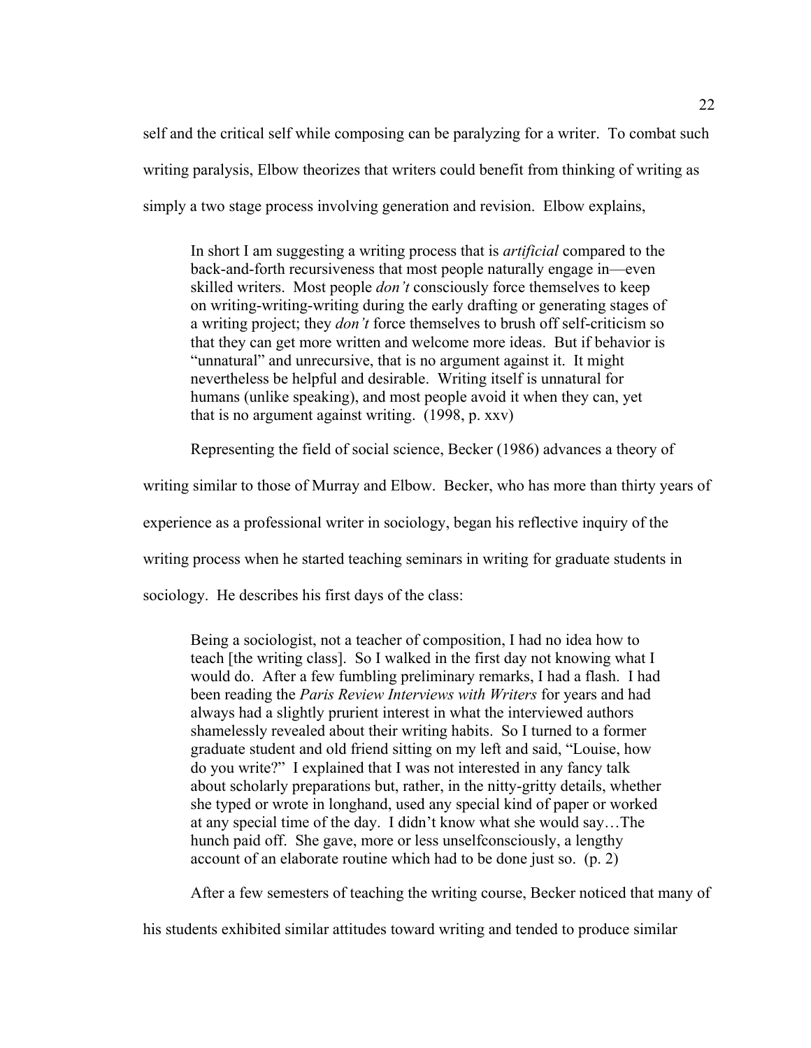self and the critical self while composing can be paralyzing for a writer. To combat such writing paralysis, Elbow theorizes that writers could benefit from thinking of writing as simply a two stage process involving generation and revision. Elbow explains,

> In short I am suggesting a writing process that is *artificial* compared to the back-and-forth recursiveness that most people naturally engage in—even skilled writers. Most people *don't* consciously force themselves to keep on writing-writing-writing during the early drafting or generating stages of a writing project; they *don't* force themselves to brush off self-criticism so that they can get more written and welcome more ideas. But if behavior is "unnatural" and unrecursive, that is no argument against it. It might nevertheless be helpful and desirable. Writing itself is unnatural for humans (unlike speaking), and most people avoid it when they can, yet that is no argument against writing. (1998, p. xxv)

Representing the field of social science, Becker (1986) advances a theory of writing similar to those of Murray and Elbow. Becker, who has more than thirty years of experience as a professional writer in sociology, began his reflective inquiry of the writing process when he started teaching seminars in writing for graduate students in sociology. He describes his first days of the class:

> Being a sociologist, not a teacher of composition, I had no idea how to teach [the writing class]. So I walked in the first day not knowing what I would do. After a few fumbling preliminary remarks, I had a flash. I had been reading the *Paris Review Interviews with Writers* for years and had always had a slightly prurient interest in what the interviewed authors shamelessly revealed about their writing habits. So I turned to a former graduate student and old friend sitting on my left and said, "Louise, how do you write?" I explained that I was not interested in any fancy talk about scholarly preparations but, rather, in the nitty-gritty details, whether she typed or wrote in longhand, used any special kind of paper or worked at any special time of the day. I didn't know what she would say…The hunch paid off. She gave, more or less unselfconsciously, a lengthy account of an elaborate routine which had to be done just so. (p. 2)

After a few semesters of teaching the writing course, Becker noticed that many of his students exhibited similar attitudes toward writing and tended to produce similar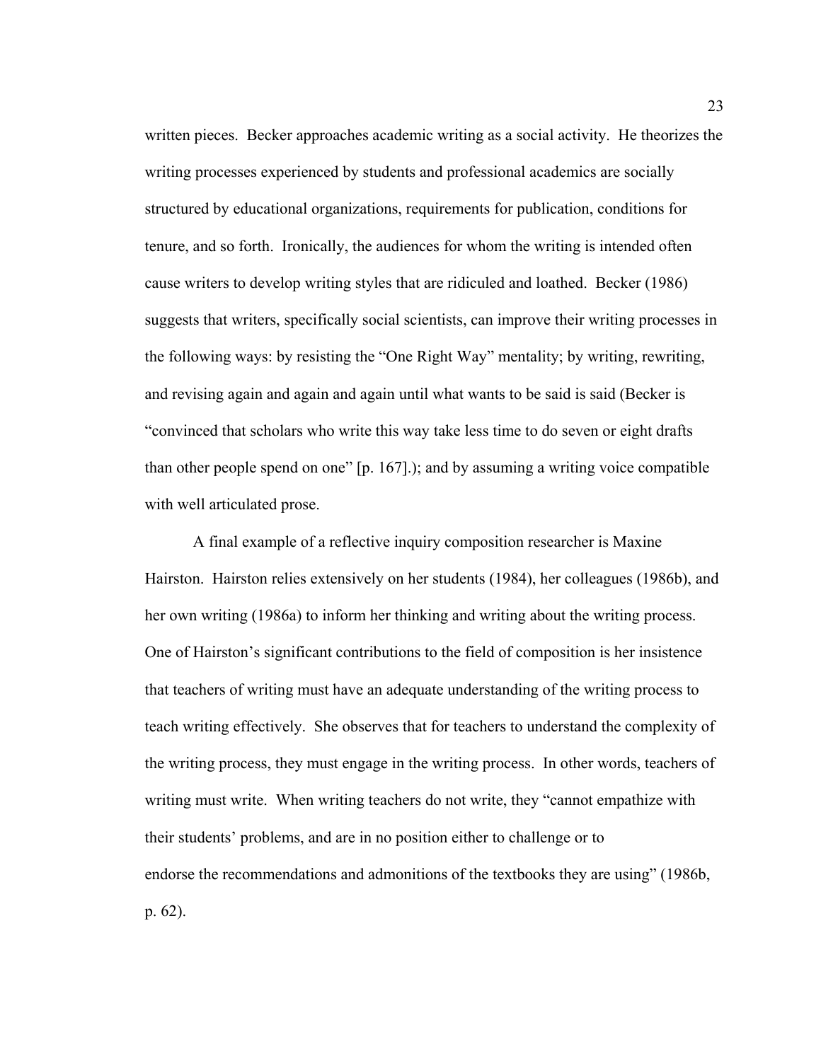written pieces. Becker approaches academic writing as a social activity. He theorizes the writing processes experienced by students and professional academics are socially structured by educational organizations, requirements for publication, conditions for tenure, and so forth. Ironically, the audiences for whom the writing is intended often cause writers to develop writing styles that are ridiculed and loathed. Becker (1986) suggests that writers, specifically social scientists, can improve their writing processes in the following ways: by resisting the "One Right Way" mentality; by writing, rewriting, and revising again and again and again until what wants to be said is said (Becker is "convinced that scholars who write this way take less time to do seven or eight drafts than other people spend on one" [p. 167].); and by assuming a writing voice compatible with well articulated prose.

A final example of a reflective inquiry composition researcher is Maxine Hairston. Hairston relies extensively on her students (1984), her colleagues (1986b), and her own writing (1986a) to inform her thinking and writing about the writing process. One of Hairston's significant contributions to the field of composition is her insistence that teachers of writing must have an adequate understanding of the writing process to teach writing effectively. She observes that for teachers to understand the complexity of the writing process, they must engage in the writing process. In other words, teachers of writing must write. When writing teachers do not write, they "cannot empathize with their students' problems, and are in no position either to challenge or to endorse the recommendations and admonitions of the textbooks they are using" (1986b, p. 62).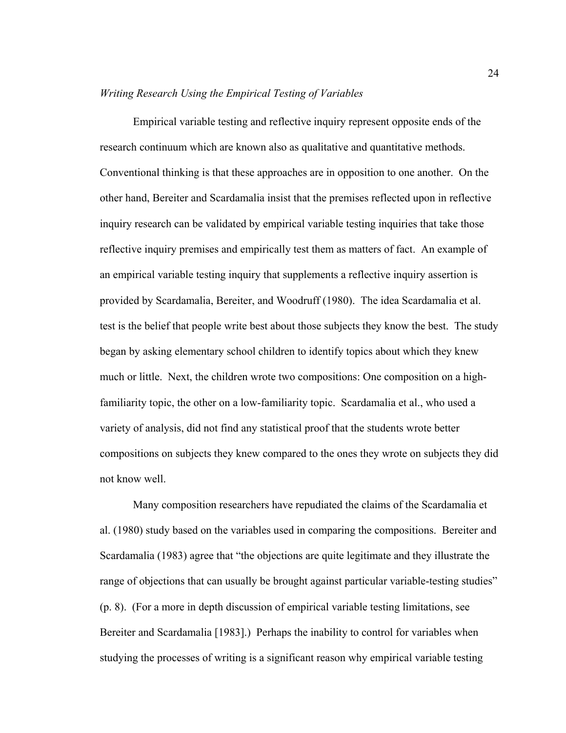*Writing Research Using the Empirical Testing of Variables*

Empirical variable testing and reflective inquiry represent opposite ends of the research continuum which are known also as qualitative and quantitative methods. Conventional thinking is that these approaches are in opposition to one another. On the other hand, Bereiter and Scardamalia insist that the premises reflected upon in reflective inquiry research can be validated by empirical variable testing inquiries that take those reflective inquiry premises and empirically test them as matters of fact. An example of an empirical variable testing inquiry that supplements a reflective inquiry assertion is provided by Scardamalia, Bereiter, and Woodruff (1980). The idea Scardamalia et al. test is the belief that people write best about those subjects they know the best. The study began by asking elementary school children to identify topics about which they knew much or little. Next, the children wrote two compositions: One composition on a high-familiarity topic, the other on a low-familiarity topic. Scardamalia et al., who used a variety of analysis, did not find any statistical proof that the students wrote better compositions on subjects they knew compared to the ones they wrote on subjects they did not know well.

Many composition researchers have repudiated the claims of the Scardamalia et al. (1980) study based on the variables used in comparing the compositions. Bereiter and Scardamalia (1983) agree that "the objections are quite legitimate and they illustrate the range of objections that can usually be brought against particular variable-testing studies" (p. 8). (For a more in depth discussion of empirical variable testing limitations, see Bereiter and Scardamalia [1983].) Perhaps the inability to control for variables when studying the processes of writing is a significant reason why empirical variable testing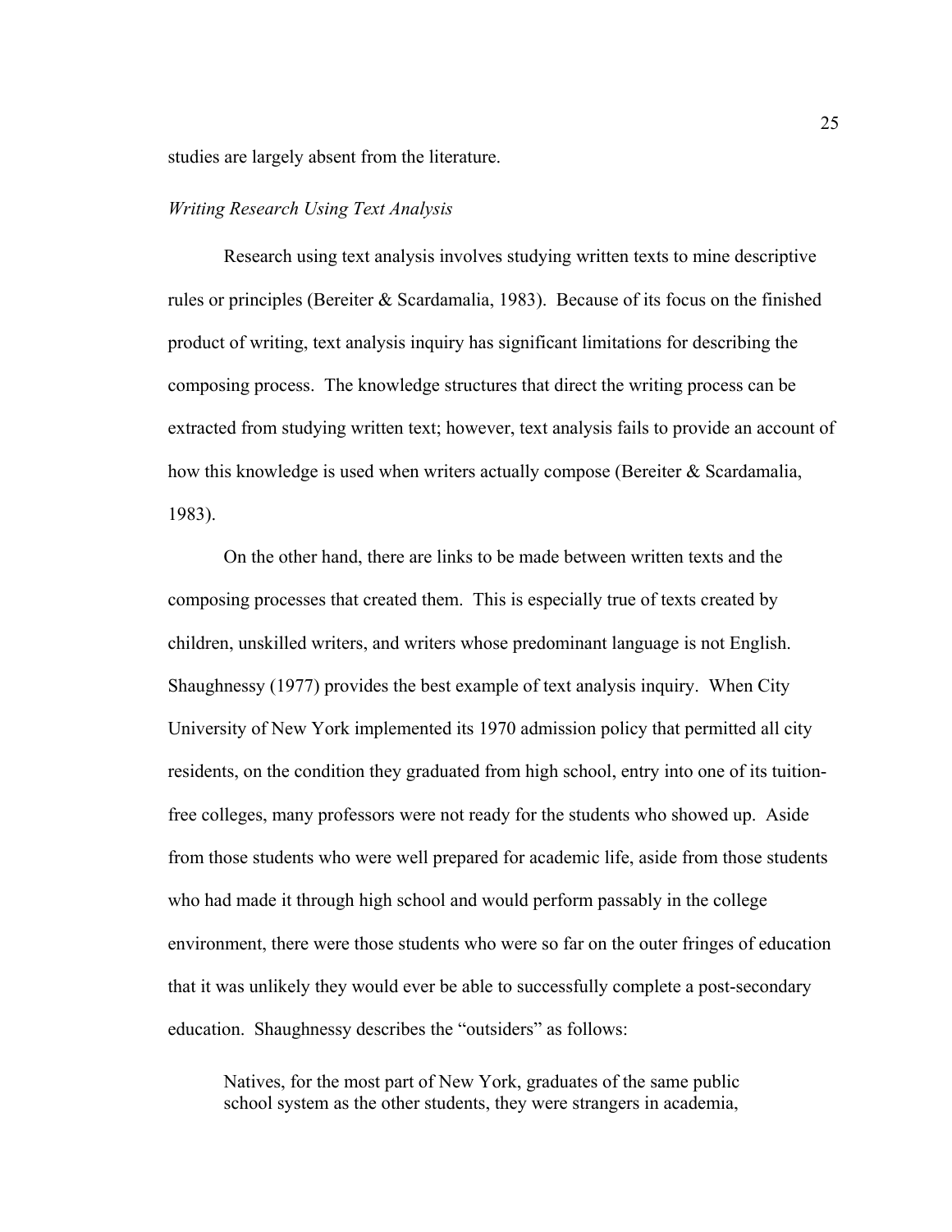studies are largely absent from the literature.

*Writing Research Using Text Analysis*

Research using text analysis involves studying written texts to mine descriptive rules or principles (Bereiter & Scardamalia, 1983). Because of its focus on the finished product of writing, text analysis inquiry has significant limitations for describing the composing process. The knowledge structures that direct the writing process can be extracted from studying written text; however, text analysis fails to provide an account of how this knowledge is used when writers actually compose (Bereiter & Scardamalia, 1983).

On the other hand, there are links to be made between written texts and the composing processes that created them. This is especially true of texts created by children, unskilled writers, and writers whose predominant language is not English. Shaughnessy (1977) provides the best example of text analysis inquiry. When City University of New York implemented its 1970 admission policy that permitted all city residents, on the condition they graduated from high school, entry into one of its tuition-free colleges, many professors were not ready for the students who showed up. Aside from those students who were well prepared for academic life, aside from those students who had made it through high school and would perform passably in the college environment, there were those students who were so far on the outer fringes of education that it was unlikely they would ever be able to successfully complete a post-secondary education. Shaughnessy describes the "outsiders" as follows:

> Natives, for the most part of New York, graduates of the same public school system as the other students, they were strangers in academia,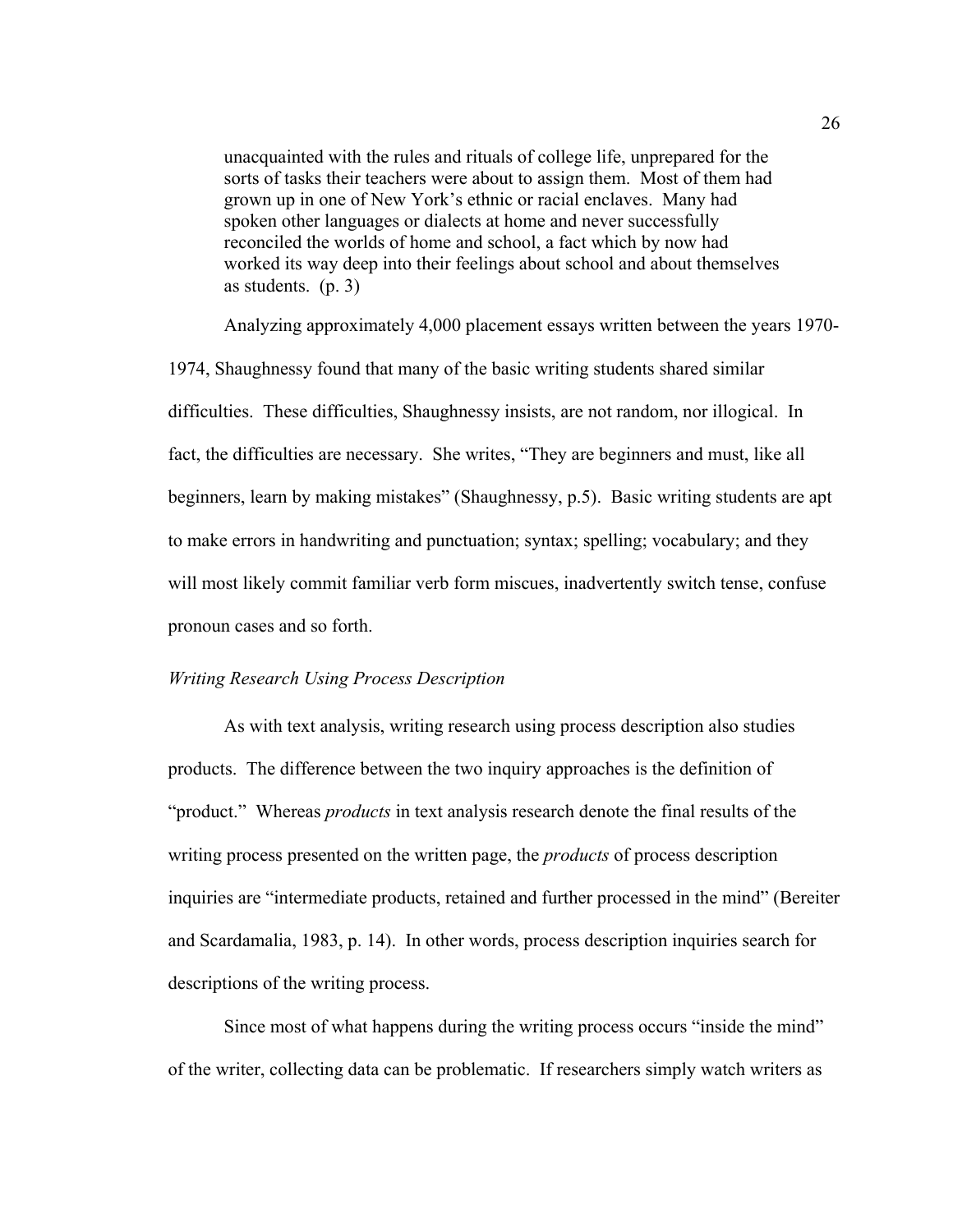> unacquainted with the rules and rituals of college life, unprepared for the sorts of tasks their teachers were about to assign them. Most of them had grown up in one of New York's ethnic or racial enclaves. Many had spoken other languages or dialects at home and never successfully reconciled the worlds of home and school, a fact which by now had worked its way deep into their feelings about school and about themselves as students. (p. 3)

Analyzing approximately 4,000 placement essays written between the years 1970-1974, Shaughnessy found that many of the basic writing students shared similar difficulties. These difficulties, Shaughnessy insists, are not random, nor illogical. In fact, the difficulties are necessary. She writes, "They are beginners and must, like all beginners, learn by making mistakes" (Shaughnessy, p.5). Basic writing students are apt to make errors in handwriting and punctuation; syntax; spelling; vocabulary; and they will most likely commit familiar verb form miscues, inadvertently switch tense, confuse pronoun cases and so forth.

*Writing Research Using Process Description*

As with text analysis, writing research using process description also studies products. The difference between the two inquiry approaches is the definition of "product." Whereas *products* in text analysis research denote the final results of the writing process presented on the written page, the *products* of process description inquiries are "intermediate products, retained and further processed in the mind" (Bereiter and Scardamalia, 1983, p. 14). In other words, process description inquiries search for descriptions of the writing process.

Since most of what happens during the writing process occurs "inside the mind" of the writer, collecting data can be problematic. If researchers simply watch writers as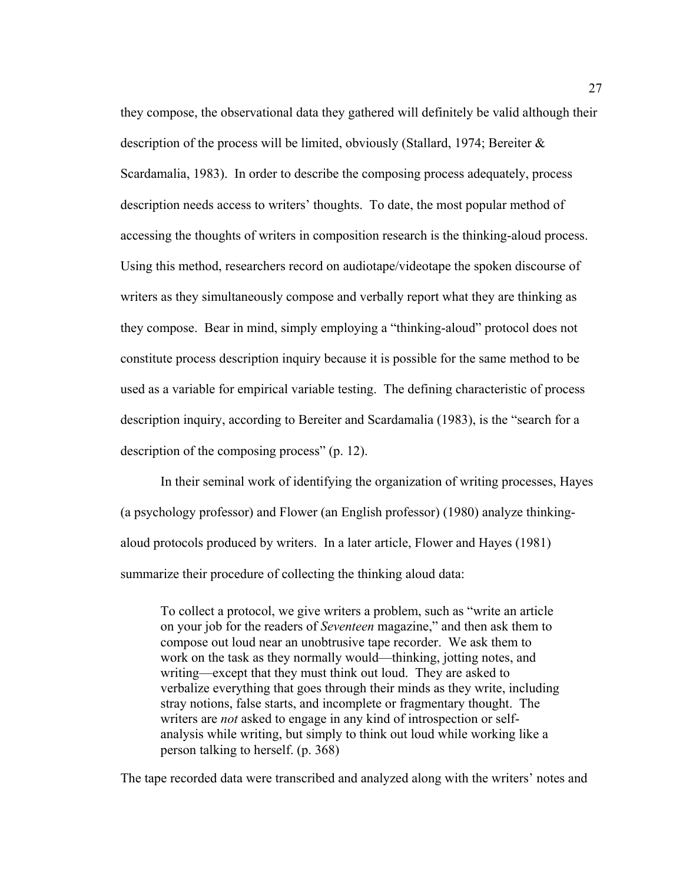they compose, the observational data they gathered will definitely be valid although their description of the process will be limited, obviously (Stallard, 1974; Bereiter & Scardamalia, 1983). In order to describe the composing process adequately, process description needs access to writers' thoughts. To date, the most popular method of accessing the thoughts of writers in composition research is the thinking-aloud process. Using this method, researchers record on audiotape/videotape the spoken discourse of writers as they simultaneously compose and verbally report what they are thinking as they compose. Bear in mind, simply employing a "thinking-aloud" protocol does not constitute process description inquiry because it is possible for the same method to be used as a variable for empirical variable testing. The defining characteristic of process description inquiry, according to Bereiter and Scardamalia (1983), is the "search for a description of the composing process" (p. 12).

In their seminal work of identifying the organization of writing processes, Hayes (a psychology professor) and Flower (an English professor) (1980) analyze thinking-aloud protocols produced by writers. In a later article, Flower and Hayes (1981) summarize their procedure of collecting the thinking aloud data:

> To collect a protocol, we give writers a problem, such as "write an article on your job for the readers of *Seventeen* magazine," and then ask them to compose out loud near an unobtrusive tape recorder. We ask them to work on the task as they normally would—thinking, jotting notes, and writing—except that they must think out loud. They are asked to verbalize everything that goes through their minds as they write, including stray notions, false starts, and incomplete or fragmentary thought. The writers are *not* asked to engage in any kind of introspection or self-analysis while writing, but simply to think out loud while working like a person talking to herself. (p. 368)

The tape recorded data were transcribed and analyzed along with the writers' notes and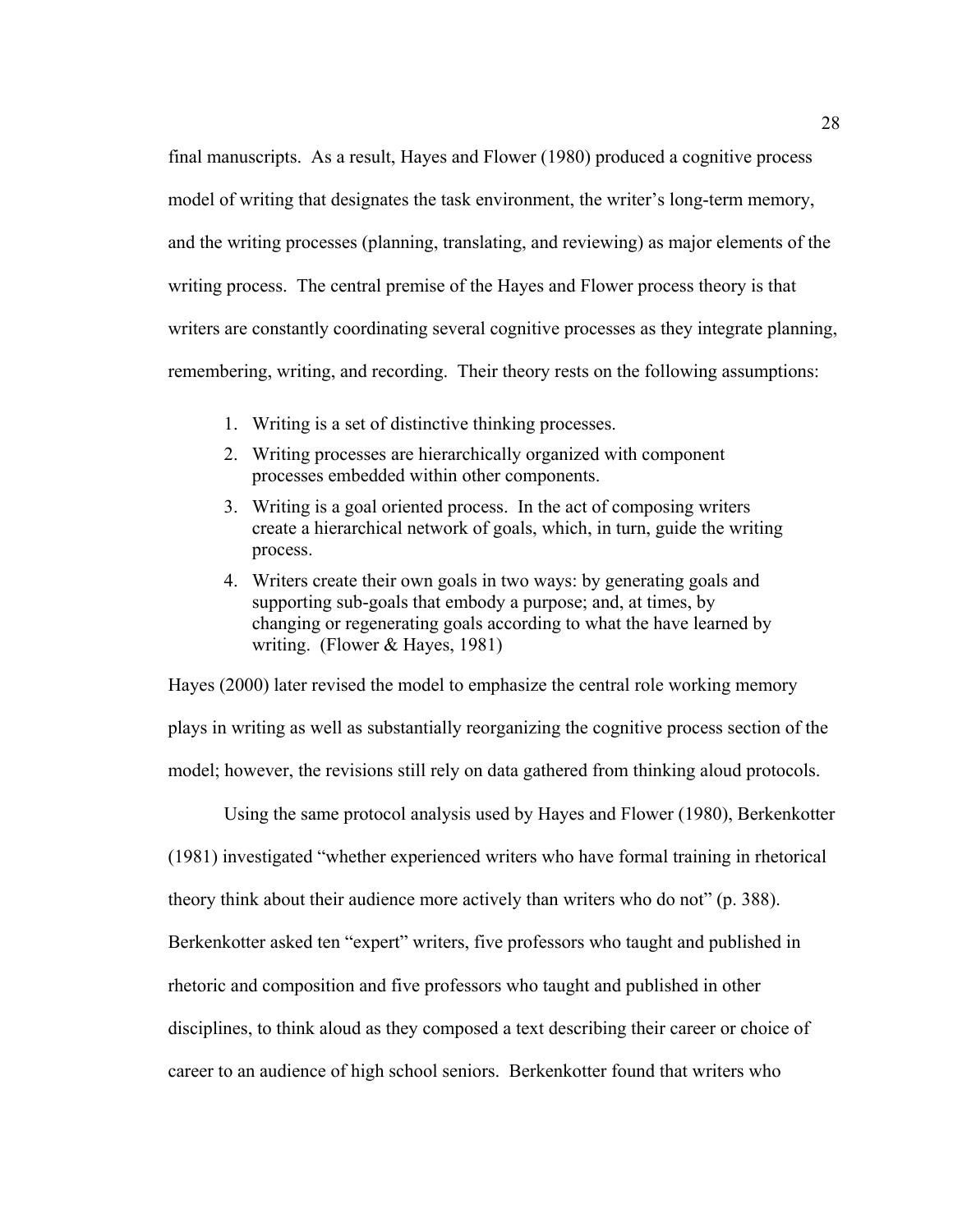final manuscripts. As a result, Hayes and Flower (1980) produced a cognitive process model of writing that designates the task environment, the writer's long-term memory, and the writing processes (planning, translating, and reviewing) as major elements of the writing process. The central premise of the Hayes and Flower process theory is that writers are constantly coordinating several cognitive processes as they integrate planning, remembering, writing, and recording. Their theory rests on the following assumptions:

1. Writing is a set of distinctive thinking processes.
2. Writing processes are hierarchically organized with component processes embedded within other components.
3. Writing is a goal oriented process. In the act of composing writers create a hierarchical network of goals, which, in turn, guide the writing process.
4. Writers create their own goals in two ways: by generating goals and supporting sub-goals that embody a purpose; and, at times, by changing or regenerating goals according to what the have learned by writing. (Flower & Hayes, 1981)

Hayes (2000) later revised the model to emphasize the central role working memory plays in writing as well as substantially reorganizing the cognitive process section of the model; however, the revisions still rely on data gathered from thinking aloud protocols.

Using the same protocol analysis used by Hayes and Flower (1980), Berkenkotter (1981) investigated "whether experienced writers who have formal training in rhetorical theory think about their audience more actively than writers who do not" (p. 388). Berkenkotter asked ten "expert" writers, five professors who taught and published in rhetoric and composition and five professors who taught and published in other disciplines, to think aloud as they composed a text describing their career or choice of career to an audience of high school seniors. Berkenkotter found that writers who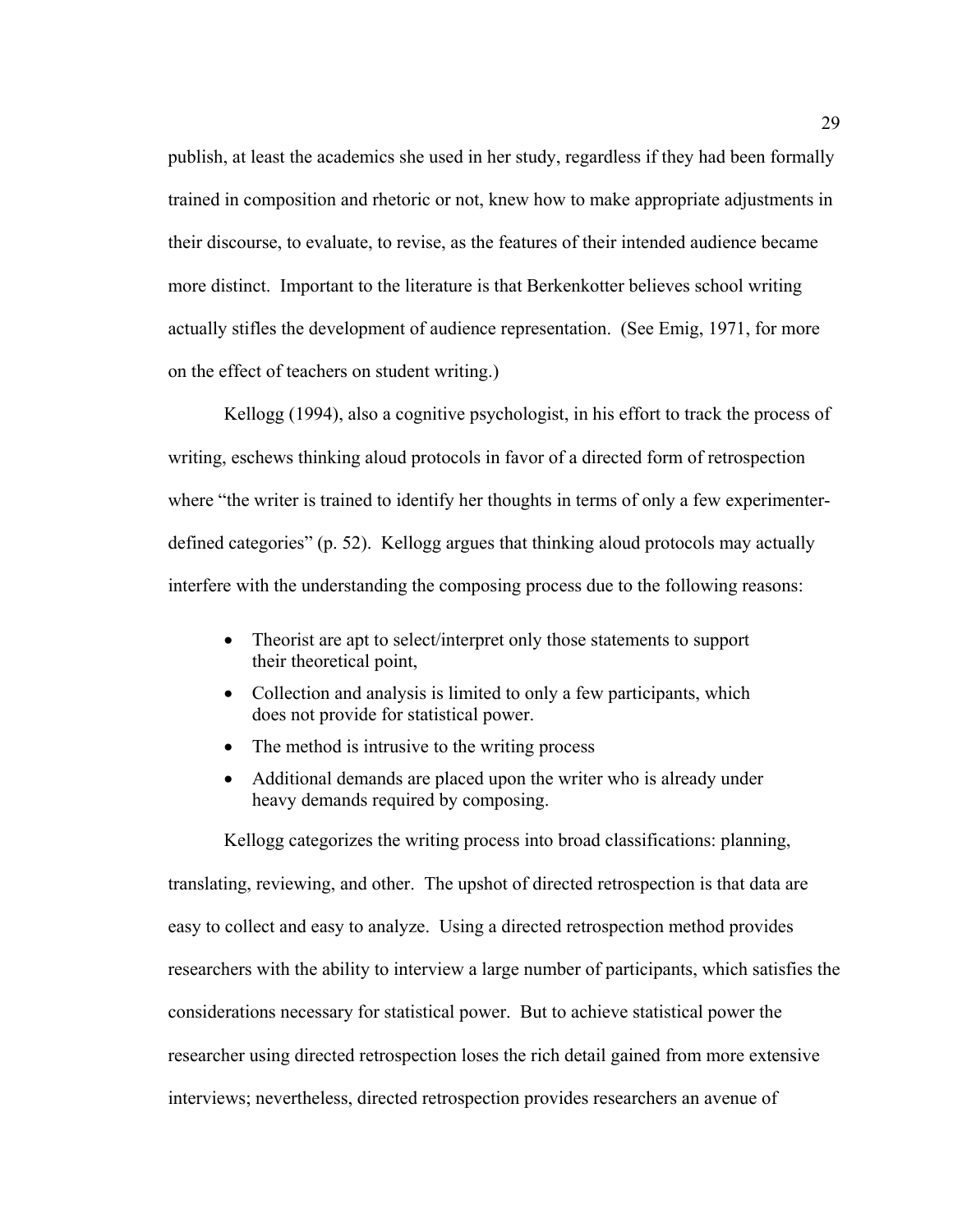publish, at least the academics she used in her study, regardless if they had been formally trained in composition and rhetoric or not, knew how to make appropriate adjustments in their discourse, to evaluate, to revise, as the features of their intended audience became more distinct. Important to the literature is that Berkenkotter believes school writing actually stifles the development of audience representation. (See Emig, 1971, for more on the effect of teachers on student writing.)

Kellogg (1994), also a cognitive psychologist, in his effort to track the process of writing, eschews thinking aloud protocols in favor of a directed form of retrospection where "the writer is trained to identify her thoughts in terms of only a few experimenter-defined categories" (p. 52). Kellogg argues that thinking aloud protocols may actually interfere with the understanding the composing process due to the following reasons:

- Theorist are apt to select/interpret only those statements to support their theoretical point,
- Collection and analysis is limited to only a few participants, which does not provide for statistical power.
- The method is intrusive to the writing process
- Additional demands are placed upon the writer who is already under heavy demands required by composing.

Kellogg categorizes the writing process into broad classifications: planning, translating, reviewing, and other. The upshot of directed retrospection is that data are easy to collect and easy to analyze. Using a directed retrospection method provides researchers with the ability to interview a large number of participants, which satisfies the considerations necessary for statistical power. But to achieve statistical power the researcher using directed retrospection loses the rich detail gained from more extensive interviews; nevertheless, directed retrospection provides researchers an avenue of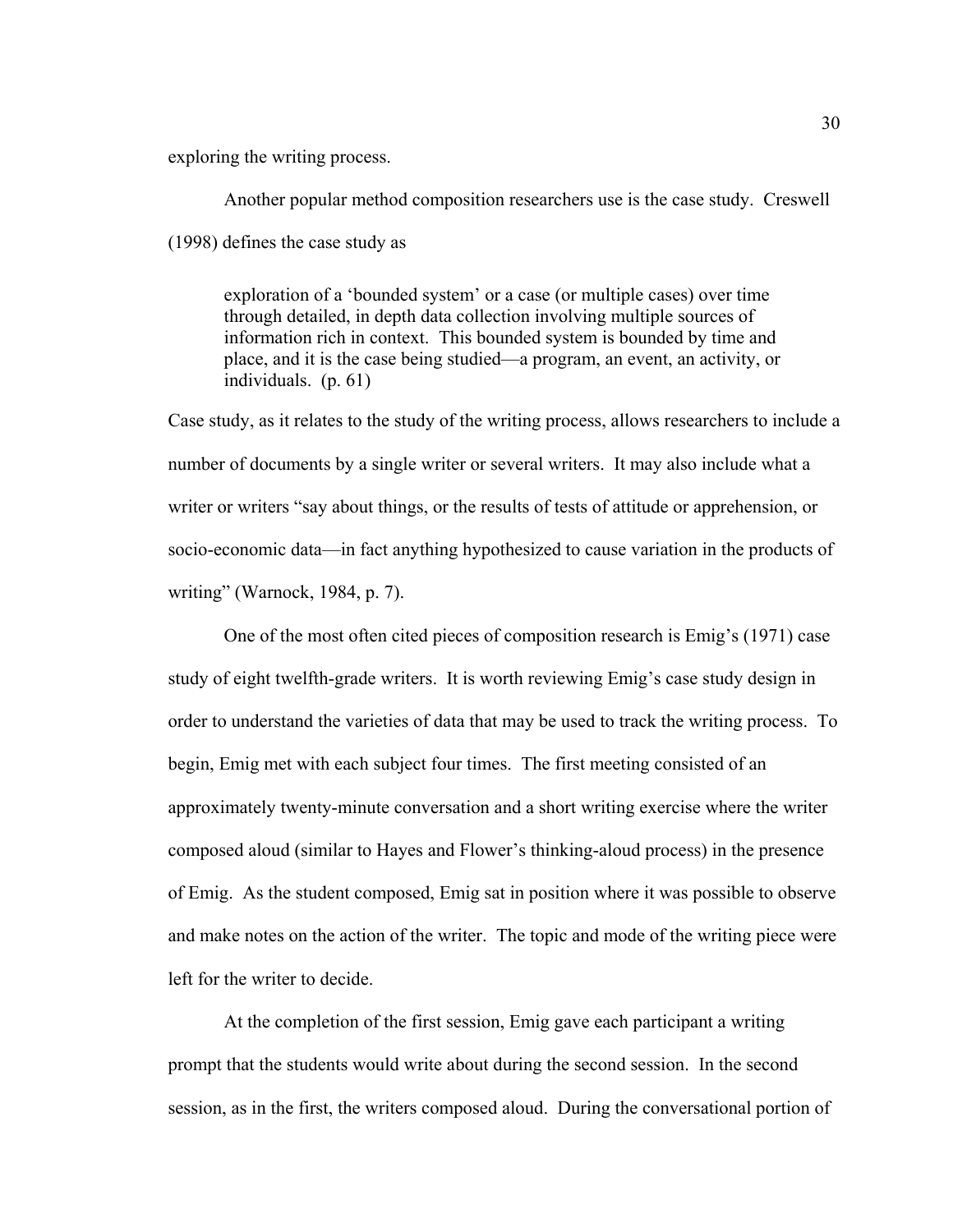exploring the writing process.

Another popular method composition researchers use is the case study. Creswell (1998) defines the case study as

> exploration of a 'bounded system' or a case (or multiple cases) over time through detailed, in depth data collection involving multiple sources of information rich in context. This bounded system is bounded by time and place, and it is the case being studied—a program, an event, an activity, or individuals. (p. 61)

Case study, as it relates to the study of the writing process, allows researchers to include a number of documents by a single writer or several writers. It may also include what a writer or writers "say about things, or the results of tests of attitude or apprehension, or socio-economic data—in fact anything hypothesized to cause variation in the products of writing" (Warnock, 1984, p. 7).

One of the most often cited pieces of composition research is Emig's (1971) case study of eight twelfth-grade writers. It is worth reviewing Emig's case study design in order to understand the varieties of data that may be used to track the writing process. To begin, Emig met with each subject four times. The first meeting consisted of an approximately twenty-minute conversation and a short writing exercise where the writer composed aloud (similar to Hayes and Flower's thinking-aloud process) in the presence of Emig. As the student composed, Emig sat in position where it was possible to observe and make notes on the action of the writer. The topic and mode of the writing piece were left for the writer to decide.

At the completion of the first session, Emig gave each participant a writing prompt that the students would write about during the second session. In the second session, as in the first, the writers composed aloud. During the conversational portion of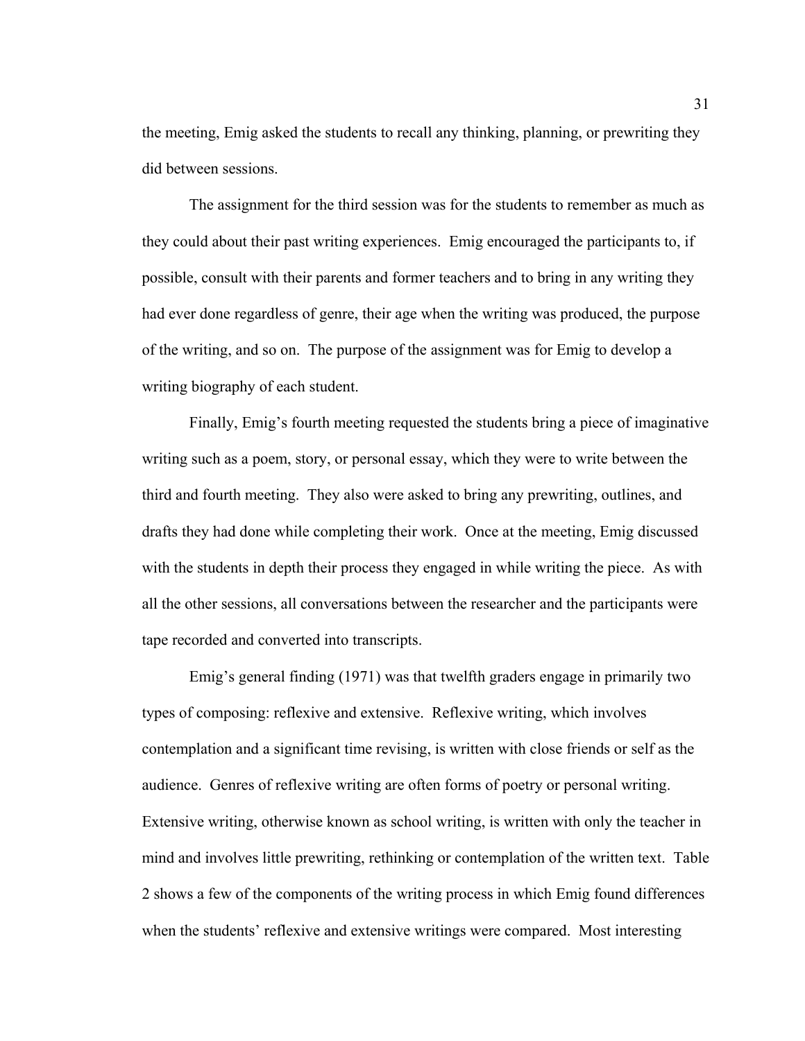the meeting, Emig asked the students to recall any thinking, planning, or prewriting they did between sessions.

The assignment for the third session was for the students to remember as much as they could about their past writing experiences. Emig encouraged the participants to, if possible, consult with their parents and former teachers and to bring in any writing they had ever done regardless of genre, their age when the writing was produced, the purpose of the writing, and so on. The purpose of the assignment was for Emig to develop a writing biography of each student.

Finally, Emig's fourth meeting requested the students bring a piece of imaginative writing such as a poem, story, or personal essay, which they were to write between the third and fourth meeting. They also were asked to bring any prewriting, outlines, and drafts they had done while completing their work. Once at the meeting, Emig discussed with the students in depth their process they engaged in while writing the piece. As with all the other sessions, all conversations between the researcher and the participants were tape recorded and converted into transcripts.

Emig's general finding (1971) was that twelfth graders engage in primarily two types of composing: reflexive and extensive. Reflexive writing, which involves contemplation and a significant time revising, is written with close friends or self as the audience. Genres of reflexive writing are often forms of poetry or personal writing. Extensive writing, otherwise known as school writing, is written with only the teacher in mind and involves little prewriting, rethinking or contemplation of the written text. Table 2 shows a few of the components of the writing process in which Emig found differences when the students' reflexive and extensive writings were compared. Most interesting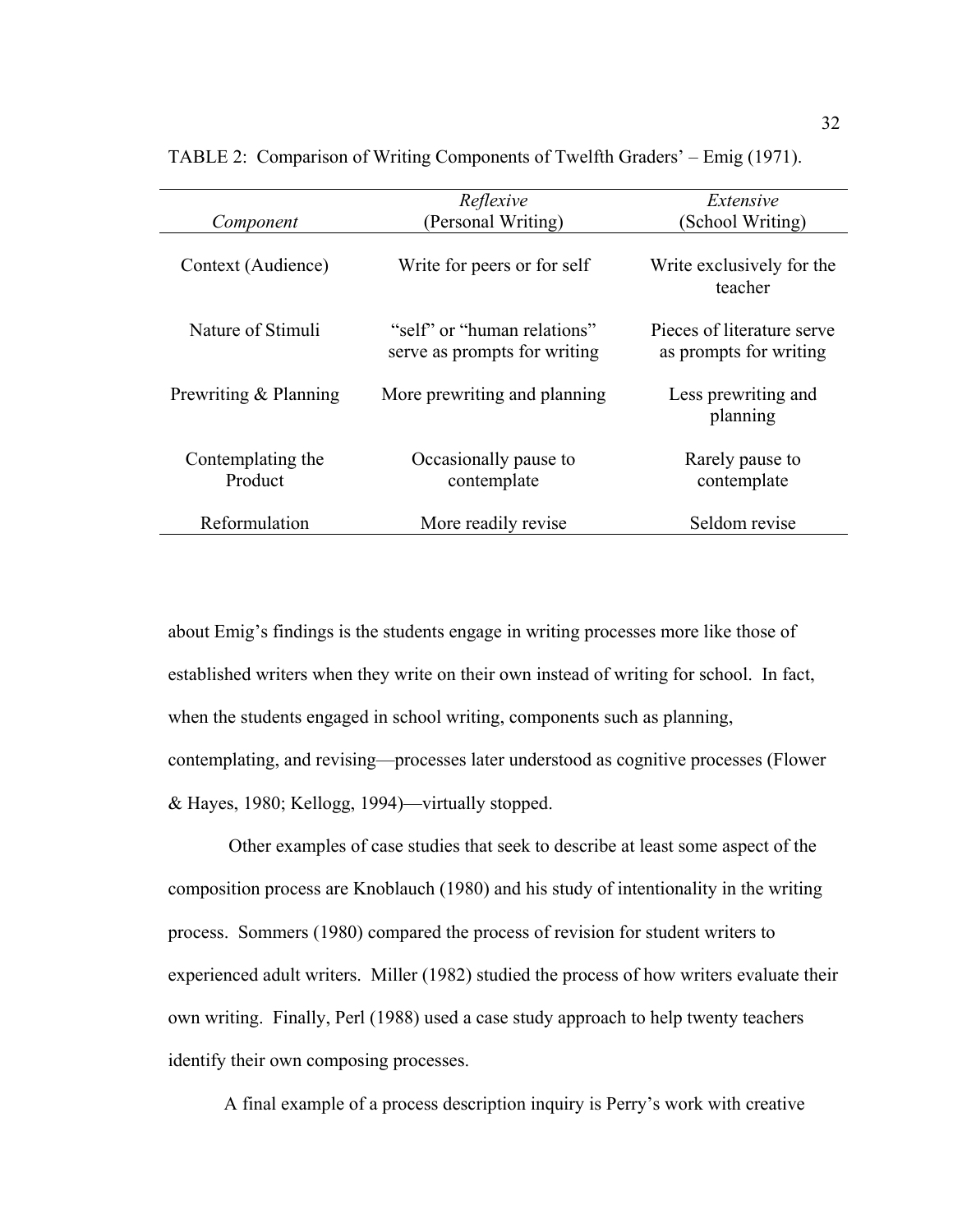TABLE 2: Comparison of Writing Components of Twelfth Graders' – Emig (1971).

| *Component* | *Reflexive* (Personal Writing) | *Extensive* (School Writing) |
|---|---|---|
| Context (Audience) | Write for peers or for self | Write exclusively for the teacher |
| Nature of Stimuli | "self" or "human relations" serve as prompts for writing | Pieces of literature serve as prompts for writing |
| Prewriting & Planning | More prewriting and planning | Less prewriting and planning |
| Contemplating the Product | Occasionally pause to contemplate | Rarely pause to contemplate |
| Reformulation | More readily revise | Seldom revise |

about Emig's findings is the students engage in writing processes more like those of established writers when they write on their own instead of writing for school. In fact, when the students engaged in school writing, components such as planning, contemplating, and revising—processes later understood as cognitive processes (Flower & Hayes, 1980; Kellogg, 1994)—virtually stopped.

Other examples of case studies that seek to describe at least some aspect of the composition process are Knoblauch (1980) and his study of intentionality in the writing process. Sommers (1980) compared the process of revision for student writers to experienced adult writers. Miller (1982) studied the process of how writers evaluate their own writing. Finally, Perl (1988) used a case study approach to help twenty teachers identify their own composing processes.

A final example of a process description inquiry is Perry's work with creative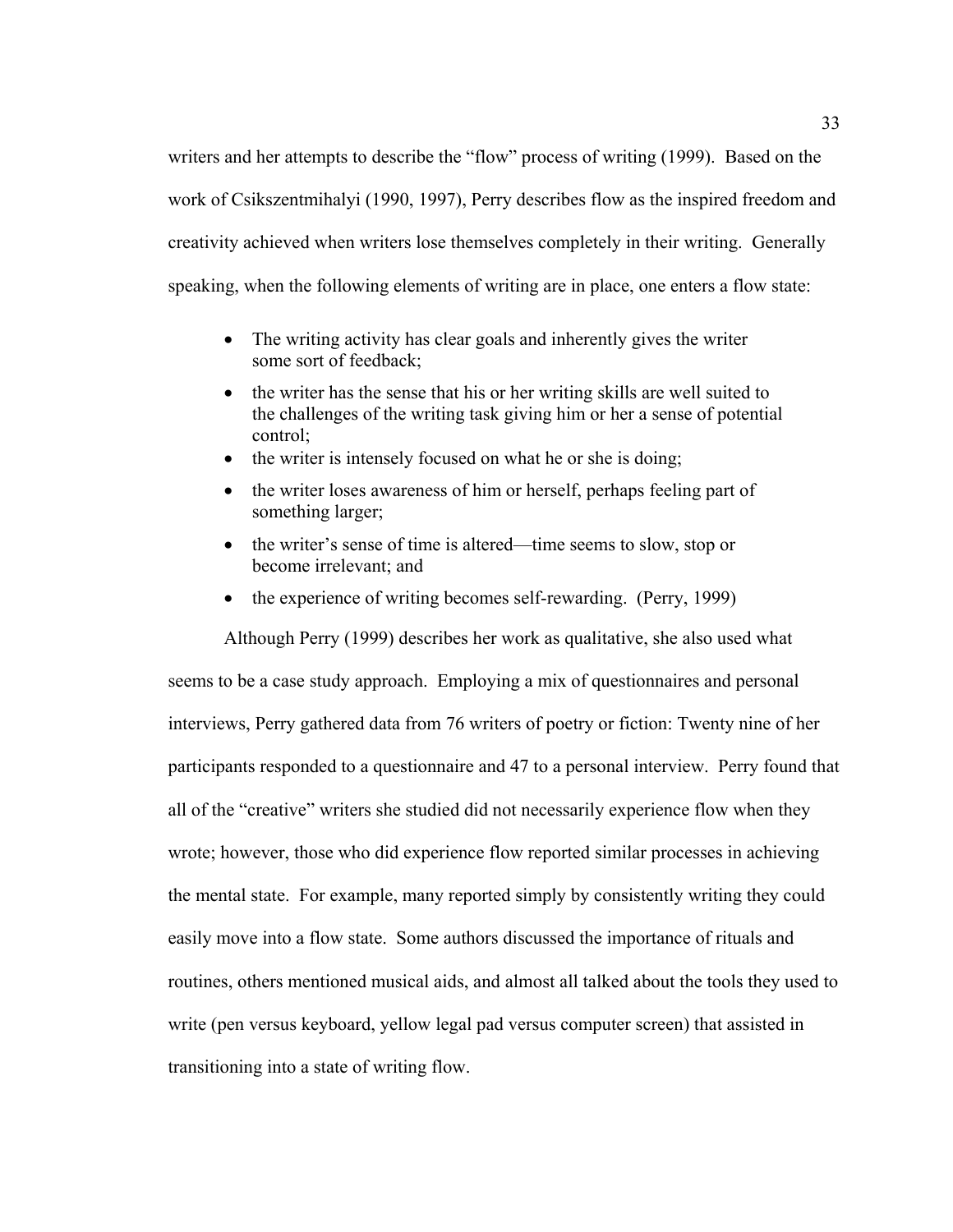writers and her attempts to describe the "flow" process of writing (1999). Based on the work of Csikszentmihalyi (1990, 1997), Perry describes flow as the inspired freedom and creativity achieved when writers lose themselves completely in their writing. Generally speaking, when the following elements of writing are in place, one enters a flow state:

- The writing activity has clear goals and inherently gives the writer some sort of feedback;
- the writer has the sense that his or her writing skills are well suited to the challenges of the writing task giving him or her a sense of potential control;
- the writer is intensely focused on what he or she is doing;
- the writer loses awareness of him or herself, perhaps feeling part of something larger;
- the writer's sense of time is altered—time seems to slow, stop or become irrelevant; and
- the experience of writing becomes self-rewarding. (Perry, 1999)

Although Perry (1999) describes her work as qualitative, she also used what seems to be a case study approach. Employing a mix of questionnaires and personal interviews, Perry gathered data from 76 writers of poetry or fiction: Twenty nine of her participants responded to a questionnaire and 47 to a personal interview. Perry found that all of the "creative" writers she studied did not necessarily experience flow when they wrote; however, those who did experience flow reported similar processes in achieving the mental state. For example, many reported simply by consistently writing they could easily move into a flow state. Some authors discussed the importance of rituals and routines, others mentioned musical aids, and almost all talked about the tools they used to write (pen versus keyboard, yellow legal pad versus computer screen) that assisted in transitioning into a state of writing flow.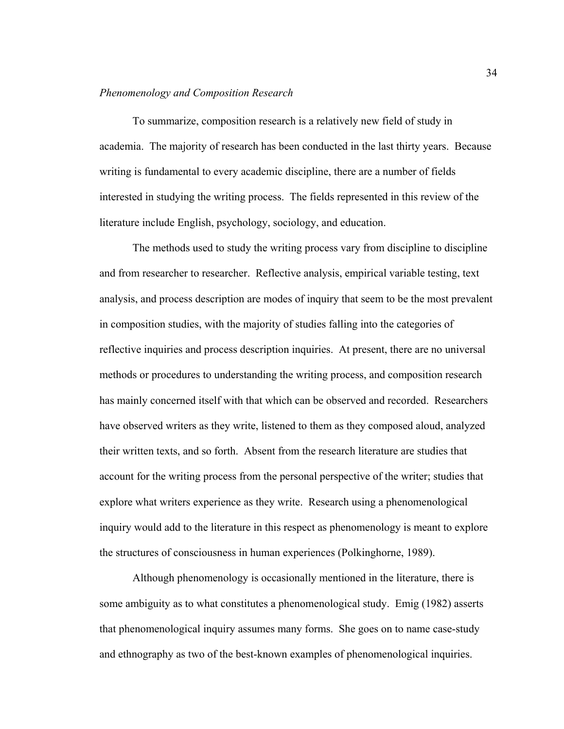*Phenomenology and Composition Research*

To summarize, composition research is a relatively new field of study in academia. The majority of research has been conducted in the last thirty years. Because writing is fundamental to every academic discipline, there are a number of fields interested in studying the writing process. The fields represented in this review of the literature include English, psychology, sociology, and education.

The methods used to study the writing process vary from discipline to discipline and from researcher to researcher. Reflective analysis, empirical variable testing, text analysis, and process description are modes of inquiry that seem to be the most prevalent in composition studies, with the majority of studies falling into the categories of reflective inquiries and process description inquiries. At present, there are no universal methods or procedures to understanding the writing process, and composition research has mainly concerned itself with that which can be observed and recorded. Researchers have observed writers as they write, listened to them as they composed aloud, analyzed their written texts, and so forth. Absent from the research literature are studies that account for the writing process from the personal perspective of the writer; studies that explore what writers experience as they write. Research using a phenomenological inquiry would add to the literature in this respect as phenomenology is meant to explore the structures of consciousness in human experiences (Polkinghorne, 1989).

Although phenomenology is occasionally mentioned in the literature, there is some ambiguity as to what constitutes a phenomenological study. Emig (1982) asserts that phenomenological inquiry assumes many forms. She goes on to name case-study and ethnography as two of the best-known examples of phenomenological inquiries.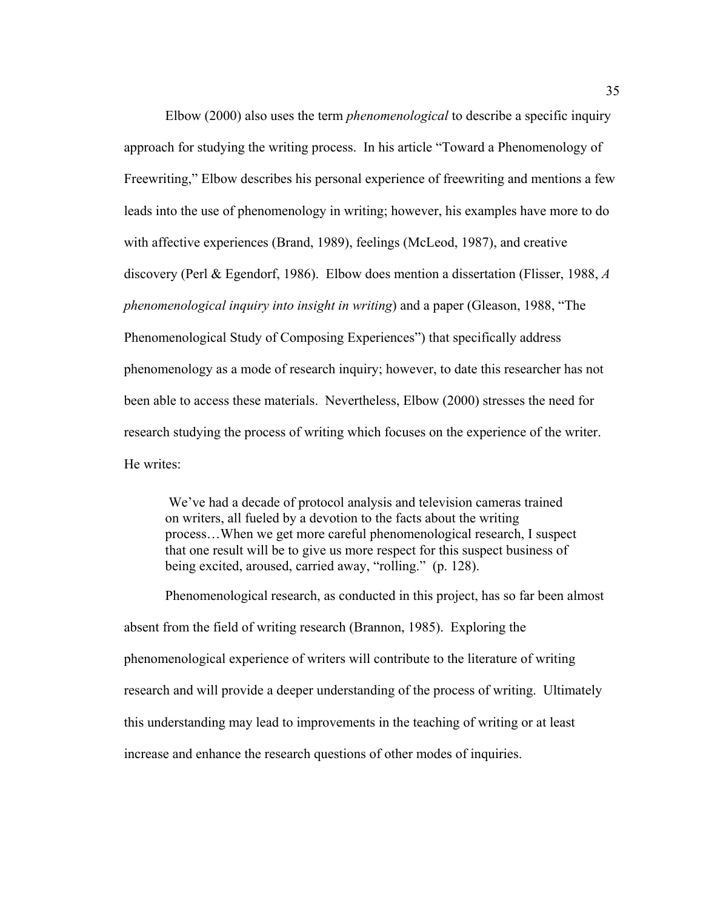Elbow (2000) also uses the term *phenomenological* to describe a specific inquiry approach for studying the writing process. In his article "Toward a Phenomenology of Freewriting," Elbow describes his personal experience of freewriting and mentions a few leads into the use of phenomenology in writing; however, his examples have more to do with affective experiences (Brand, 1989), feelings (McLeod, 1987), and creative discovery (Perl & Egendorf, 1986). Elbow does mention a dissertation (Flisser, 1988, *A phenomenological inquiry into insight in writing*) and a paper (Gleason, 1988, "The Phenomenological Study of Composing Experiences") that specifically address phenomenology as a mode of research inquiry; however, to date this researcher has not been able to access these materials. Nevertheless, Elbow (2000) stresses the need for research studying the process of writing which focuses on the experience of the writer. He writes:

> We've had a decade of protocol analysis and television cameras trained on writers, all fueled by a devotion to the facts about the writing process…When we get more careful phenomenological research, I suspect that one result will be to give us more respect for this suspect business of being excited, aroused, carried away, "rolling." (p. 128).

Phenomenological research, as conducted in this project, has so far been almost absent from the field of writing research (Brannon, 1985). Exploring the phenomenological experience of writers will contribute to the literature of writing research and will provide a deeper understanding of the process of writing. Ultimately this understanding may lead to improvements in the teaching of writing or at least increase and enhance the research questions of other modes of inquiries.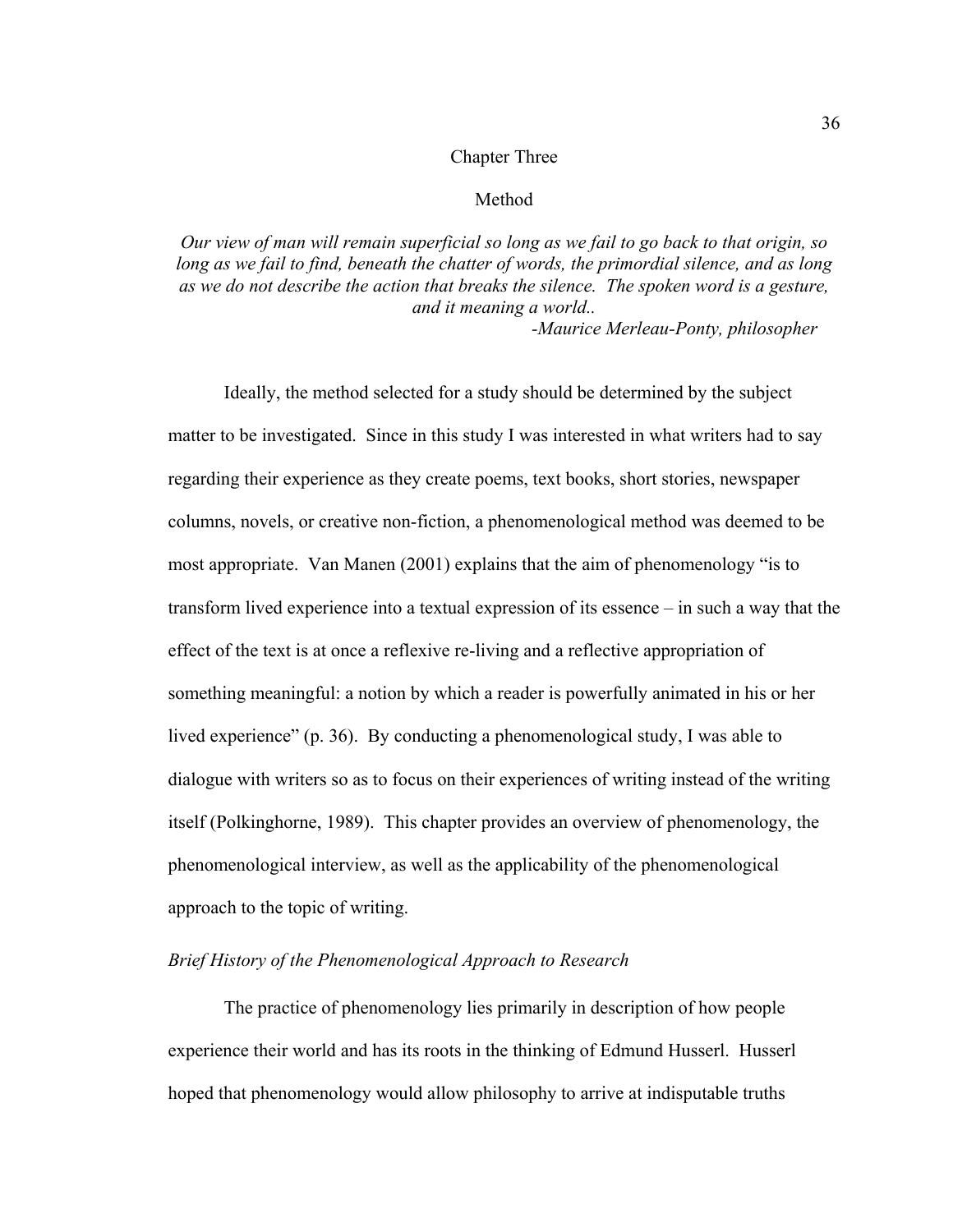# Chapter Three

## Method

*Our view of man will remain superficial so long as we fail to go back to that origin, so long as we fail to find, beneath the chatter of words, the primordial silence, and as long as we do not describe the action that breaks the silence. The spoken word is a gesture, and it meaning a world..*

*-Maurice Merleau-Ponty, philosopher*

Ideally, the method selected for a study should be determined by the subject matter to be investigated. Since in this study I was interested in what writers had to say regarding their experience as they create poems, text books, short stories, newspaper columns, novels, or creative non-fiction, a phenomenological method was deemed to be most appropriate. Van Manen (2001) explains that the aim of phenomenology "is to transform lived experience into a textual expression of its essence – in such a way that the effect of the text is at once a reflexive re-living and a reflective appropriation of something meaningful: a notion by which a reader is powerfully animated in his or her lived experience" (p. 36). By conducting a phenomenological study, I was able to dialogue with writers so as to focus on their experiences of writing instead of the writing itself (Polkinghorne, 1989). This chapter provides an overview of phenomenology, the phenomenological interview, as well as the applicability of the phenomenological approach to the topic of writing.

### *Brief History of the Phenomenological Approach to Research*

The practice of phenomenology lies primarily in description of how people experience their world and has its roots in the thinking of Edmund Husserl. Husserl hoped that phenomenology would allow philosophy to arrive at indisputable truths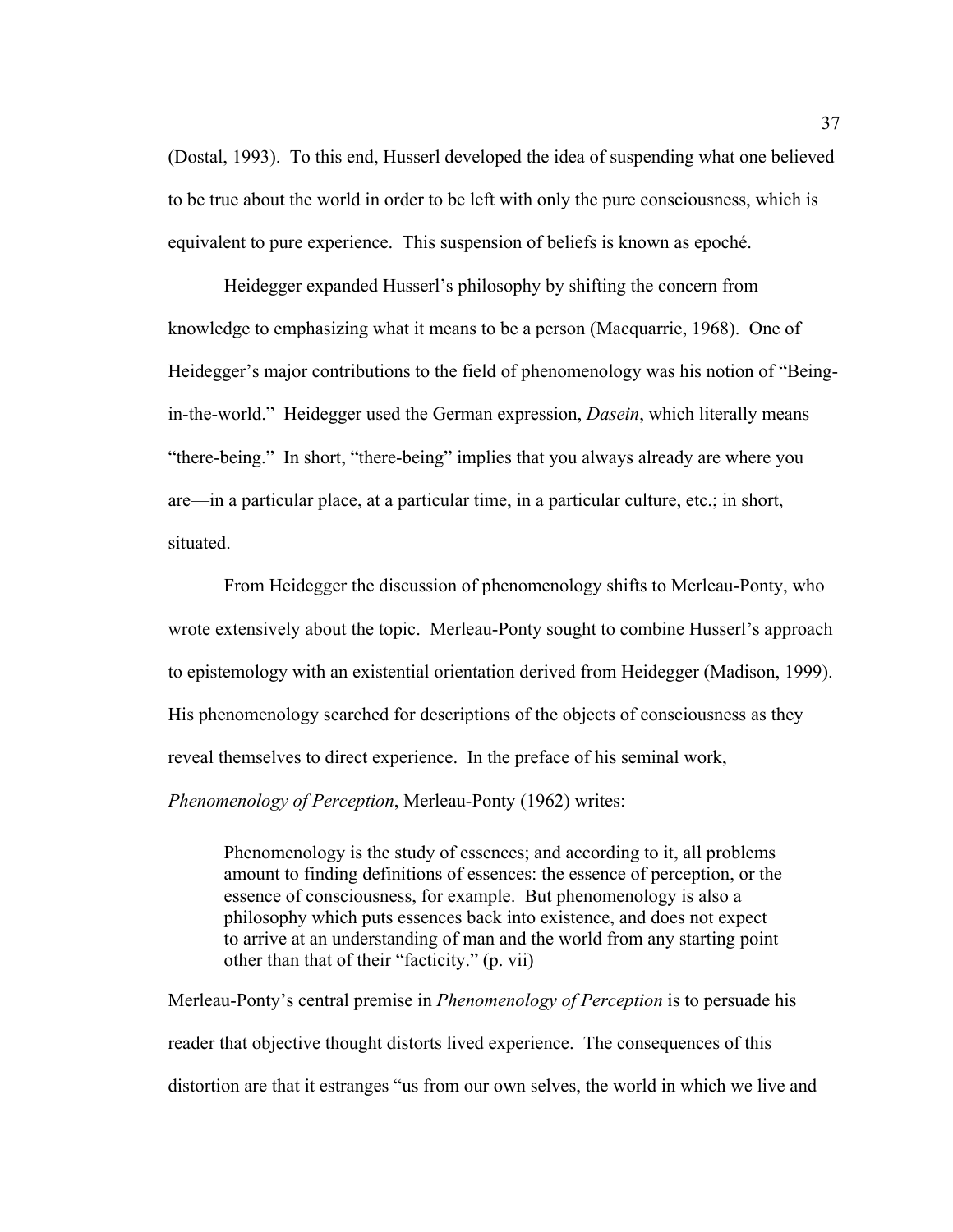(Dostal, 1993). To this end, Husserl developed the idea of suspending what one believed to be true about the world in order to be left with only the pure consciousness, which is equivalent to pure experience. This suspension of beliefs is known as epoché.

Heidegger expanded Husserl's philosophy by shifting the concern from knowledge to emphasizing what it means to be a person (Macquarrie, 1968). One of Heidegger's major contributions to the field of phenomenology was his notion of "Being-in-the-world." Heidegger used the German expression, *Dasein*, which literally means "there-being." In short, "there-being" implies that you always already are where you are—in a particular place, at a particular time, in a particular culture, etc.; in short, situated.

From Heidegger the discussion of phenomenology shifts to Merleau-Ponty, who wrote extensively about the topic. Merleau-Ponty sought to combine Husserl's approach to epistemology with an existential orientation derived from Heidegger (Madison, 1999). His phenomenology searched for descriptions of the objects of consciousness as they reveal themselves to direct experience. In the preface of his seminal work, *Phenomenology of Perception*, Merleau-Ponty (1962) writes:

> Phenomenology is the study of essences; and according to it, all problems amount to finding definitions of essences: the essence of perception, or the essence of consciousness, for example. But phenomenology is also a philosophy which puts essences back into existence, and does not expect to arrive at an understanding of man and the world from any starting point other than that of their "facticity." (p. vii)

Merleau-Ponty's central premise in *Phenomenology of Perception* is to persuade his reader that objective thought distorts lived experience. The consequences of this distortion are that it estranges "us from our own selves, the world in which we live and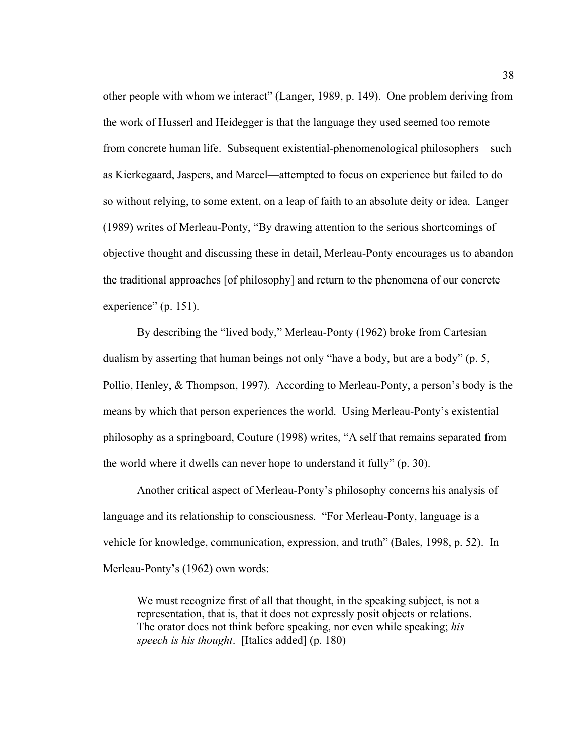other people with whom we interact" (Langer, 1989, p. 149). One problem deriving from the work of Husserl and Heidegger is that the language they used seemed too remote from concrete human life. Subsequent existential-phenomenological philosophers—such as Kierkegaard, Jaspers, and Marcel—attempted to focus on experience but failed to do so without relying, to some extent, on a leap of faith to an absolute deity or idea. Langer (1989) writes of Merleau-Ponty, "By drawing attention to the serious shortcomings of objective thought and discussing these in detail, Merleau-Ponty encourages us to abandon the traditional approaches [of philosophy] and return to the phenomena of our concrete experience" (p. 151).

By describing the "lived body," Merleau-Ponty (1962) broke from Cartesian dualism by asserting that human beings not only "have a body, but are a body" (p. 5, Pollio, Henley, & Thompson, 1997). According to Merleau-Ponty, a person's body is the means by which that person experiences the world. Using Merleau-Ponty's existential philosophy as a springboard, Couture (1998) writes, "A self that remains separated from the world where it dwells can never hope to understand it fully" (p. 30).

Another critical aspect of Merleau-Ponty's philosophy concerns his analysis of language and its relationship to consciousness. "For Merleau-Ponty, language is a vehicle for knowledge, communication, expression, and truth" (Bales, 1998, p. 52). In Merleau-Ponty's (1962) own words:

> We must recognize first of all that thought, in the speaking subject, is not a representation, that is, that it does not expressly posit objects or relations. The orator does not think before speaking, nor even while speaking; *his speech is his thought*. [Italics added] (p. 180)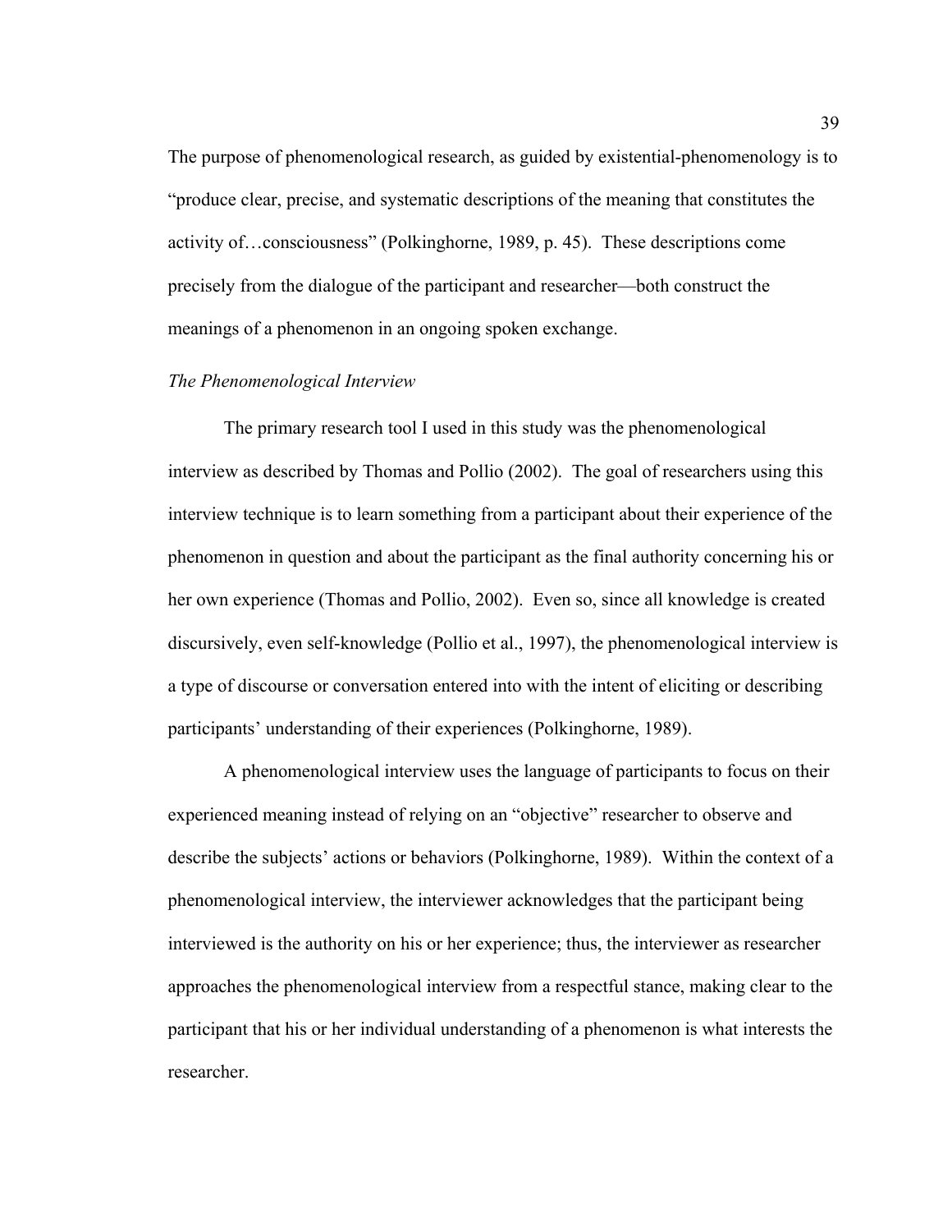The purpose of phenomenological research, as guided by existential-phenomenology is to "produce clear, precise, and systematic descriptions of the meaning that constitutes the activity of…consciousness" (Polkinghorne, 1989, p. 45). These descriptions come precisely from the dialogue of the participant and researcher—both construct the meanings of a phenomenon in an ongoing spoken exchange.

*The Phenomenological Interview*

The primary research tool I used in this study was the phenomenological interview as described by Thomas and Pollio (2002). The goal of researchers using this interview technique is to learn something from a participant about their experience of the phenomenon in question and about the participant as the final authority concerning his or her own experience (Thomas and Pollio, 2002). Even so, since all knowledge is created discursively, even self-knowledge (Pollio et al., 1997), the phenomenological interview is a type of discourse or conversation entered into with the intent of eliciting or describing participants' understanding of their experiences (Polkinghorne, 1989).

A phenomenological interview uses the language of participants to focus on their experienced meaning instead of relying on an "objective" researcher to observe and describe the subjects' actions or behaviors (Polkinghorne, 1989). Within the context of a phenomenological interview, the interviewer acknowledges that the participant being interviewed is the authority on his or her experience; thus, the interviewer as researcher approaches the phenomenological interview from a respectful stance, making clear to the participant that his or her individual understanding of a phenomenon is what interests the researcher.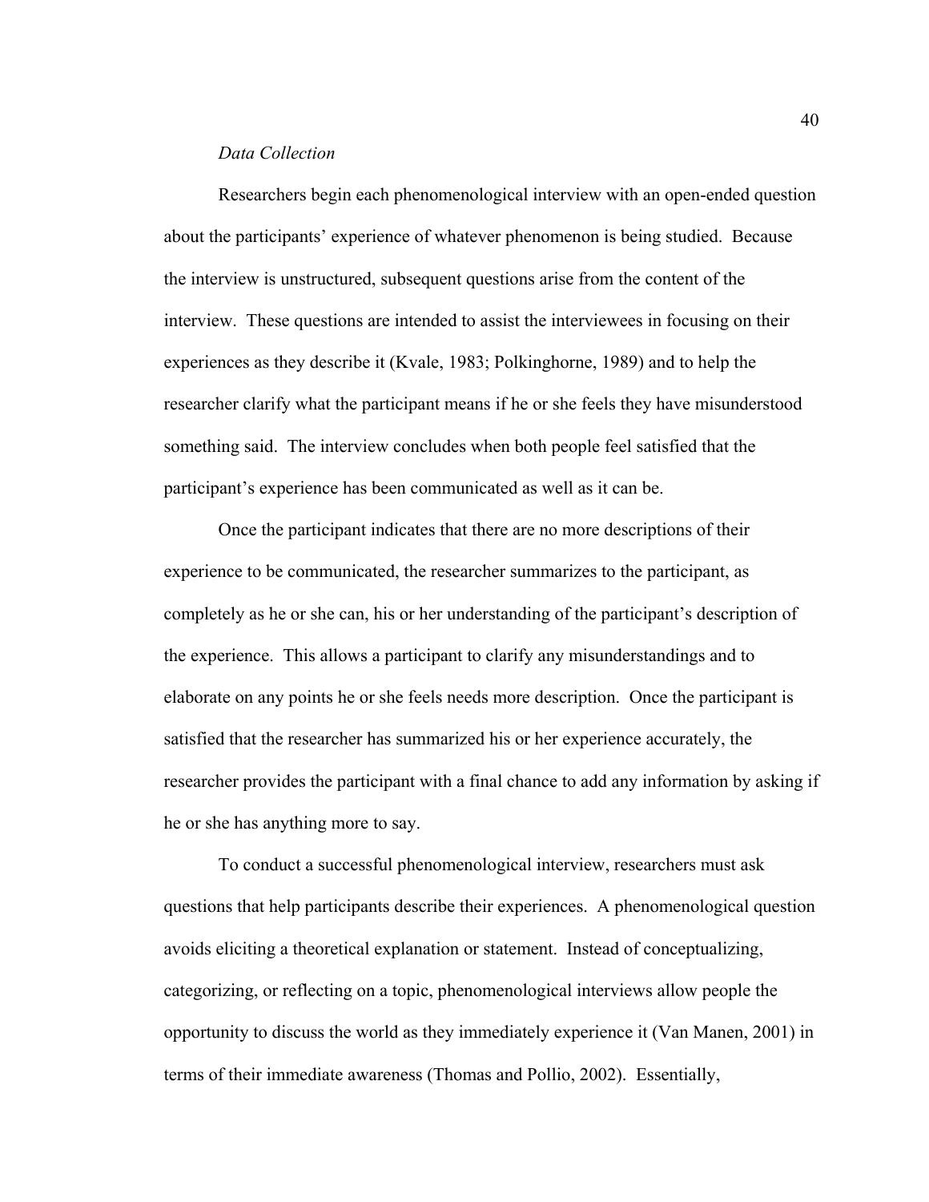*Data Collection*

Researchers begin each phenomenological interview with an open-ended question about the participants' experience of whatever phenomenon is being studied. Because the interview is unstructured, subsequent questions arise from the content of the interview. These questions are intended to assist the interviewees in focusing on their experiences as they describe it (Kvale, 1983; Polkinghorne, 1989) and to help the researcher clarify what the participant means if he or she feels they have misunderstood something said. The interview concludes when both people feel satisfied that the participant's experience has been communicated as well as it can be.

Once the participant indicates that there are no more descriptions of their experience to be communicated, the researcher summarizes to the participant, as completely as he or she can, his or her understanding of the participant's description of the experience. This allows a participant to clarify any misunderstandings and to elaborate on any points he or she feels needs more description. Once the participant is satisfied that the researcher has summarized his or her experience accurately, the researcher provides the participant with a final chance to add any information by asking if he or she has anything more to say.

To conduct a successful phenomenological interview, researchers must ask questions that help participants describe their experiences. A phenomenological question avoids eliciting a theoretical explanation or statement. Instead of conceptualizing, categorizing, or reflecting on a topic, phenomenological interviews allow people the opportunity to discuss the world as they immediately experience it (Van Manen, 2001) in terms of their immediate awareness (Thomas and Pollio, 2002). Essentially,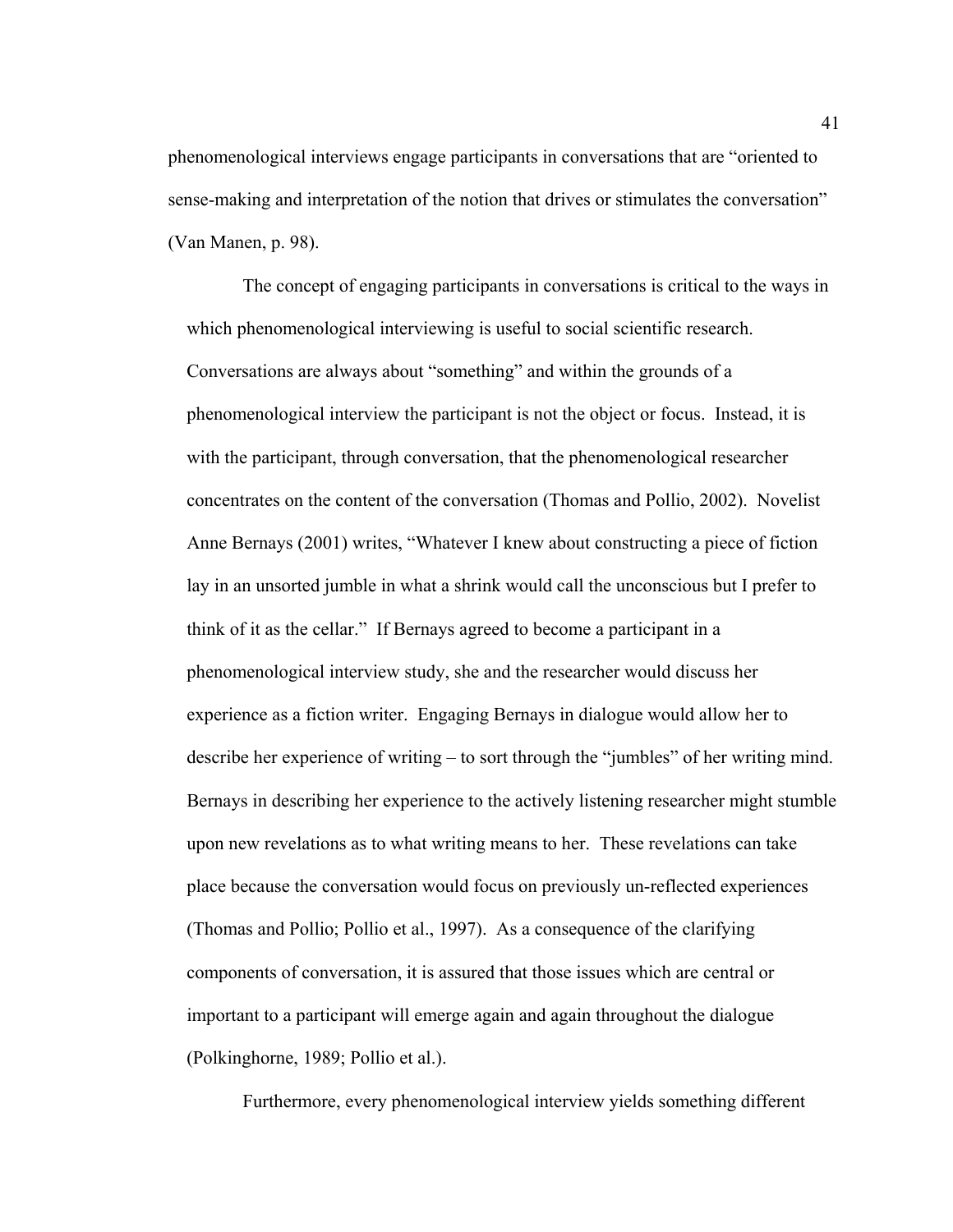phenomenological interviews engage participants in conversations that are "oriented to sense-making and interpretation of the notion that drives or stimulates the conversation" (Van Manen, p. 98).

The concept of engaging participants in conversations is critical to the ways in which phenomenological interviewing is useful to social scientific research. Conversations are always about "something" and within the grounds of a phenomenological interview the participant is not the object or focus. Instead, it is with the participant, through conversation, that the phenomenological researcher concentrates on the content of the conversation (Thomas and Pollio, 2002). Novelist Anne Bernays (2001) writes, "Whatever I knew about constructing a piece of fiction lay in an unsorted jumble in what a shrink would call the unconscious but I prefer to think of it as the cellar." If Bernays agreed to become a participant in a phenomenological interview study, she and the researcher would discuss her experience as a fiction writer. Engaging Bernays in dialogue would allow her to describe her experience of writing – to sort through the "jumbles" of her writing mind. Bernays in describing her experience to the actively listening researcher might stumble upon new revelations as to what writing means to her. These revelations can take place because the conversation would focus on previously un-reflected experiences (Thomas and Pollio; Pollio et al., 1997). As a consequence of the clarifying components of conversation, it is assured that those issues which are central or important to a participant will emerge again and again throughout the dialogue (Polkinghorne, 1989; Pollio et al.).

Furthermore, every phenomenological interview yields something different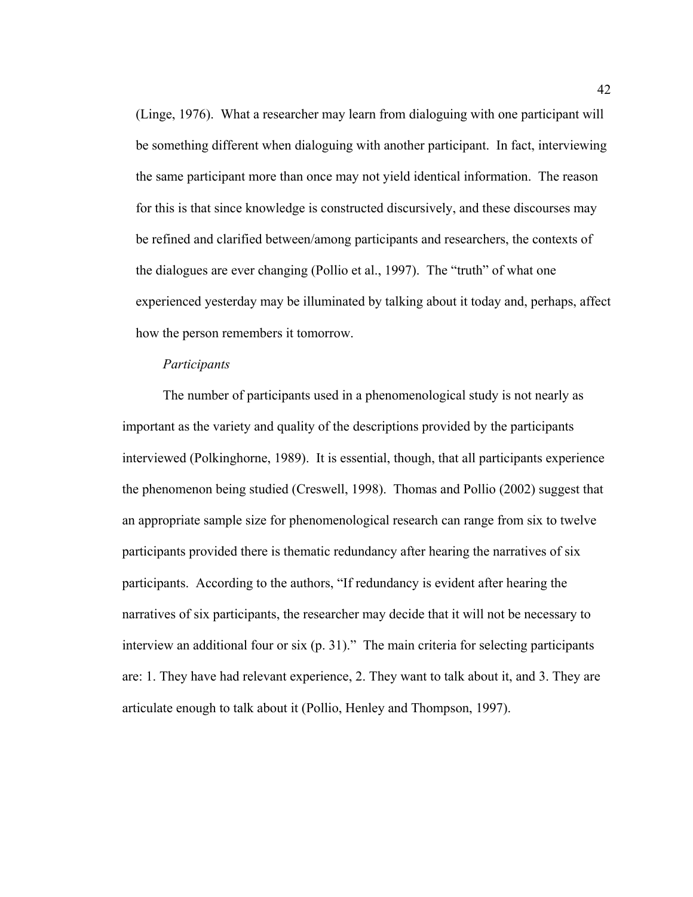(Linge, 1976). What a researcher may learn from dialoguing with one participant will be something different when dialoguing with another participant. In fact, interviewing the same participant more than once may not yield identical information. The reason for this is that since knowledge is constructed discursively, and these discourses may be refined and clarified between/among participants and researchers, the contexts of the dialogues are ever changing (Pollio et al., 1997). The "truth" of what one experienced yesterday may be illuminated by talking about it today and, perhaps, affect how the person remembers it tomorrow.

*Participants*

The number of participants used in a phenomenological study is not nearly as important as the variety and quality of the descriptions provided by the participants interviewed (Polkinghorne, 1989). It is essential, though, that all participants experience the phenomenon being studied (Creswell, 1998). Thomas and Pollio (2002) suggest that an appropriate sample size for phenomenological research can range from six to twelve participants provided there is thematic redundancy after hearing the narratives of six participants. According to the authors, "If redundancy is evident after hearing the narratives of six participants, the researcher may decide that it will not be necessary to interview an additional four or six (p. 31)." The main criteria for selecting participants are: 1. They have had relevant experience, 2. They want to talk about it, and 3. They are articulate enough to talk about it (Pollio, Henley and Thompson, 1997).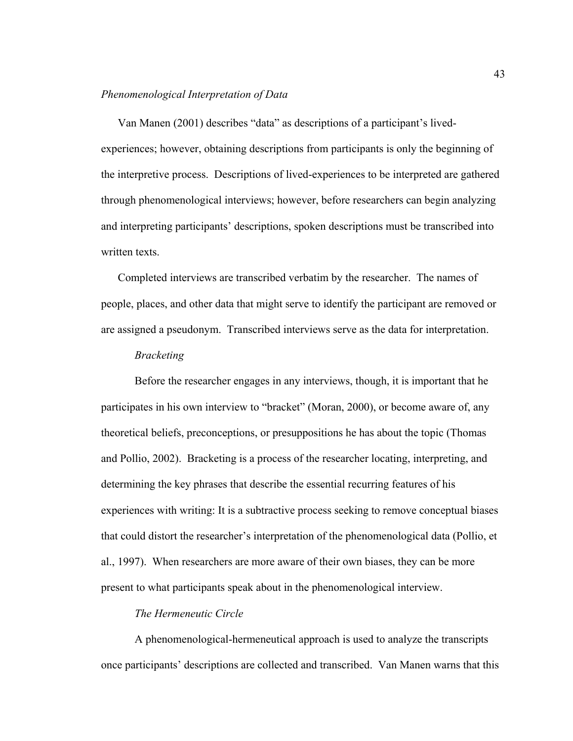*Phenomenological Interpretation of Data*

Van Manen (2001) describes "data" as descriptions of a participant's lived-experiences; however, obtaining descriptions from participants is only the beginning of the interpretive process. Descriptions of lived-experiences to be interpreted are gathered through phenomenological interviews; however, before researchers can begin analyzing and interpreting participants' descriptions, spoken descriptions must be transcribed into written texts.

Completed interviews are transcribed verbatim by the researcher. The names of people, places, and other data that might serve to identify the participant are removed or are assigned a pseudonym. Transcribed interviews serve as the data for interpretation.

*Bracketing*

Before the researcher engages in any interviews, though, it is important that he participates in his own interview to "bracket" (Moran, 2000), or become aware of, any theoretical beliefs, preconceptions, or presuppositions he has about the topic (Thomas and Pollio, 2002). Bracketing is a process of the researcher locating, interpreting, and determining the key phrases that describe the essential recurring features of his experiences with writing: It is a subtractive process seeking to remove conceptual biases that could distort the researcher's interpretation of the phenomenological data (Pollio, et al., 1997). When researchers are more aware of their own biases, they can be more present to what participants speak about in the phenomenological interview.

*The Hermeneutic Circle*

A phenomenological-hermeneutical approach is used to analyze the transcripts once participants' descriptions are collected and transcribed. Van Manen warns that this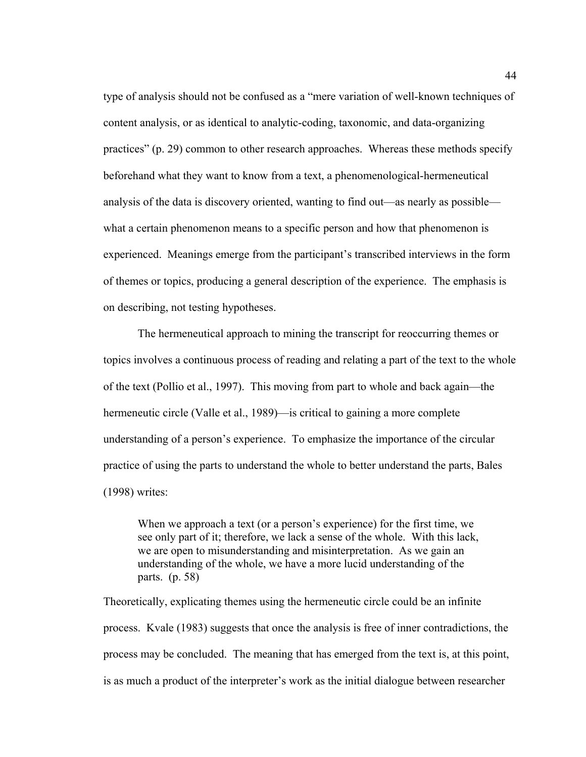type of analysis should not be confused as a "mere variation of well-known techniques of content analysis, or as identical to analytic-coding, taxonomic, and data-organizing practices" (p. 29) common to other research approaches. Whereas these methods specify beforehand what they want to know from a text, a phenomenological-hermeneutical analysis of the data is discovery oriented, wanting to find out—as nearly as possible—what a certain phenomenon means to a specific person and how that phenomenon is experienced. Meanings emerge from the participant's transcribed interviews in the form of themes or topics, producing a general description of the experience. The emphasis is on describing, not testing hypotheses.

The hermeneutical approach to mining the transcript for reoccurring themes or topics involves a continuous process of reading and relating a part of the text to the whole of the text (Pollio et al., 1997). This moving from part to whole and back again—the hermeneutic circle (Valle et al., 1989)—is critical to gaining a more complete understanding of a person's experience. To emphasize the importance of the circular practice of using the parts to understand the whole to better understand the parts, Bales (1998) writes:

> When we approach a text (or a person's experience) for the first time, we see only part of it; therefore, we lack a sense of the whole. With this lack, we are open to misunderstanding and misinterpretation. As we gain an understanding of the whole, we have a more lucid understanding of the parts. (p. 58)

Theoretically, explicating themes using the hermeneutic circle could be an infinite process. Kvale (1983) suggests that once the analysis is free of inner contradictions, the process may be concluded. The meaning that has emerged from the text is, at this point, is as much a product of the interpreter's work as the initial dialogue between researcher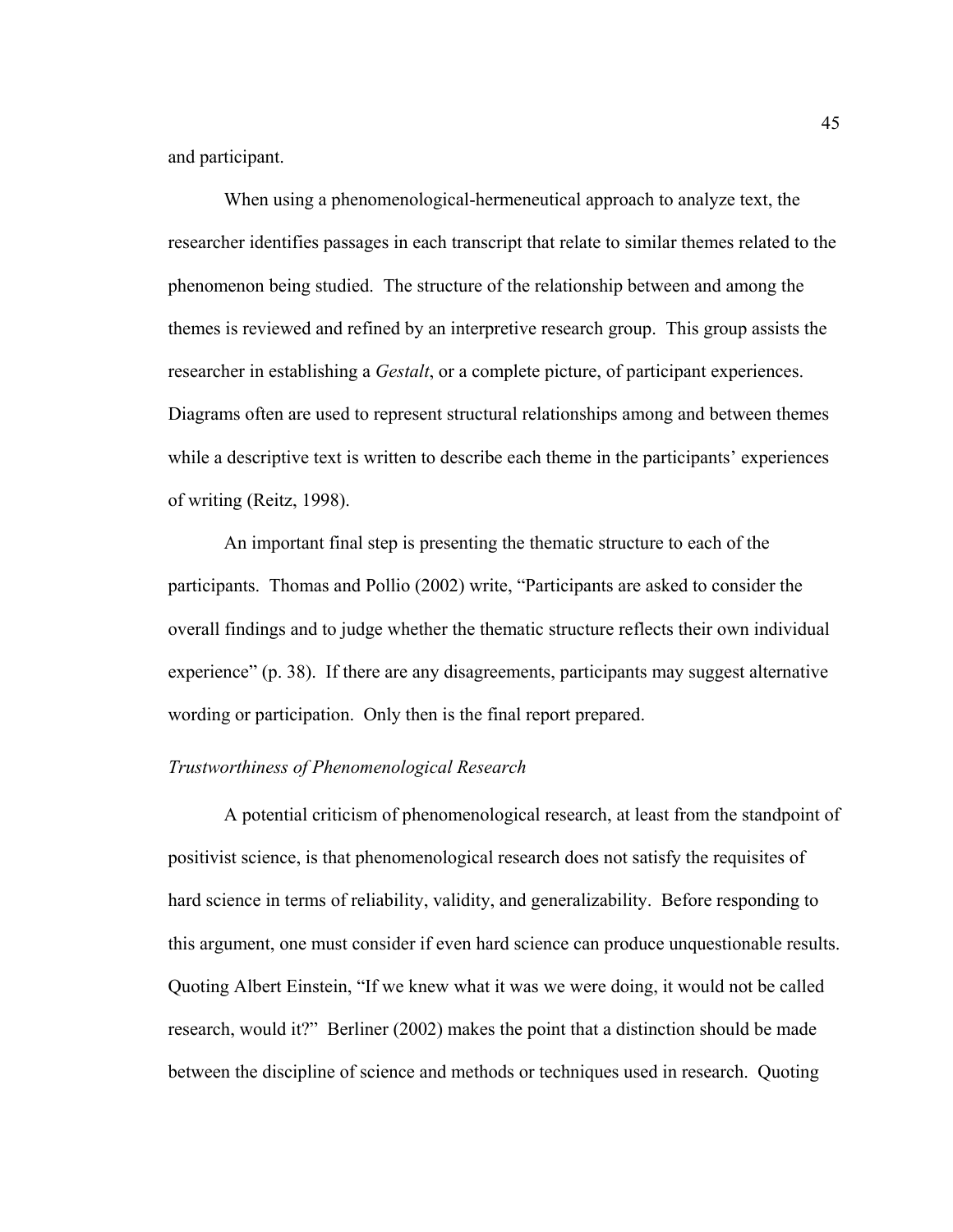and participant.

When using a phenomenological-hermeneutical approach to analyze text, the researcher identifies passages in each transcript that relate to similar themes related to the phenomenon being studied. The structure of the relationship between and among the themes is reviewed and refined by an interpretive research group. This group assists the researcher in establishing a *Gestalt*, or a complete picture, of participant experiences. Diagrams often are used to represent structural relationships among and between themes while a descriptive text is written to describe each theme in the participants' experiences of writing (Reitz, 1998).

An important final step is presenting the thematic structure to each of the participants. Thomas and Pollio (2002) write, "Participants are asked to consider the overall findings and to judge whether the thematic structure reflects their own individual experience" (p. 38). If there are any disagreements, participants may suggest alternative wording or participation. Only then is the final report prepared.

### *Trustworthiness of Phenomenological Research*

A potential criticism of phenomenological research, at least from the standpoint of positivist science, is that phenomenological research does not satisfy the requisites of hard science in terms of reliability, validity, and generalizability. Before responding to this argument, one must consider if even hard science can produce unquestionable results. Quoting Albert Einstein, "If we knew what it was we were doing, it would not be called research, would it?" Berliner (2002) makes the point that a distinction should be made between the discipline of science and methods or techniques used in research. Quoting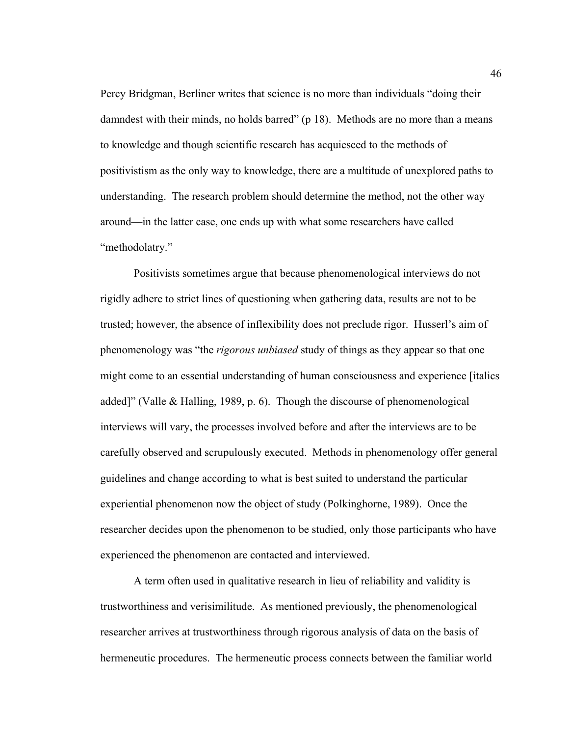Percy Bridgman, Berliner writes that science is no more than individuals "doing their damndest with their minds, no holds barred" (p 18). Methods are no more than a means to knowledge and though scientific research has acquiesced to the methods of positivistism as the only way to knowledge, there are a multitude of unexplored paths to understanding. The research problem should determine the method, not the other way around—in the latter case, one ends up with what some researchers have called "methodolatry."

Positivists sometimes argue that because phenomenological interviews do not rigidly adhere to strict lines of questioning when gathering data, results are not to be trusted; however, the absence of inflexibility does not preclude rigor. Husserl's aim of phenomenology was "the *rigorous unbiased* study of things as they appear so that one might come to an essential understanding of human consciousness and experience [italics added]" (Valle & Halling, 1989, p. 6). Though the discourse of phenomenological interviews will vary, the processes involved before and after the interviews are to be carefully observed and scrupulously executed. Methods in phenomenology offer general guidelines and change according to what is best suited to understand the particular experiential phenomenon now the object of study (Polkinghorne, 1989). Once the researcher decides upon the phenomenon to be studied, only those participants who have experienced the phenomenon are contacted and interviewed.

A term often used in qualitative research in lieu of reliability and validity is trustworthiness and verisimilitude. As mentioned previously, the phenomenological researcher arrives at trustworthiness through rigorous analysis of data on the basis of hermeneutic procedures. The hermeneutic process connects between the familiar world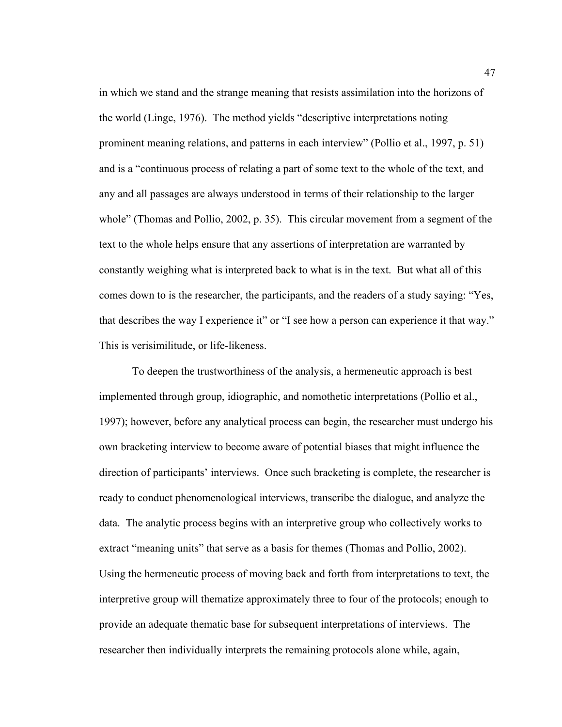in which we stand and the strange meaning that resists assimilation into the horizons of the world (Linge, 1976). The method yields "descriptive interpretations noting prominent meaning relations, and patterns in each interview" (Pollio et al., 1997, p. 51) and is a "continuous process of relating a part of some text to the whole of the text, and any and all passages are always understood in terms of their relationship to the larger whole" (Thomas and Pollio, 2002, p. 35). This circular movement from a segment of the text to the whole helps ensure that any assertions of interpretation are warranted by constantly weighing what is interpreted back to what is in the text. But what all of this comes down to is the researcher, the participants, and the readers of a study saying: "Yes, that describes the way I experience it" or "I see how a person can experience it that way." This is verisimilitude, or life-likeness.

To deepen the trustworthiness of the analysis, a hermeneutic approach is best implemented through group, idiographic, and nomothetic interpretations (Pollio et al., 1997); however, before any analytical process can begin, the researcher must undergo his own bracketing interview to become aware of potential biases that might influence the direction of participants' interviews. Once such bracketing is complete, the researcher is ready to conduct phenomenological interviews, transcribe the dialogue, and analyze the data. The analytic process begins with an interpretive group who collectively works to extract "meaning units" that serve as a basis for themes (Thomas and Pollio, 2002). Using the hermeneutic process of moving back and forth from interpretations to text, the interpretive group will thematize approximately three to four of the protocols; enough to provide an adequate thematic base for subsequent interpretations of interviews. The researcher then individually interprets the remaining protocols alone while, again,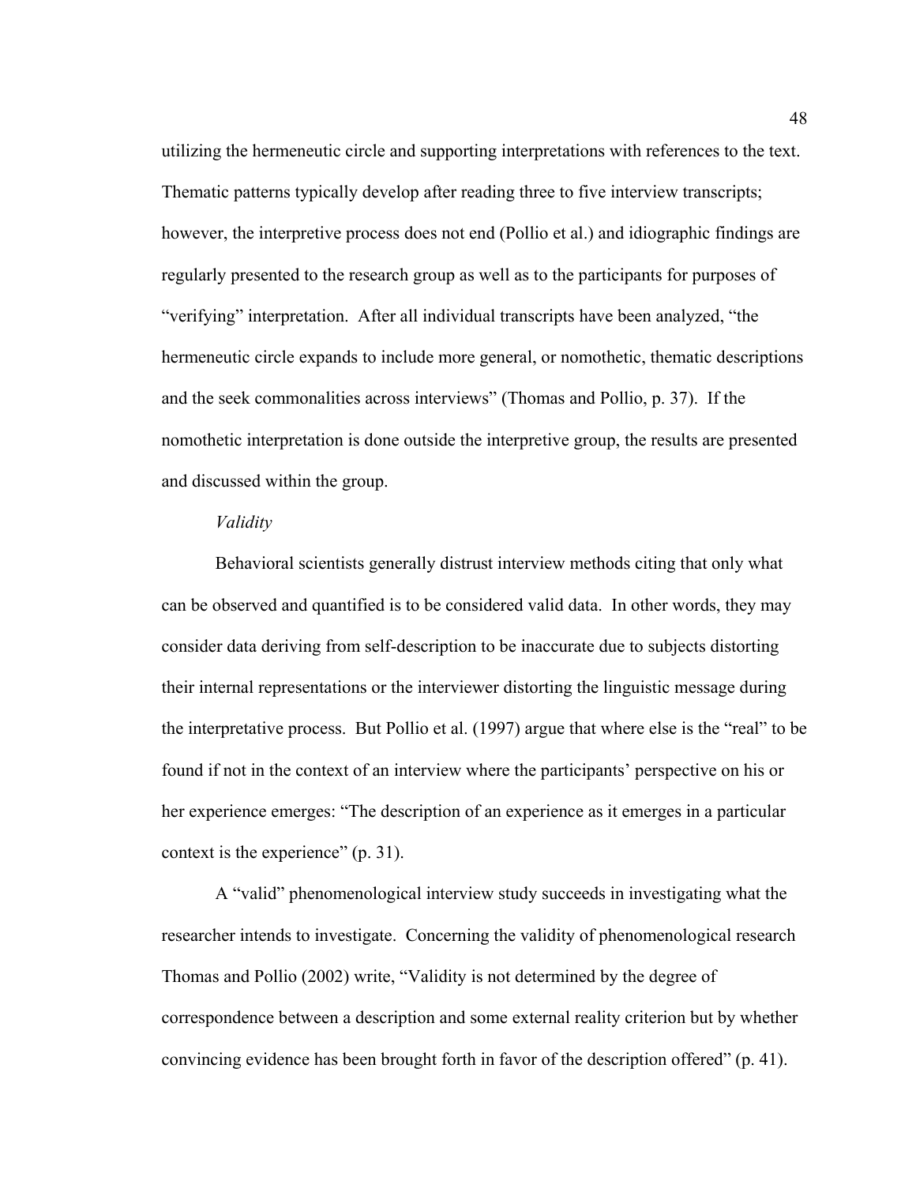utilizing the hermeneutic circle and supporting interpretations with references to the text. Thematic patterns typically develop after reading three to five interview transcripts; however, the interpretive process does not end (Pollio et al.) and idiographic findings are regularly presented to the research group as well as to the participants for purposes of "verifying" interpretation. After all individual transcripts have been analyzed, "the hermeneutic circle expands to include more general, or nomothetic, thematic descriptions and the seek commonalities across interviews" (Thomas and Pollio, p. 37). If the nomothetic interpretation is done outside the interpretive group, the results are presented and discussed within the group.

*Validity*

Behavioral scientists generally distrust interview methods citing that only what can be observed and quantified is to be considered valid data. In other words, they may consider data deriving from self-description to be inaccurate due to subjects distorting their internal representations or the interviewer distorting the linguistic message during the interpretative process. But Pollio et al. (1997) argue that where else is the "real" to be found if not in the context of an interview where the participants' perspective on his or her experience emerges: "The description of an experience as it emerges in a particular context is the experience" (p. 31).

A "valid" phenomenological interview study succeeds in investigating what the researcher intends to investigate. Concerning the validity of phenomenological research Thomas and Pollio (2002) write, "Validity is not determined by the degree of correspondence between a description and some external reality criterion but by whether convincing evidence has been brought forth in favor of the description offered" (p. 41).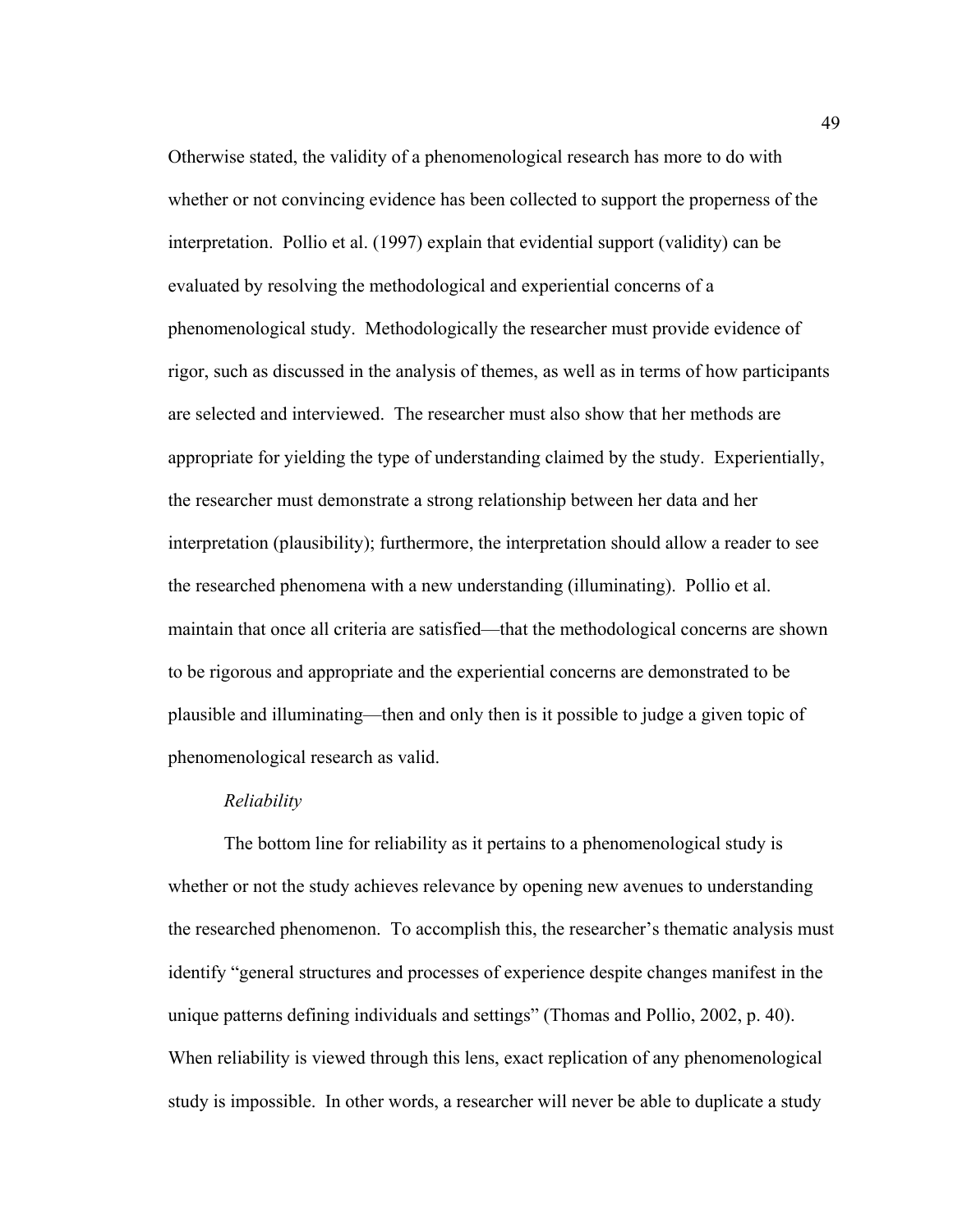Otherwise stated, the validity of a phenomenological research has more to do with whether or not convincing evidence has been collected to support the properness of the interpretation. Pollio et al. (1997) explain that evidential support (validity) can be evaluated by resolving the methodological and experiential concerns of a phenomenological study. Methodologically the researcher must provide evidence of rigor, such as discussed in the analysis of themes, as well as in terms of how participants are selected and interviewed. The researcher must also show that her methods are appropriate for yielding the type of understanding claimed by the study. Experientially, the researcher must demonstrate a strong relationship between her data and her interpretation (plausibility); furthermore, the interpretation should allow a reader to see the researched phenomena with a new understanding (illuminating). Pollio et al. maintain that once all criteria are satisfied—that the methodological concerns are shown to be rigorous and appropriate and the experiential concerns are demonstrated to be plausible and illuminating—then and only then is it possible to judge a given topic of phenomenological research as valid.

*Reliability*

The bottom line for reliability as it pertains to a phenomenological study is whether or not the study achieves relevance by opening new avenues to understanding the researched phenomenon. To accomplish this, the researcher's thematic analysis must identify "general structures and processes of experience despite changes manifest in the unique patterns defining individuals and settings" (Thomas and Pollio, 2002, p. 40). When reliability is viewed through this lens, exact replication of any phenomenological study is impossible. In other words, a researcher will never be able to duplicate a study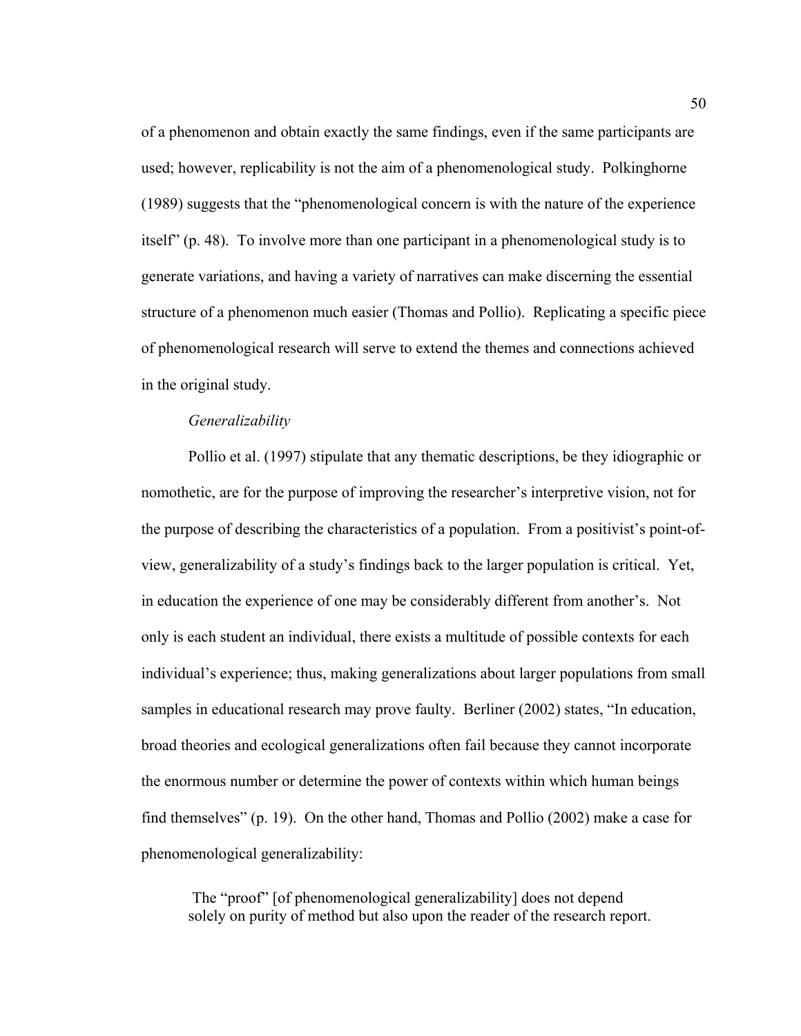of a phenomenon and obtain exactly the same findings, even if the same participants are used; however, replicability is not the aim of a phenomenological study. Polkinghorne (1989) suggests that the "phenomenological concern is with the nature of the experience itself" (p. 48). To involve more than one participant in a phenomenological study is to generate variations, and having a variety of narratives can make discerning the essential structure of a phenomenon much easier (Thomas and Pollio). Replicating a specific piece of phenomenological research will serve to extend the themes and connections achieved in the original study.

*Generalizability*

Pollio et al. (1997) stipulate that any thematic descriptions, be they idiographic or nomothetic, are for the purpose of improving the researcher's interpretive vision, not for the purpose of describing the characteristics of a population. From a positivist's point-of-view, generalizability of a study's findings back to the larger population is critical. Yet, in education the experience of one may be considerably different from another's. Not only is each student an individual, there exists a multitude of possible contexts for each individual's experience; thus, making generalizations about larger populations from small samples in educational research may prove faulty. Berliner (2002) states, "In education, broad theories and ecological generalizations often fail because they cannot incorporate the enormous number or determine the power of contexts within which human beings find themselves" (p. 19). On the other hand, Thomas and Pollio (2002) make a case for phenomenological generalizability:

> The "proof" [of phenomenological generalizability] does not depend solely on purity of method but also upon the reader of the research report.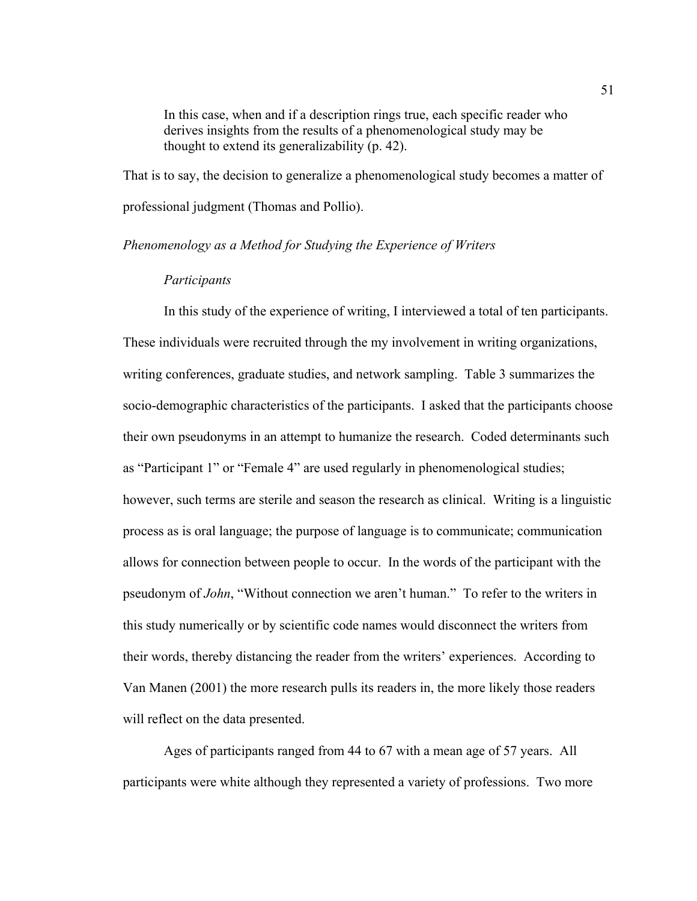> In this case, when and if a description rings true, each specific reader who derives insights from the results of a phenomenological study may be thought to extend its generalizability (p. 42).

That is to say, the decision to generalize a phenomenological study becomes a matter of professional judgment (Thomas and Pollio).

### *Phenomenology as a Method for Studying the Experience of Writers*

#### *Participants*

In this study of the experience of writing, I interviewed a total of ten participants. These individuals were recruited through the my involvement in writing organizations, writing conferences, graduate studies, and network sampling. Table 3 summarizes the socio-demographic characteristics of the participants. I asked that the participants choose their own pseudonyms in an attempt to humanize the research. Coded determinants such as "Participant 1" or "Female 4" are used regularly in phenomenological studies; however, such terms are sterile and season the research as clinical. Writing is a linguistic process as is oral language; the purpose of language is to communicate; communication allows for connection between people to occur. In the words of the participant with the pseudonym of *John*, "Without connection we aren't human." To refer to the writers in this study numerically or by scientific code names would disconnect the writers from their words, thereby distancing the reader from the writers' experiences. According to Van Manen (2001) the more research pulls its readers in, the more likely those readers will reflect on the data presented.

Ages of participants ranged from 44 to 67 with a mean age of 57 years. All participants were white although they represented a variety of professions. Two more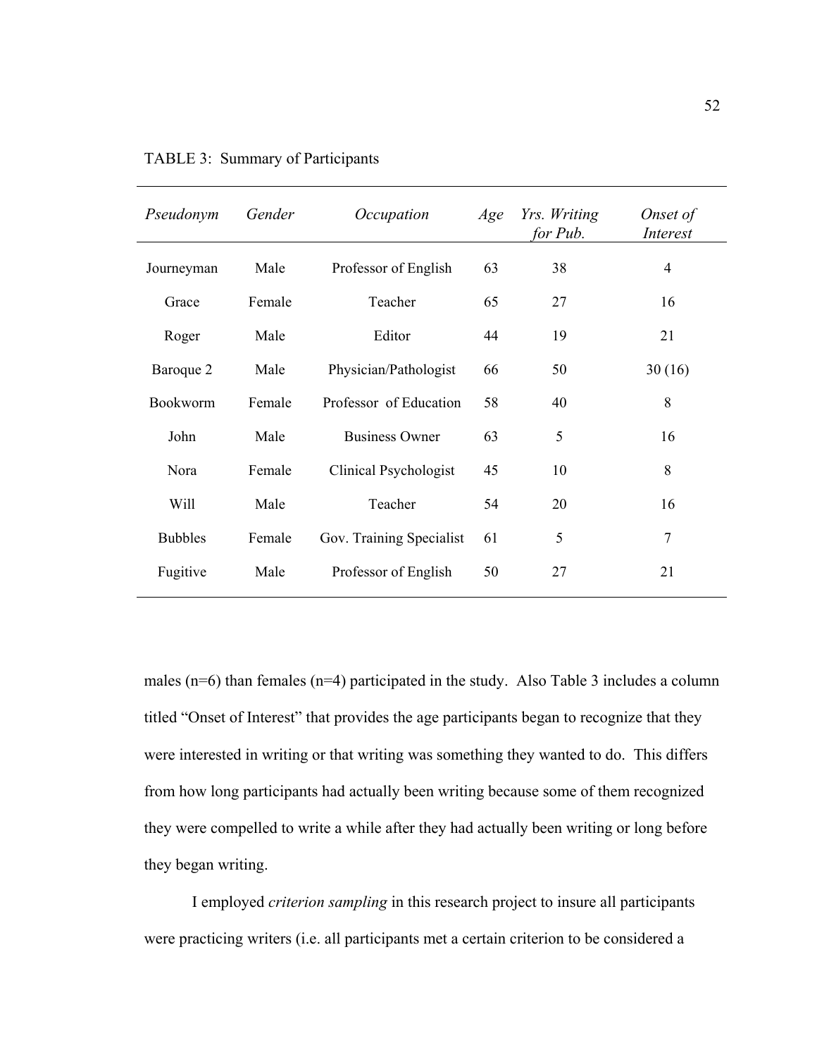TABLE 3: Summary of Participants

| *Pseudonym* | *Gender* | *Occupation* | *Age* | *Yrs. Writing for Pub.* | *Onset of Interest* |
|---|---|---|---|---|---|
| Journeyman | Male | Professor of English | 63 | 38 | 4 |
| Grace | Female | Teacher | 65 | 27 | 16 |
| Roger | Male | Editor | 44 | 19 | 21 |
| Baroque 2 | Male | Physician/Pathologist | 66 | 50 | 30 (16) |
| Bookworm | Female | Professor of Education | 58 | 40 | 8 |
| John | Male | Business Owner | 63 | 5 | 16 |
| Nora | Female | Clinical Psychologist | 45 | 10 | 8 |
| Will | Male | Teacher | 54 | 20 | 16 |
| Bubbles | Female | Gov. Training Specialist | 61 | 5 | 7 |
| Fugitive | Male | Professor of English | 50 | 27 | 21 |

males (n=6) than females (n=4) participated in the study. Also Table 3 includes a column titled "Onset of Interest" that provides the age participants began to recognize that they were interested in writing or that writing was something they wanted to do. This differs from how long participants had actually been writing because some of them recognized they were compelled to write a while after they had actually been writing or long before they began writing.

I employed *criterion sampling* in this research project to insure all participants were practicing writers (i.e. all participants met a certain criterion to be considered a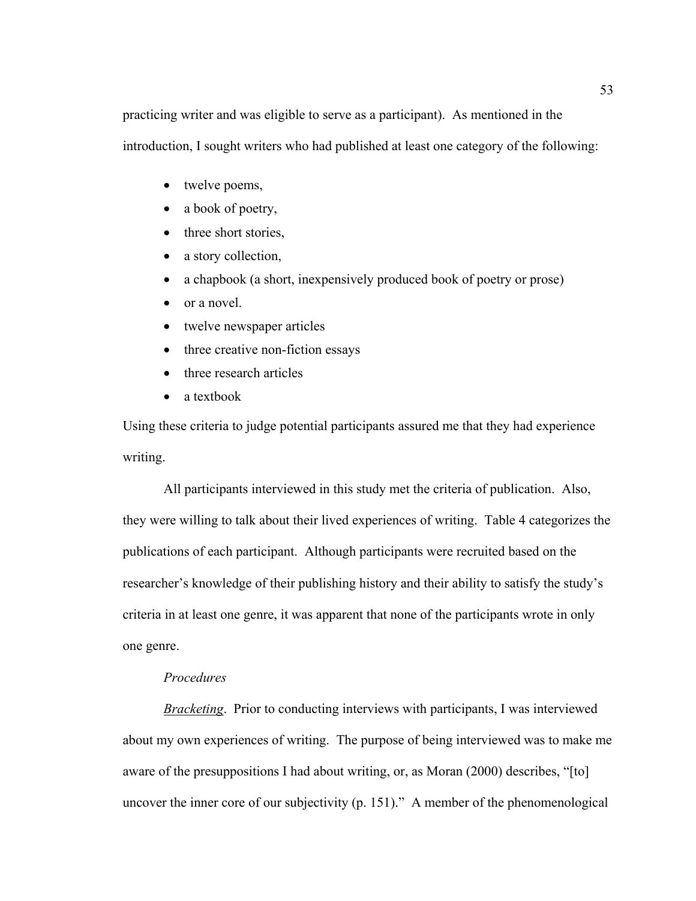practicing writer and was eligible to serve as a participant). As mentioned in the introduction, I sought writers who had published at least one category of the following:

- twelve poems,
- a book of poetry,
- three short stories,
- a story collection,
- a chapbook (a short, inexpensively produced book of poetry or prose)
- or a novel.
- twelve newspaper articles
- three creative non-fiction essays
- three research articles
- a textbook

Using these criteria to judge potential participants assured me that they had experience writing.

All participants interviewed in this study met the criteria of publication. Also, they were willing to talk about their lived experiences of writing. Table 4 categorizes the publications of each participant. Although participants were recruited based on the researcher's knowledge of their publishing history and their ability to satisfy the study's criteria in at least one genre, it was apparent that none of the participants wrote in only one genre.

*Procedures*

_Bracketing_. Prior to conducting interviews with participants, I was interviewed about my own experiences of writing. The purpose of being interviewed was to make me aware of the presuppositions I had about writing, or, as Moran (2000) describes, "[to] uncover the inner core of our subjectivity (p. 151)." A member of the phenomenological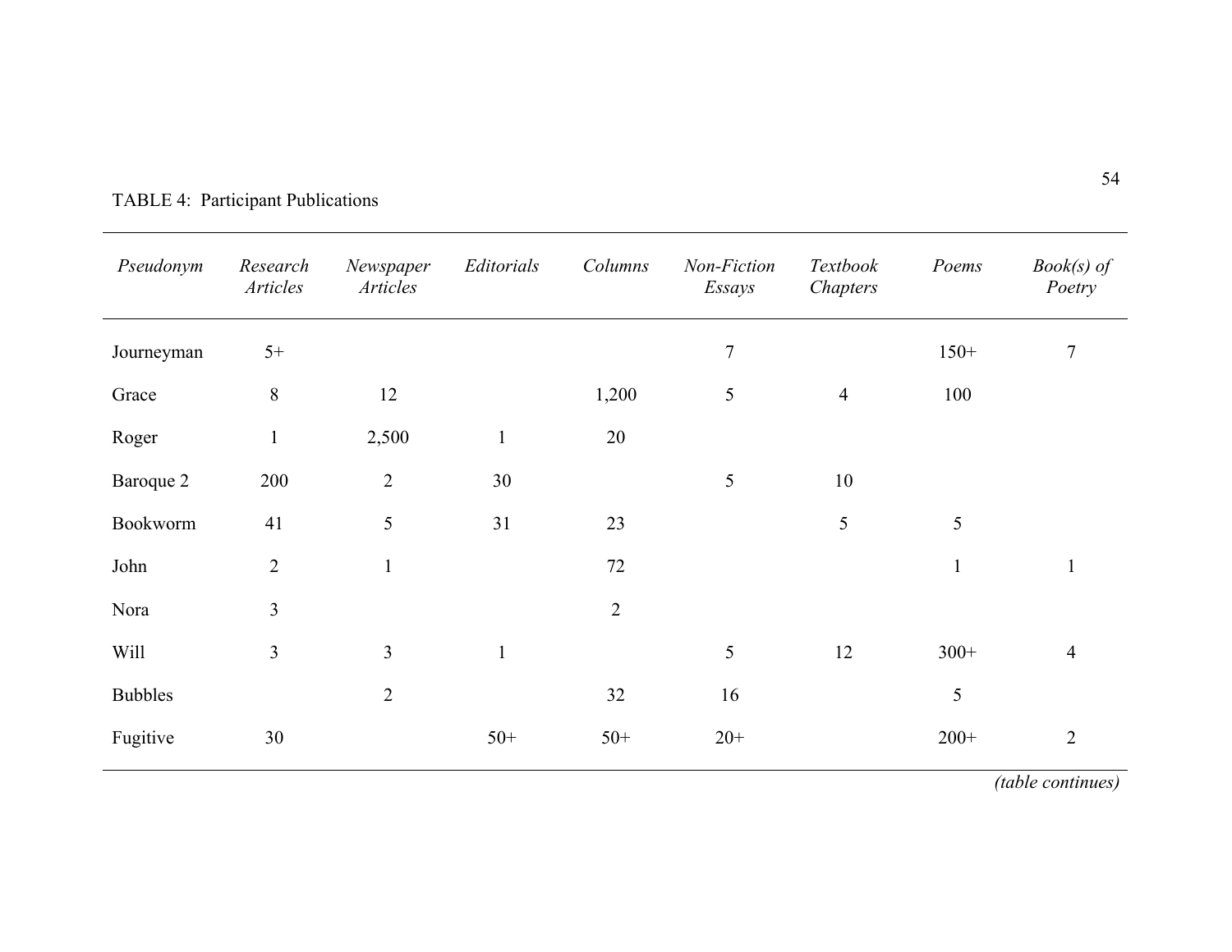TABLE 4: Participant Publications

| *Pseudonym* | *Research Articles* | *Newspaper Articles* | *Editorials* | *Columns* | *Non-Fiction Essays* | *Textbook Chapters* | *Poems* | *Book(s) of Poetry* |
|---|---|---|---|---|---|---|---|---|
| Journeyman | 5+ | | | | 7 | | 150+ | 7 |
| Grace | 8 | 12 | | 1,200 | 5 | 4 | 100 | |
| Roger | 1 | 2,500 | 1 | 20 | | | | |
| Baroque 2 | 200 | 2 | 30 | | 5 | 10 | | |
| Bookworm | 41 | 5 | 31 | 23 | | 5 | 5 | |
| John | 2 | 1 | | 72 | | | 1 | 1 |
| Nora | 3 | | | 2 | | | | |
| Will | 3 | 3 | 1 | | 5 | 12 | 300+ | 4 |
| Bubbles | | 2 | | 32 | 16 | | 5 | |
| Fugitive | 30 | | 50+ | 50+ | 20+ | | 200+ | 2 |

*(table continues)*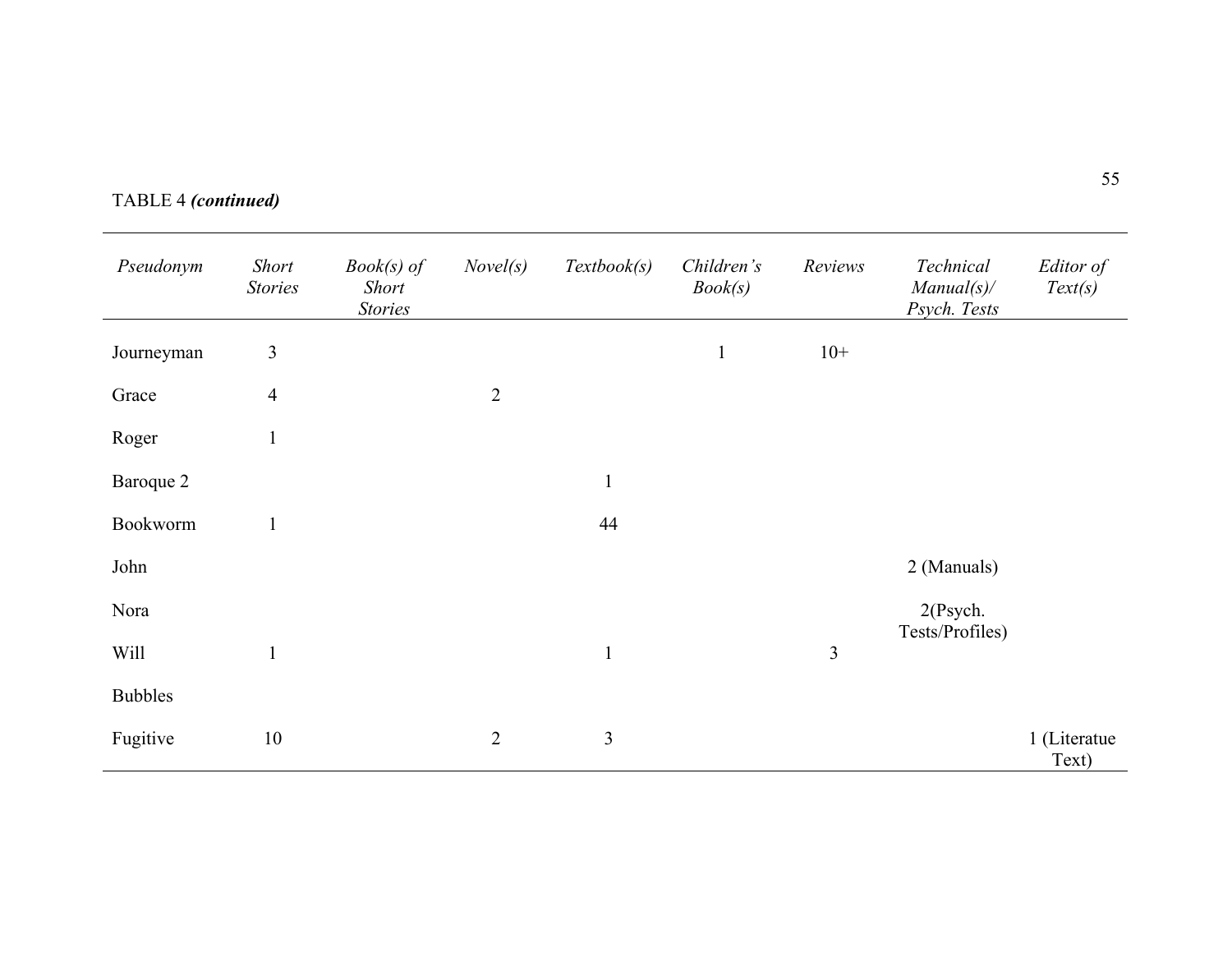TABLE 4 ***(continued)***

| *Pseudonym* | *Short Stories* | *Book(s) of Short Stories* | *Novel(s)* | *Textbook(s)* | *Children's Book(s)* | *Reviews* | *Technical Manual(s)/ Psych. Tests* | *Editor of Text(s)* |
|---|---|---|---|---|---|---|---|---|
| Journeyman | 3 | | | | 1 | 10+ | | |
| Grace | 4 | | 2 | | | | | |
| Roger | 1 | | | | | | | |
| Baroque 2 | | | | 1 | | | | |
| Bookworm | 1 | | | 44 | | | | |
| John | | | | | | | 2 (Manuals) | |
| Nora | | | | | | | 2(Psych. Tests/Profiles) | |
| Will | 1 | | | 1 | | 3 | | |
| Bubbles | | | | | | | | |
| Fugitive | 10 | | 2 | 3 | | | | 1 (Literatue Text) |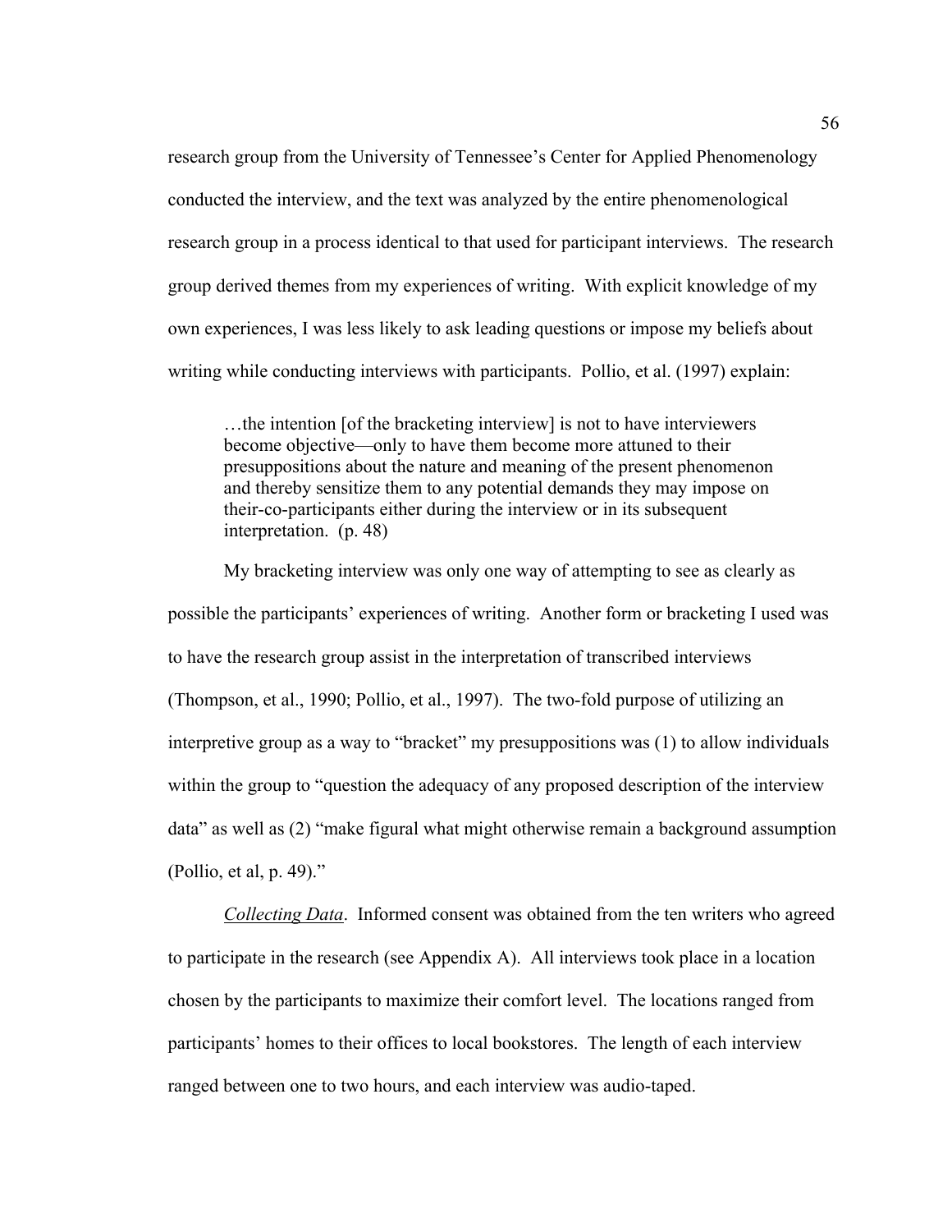research group from the University of Tennessee's Center for Applied Phenomenology conducted the interview, and the text was analyzed by the entire phenomenological research group in a process identical to that used for participant interviews. The research group derived themes from my experiences of writing. With explicit knowledge of my own experiences, I was less likely to ask leading questions or impose my beliefs about writing while conducting interviews with participants. Pollio, et al. (1997) explain:

> …the intention [of the bracketing interview] is not to have interviewers become objective—only to have them become more attuned to their presuppositions about the nature and meaning of the present phenomenon and thereby sensitize them to any potential demands they may impose on their-co-participants either during the interview or in its subsequent interpretation. (p. 48)

My bracketing interview was only one way of attempting to see as clearly as possible the participants' experiences of writing. Another form or bracketing I used was to have the research group assist in the interpretation of transcribed interviews (Thompson, et al., 1990; Pollio, et al., 1997). The two-fold purpose of utilizing an interpretive group as a way to "bracket" my presuppositions was (1) to allow individuals within the group to "question the adequacy of any proposed description of the interview data" as well as (2) "make figural what might otherwise remain a background assumption (Pollio, et al, p. 49)."

<u>Collecting Data</u>. Informed consent was obtained from the ten writers who agreed to participate in the research (see Appendix A). All interviews took place in a location chosen by the participants to maximize their comfort level. The locations ranged from participants' homes to their offices to local bookstores. The length of each interview ranged between one to two hours, and each interview was audio-taped.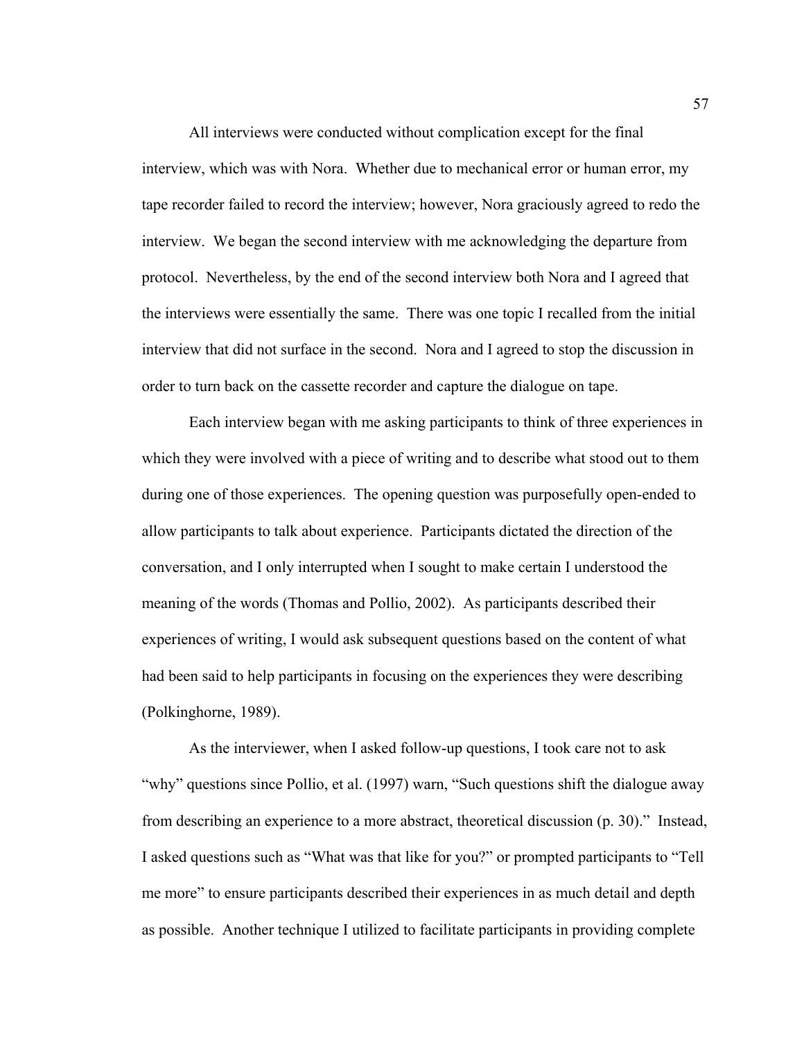All interviews were conducted without complication except for the final interview, which was with Nora. Whether due to mechanical error or human error, my tape recorder failed to record the interview; however, Nora graciously agreed to redo the interview. We began the second interview with me acknowledging the departure from protocol. Nevertheless, by the end of the second interview both Nora and I agreed that the interviews were essentially the same. There was one topic I recalled from the initial interview that did not surface in the second. Nora and I agreed to stop the discussion in order to turn back on the cassette recorder and capture the dialogue on tape.

Each interview began with me asking participants to think of three experiences in which they were involved with a piece of writing and to describe what stood out to them during one of those experiences. The opening question was purposefully open-ended to allow participants to talk about experience. Participants dictated the direction of the conversation, and I only interrupted when I sought to make certain I understood the meaning of the words (Thomas and Pollio, 2002). As participants described their experiences of writing, I would ask subsequent questions based on the content of what had been said to help participants in focusing on the experiences they were describing (Polkinghorne, 1989).

As the interviewer, when I asked follow-up questions, I took care not to ask "why" questions since Pollio, et al. (1997) warn, "Such questions shift the dialogue away from describing an experience to a more abstract, theoretical discussion (p. 30)." Instead, I asked questions such as "What was that like for you?" or prompted participants to "Tell me more" to ensure participants described their experiences in as much detail and depth as possible. Another technique I utilized to facilitate participants in providing complete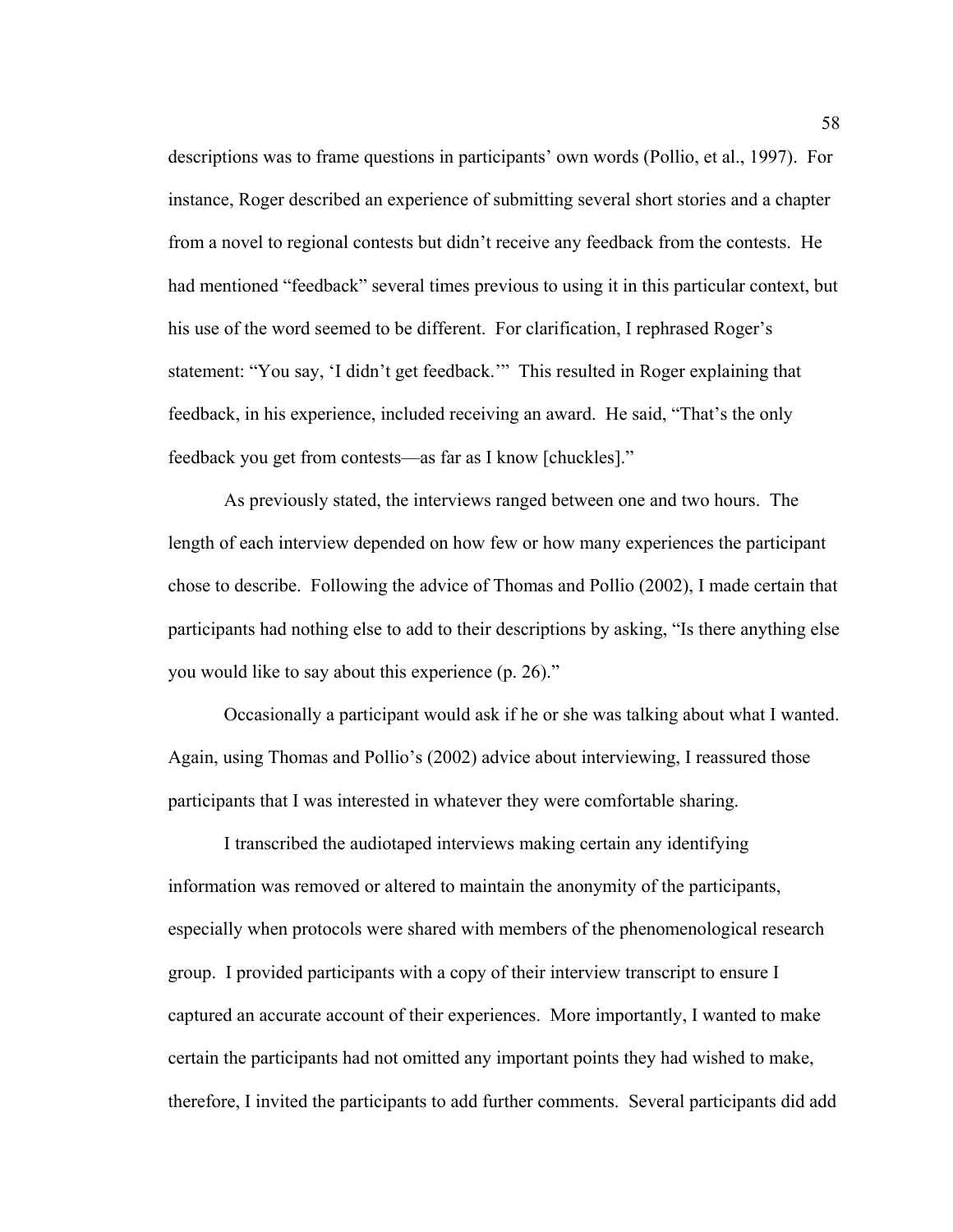descriptions was to frame questions in participants' own words (Pollio, et al., 1997). For instance, Roger described an experience of submitting several short stories and a chapter from a novel to regional contests but didn't receive any feedback from the contests. He had mentioned "feedback" several times previous to using it in this particular context, but his use of the word seemed to be different. For clarification, I rephrased Roger's statement: "You say, 'I didn't get feedback.'" This resulted in Roger explaining that feedback, in his experience, included receiving an award. He said, "That's the only feedback you get from contests—as far as I know [chuckles]."

As previously stated, the interviews ranged between one and two hours. The length of each interview depended on how few or how many experiences the participant chose to describe. Following the advice of Thomas and Pollio (2002), I made certain that participants had nothing else to add to their descriptions by asking, "Is there anything else you would like to say about this experience (p. 26)."

Occasionally a participant would ask if he or she was talking about what I wanted. Again, using Thomas and Pollio's (2002) advice about interviewing, I reassured those participants that I was interested in whatever they were comfortable sharing.

I transcribed the audiotaped interviews making certain any identifying information was removed or altered to maintain the anonymity of the participants, especially when protocols were shared with members of the phenomenological research group. I provided participants with a copy of their interview transcript to ensure I captured an accurate account of their experiences. More importantly, I wanted to make certain the participants had not omitted any important points they had wished to make, therefore, I invited the participants to add further comments. Several participants did add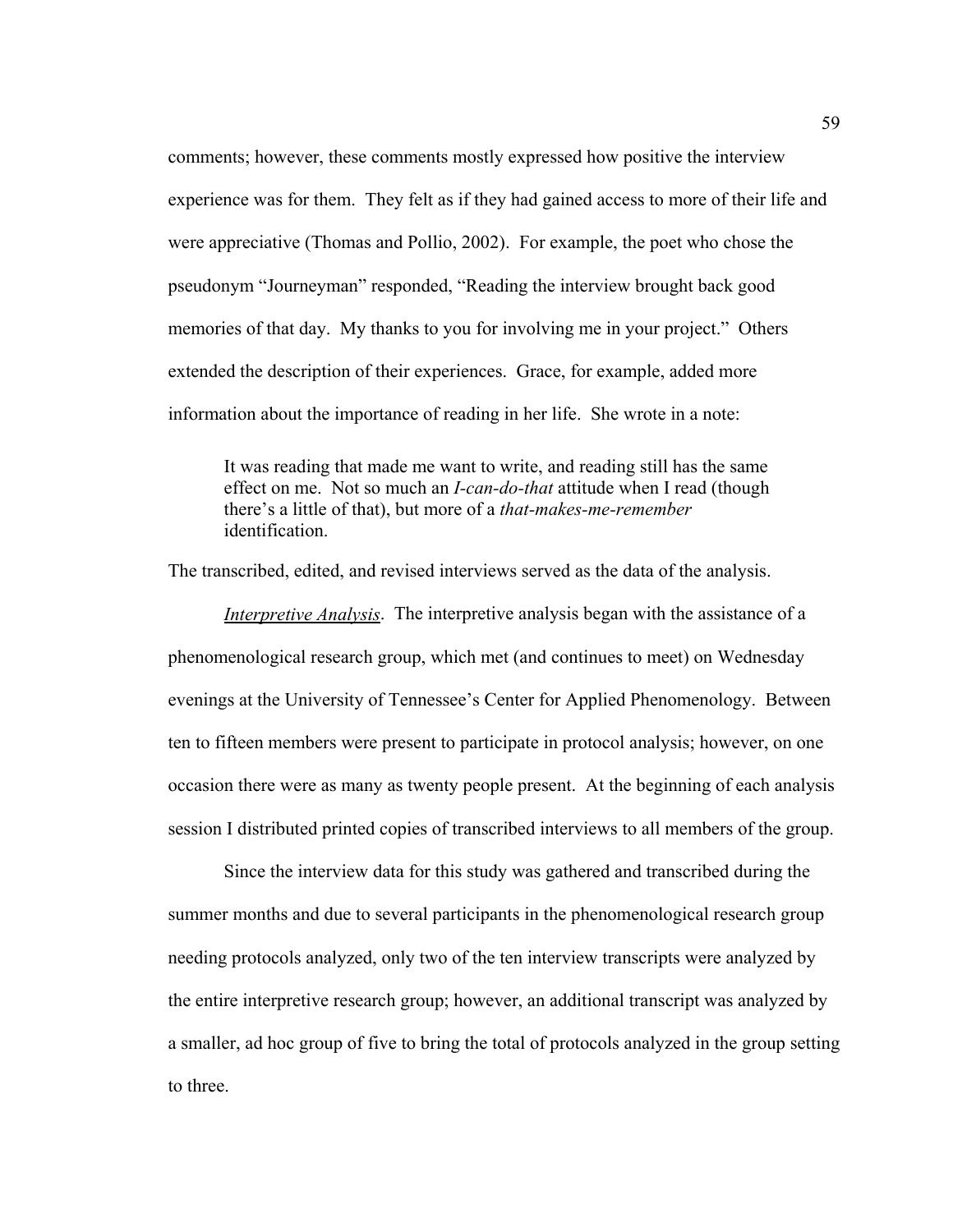comments; however, these comments mostly expressed how positive the interview experience was for them. They felt as if they had gained access to more of their life and were appreciative (Thomas and Pollio, 2002). For example, the poet who chose the pseudonym "Journeyman" responded, "Reading the interview brought back good memories of that day. My thanks to you for involving me in your project." Others extended the description of their experiences. Grace, for example, added more information about the importance of reading in her life. She wrote in a note:

> It was reading that made me want to write, and reading still has the same effect on me. Not so much an *I-can-do-that* attitude when I read (though there's a little of that), but more of a *that-makes-me-remember* identification.

The transcribed, edited, and revised interviews served as the data of the analysis.

***Interpretive Analysis***. The interpretive analysis began with the assistance of a phenomenological research group, which met (and continues to meet) on Wednesday evenings at the University of Tennessee's Center for Applied Phenomenology. Between ten to fifteen members were present to participate in protocol analysis; however, on one occasion there were as many as twenty people present. At the beginning of each analysis session I distributed printed copies of transcribed interviews to all members of the group.

Since the interview data for this study was gathered and transcribed during the summer months and due to several participants in the phenomenological research group needing protocols analyzed, only two of the ten interview transcripts were analyzed by the entire interpretive research group; however, an additional transcript was analyzed by a smaller, ad hoc group of five to bring the total of protocols analyzed in the group setting to three.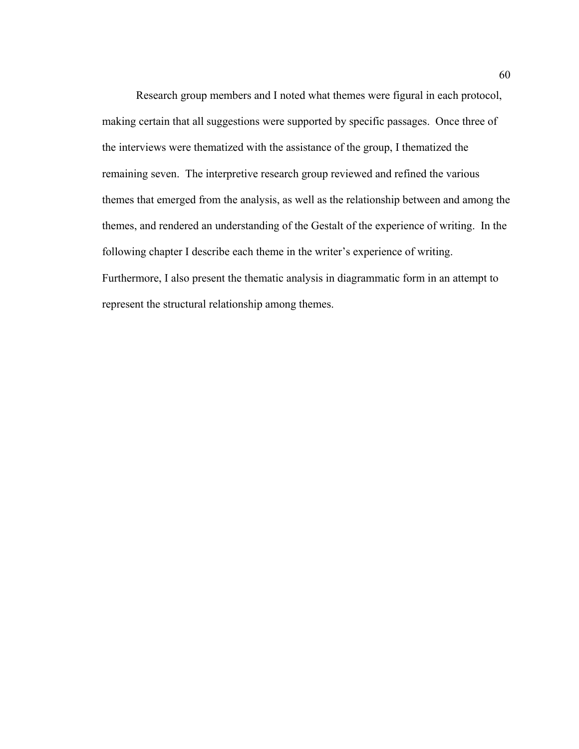Research group members and I noted what themes were figural in each protocol, making certain that all suggestions were supported by specific passages. Once three of the interviews were thematized with the assistance of the group, I thematized the remaining seven. The interpretive research group reviewed and refined the various themes that emerged from the analysis, as well as the relationship between and among the themes, and rendered an understanding of the Gestalt of the experience of writing. In the following chapter I describe each theme in the writer's experience of writing. Furthermore, I also present the thematic analysis in diagrammatic form in an attempt to represent the structural relationship among themes.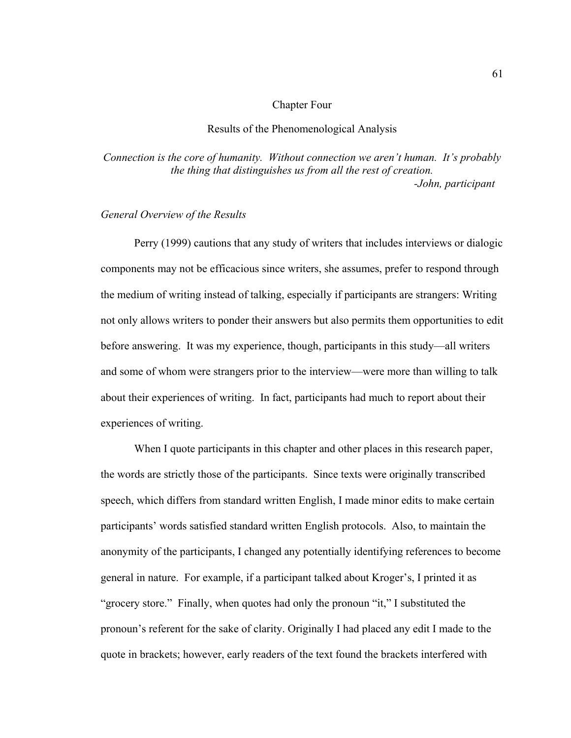# Chapter Four

## Results of the Phenomenological Analysis

*Connection is the core of humanity. Without connection we aren't human. It's probably the thing that distinguishes us from all the rest of creation.*
*-John, participant*

### *General Overview of the Results*

Perry (1999) cautions that any study of writers that includes interviews or dialogic components may not be efficacious since writers, she assumes, prefer to respond through the medium of writing instead of talking, especially if participants are strangers: Writing not only allows writers to ponder their answers but also permits them opportunities to edit before answering. It was my experience, though, participants in this study—all writers and some of whom were strangers prior to the interview—were more than willing to talk about their experiences of writing. In fact, participants had much to report about their experiences of writing.

When I quote participants in this chapter and other places in this research paper, the words are strictly those of the participants. Since texts were originally transcribed speech, which differs from standard written English, I made minor edits to make certain participants' words satisfied standard written English protocols. Also, to maintain the anonymity of the participants, I changed any potentially identifying references to become general in nature. For example, if a participant talked about Kroger's, I printed it as "grocery store." Finally, when quotes had only the pronoun "it," I substituted the pronoun's referent for the sake of clarity. Originally I had placed any edit I made to the quote in brackets; however, early readers of the text found the brackets interfered with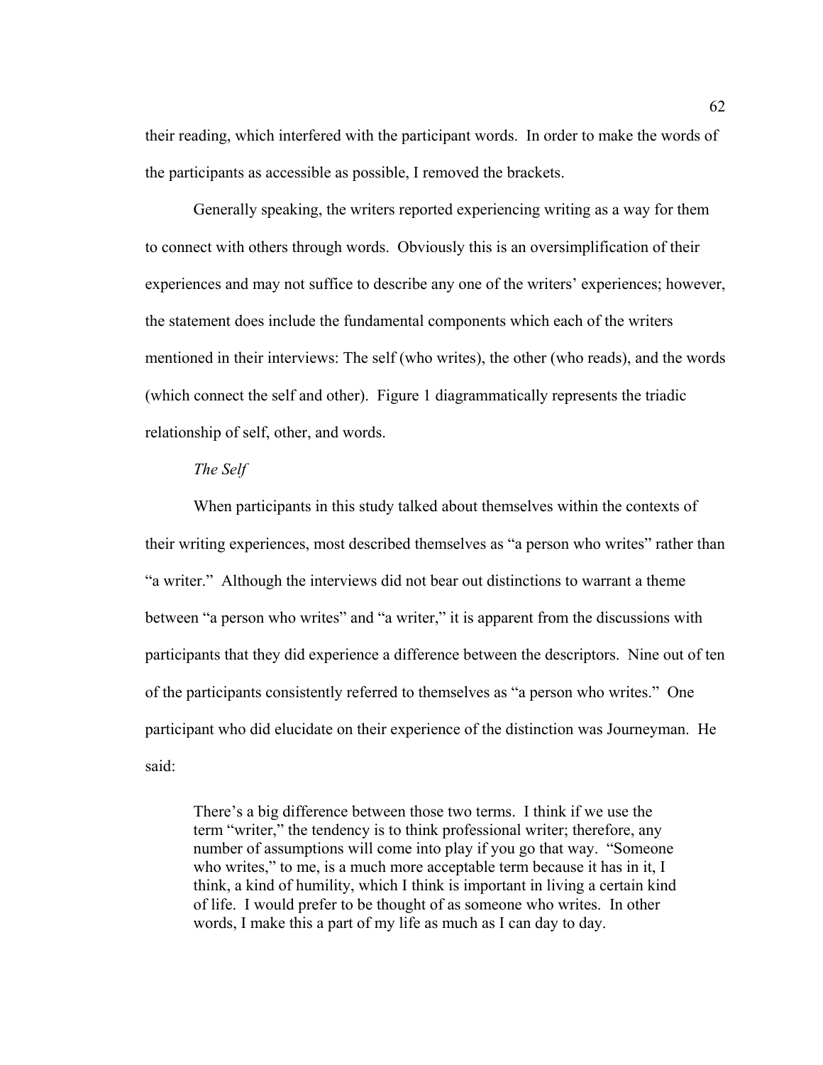their reading, which interfered with the participant words. In order to make the words of the participants as accessible as possible, I removed the brackets.

Generally speaking, the writers reported experiencing writing as a way for them to connect with others through words. Obviously this is an oversimplification of their experiences and may not suffice to describe any one of the writers' experiences; however, the statement does include the fundamental components which each of the writers mentioned in their interviews: The self (who writes), the other (who reads), and the words (which connect the self and other). Figure 1 diagrammatically represents the triadic relationship of self, other, and words.

*The Self*

When participants in this study talked about themselves within the contexts of their writing experiences, most described themselves as "a person who writes" rather than "a writer." Although the interviews did not bear out distinctions to warrant a theme between "a person who writes" and "a writer," it is apparent from the discussions with participants that they did experience a difference between the descriptors. Nine out of ten of the participants consistently referred to themselves as "a person who writes." One participant who did elucidate on their experience of the distinction was Journeyman. He said:

> There's a big difference between those two terms. I think if we use the term "writer," the tendency is to think professional writer; therefore, any number of assumptions will come into play if you go that way. "Someone who writes," to me, is a much more acceptable term because it has in it, I think, a kind of humility, which I think is important in living a certain kind of life. I would prefer to be thought of as someone who writes. In other words, I make this a part of my life as much as I can day to day.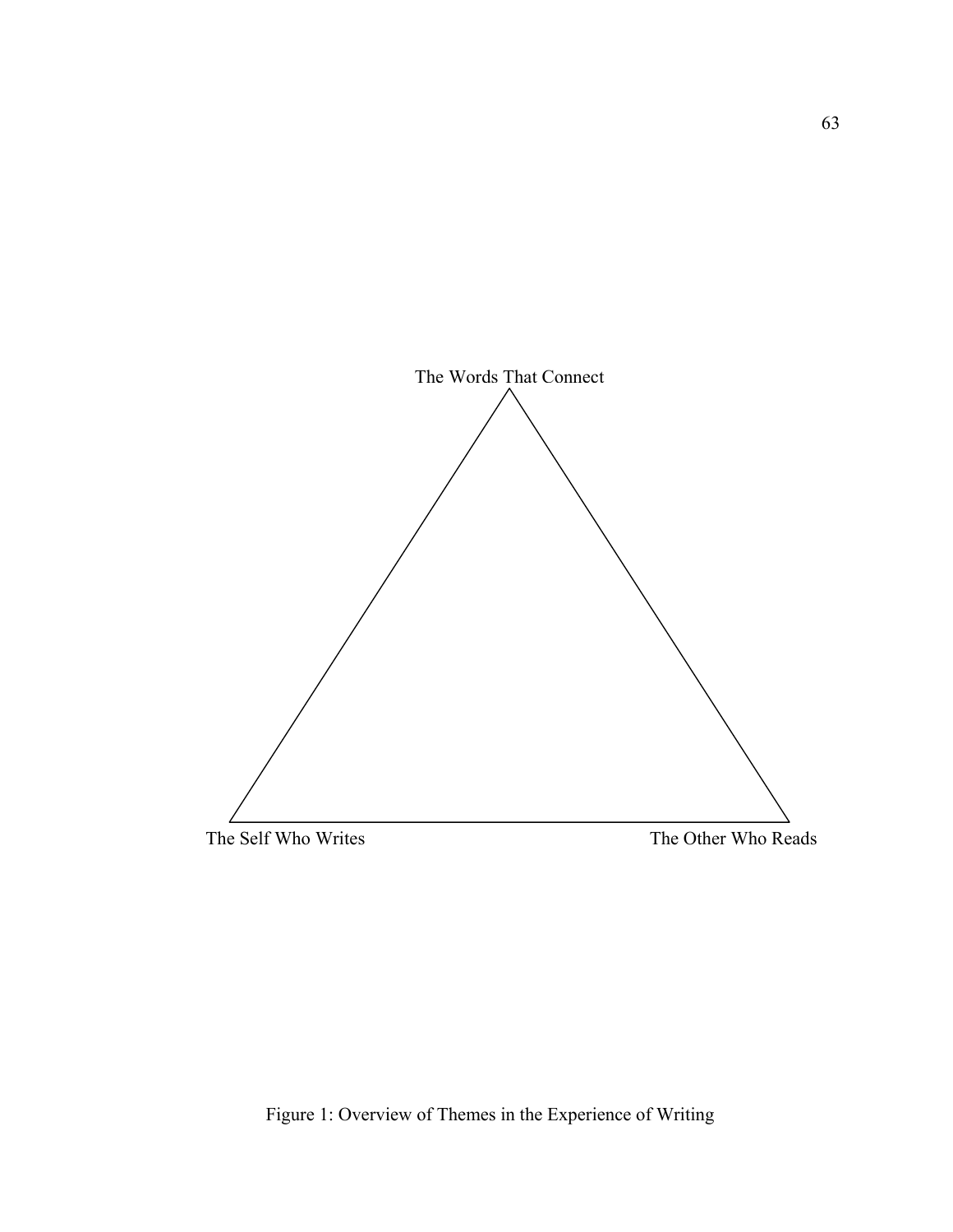The Words That Connect

The Self Who Writes

The Other Who Reads

Figure 1: Overview of Themes in the Experience of Writing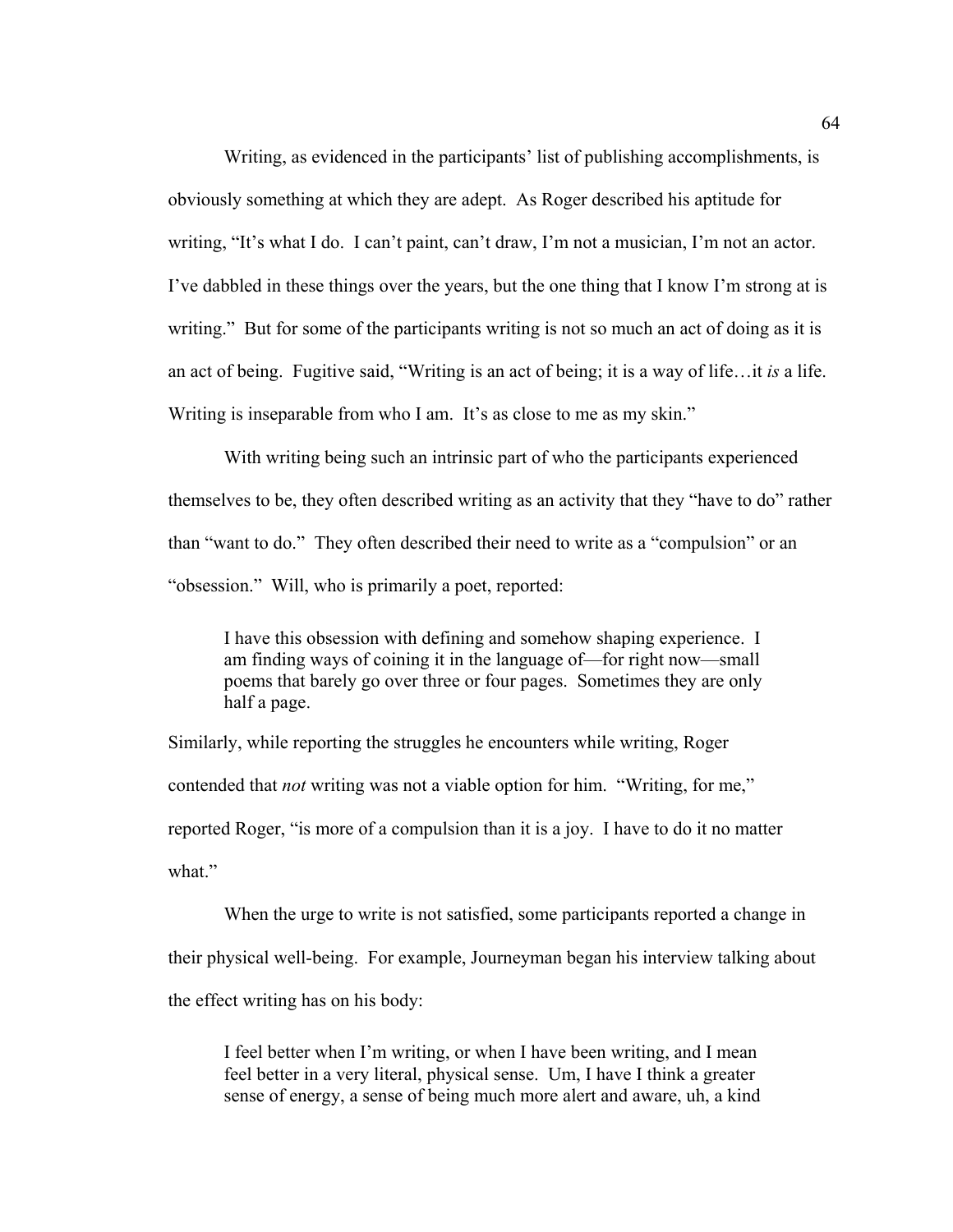Writing, as evidenced in the participants' list of publishing accomplishments, is obviously something at which they are adept. As Roger described his aptitude for writing, "It's what I do. I can't paint, can't draw, I'm not a musician, I'm not an actor. I've dabbled in these things over the years, but the one thing that I know I'm strong at is writing." But for some of the participants writing is not so much an act of doing as it is an act of being. Fugitive said, "Writing is an act of being; it is a way of life…it *is* a life. Writing is inseparable from who I am. It's as close to me as my skin."

With writing being such an intrinsic part of who the participants experienced themselves to be, they often described writing as an activity that they "have to do" rather than "want to do." They often described their need to write as a "compulsion" or an "obsession." Will, who is primarily a poet, reported:

> I have this obsession with defining and somehow shaping experience. I am finding ways of coining it in the language of—for right now—small poems that barely go over three or four pages. Sometimes they are only half a page.

Similarly, while reporting the struggles he encounters while writing, Roger contended that *not* writing was not a viable option for him. "Writing, for me," reported Roger, "is more of a compulsion than it is a joy. I have to do it no matter what."

When the urge to write is not satisfied, some participants reported a change in their physical well-being. For example, Journeyman began his interview talking about the effect writing has on his body:

> I feel better when I'm writing, or when I have been writing, and I mean feel better in a very literal, physical sense. Um, I have I think a greater sense of energy, a sense of being much more alert and aware, uh, a kind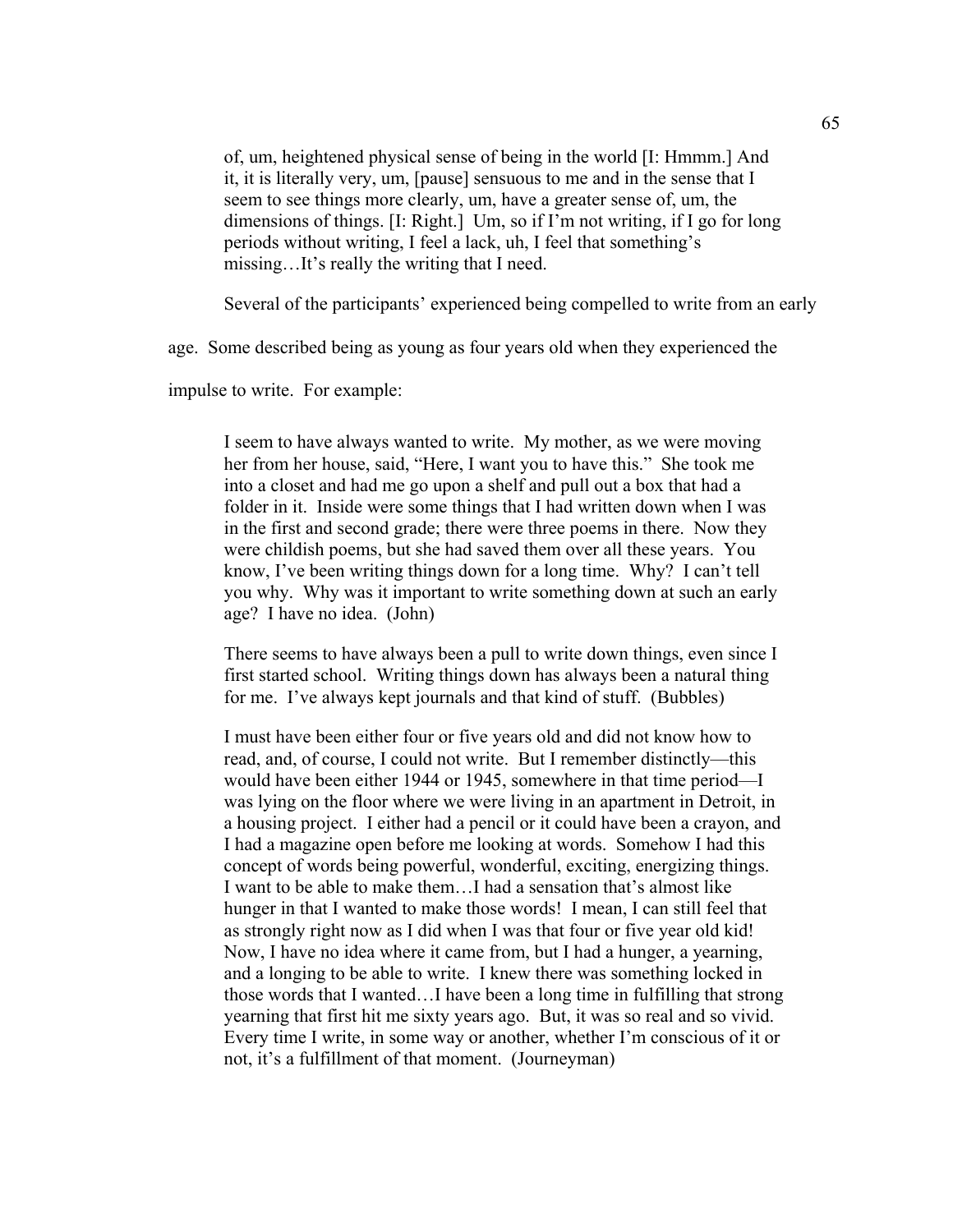> of, um, heightened physical sense of being in the world [I: Hmmm.] And it, it is literally very, um, [pause] sensuous to me and in the sense that I seem to see things more clearly, um, have a greater sense of, um, the dimensions of things. [I: Right.] Um, so if I'm not writing, if I go for long periods without writing, I feel a lack, uh, I feel that something's missing…It's really the writing that I need.

Several of the participants' experienced being compelled to write from an early age. Some described being as young as four years old when they experienced the impulse to write. For example:

> I seem to have always wanted to write. My mother, as we were moving her from her house, said, "Here, I want you to have this." She took me into a closet and had me go upon a shelf and pull out a box that had a folder in it. Inside were some things that I had written down when I was in the first and second grade; there were three poems in there. Now they were childish poems, but she had saved them over all these years. You know, I've been writing things down for a long time. Why? I can't tell you why. Why was it important to write something down at such an early age? I have no idea. (John)

> There seems to have always been a pull to write down things, even since I first started school. Writing things down has always been a natural thing for me. I've always kept journals and that kind of stuff. (Bubbles)

> I must have been either four or five years old and did not know how to read, and, of course, I could not write. But I remember distinctly—this would have been either 1944 or 1945, somewhere in that time period—I was lying on the floor where we were living in an apartment in Detroit, in a housing project. I either had a pencil or it could have been a crayon, and I had a magazine open before me looking at words. Somehow I had this concept of words being powerful, wonderful, exciting, energizing things. I want to be able to make them…I had a sensation that's almost like hunger in that I wanted to make those words! I mean, I can still feel that as strongly right now as I did when I was that four or five year old kid! Now, I have no idea where it came from, but I had a hunger, a yearning, and a longing to be able to write. I knew there was something locked in those words that I wanted…I have been a long time in fulfilling that strong yearning that first hit me sixty years ago. But, it was so real and so vivid. Every time I write, in some way or another, whether I'm conscious of it or not, it's a fulfillment of that moment. (Journeyman)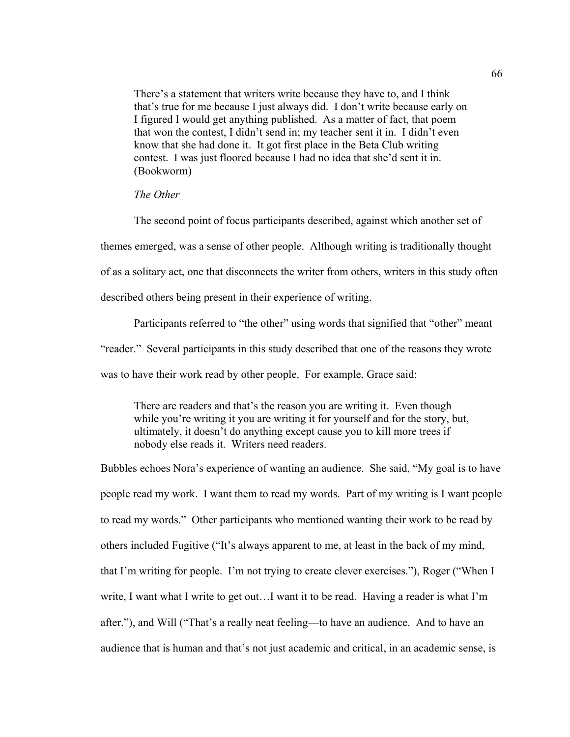> There's a statement that writers write because they have to, and I think that's true for me because I just always did. I don't write because early on I figured I would get anything published. As a matter of fact, that poem that won the contest, I didn't send in; my teacher sent it in. I didn't even know that she had done it. It got first place in the Beta Club writing contest. I was just floored because I had no idea that she'd sent it in. (Bookworm)

*The Other*

The second point of focus participants described, against which another set of themes emerged, was a sense of other people. Although writing is traditionally thought of as a solitary act, one that disconnects the writer from others, writers in this study often described others being present in their experience of writing.

Participants referred to "the other" using words that signified that "other" meant "reader." Several participants in this study described that one of the reasons they wrote was to have their work read by other people. For example, Grace said:

> There are readers and that's the reason you are writing it. Even though while you're writing it you are writing it for yourself and for the story, but, ultimately, it doesn't do anything except cause you to kill more trees if nobody else reads it. Writers need readers.

Bubbles echoes Nora's experience of wanting an audience. She said, "My goal is to have people read my work. I want them to read my words. Part of my writing is I want people to read my words." Other participants who mentioned wanting their work to be read by others included Fugitive ("It's always apparent to me, at least in the back of my mind, that I'm writing for people. I'm not trying to create clever exercises."), Roger ("When I write, I want what I write to get out…I want it to be read. Having a reader is what I'm after."), and Will ("That's a really neat feeling—to have an audience. And to have an audience that is human and that's not just academic and critical, in an academic sense, is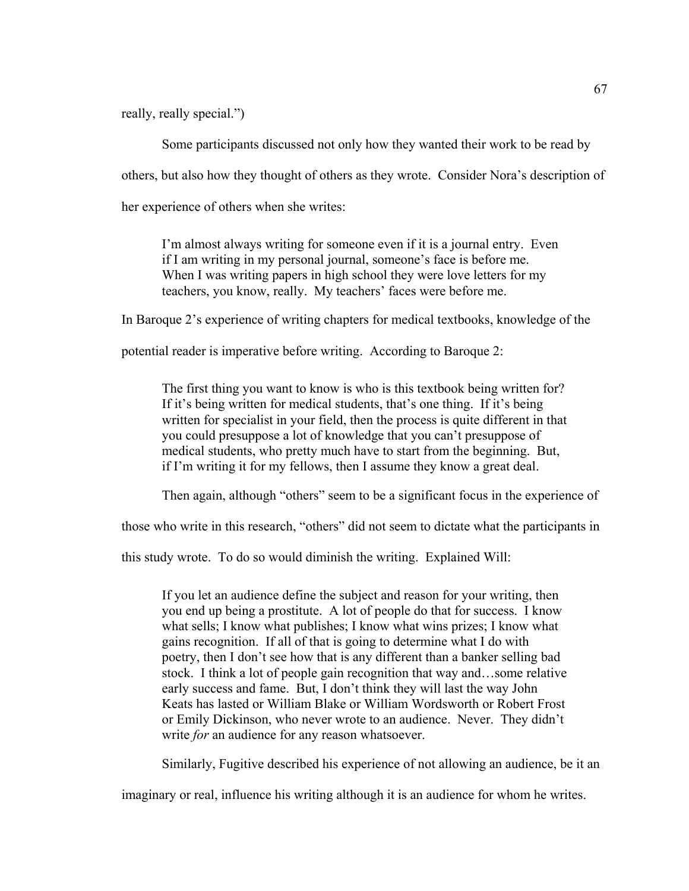really, really special.")

Some participants discussed not only how they wanted their work to be read by others, but also how they thought of others as they wrote. Consider Nora's description of her experience of others when she writes:

> I'm almost always writing for someone even if it is a journal entry. Even if I am writing in my personal journal, someone's face is before me. When I was writing papers in high school they were love letters for my teachers, you know, really. My teachers' faces were before me.

In Baroque 2's experience of writing chapters for medical textbooks, knowledge of the potential reader is imperative before writing. According to Baroque 2:

> The first thing you want to know is who is this textbook being written for? If it's being written for medical students, that's one thing. If it's being written for specialist in your field, then the process is quite different in that you could presuppose a lot of knowledge that you can't presuppose of medical students, who pretty much have to start from the beginning. But, if I'm writing it for my fellows, then I assume they know a great deal.

Then again, although "others" seem to be a significant focus in the experience of those who write in this research, "others" did not seem to dictate what the participants in this study wrote. To do so would diminish the writing. Explained Will:

> If you let an audience define the subject and reason for your writing, then you end up being a prostitute. A lot of people do that for success. I know what sells; I know what publishes; I know what wins prizes; I know what gains recognition. If all of that is going to determine what I do with poetry, then I don't see how that is any different than a banker selling bad stock. I think a lot of people gain recognition that way and…some relative early success and fame. But, I don't think they will last the way John Keats has lasted or William Blake or William Wordsworth or Robert Frost or Emily Dickinson, who never wrote to an audience. Never. They didn't write *for* an audience for any reason whatsoever.

Similarly, Fugitive described his experience of not allowing an audience, be it an imaginary or real, influence his writing although it is an audience for whom he writes.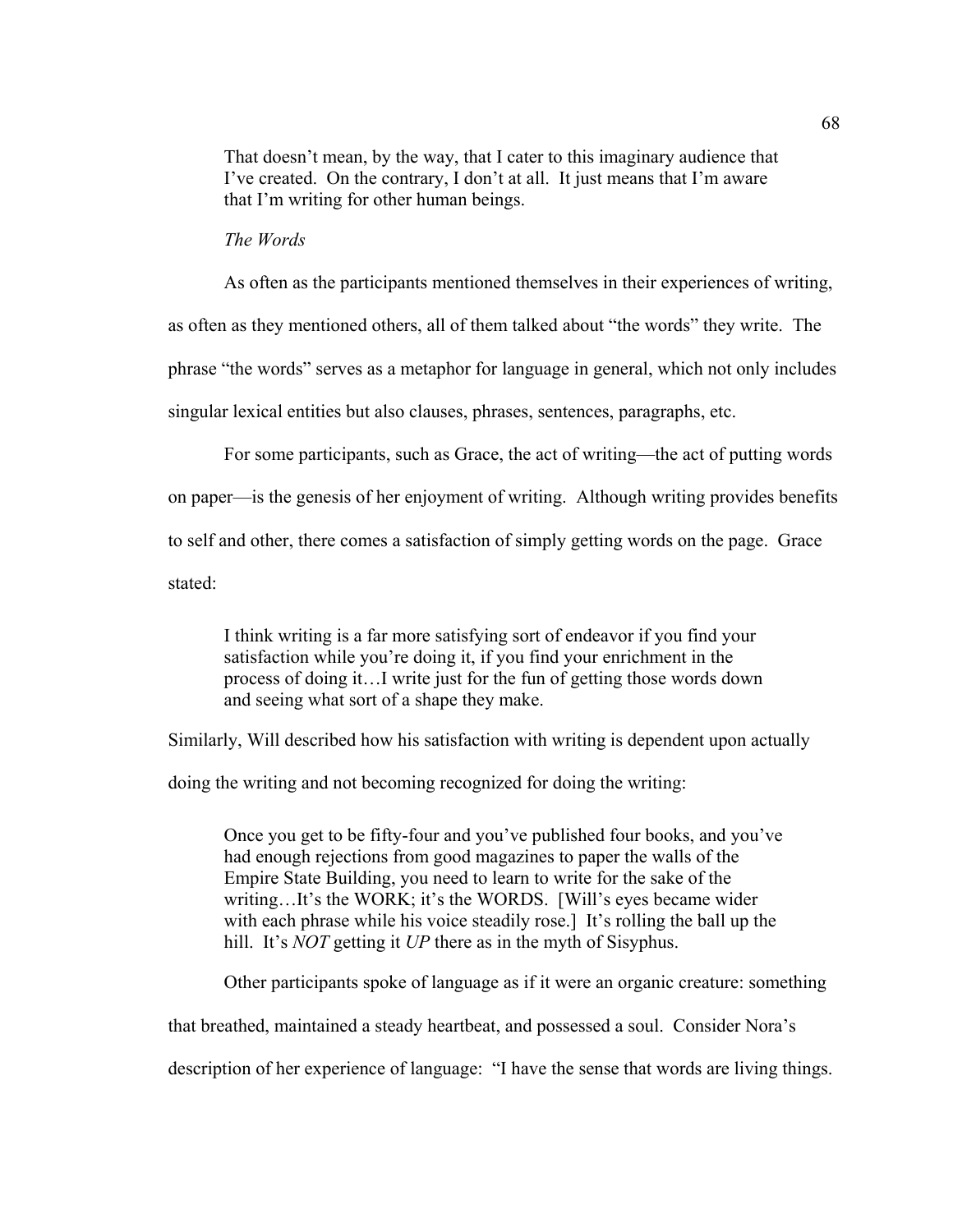> That doesn't mean, by the way, that I cater to this imaginary audience that I've created. On the contrary, I don't at all. It just means that I'm aware that I'm writing for other human beings.

### *The Words*

As often as the participants mentioned themselves in their experiences of writing, as often as they mentioned others, all of them talked about "the words" they write. The phrase "the words" serves as a metaphor for language in general, which not only includes singular lexical entities but also clauses, phrases, sentences, paragraphs, etc.

For some participants, such as Grace, the act of writing—the act of putting words on paper—is the genesis of her enjoyment of writing. Although writing provides benefits to self and other, there comes a satisfaction of simply getting words on the page. Grace stated:

> I think writing is a far more satisfying sort of endeavor if you find your satisfaction while you're doing it, if you find your enrichment in the process of doing it…I write just for the fun of getting those words down and seeing what sort of a shape they make.

Similarly, Will described how his satisfaction with writing is dependent upon actually doing the writing and not becoming recognized for doing the writing:

> Once you get to be fifty-four and you've published four books, and you've had enough rejections from good magazines to paper the walls of the Empire State Building, you need to learn to write for the sake of the writing…It's the WORK; it's the WORDS. [Will's eyes became wider with each phrase while his voice steadily rose.] It's rolling the ball up the hill. It's *NOT* getting it *UP* there as in the myth of Sisyphus.

Other participants spoke of language as if it were an organic creature: something that breathed, maintained a steady heartbeat, and possessed a soul. Consider Nora's description of her experience of language: "I have the sense that words are living things.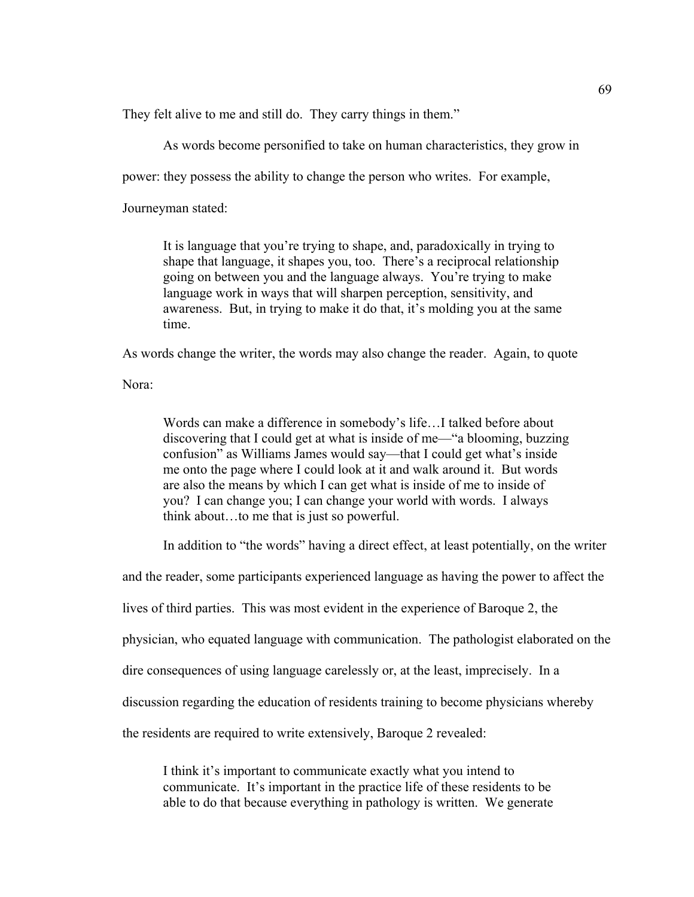They felt alive to me and still do. They carry things in them."

As words become personified to take on human characteristics, they grow in power: they possess the ability to change the person who writes. For example, Journeyman stated:

> It is language that you're trying to shape, and, paradoxically in trying to shape that language, it shapes you, too. There's a reciprocal relationship going on between you and the language always. You're trying to make language work in ways that will sharpen perception, sensitivity, and awareness. But, in trying to make it do that, it's molding you at the same time.

As words change the writer, the words may also change the reader. Again, to quote Nora:

> Words can make a difference in somebody's life…I talked before about discovering that I could get at what is inside of me—"a blooming, buzzing confusion" as Williams James would say—that I could get what's inside me onto the page where I could look at it and walk around it. But words are also the means by which I can get what is inside of me to inside of you? I can change you; I can change your world with words. I always think about…to me that is just so powerful.

In addition to "the words" having a direct effect, at least potentially, on the writer and the reader, some participants experienced language as having the power to affect the lives of third parties. This was most evident in the experience of Baroque 2, the physician, who equated language with communication. The pathologist elaborated on the dire consequences of using language carelessly or, at the least, imprecisely. In a discussion regarding the education of residents training to become physicians whereby the residents are required to write extensively, Baroque 2 revealed:

> I think it's important to communicate exactly what you intend to communicate. It's important in the practice life of these residents to be able to do that because everything in pathology is written. We generate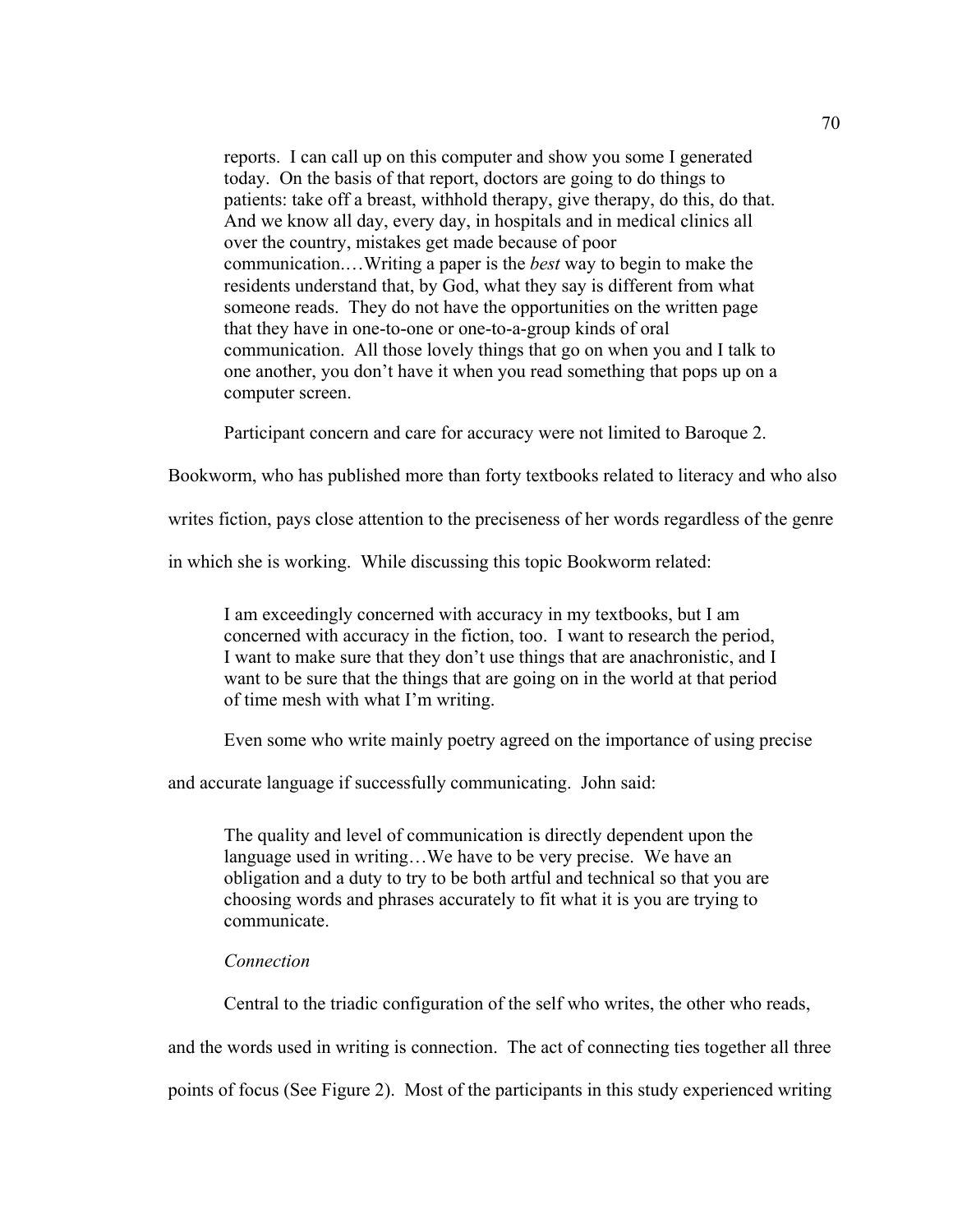> reports. I can call up on this computer and show you some I generated today. On the basis of that report, doctors are going to do things to patients: take off a breast, withhold therapy, give therapy, do this, do that. And we know all day, every day, in hospitals and in medical clinics all over the country, mistakes get made because of poor communication.…Writing a paper is the *best* way to begin to make the residents understand that, by God, what they say is different from what someone reads. They do not have the opportunities on the written page that they have in one-to-one or one-to-a-group kinds of oral communication. All those lovely things that go on when you and I talk to one another, you don't have it when you read something that pops up on a computer screen.

Participant concern and care for accuracy were not limited to Baroque 2. Bookworm, who has published more than forty textbooks related to literacy and who also writes fiction, pays close attention to the preciseness of her words regardless of the genre in which she is working. While discussing this topic Bookworm related:

> I am exceedingly concerned with accuracy in my textbooks, but I am concerned with accuracy in the fiction, too. I want to research the period, I want to make sure that they don't use things that are anachronistic, and I want to be sure that the things that are going on in the world at that period of time mesh with what I'm writing.

Even some who write mainly poetry agreed on the importance of using precise and accurate language if successfully communicating. John said:

> The quality and level of communication is directly dependent upon the language used in writing…We have to be very precise. We have an obligation and a duty to try to be both artful and technical so that you are choosing words and phrases accurately to fit what it is you are trying to communicate.

*Connection*

Central to the triadic configuration of the self who writes, the other who reads, and the words used in writing is connection. The act of connecting ties together all three points of focus (See Figure 2). Most of the participants in this study experienced writing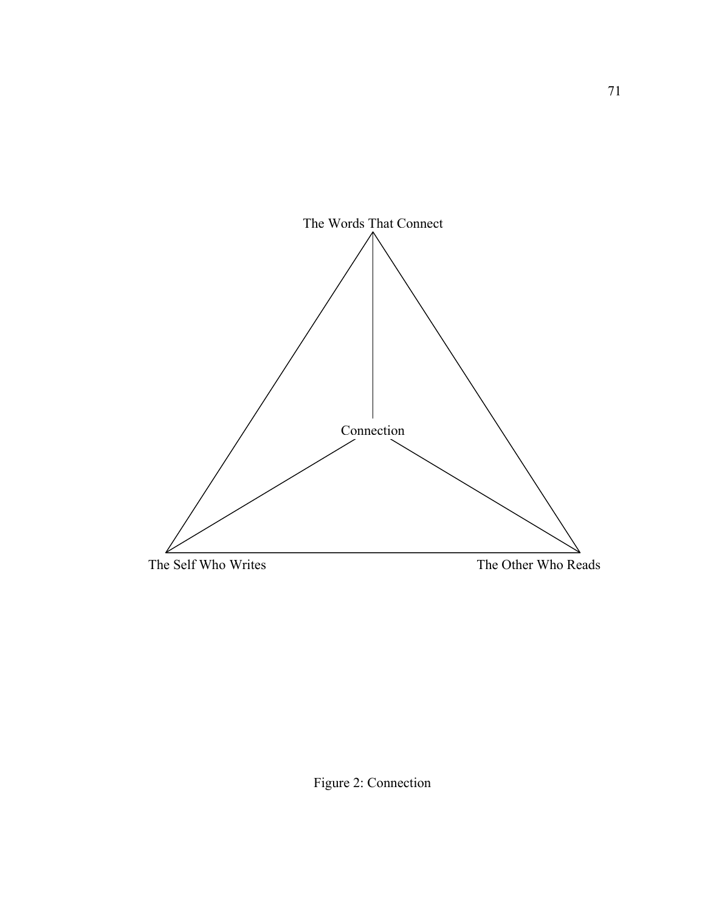The Words That Connect

Connection

The Self Who Writes

The Other Who Reads

Figure 2: Connection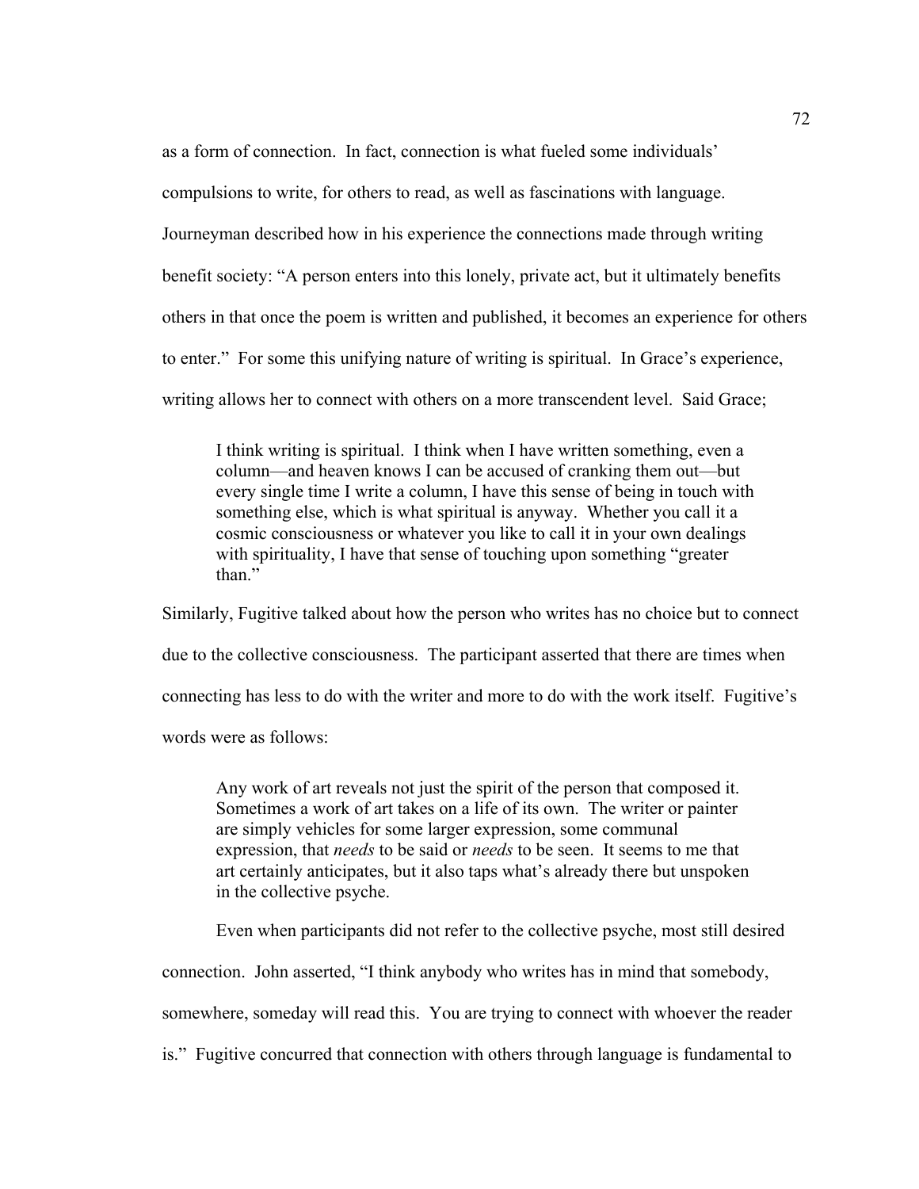as a form of connection. In fact, connection is what fueled some individuals' compulsions to write, for others to read, as well as fascinations with language. Journeyman described how in his experience the connections made through writing benefit society: "A person enters into this lonely, private act, but it ultimately benefits others in that once the poem is written and published, it becomes an experience for others to enter." For some this unifying nature of writing is spiritual. In Grace's experience, writing allows her to connect with others on a more transcendent level. Said Grace;

> I think writing is spiritual. I think when I have written something, even a column—and heaven knows I can be accused of cranking them out—but every single time I write a column, I have this sense of being in touch with something else, which is what spiritual is anyway. Whether you call it a cosmic consciousness or whatever you like to call it in your own dealings with spirituality, I have that sense of touching upon something "greater than."

Similarly, Fugitive talked about how the person who writes has no choice but to connect due to the collective consciousness. The participant asserted that there are times when connecting has less to do with the writer and more to do with the work itself. Fugitive's words were as follows:

> Any work of art reveals not just the spirit of the person that composed it. Sometimes a work of art takes on a life of its own. The writer or painter are simply vehicles for some larger expression, some communal expression, that *needs* to be said or *needs* to be seen. It seems to me that art certainly anticipates, but it also taps what's already there but unspoken in the collective psyche.

Even when participants did not refer to the collective psyche, most still desired connection. John asserted, "I think anybody who writes has in mind that somebody, somewhere, someday will read this. You are trying to connect with whoever the reader is." Fugitive concurred that connection with others through language is fundamental to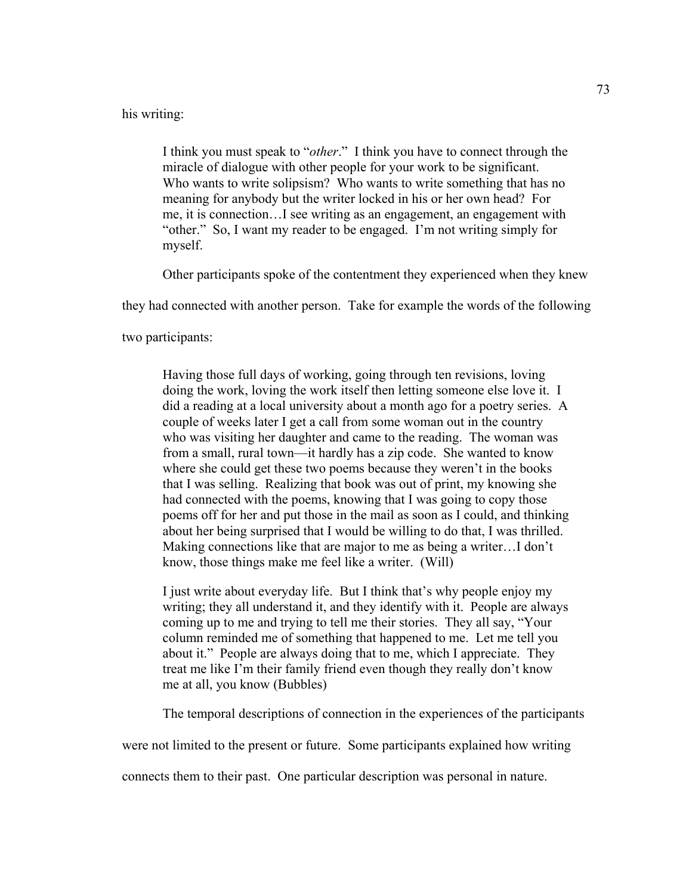his writing:

> I think you must speak to "*other*." I think you have to connect through the miracle of dialogue with other people for your work to be significant. Who wants to write solipsism? Who wants to write something that has no meaning for anybody but the writer locked in his or her own head? For me, it is connection…I see writing as an engagement, an engagement with "other." So, I want my reader to be engaged. I'm not writing simply for myself.

Other participants spoke of the contentment they experienced when they knew they had connected with another person. Take for example the words of the following two participants:

> Having those full days of working, going through ten revisions, loving doing the work, loving the work itself then letting someone else love it. I did a reading at a local university about a month ago for a poetry series. A couple of weeks later I get a call from some woman out in the country who was visiting her daughter and came to the reading. The woman was from a small, rural town—it hardly has a zip code. She wanted to know where she could get these two poems because they weren't in the books that I was selling. Realizing that book was out of print, my knowing she had connected with the poems, knowing that I was going to copy those poems off for her and put those in the mail as soon as I could, and thinking about her being surprised that I would be willing to do that, I was thrilled. Making connections like that are major to me as being a writer…I don't know, those things make me feel like a writer. (Will)

> I just write about everyday life. But I think that's why people enjoy my writing; they all understand it, and they identify with it. People are always coming up to me and trying to tell me their stories. They all say, "Your column reminded me of something that happened to me. Let me tell you about it." People are always doing that to me, which I appreciate. They treat me like I'm their family friend even though they really don't know me at all, you know (Bubbles)

The temporal descriptions of connection in the experiences of the participants were not limited to the present or future. Some participants explained how writing connects them to their past. One particular description was personal in nature.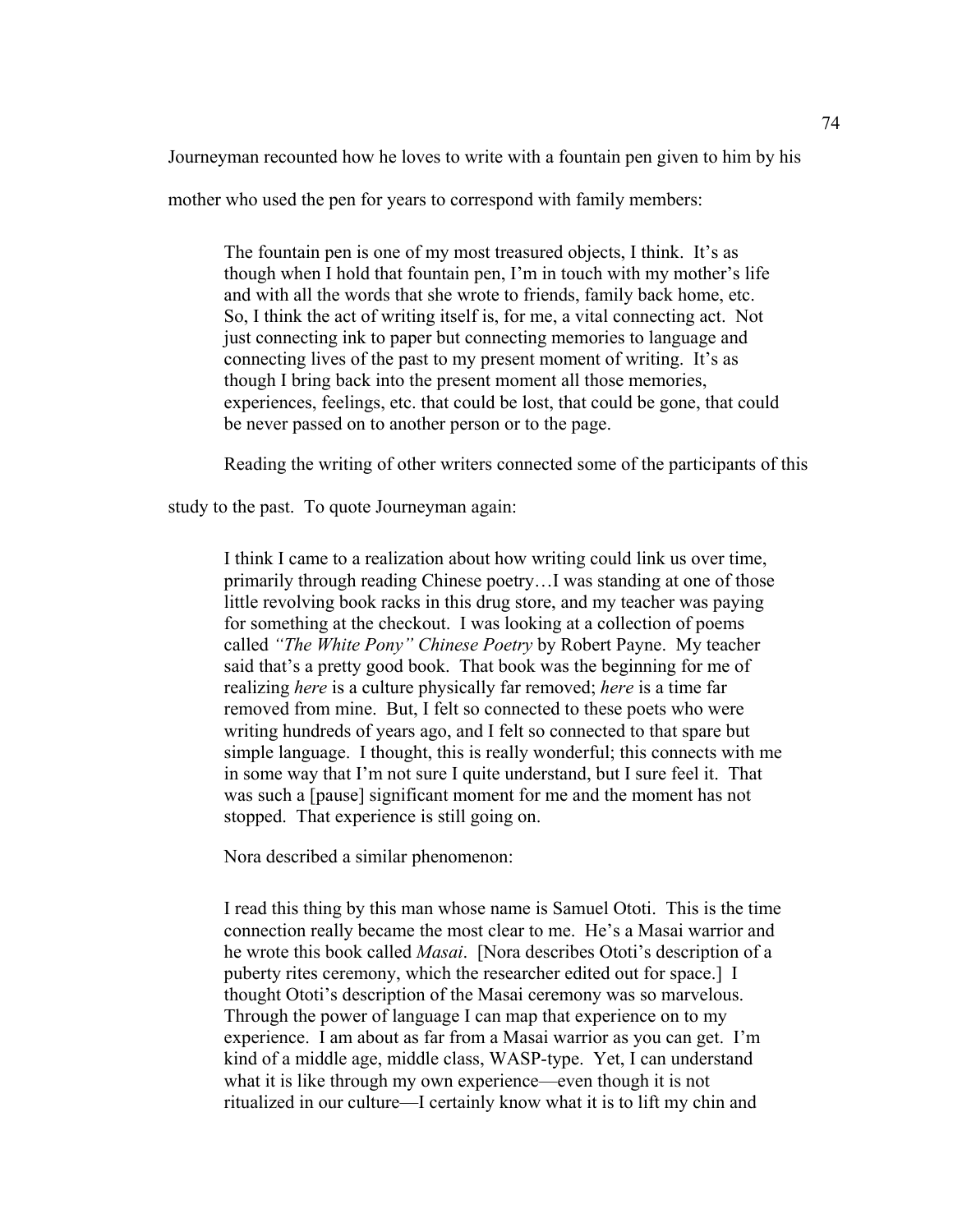Journeyman recounted how he loves to write with a fountain pen given to him by his mother who used the pen for years to correspond with family members:

> The fountain pen is one of my most treasured objects, I think. It's as though when I hold that fountain pen, I'm in touch with my mother's life and with all the words that she wrote to friends, family back home, etc. So, I think the act of writing itself is, for me, a vital connecting act. Not just connecting ink to paper but connecting memories to language and connecting lives of the past to my present moment of writing. It's as though I bring back into the present moment all those memories, experiences, feelings, etc. that could be lost, that could be gone, that could be never passed on to another person or to the page.

Reading the writing of other writers connected some of the participants of this study to the past. To quote Journeyman again:

> I think I came to a realization about how writing could link us over time, primarily through reading Chinese poetry…I was standing at one of those little revolving book racks in this drug store, and my teacher was paying for something at the checkout. I was looking at a collection of poems called *"The White Pony" Chinese Poetry* by Robert Payne. My teacher said that's a pretty good book. That book was the beginning for me of realizing *here* is a culture physically far removed; *here* is a time far removed from mine. But, I felt so connected to these poets who were writing hundreds of years ago, and I felt so connected to that spare but simple language. I thought, this is really wonderful; this connects with me in some way that I'm not sure I quite understand, but I sure feel it. That was such a [pause] significant moment for me and the moment has not stopped. That experience is still going on.

Nora described a similar phenomenon:

> I read this thing by this man whose name is Samuel Ototi. This is the time connection really became the most clear to me. He's a Masai warrior and he wrote this book called *Masai*. [Nora describes Ototi's description of a puberty rites ceremony, which the researcher edited out for space.] I thought Ototi's description of the Masai ceremony was so marvelous. Through the power of language I can map that experience on to my experience. I am about as far from a Masai warrior as you can get. I'm kind of a middle age, middle class, WASP-type. Yet, I can understand what it is like through my own experience—even though it is not ritualized in our culture—I certainly know what it is to lift my chin and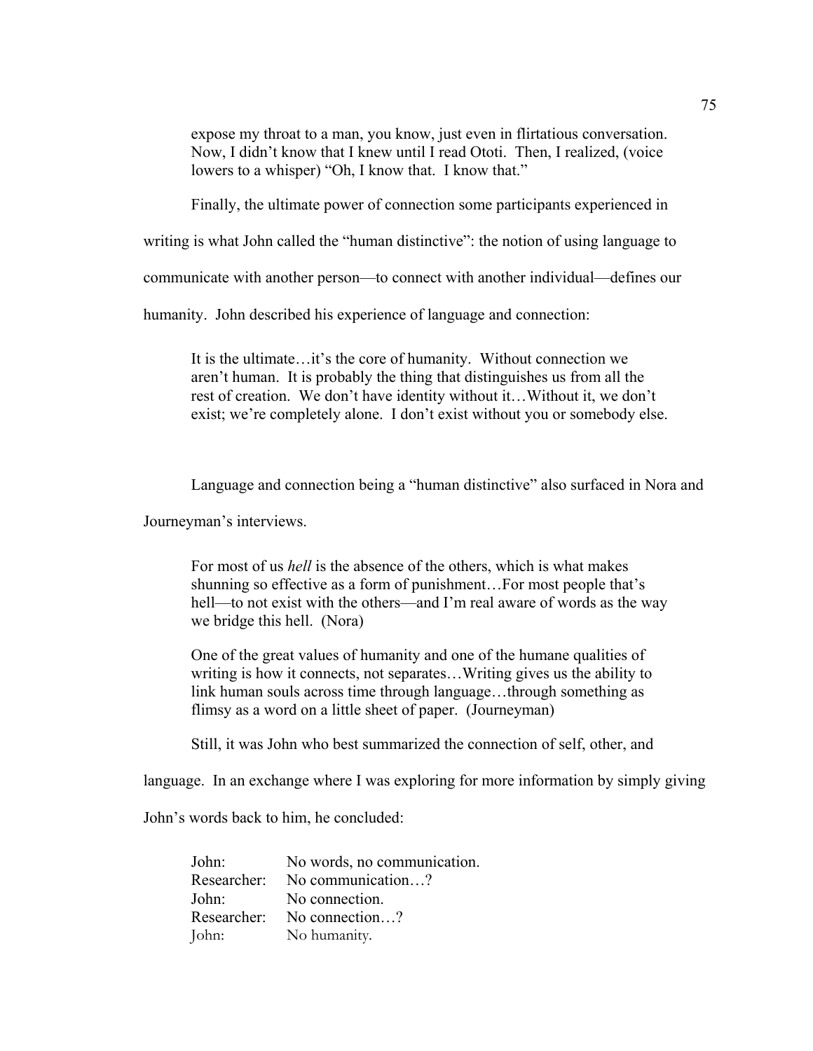> expose my throat to a man, you know, just even in flirtatious conversation. Now, I didn't know that I knew until I read Ototi. Then, I realized, (voice lowers to a whisper) "Oh, I know that. I know that."

Finally, the ultimate power of connection some participants experienced in writing is what John called the "human distinctive": the notion of using language to communicate with another person—to connect with another individual—defines our humanity. John described his experience of language and connection:

> It is the ultimate…it's the core of humanity. Without connection we aren't human. It is probably the thing that distinguishes us from all the rest of creation. We don't have identity without it…Without it, we don't exist; we're completely alone. I don't exist without you or somebody else.

Language and connection being a "human distinctive" also surfaced in Nora and Journeyman's interviews.

> For most of us *hell* is the absence of the others, which is what makes shunning so effective as a form of punishment…For most people that's hell—to not exist with the others—and I'm real aware of words as the way we bridge this hell. (Nora)

> One of the great values of humanity and one of the humane qualities of writing is how it connects, not separates…Writing gives us the ability to link human souls across time through language…through something as flimsy as a word on a little sheet of paper. (Journeyman)

Still, it was John who best summarized the connection of self, other, and language. In an exchange where I was exploring for more information by simply giving John's words back to him, he concluded:

> John: No words, no communication.
> Researcher: No communication…?
> John: No connection.
> Researcher: No connection…?
> John: No humanity.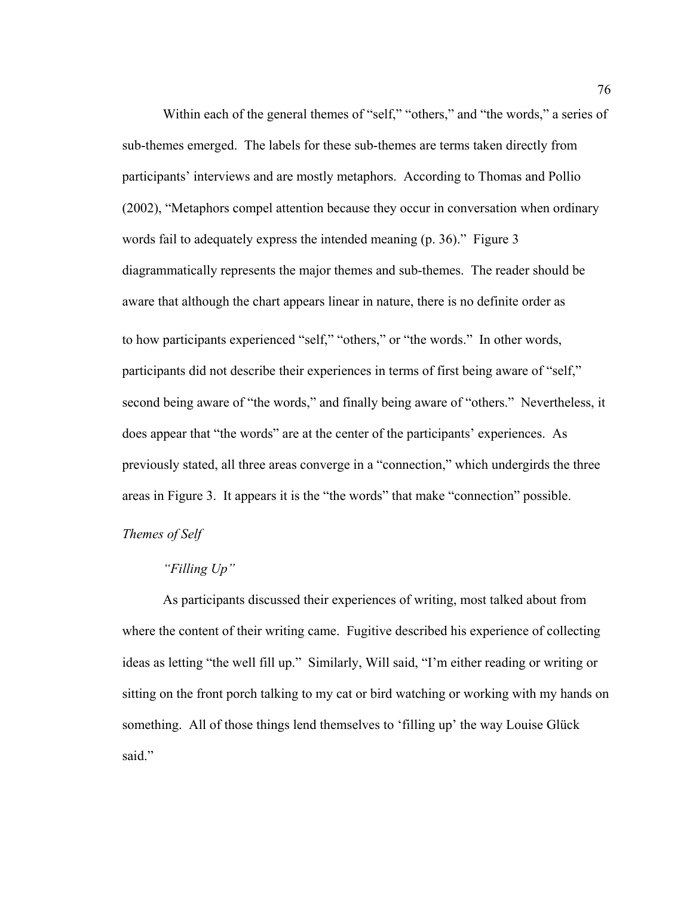Within each of the general themes of "self," "others," and "the words," a series of sub-themes emerged. The labels for these sub-themes are terms taken directly from participants' interviews and are mostly metaphors. According to Thomas and Pollio (2002), "Metaphors compel attention because they occur in conversation when ordinary words fail to adequately express the intended meaning (p. 36)." Figure 3 diagrammatically represents the major themes and sub-themes. The reader should be aware that although the chart appears linear in nature, there is no definite order as to how participants experienced "self," "others," or "the words." In other words, participants did not describe their experiences in terms of first being aware of "self," second being aware of "the words," and finally being aware of "others." Nevertheless, it does appear that "the words" are at the center of the participants' experiences. As previously stated, all three areas converge in a "connection," which undergirds the three areas in Figure 3. It appears it is the "the words" that make "connection" possible.

*Themes of Self*

*"Filling Up"*

As participants discussed their experiences of writing, most talked about from where the content of their writing came. Fugitive described his experience of collecting ideas as letting "the well fill up." Similarly, Will said, "I'm either reading or writing or sitting on the front porch talking to my cat or bird watching or working with my hands on something. All of those things lend themselves to 'filling up' the way Louise Glück said."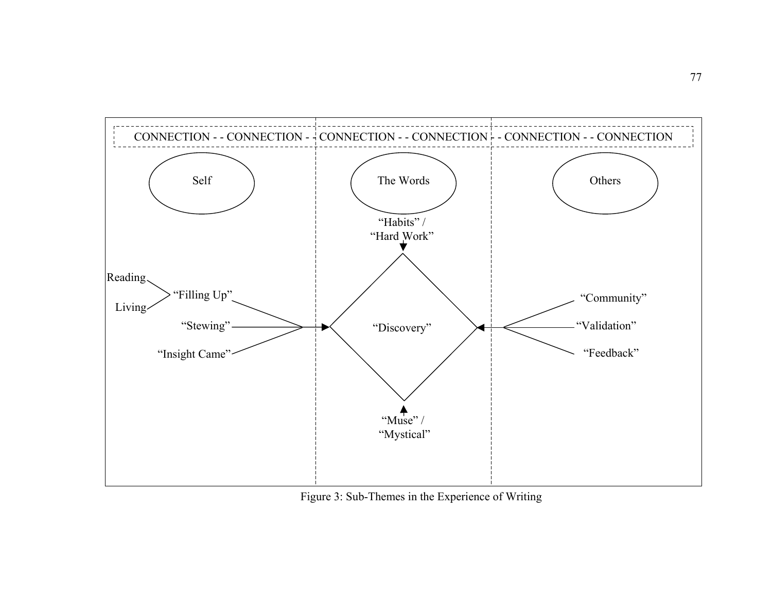CONNECTION - - CONNECTION - - CONNECTION - - CONNECTION - - CONNECTION - - CONNECTION

Self

The Words

Others

"Habits" / "Hard Work"

Reading

Living

"Filling Up"

"Stewing"

"Insight Came"

"Discovery"

"Community"

"Validation"

"Feedback"

"Muse" / "Mystical"

Figure 3: Sub-Themes in the Experience of Writing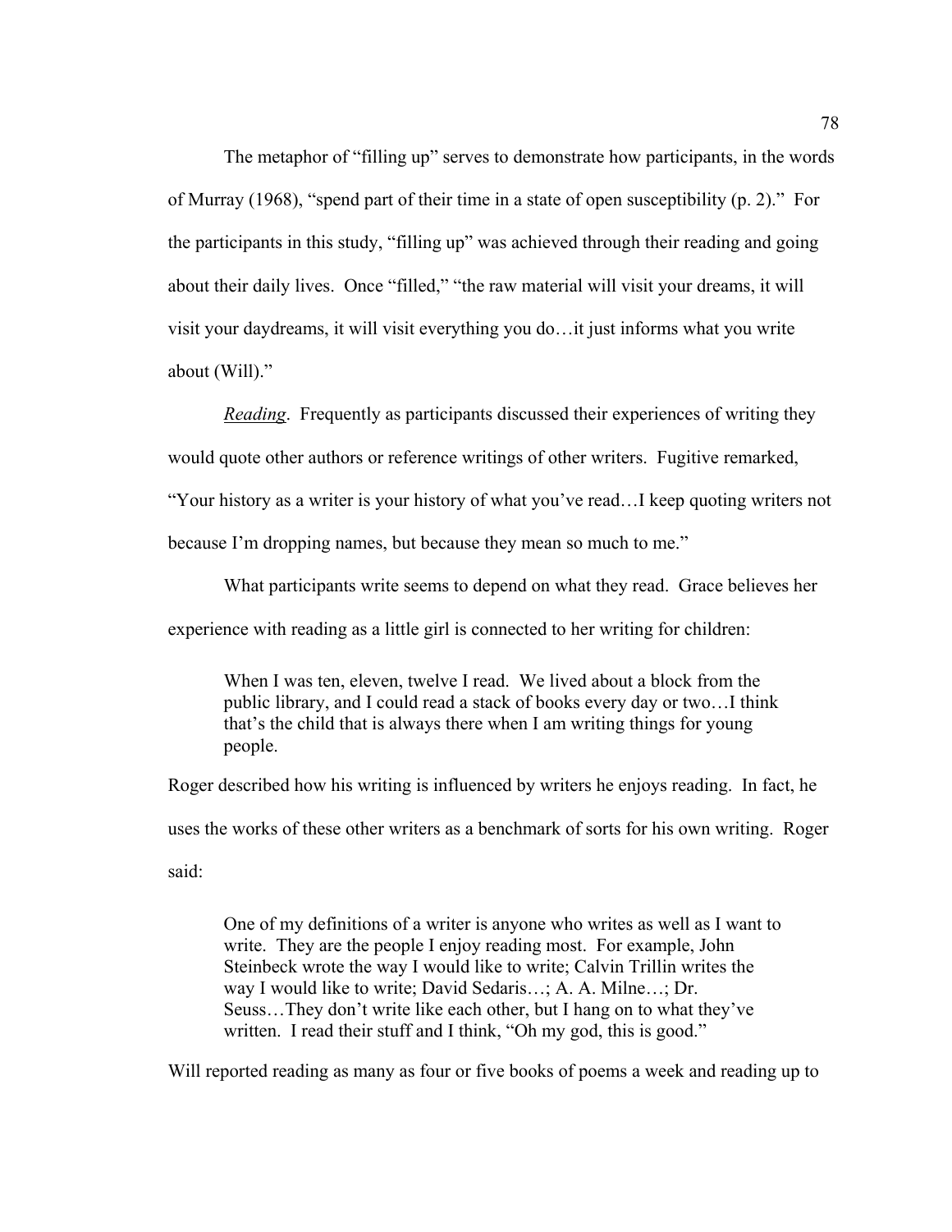The metaphor of "filling up" serves to demonstrate how participants, in the words of Murray (1968), "spend part of their time in a state of open susceptibility (p. 2)." For the participants in this study, "filling up" was achieved through their reading and going about their daily lives. Once "filled," "the raw material will visit your dreams, it will visit your daydreams, it will visit everything you do…it just informs what you write about (Will)."

*Reading*. Frequently as participants discussed their experiences of writing they would quote other authors or reference writings of other writers. Fugitive remarked, "Your history as a writer is your history of what you've read…I keep quoting writers not because I'm dropping names, but because they mean so much to me."

What participants write seems to depend on what they read. Grace believes her experience with reading as a little girl is connected to her writing for children:

> When I was ten, eleven, twelve I read. We lived about a block from the public library, and I could read a stack of books every day or two…I think that's the child that is always there when I am writing things for young people.

Roger described how his writing is influenced by writers he enjoys reading. In fact, he uses the works of these other writers as a benchmark of sorts for his own writing. Roger said:

> One of my definitions of a writer is anyone who writes as well as I want to write. They are the people I enjoy reading most. For example, John Steinbeck wrote the way I would like to write; Calvin Trillin writes the way I would like to write; David Sedaris…; A. A. Milne…; Dr. Seuss…They don't write like each other, but I hang on to what they've written. I read their stuff and I think, "Oh my god, this is good."

Will reported reading as many as four or five books of poems a week and reading up to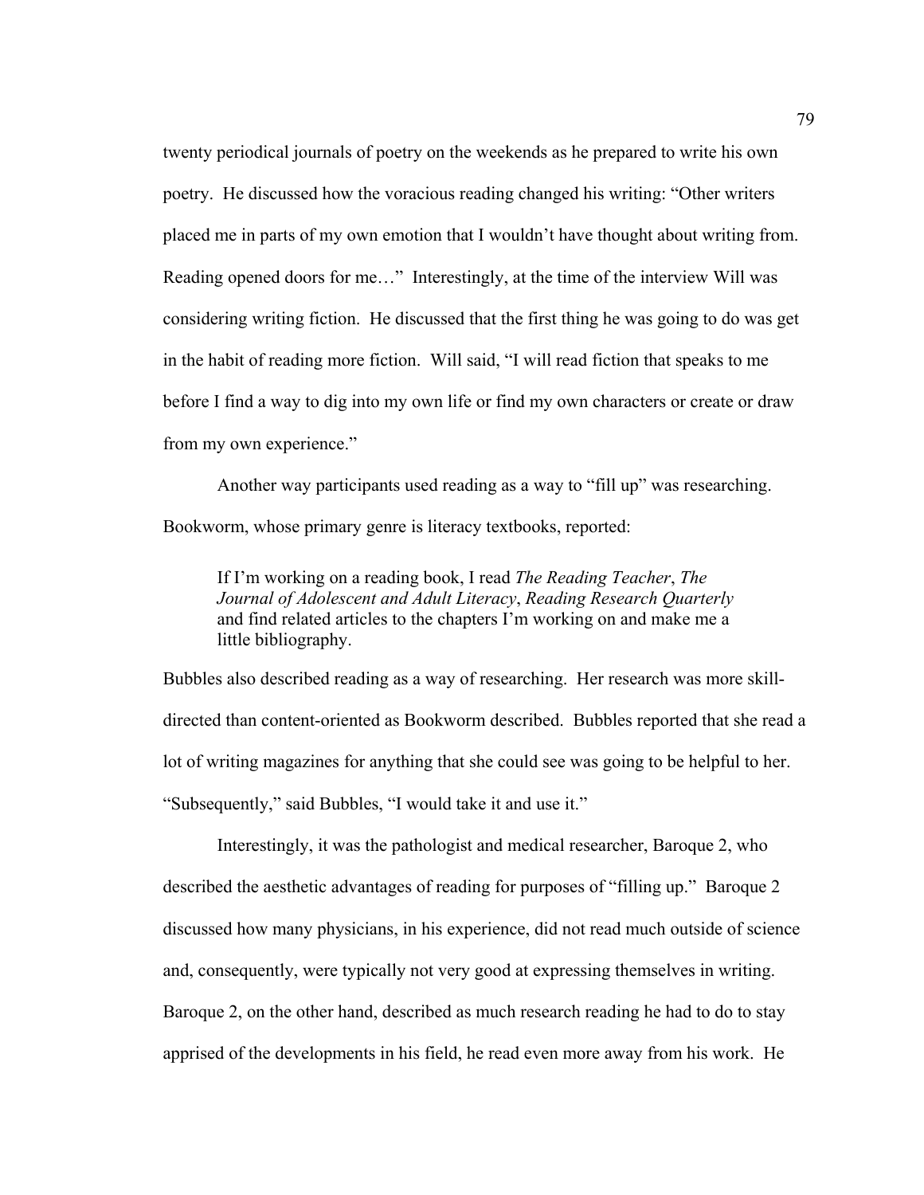twenty periodical journals of poetry on the weekends as he prepared to write his own poetry. He discussed how the voracious reading changed his writing: "Other writers placed me in parts of my own emotion that I wouldn't have thought about writing from. Reading opened doors for me…" Interestingly, at the time of the interview Will was considering writing fiction. He discussed that the first thing he was going to do was get in the habit of reading more fiction. Will said, "I will read fiction that speaks to me before I find a way to dig into my own life or find my own characters or create or draw from my own experience."

Another way participants used reading as a way to "fill up" was researching. Bookworm, whose primary genre is literacy textbooks, reported:

> If I'm working on a reading book, I read *The Reading Teacher*, *The Journal of Adolescent and Adult Literacy*, *Reading Research Quarterly* and find related articles to the chapters I'm working on and make me a little bibliography.

Bubbles also described reading as a way of researching. Her research was more skill-directed than content-oriented as Bookworm described. Bubbles reported that she read a lot of writing magazines for anything that she could see was going to be helpful to her. "Subsequently," said Bubbles, "I would take it and use it."

Interestingly, it was the pathologist and medical researcher, Baroque 2, who described the aesthetic advantages of reading for purposes of "filling up." Baroque 2 discussed how many physicians, in his experience, did not read much outside of science and, consequently, were typically not very good at expressing themselves in writing. Baroque 2, on the other hand, described as much research reading he had to do to stay apprised of the developments in his field, he read even more away from his work. He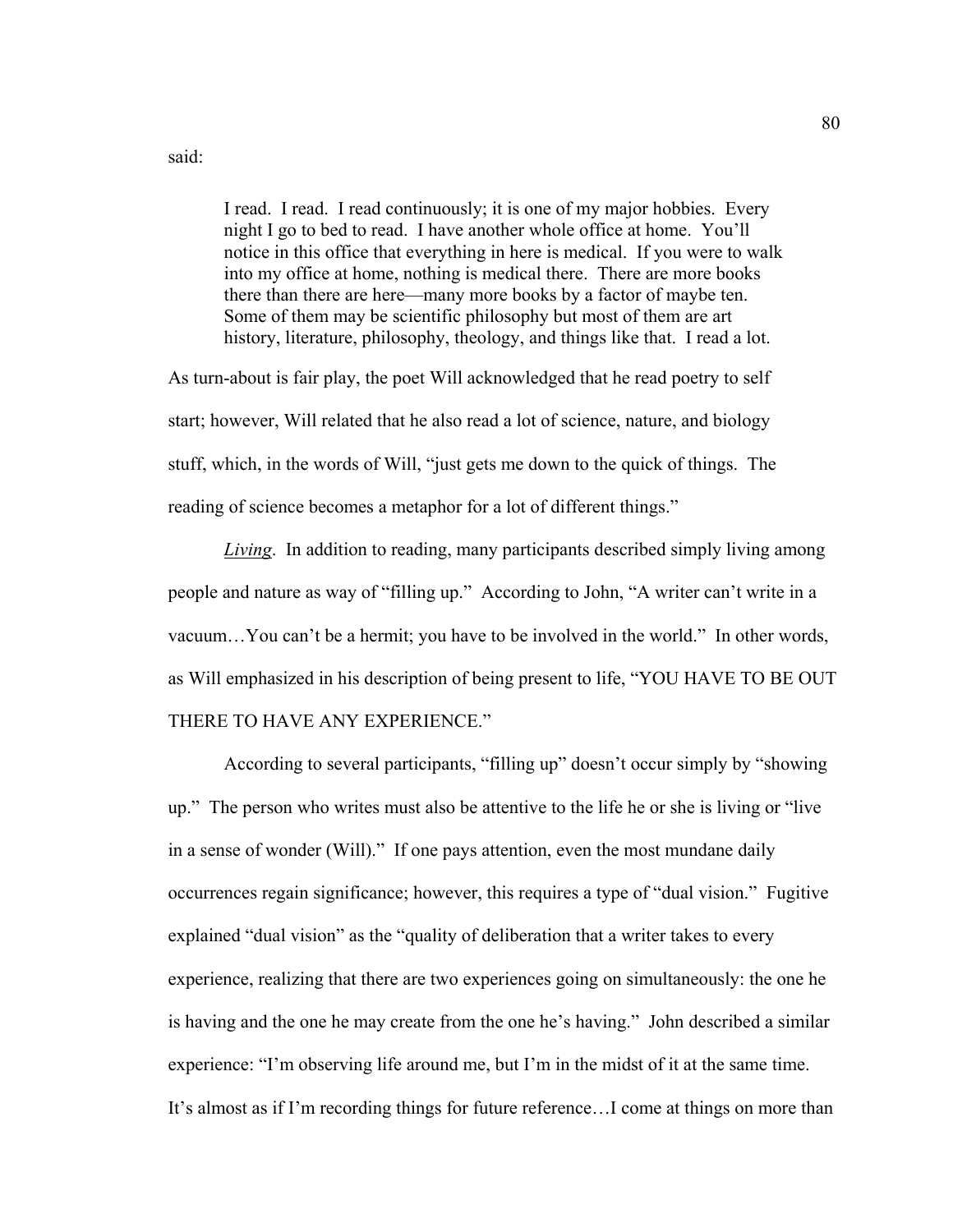said:

> I read. I read. I read continuously; it is one of my major hobbies. Every night I go to bed to read. I have another whole office at home. You'll notice in this office that everything in here is medical. If you were to walk into my office at home, nothing is medical there. There are more books there than there are here—many more books by a factor of maybe ten. Some of them may be scientific philosophy but most of them are art history, literature, philosophy, theology, and things like that. I read a lot.

As turn-about is fair play, the poet Will acknowledged that he read poetry to self start; however, Will related that he also read a lot of science, nature, and biology stuff, which, in the words of Will, "just gets me down to the quick of things. The reading of science becomes a metaphor for a lot of different things."

***Living***. In addition to reading, many participants described simply living among people and nature as way of "filling up." According to John, "A writer can't write in a vacuum…You can't be a hermit; you have to be involved in the world." In other words, as Will emphasized in his description of being present to life, "YOU HAVE TO BE OUT THERE TO HAVE ANY EXPERIENCE."

According to several participants, "filling up" doesn't occur simply by "showing up." The person who writes must also be attentive to the life he or she is living or "live in a sense of wonder (Will)." If one pays attention, even the most mundane daily occurrences regain significance; however, this requires a type of "dual vision." Fugitive explained "dual vision" as the "quality of deliberation that a writer takes to every experience, realizing that there are two experiences going on simultaneously: the one he is having and the one he may create from the one he's having." John described a similar experience: "I'm observing life around me, but I'm in the midst of it at the same time. It's almost as if I'm recording things for future reference…I come at things on more than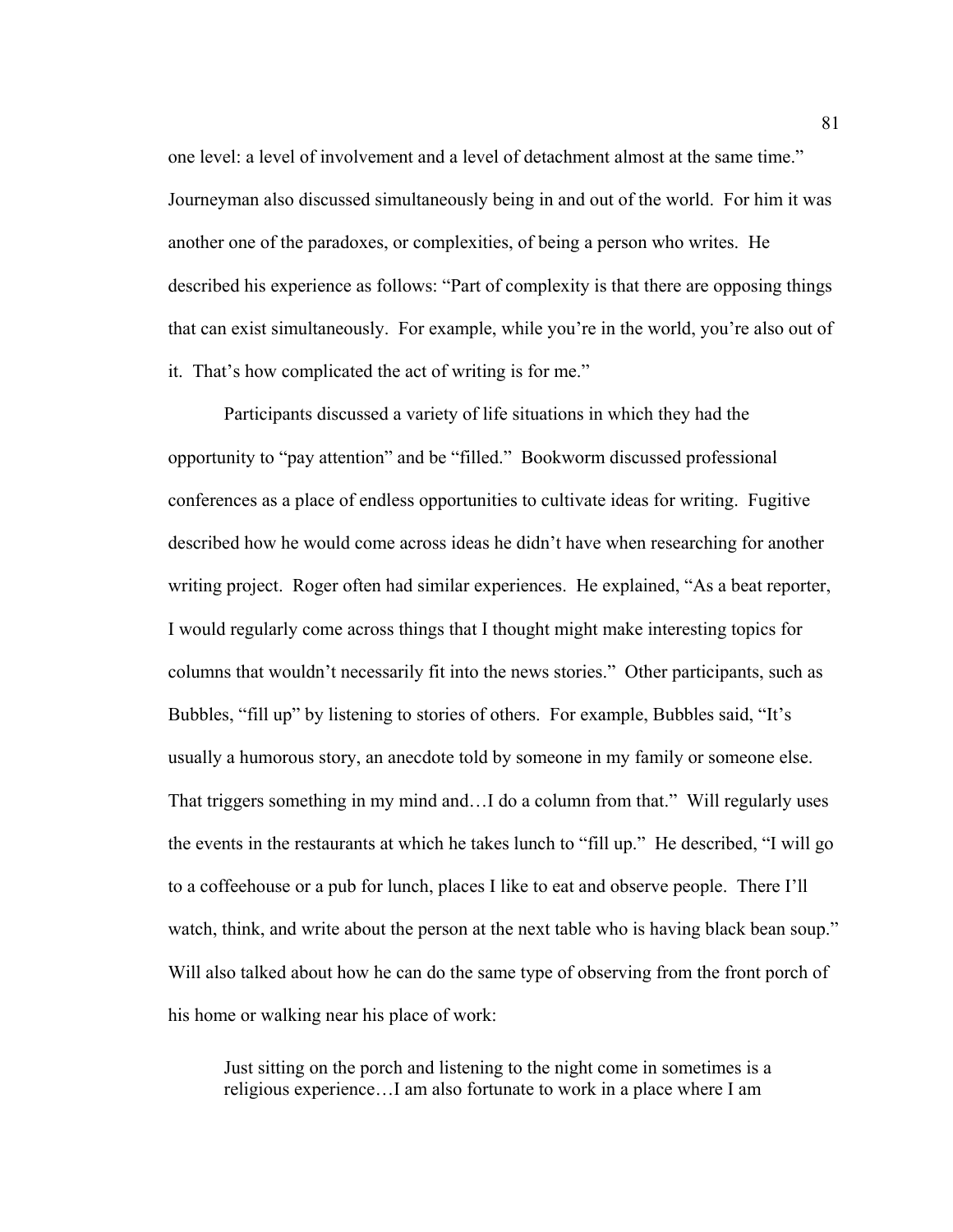one level: a level of involvement and a level of detachment almost at the same time." Journeyman also discussed simultaneously being in and out of the world. For him it was another one of the paradoxes, or complexities, of being a person who writes. He described his experience as follows: "Part of complexity is that there are opposing things that can exist simultaneously. For example, while you're in the world, you're also out of it. That's how complicated the act of writing is for me."

Participants discussed a variety of life situations in which they had the opportunity to "pay attention" and be "filled." Bookworm discussed professional conferences as a place of endless opportunities to cultivate ideas for writing. Fugitive described how he would come across ideas he didn't have when researching for another writing project. Roger often had similar experiences. He explained, "As a beat reporter, I would regularly come across things that I thought might make interesting topics for columns that wouldn't necessarily fit into the news stories." Other participants, such as Bubbles, "fill up" by listening to stories of others. For example, Bubbles said, "It's usually a humorous story, an anecdote told by someone in my family or someone else. That triggers something in my mind and…I do a column from that." Will regularly uses the events in the restaurants at which he takes lunch to "fill up." He described, "I will go to a coffeehouse or a pub for lunch, places I like to eat and observe people. There I'll watch, think, and write about the person at the next table who is having black bean soup." Will also talked about how he can do the same type of observing from the front porch of his home or walking near his place of work:

> Just sitting on the porch and listening to the night come in sometimes is a religious experience…I am also fortunate to work in a place where I am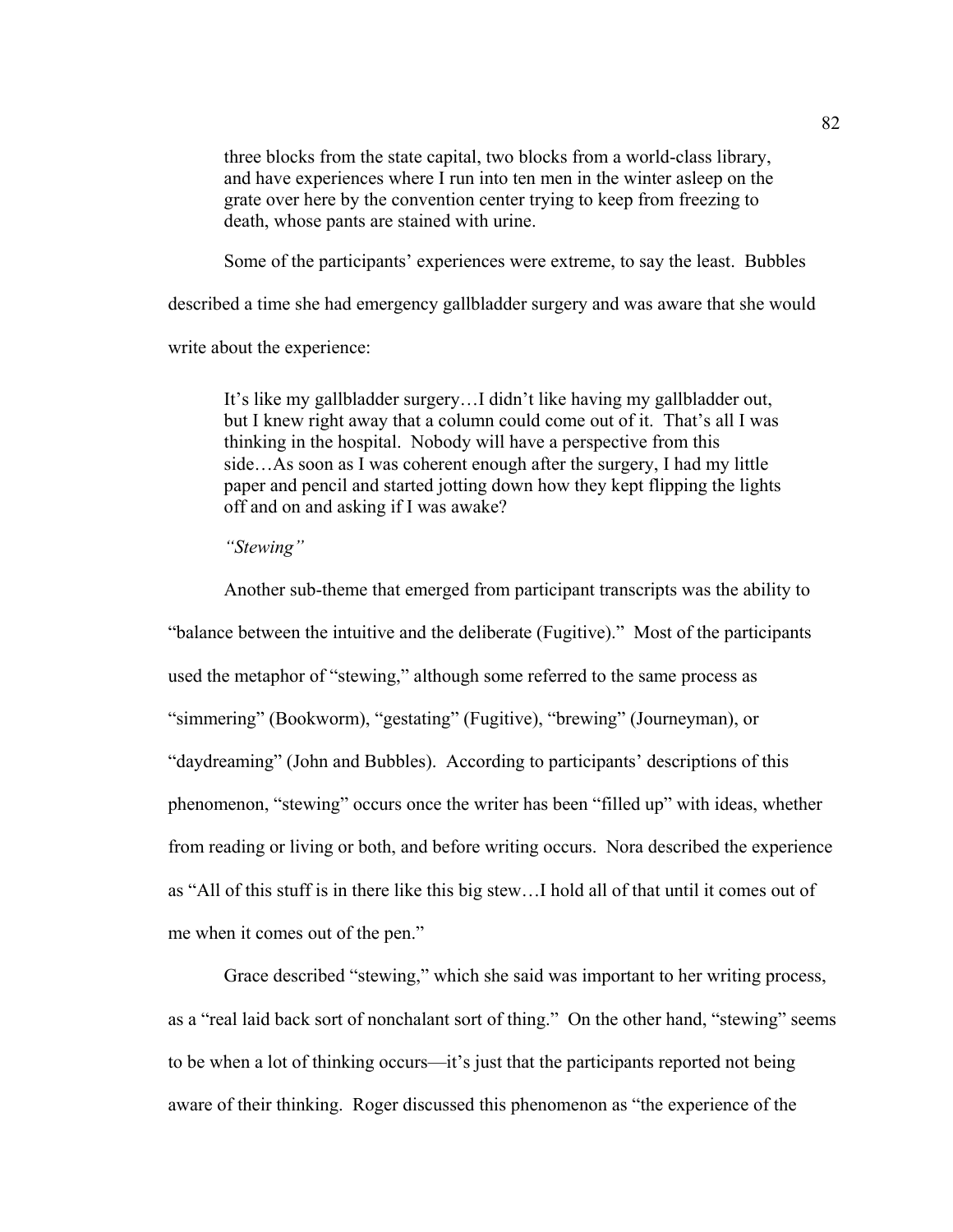> three blocks from the state capital, two blocks from a world-class library, and have experiences where I run into ten men in the winter asleep on the grate over here by the convention center trying to keep from freezing to death, whose pants are stained with urine.

Some of the participants' experiences were extreme, to say the least. Bubbles described a time she had emergency gallbladder surgery and was aware that she would write about the experience:

> It's like my gallbladder surgery…I didn't like having my gallbladder out, but I knew right away that a column could come out of it. That's all I was thinking in the hospital. Nobody will have a perspective from this side…As soon as I was coherent enough after the surgery, I had my little paper and pencil and started jotting down how they kept flipping the lights off and on and asking if I was awake?

*"Stewing"*

Another sub-theme that emerged from participant transcripts was the ability to "balance between the intuitive and the deliberate (Fugitive)." Most of the participants used the metaphor of "stewing," although some referred to the same process as "simmering" (Bookworm), "gestating" (Fugitive), "brewing" (Journeyman), or "daydreaming" (John and Bubbles). According to participants' descriptions of this phenomenon, "stewing" occurs once the writer has been "filled up" with ideas, whether from reading or living or both, and before writing occurs. Nora described the experience as "All of this stuff is in there like this big stew…I hold all of that until it comes out of me when it comes out of the pen."

Grace described "stewing," which she said was important to her writing process, as a "real laid back sort of nonchalant sort of thing." On the other hand, "stewing" seems to be when a lot of thinking occurs—it's just that the participants reported not being aware of their thinking. Roger discussed this phenomenon as "the experience of the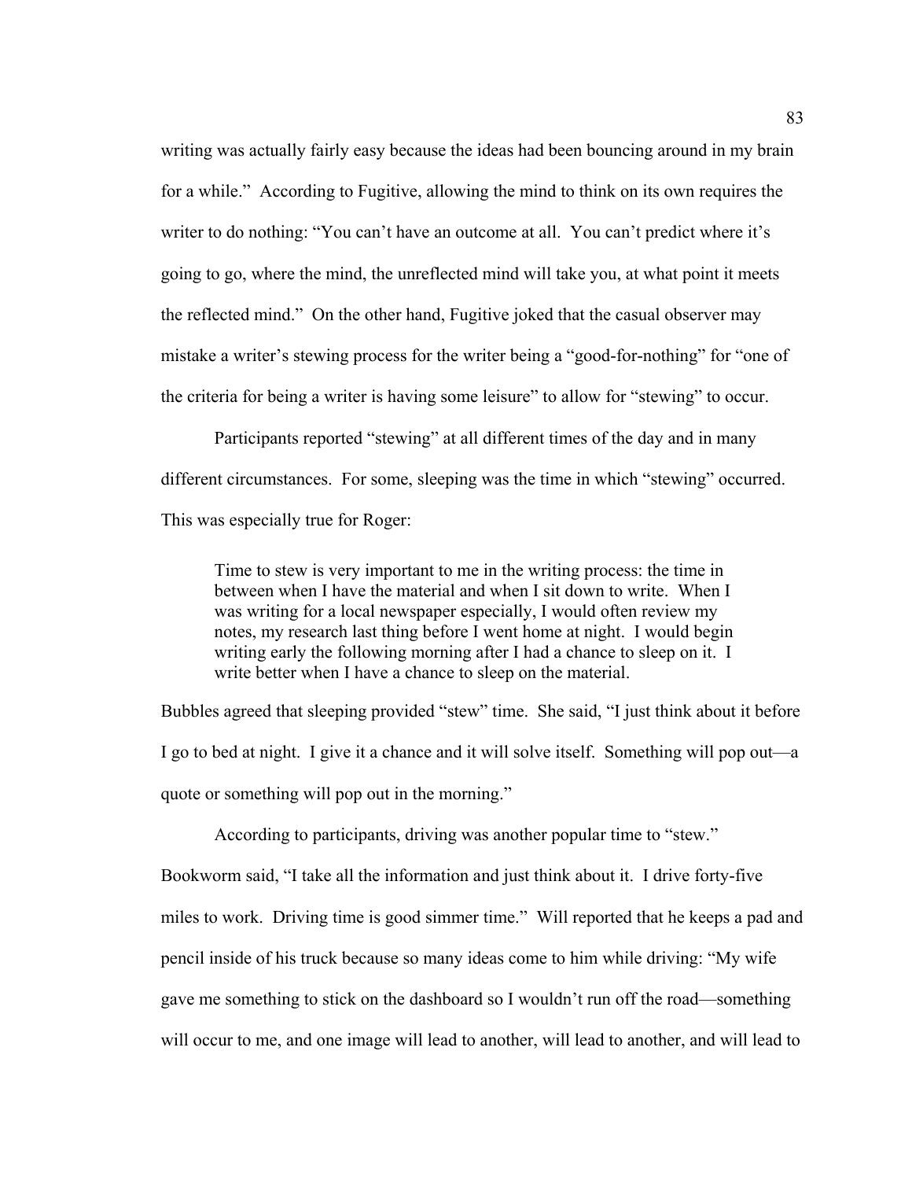writing was actually fairly easy because the ideas had been bouncing around in my brain for a while." According to Fugitive, allowing the mind to think on its own requires the writer to do nothing: "You can't have an outcome at all. You can't predict where it's going to go, where the mind, the unreflected mind will take you, at what point it meets the reflected mind." On the other hand, Fugitive joked that the casual observer may mistake a writer's stewing process for the writer being a "good-for-nothing" for "one of the criteria for being a writer is having some leisure" to allow for "stewing" to occur.

Participants reported "stewing" at all different times of the day and in many different circumstances. For some, sleeping was the time in which "stewing" occurred. This was especially true for Roger:

> Time to stew is very important to me in the writing process: the time in between when I have the material and when I sit down to write. When I was writing for a local newspaper especially, I would often review my notes, my research last thing before I went home at night. I would begin writing early the following morning after I had a chance to sleep on it. I write better when I have a chance to sleep on the material.

Bubbles agreed that sleeping provided "stew" time. She said, "I just think about it before I go to bed at night. I give it a chance and it will solve itself. Something will pop out—a quote or something will pop out in the morning."

According to participants, driving was another popular time to "stew." Bookworm said, "I take all the information and just think about it. I drive forty-five miles to work. Driving time is good simmer time." Will reported that he keeps a pad and pencil inside of his truck because so many ideas come to him while driving: "My wife gave me something to stick on the dashboard so I wouldn't run off the road—something will occur to me, and one image will lead to another, will lead to another, and will lead to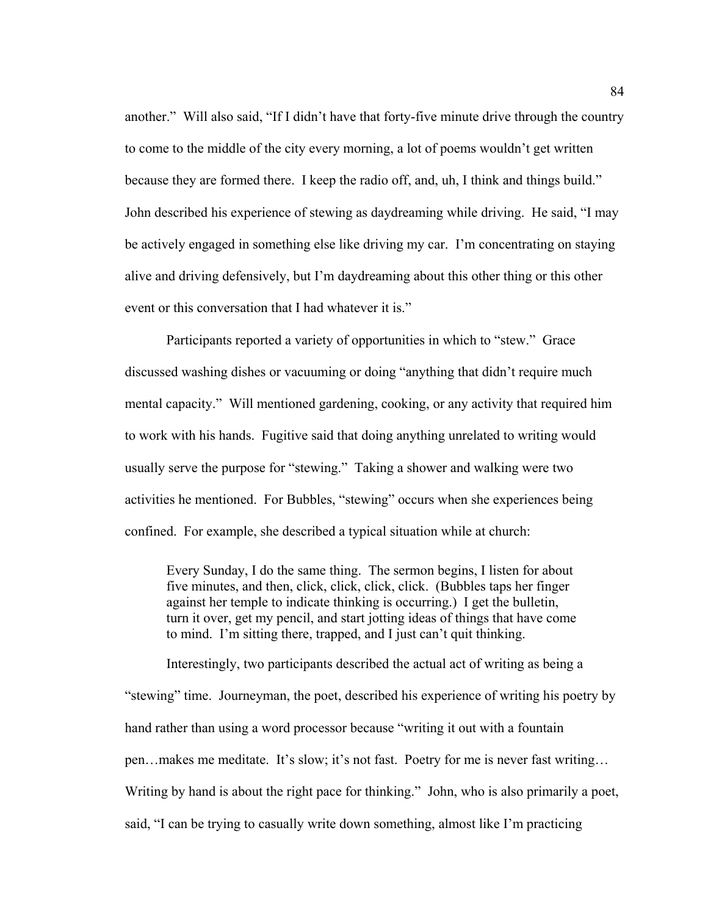another." Will also said, "If I didn't have that forty-five minute drive through the country to come to the middle of the city every morning, a lot of poems wouldn't get written because they are formed there. I keep the radio off, and, uh, I think and things build." John described his experience of stewing as daydreaming while driving. He said, "I may be actively engaged in something else like driving my car. I'm concentrating on staying alive and driving defensively, but I'm daydreaming about this other thing or this other event or this conversation that I had whatever it is."

Participants reported a variety of opportunities in which to "stew." Grace discussed washing dishes or vacuuming or doing "anything that didn't require much mental capacity." Will mentioned gardening, cooking, or any activity that required him to work with his hands. Fugitive said that doing anything unrelated to writing would usually serve the purpose for "stewing." Taking a shower and walking were two activities he mentioned. For Bubbles, "stewing" occurs when she experiences being confined. For example, she described a typical situation while at church:

> Every Sunday, I do the same thing. The sermon begins, I listen for about five minutes, and then, click, click, click, click. (Bubbles taps her finger against her temple to indicate thinking is occurring.) I get the bulletin, turn it over, get my pencil, and start jotting ideas of things that have come to mind. I'm sitting there, trapped, and I just can't quit thinking.

Interestingly, two participants described the actual act of writing as being a "stewing" time. Journeyman, the poet, described his experience of writing his poetry by hand rather than using a word processor because "writing it out with a fountain pen…makes me meditate. It's slow; it's not fast. Poetry for me is never fast writing… Writing by hand is about the right pace for thinking." John, who is also primarily a poet, said, "I can be trying to casually write down something, almost like I'm practicing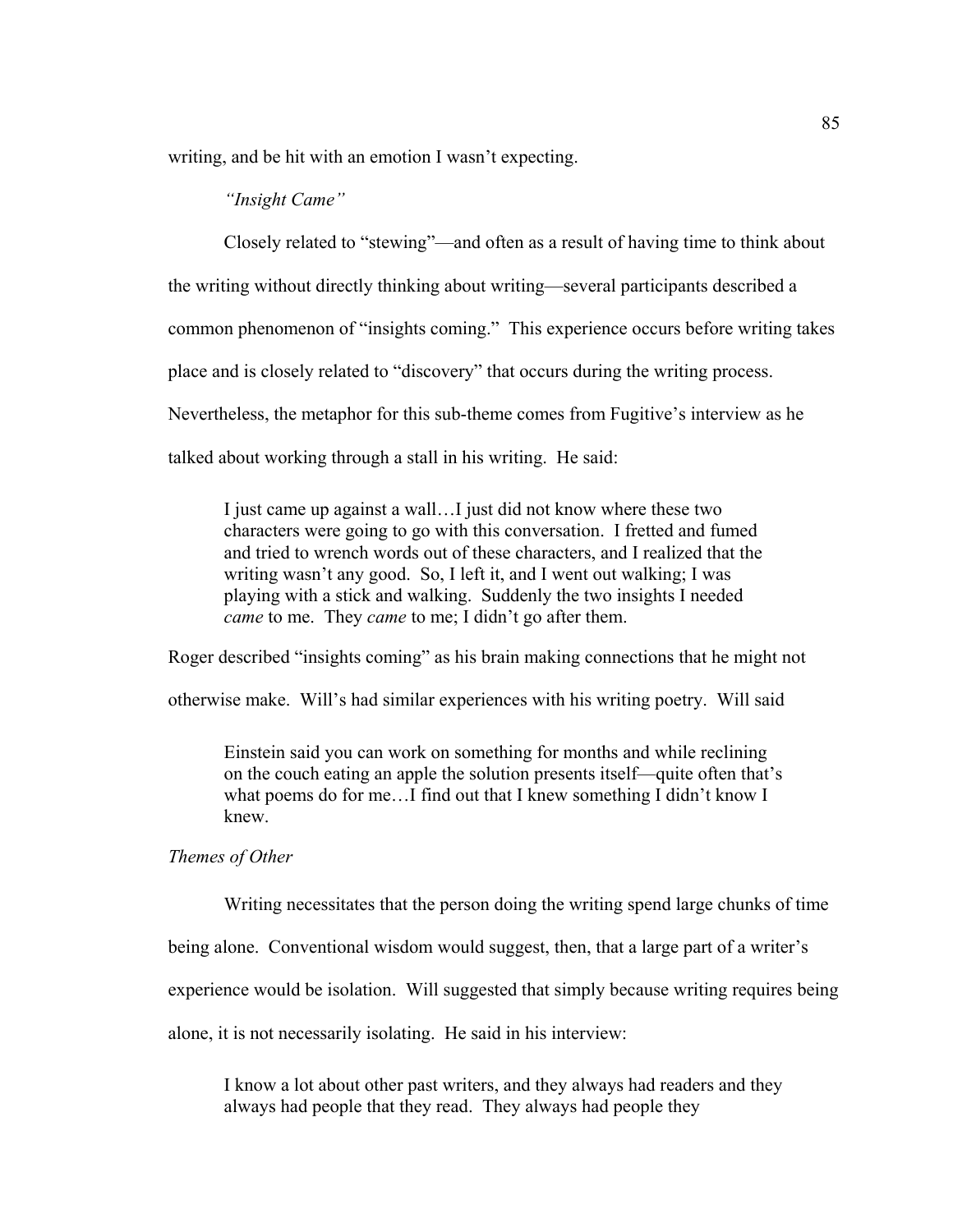writing, and be hit with an emotion I wasn't expecting.

*"Insight Came"*

Closely related to "stewing"—and often as a result of having time to think about the writing without directly thinking about writing—several participants described a common phenomenon of "insights coming." This experience occurs before writing takes place and is closely related to "discovery" that occurs during the writing process. Nevertheless, the metaphor for this sub-theme comes from Fugitive's interview as he talked about working through a stall in his writing. He said:

> I just came up against a wall…I just did not know where these two characters were going to go with this conversation. I fretted and fumed and tried to wrench words out of these characters, and I realized that the writing wasn't any good. So, I left it, and I went out walking; I was playing with a stick and walking. Suddenly the two insights I needed *came* to me. They *came* to me; I didn't go after them.

Roger described "insights coming" as his brain making connections that he might not otherwise make. Will's had similar experiences with his writing poetry. Will said

> Einstein said you can work on something for months and while reclining on the couch eating an apple the solution presents itself—quite often that's what poems do for me…I find out that I knew something I didn't know I knew.

*Themes of Other*

Writing necessitates that the person doing the writing spend large chunks of time being alone. Conventional wisdom would suggest, then, that a large part of a writer's experience would be isolation. Will suggested that simply because writing requires being alone, it is not necessarily isolating. He said in his interview:

> I know a lot about other past writers, and they always had readers and they always had people that they read. They always had people they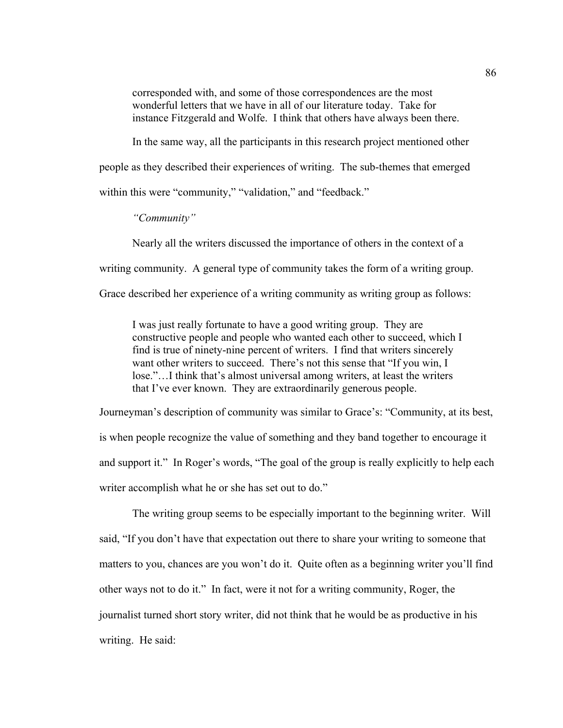> corresponded with, and some of those correspondences are the most wonderful letters that we have in all of our literature today. Take for instance Fitzgerald and Wolfe. I think that others have always been there.

In the same way, all the participants in this research project mentioned other people as they described their experiences of writing. The sub-themes that emerged within this were "community," "validation," and "feedback."

*"Community"*

Nearly all the writers discussed the importance of others in the context of a writing community. A general type of community takes the form of a writing group. Grace described her experience of a writing community as writing group as follows:

> I was just really fortunate to have a good writing group. They are constructive people and people who wanted each other to succeed, which I find is true of ninety-nine percent of writers. I find that writers sincerely want other writers to succeed. There's not this sense that "If you win, I lose."…I think that's almost universal among writers, at least the writers that I've ever known. They are extraordinarily generous people.

Journeyman's description of community was similar to Grace's: "Community, at its best, is when people recognize the value of something and they band together to encourage it and support it." In Roger's words, "The goal of the group is really explicitly to help each writer accomplish what he or she has set out to do."

The writing group seems to be especially important to the beginning writer. Will said, "If you don't have that expectation out there to share your writing to someone that matters to you, chances are you won't do it. Quite often as a beginning writer you'll find other ways not to do it." In fact, were it not for a writing community, Roger, the journalist turned short story writer, did not think that he would be as productive in his writing. He said: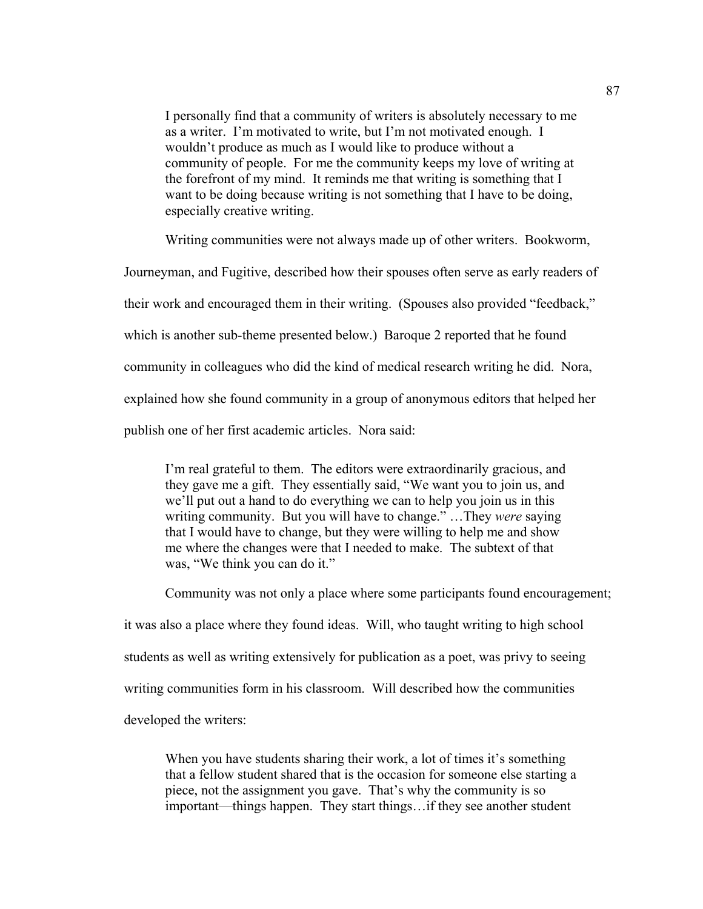> I personally find that a community of writers is absolutely necessary to me as a writer. I'm motivated to write, but I'm not motivated enough. I wouldn't produce as much as I would like to produce without a community of people. For me the community keeps my love of writing at the forefront of my mind. It reminds me that writing is something that I want to be doing because writing is not something that I have to be doing, especially creative writing.

Writing communities were not always made up of other writers. Bookworm, Journeyman, and Fugitive, described how their spouses often serve as early readers of their work and encouraged them in their writing. (Spouses also provided "feedback," which is another sub-theme presented below.) Baroque 2 reported that he found community in colleagues who did the kind of medical research writing he did. Nora, explained how she found community in a group of anonymous editors that helped her publish one of her first academic articles. Nora said:

> I'm real grateful to them. The editors were extraordinarily gracious, and they gave me a gift. They essentially said, "We want you to join us, and we'll put out a hand to do everything we can to help you join us in this writing community. But you will have to change." …They *were* saying that I would have to change, but they were willing to help me and show me where the changes were that I needed to make. The subtext of that was, "We think you can do it."

Community was not only a place where some participants found encouragement; it was also a place where they found ideas. Will, who taught writing to high school students as well as writing extensively for publication as a poet, was privy to seeing writing communities form in his classroom. Will described how the communities developed the writers:

> When you have students sharing their work, a lot of times it's something that a fellow student shared that is the occasion for someone else starting a piece, not the assignment you gave. That's why the community is so important—things happen. They start things…if they see another student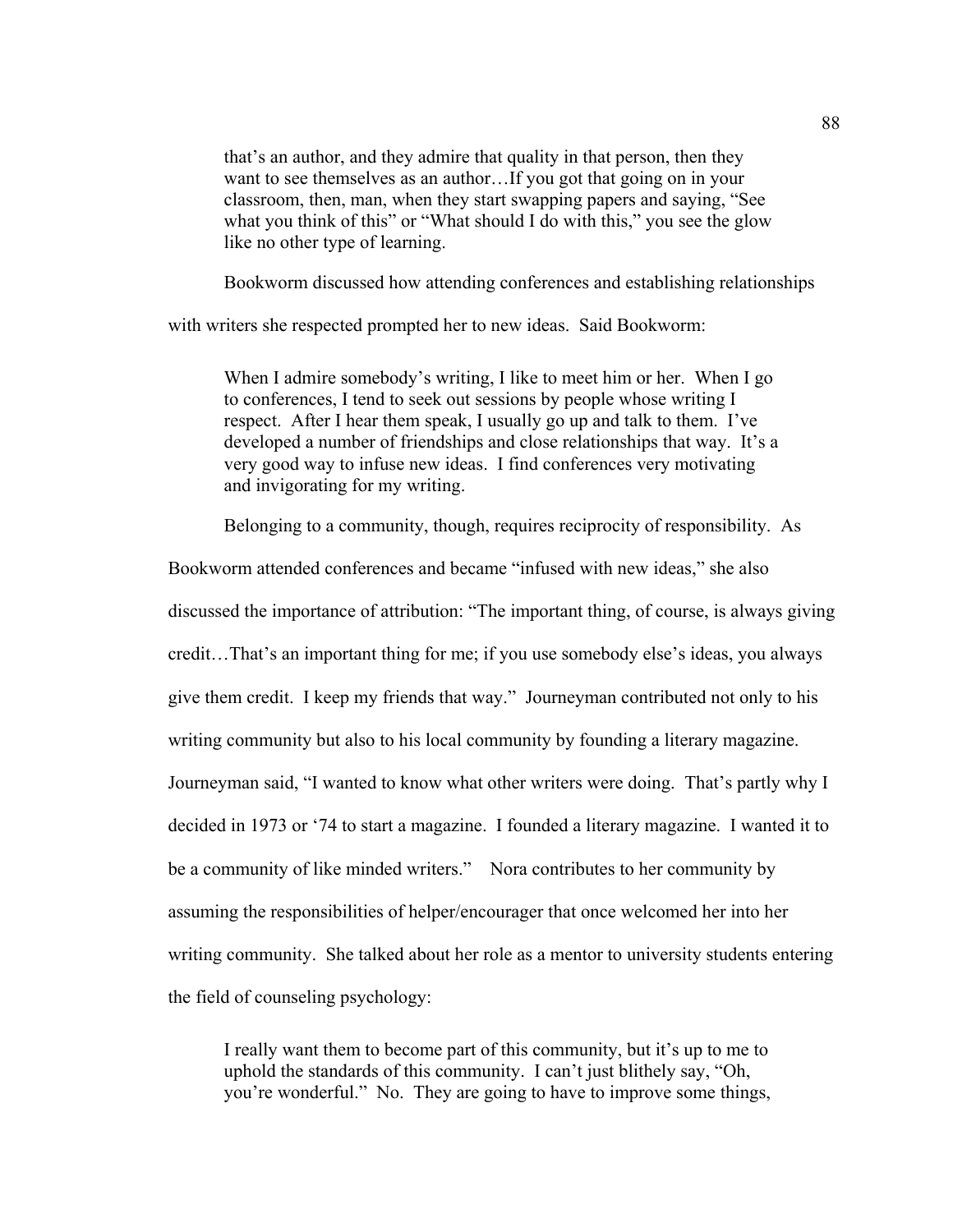> that's an author, and they admire that quality in that person, then they want to see themselves as an author…If you got that going on in your classroom, then, man, when they start swapping papers and saying, "See what you think of this" or "What should I do with this," you see the glow like no other type of learning.

Bookworm discussed how attending conferences and establishing relationships with writers she respected prompted her to new ideas. Said Bookworm:

> When I admire somebody's writing, I like to meet him or her. When I go to conferences, I tend to seek out sessions by people whose writing I respect. After I hear them speak, I usually go up and talk to them. I've developed a number of friendships and close relationships that way. It's a very good way to infuse new ideas. I find conferences very motivating and invigorating for my writing.

Belonging to a community, though, requires reciprocity of responsibility. As Bookworm attended conferences and became "infused with new ideas," she also discussed the importance of attribution: "The important thing, of course, is always giving credit…That's an important thing for me; if you use somebody else's ideas, you always give them credit. I keep my friends that way." Journeyman contributed not only to his writing community but also to his local community by founding a literary magazine. Journeyman said, "I wanted to know what other writers were doing. That's partly why I decided in 1973 or '74 to start a magazine. I founded a literary magazine. I wanted it to be a community of like minded writers." Nora contributes to her community by assuming the responsibilities of helper/encourager that once welcomed her into her writing community. She talked about her role as a mentor to university students entering the field of counseling psychology:

> I really want them to become part of this community, but it's up to me to uphold the standards of this community. I can't just blithely say, "Oh, you're wonderful." No. They are going to have to improve some things,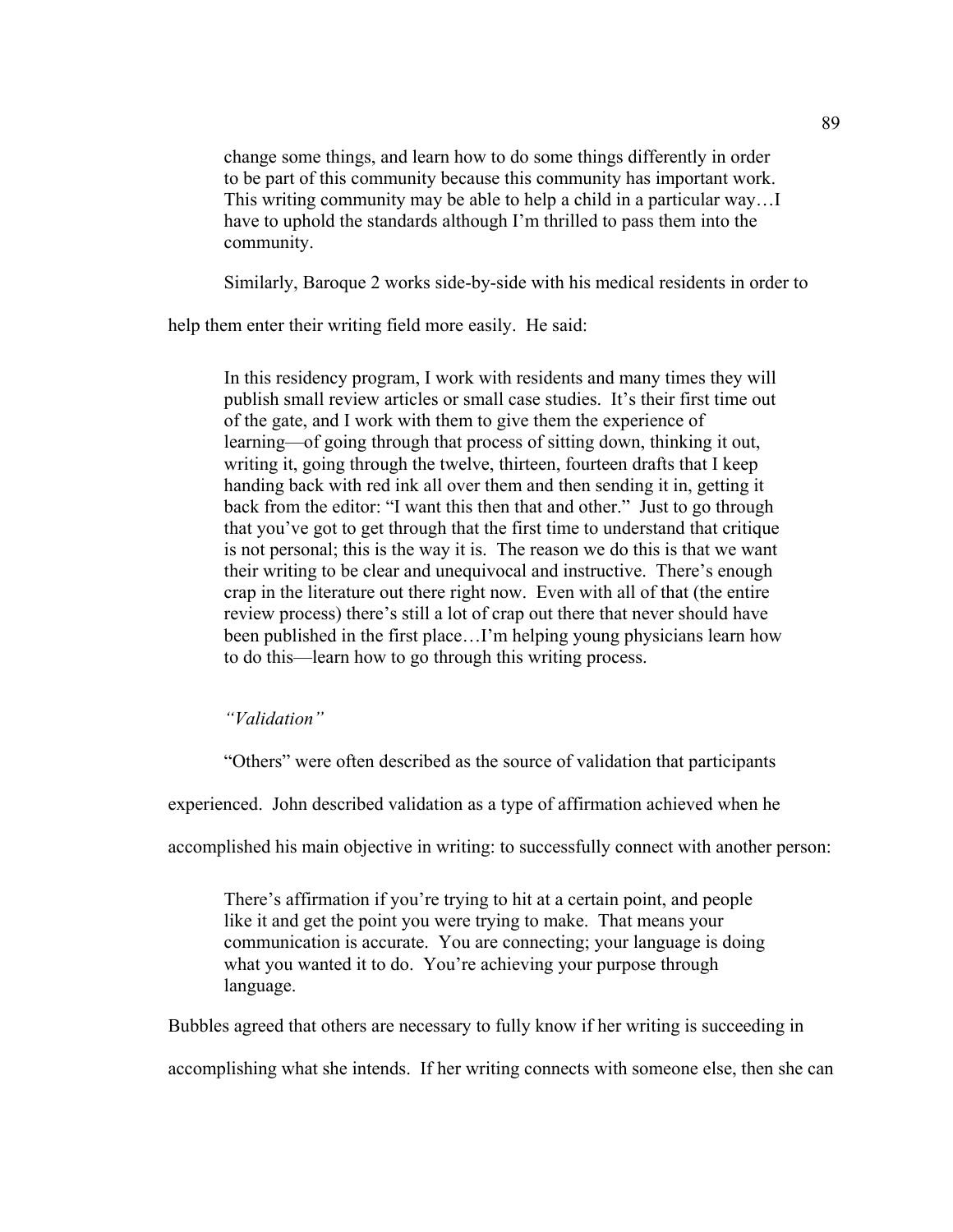> change some things, and learn how to do some things differently in order to be part of this community because this community has important work. This writing community may be able to help a child in a particular way…I have to uphold the standards although I'm thrilled to pass them into the community.

Similarly, Baroque 2 works side-by-side with his medical residents in order to help them enter their writing field more easily. He said:

> In this residency program, I work with residents and many times they will publish small review articles or small case studies. It's their first time out of the gate, and I work with them to give them the experience of learning—of going through that process of sitting down, thinking it out, writing it, going through the twelve, thirteen, fourteen drafts that I keep handing back with red ink all over them and then sending it in, getting it back from the editor: "I want this then that and other." Just to go through that you've got to get through that the first time to understand that critique is not personal; this is the way it is. The reason we do this is that we want their writing to be clear and unequivocal and instructive. There's enough crap in the literature out there right now. Even with all of that (the entire review process) there's still a lot of crap out there that never should have been published in the first place…I'm helping young physicians learn how to do this—learn how to go through this writing process.

*"Validation"*

"Others" were often described as the source of validation that participants experienced. John described validation as a type of affirmation achieved when he accomplished his main objective in writing: to successfully connect with another person:

> There's affirmation if you're trying to hit at a certain point, and people like it and get the point you were trying to make. That means your communication is accurate. You are connecting; your language is doing what you wanted it to do. You're achieving your purpose through language.

Bubbles agreed that others are necessary to fully know if her writing is succeeding in accomplishing what she intends. If her writing connects with someone else, then she can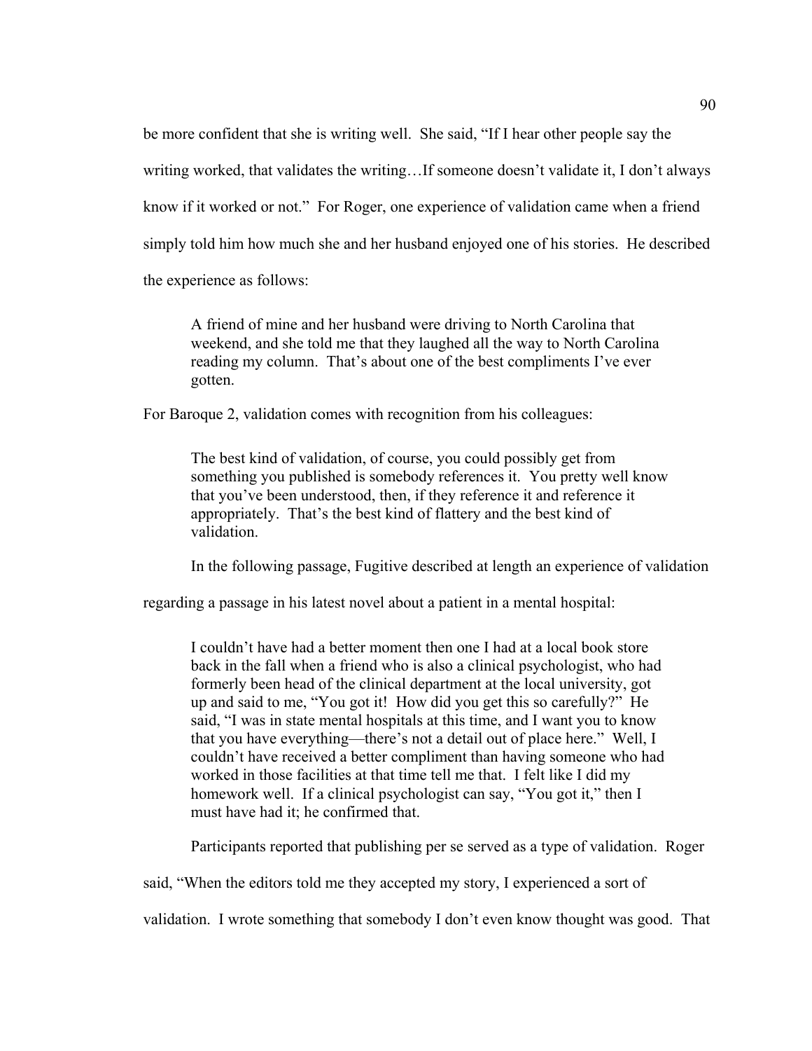be more confident that she is writing well. She said, "If I hear other people say the writing worked, that validates the writing…If someone doesn't validate it, I don't always know if it worked or not." For Roger, one experience of validation came when a friend simply told him how much she and her husband enjoyed one of his stories. He described the experience as follows:

> A friend of mine and her husband were driving to North Carolina that weekend, and she told me that they laughed all the way to North Carolina reading my column. That's about one of the best compliments I've ever gotten.

For Baroque 2, validation comes with recognition from his colleagues:

> The best kind of validation, of course, you could possibly get from something you published is somebody references it. You pretty well know that you've been understood, then, if they reference it and reference it appropriately. That's the best kind of flattery and the best kind of validation.

In the following passage, Fugitive described at length an experience of validation regarding a passage in his latest novel about a patient in a mental hospital:

> I couldn't have had a better moment then one I had at a local book store back in the fall when a friend who is also a clinical psychologist, who had formerly been head of the clinical department at the local university, got up and said to me, "You got it! How did you get this so carefully?" He said, "I was in state mental hospitals at this time, and I want you to know that you have everything—there's not a detail out of place here." Well, I couldn't have received a better compliment than having someone who had worked in those facilities at that time tell me that. I felt like I did my homework well. If a clinical psychologist can say, "You got it," then I must have had it; he confirmed that.

Participants reported that publishing per se served as a type of validation. Roger said, "When the editors told me they accepted my story, I experienced a sort of validation. I wrote something that somebody I don't even know thought was good. That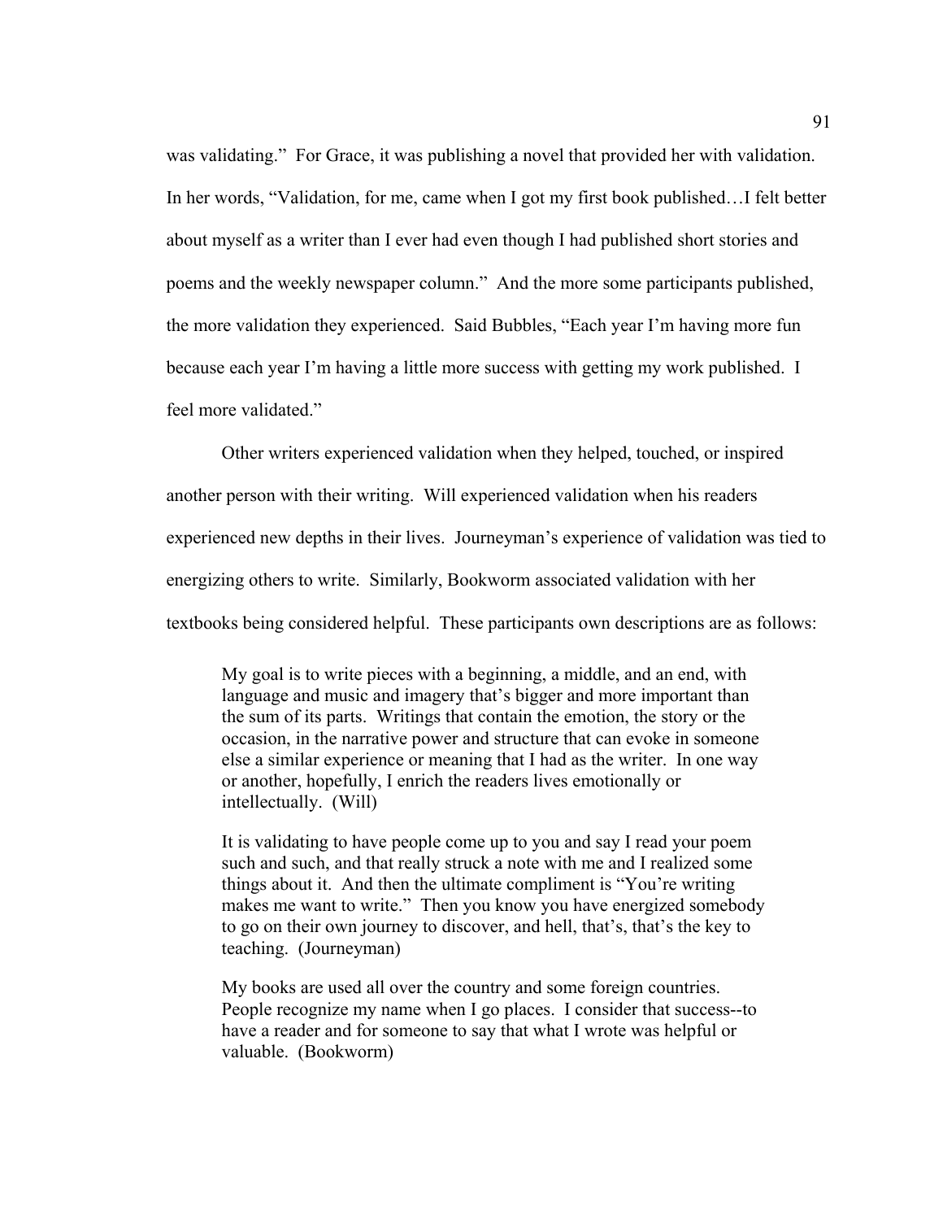was validating." For Grace, it was publishing a novel that provided her with validation. In her words, "Validation, for me, came when I got my first book published…I felt better about myself as a writer than I ever had even though I had published short stories and poems and the weekly newspaper column." And the more some participants published, the more validation they experienced. Said Bubbles, "Each year I'm having more fun because each year I'm having a little more success with getting my work published. I feel more validated."

Other writers experienced validation when they helped, touched, or inspired another person with their writing. Will experienced validation when his readers experienced new depths in their lives. Journeyman's experience of validation was tied to energizing others to write. Similarly, Bookworm associated validation with her textbooks being considered helpful. These participants own descriptions are as follows:

> My goal is to write pieces with a beginning, a middle, and an end, with language and music and imagery that's bigger and more important than the sum of its parts. Writings that contain the emotion, the story or the occasion, in the narrative power and structure that can evoke in someone else a similar experience or meaning that I had as the writer. In one way or another, hopefully, I enrich the readers lives emotionally or intellectually. (Will)

> It is validating to have people come up to you and say I read your poem such and such, and that really struck a note with me and I realized some things about it. And then the ultimate compliment is "You're writing makes me want to write." Then you know you have energized somebody to go on their own journey to discover, and hell, that's, that's the key to teaching. (Journeyman)

> My books are used all over the country and some foreign countries. People recognize my name when I go places. I consider that success--to have a reader and for someone to say that what I wrote was helpful or valuable. (Bookworm)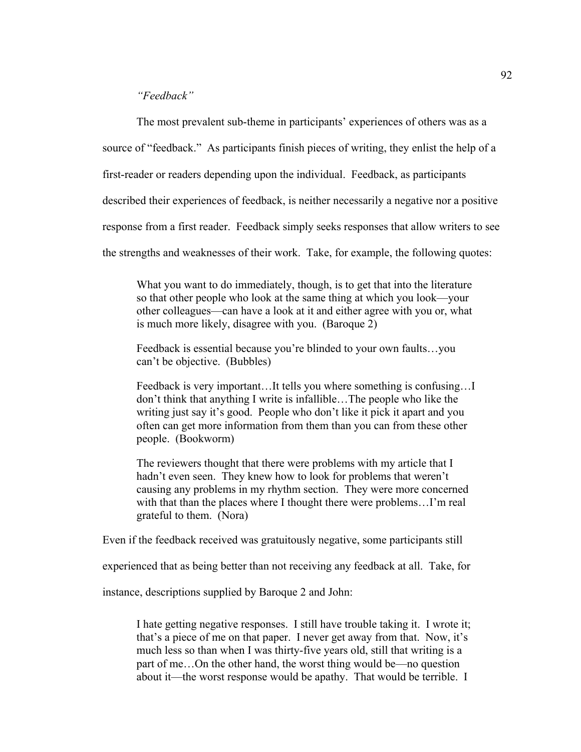*"Feedback"*

The most prevalent sub-theme in participants' experiences of others was as a source of "feedback." As participants finish pieces of writing, they enlist the help of a first-reader or readers depending upon the individual. Feedback, as participants described their experiences of feedback, is neither necessarily a negative nor a positive response from a first reader. Feedback simply seeks responses that allow writers to see the strengths and weaknesses of their work. Take, for example, the following quotes:

> What you want to do immediately, though, is to get that into the literature so that other people who look at the same thing at which you look—your other colleagues—can have a look at it and either agree with you or, what is much more likely, disagree with you. (Baroque 2)

> Feedback is essential because you're blinded to your own faults…you can't be objective. (Bubbles)

> Feedback is very important…It tells you where something is confusing…I don't think that anything I write is infallible…The people who like the writing just say it's good. People who don't like it pick it apart and you often can get more information from them than you can from these other people. (Bookworm)

> The reviewers thought that there were problems with my article that I hadn't even seen. They knew how to look for problems that weren't causing any problems in my rhythm section. They were more concerned with that than the places where I thought there were problems…I'm real grateful to them. (Nora)

Even if the feedback received was gratuitously negative, some participants still experienced that as being better than not receiving any feedback at all. Take, for instance, descriptions supplied by Baroque 2 and John:

> I hate getting negative responses. I still have trouble taking it. I wrote it; that's a piece of me on that paper. I never get away from that. Now, it's much less so than when I was thirty-five years old, still that writing is a part of me…On the other hand, the worst thing would be—no question about it—the worst response would be apathy. That would be terrible. I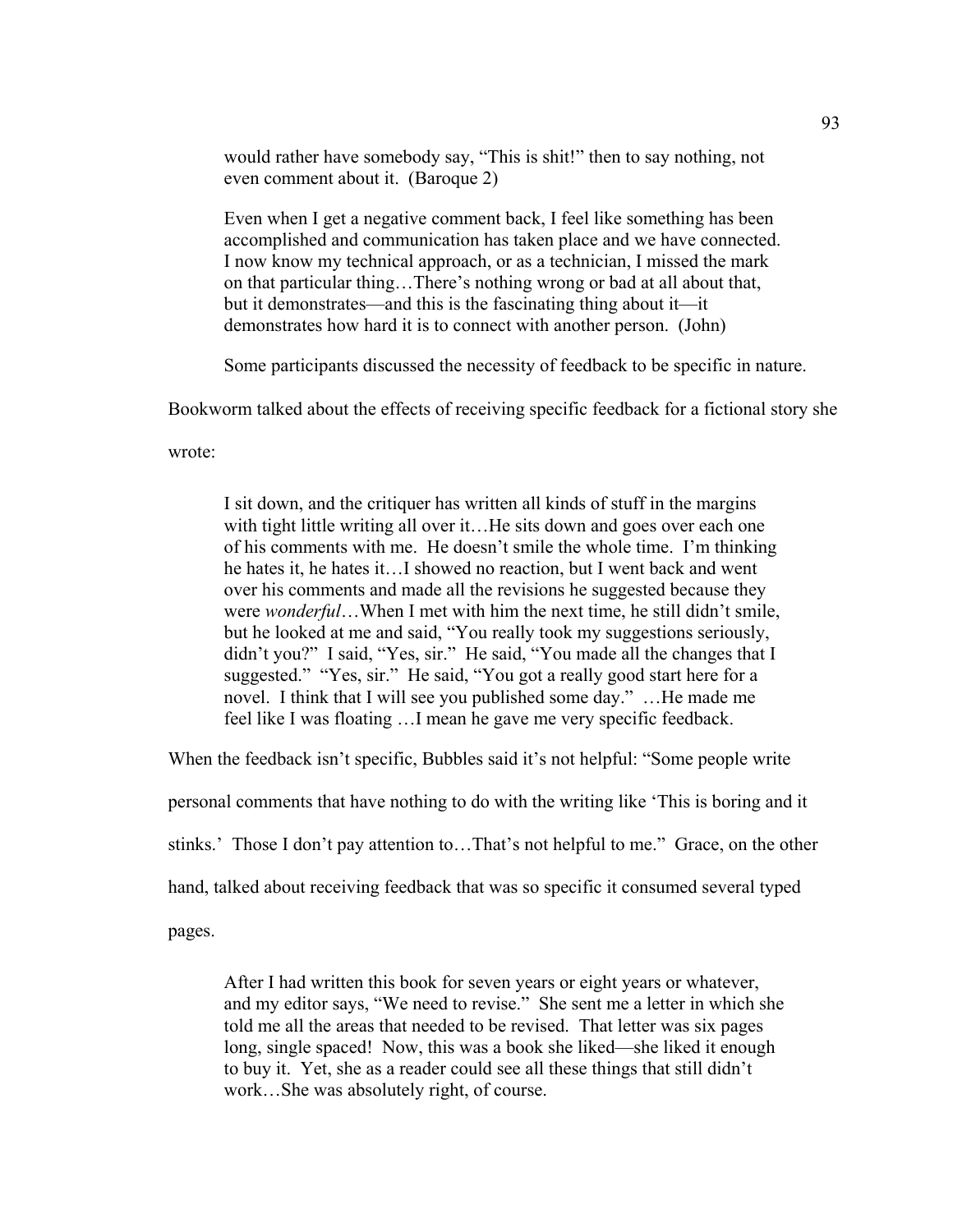> would rather have somebody say, "This is shit!" then to say nothing, not even comment about it. (Baroque 2)

> Even when I get a negative comment back, I feel like something has been accomplished and communication has taken place and we have connected. I now know my technical approach, or as a technician, I missed the mark on that particular thing…There's nothing wrong or bad at all about that, but it demonstrates—and this is the fascinating thing about it—it demonstrates how hard it is to connect with another person. (John)

Some participants discussed the necessity of feedback to be specific in nature. Bookworm talked about the effects of receiving specific feedback for a fictional story she wrote:

> I sit down, and the critiquer has written all kinds of stuff in the margins with tight little writing all over it…He sits down and goes over each one of his comments with me. He doesn't smile the whole time. I'm thinking he hates it, he hates it…I showed no reaction, but I went back and went over his comments and made all the revisions he suggested because they were *wonderful*…When I met with him the next time, he still didn't smile, but he looked at me and said, "You really took my suggestions seriously, didn't you?" I said, "Yes, sir." He said, "You made all the changes that I suggested." "Yes, sir." He said, "You got a really good start here for a novel. I think that I will see you published some day." …He made me feel like I was floating …I mean he gave me very specific feedback.

When the feedback isn't specific, Bubbles said it's not helpful: "Some people write personal comments that have nothing to do with the writing like 'This is boring and it stinks.' Those I don't pay attention to…That's not helpful to me." Grace, on the other hand, talked about receiving feedback that was so specific it consumed several typed pages.

> After I had written this book for seven years or eight years or whatever, and my editor says, "We need to revise." She sent me a letter in which she told me all the areas that needed to be revised. That letter was six pages long, single spaced! Now, this was a book she liked—she liked it enough to buy it. Yet, she as a reader could see all these things that still didn't work…She was absolutely right, of course.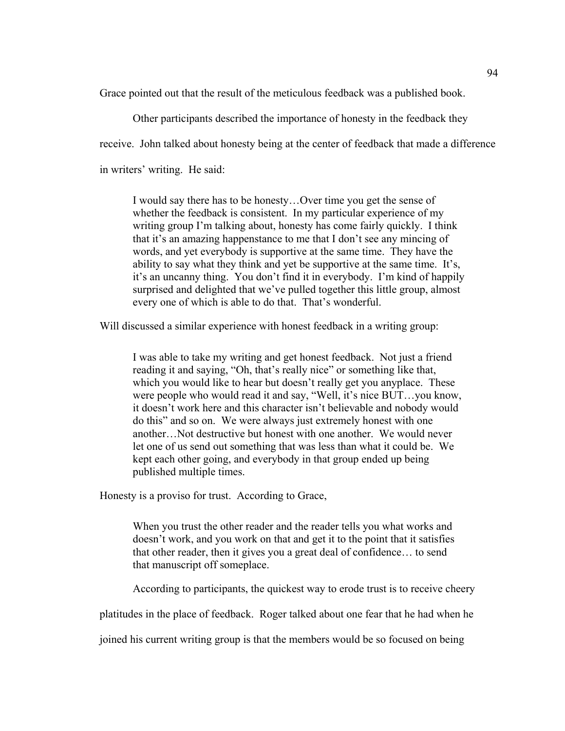Grace pointed out that the result of the meticulous feedback was a published book.

Other participants described the importance of honesty in the feedback they receive. John talked about honesty being at the center of feedback that made a difference in writers' writing. He said:

> I would say there has to be honesty…Over time you get the sense of whether the feedback is consistent. In my particular experience of my writing group I'm talking about, honesty has come fairly quickly. I think that it's an amazing happenstance to me that I don't see any mincing of words, and yet everybody is supportive at the same time. They have the ability to say what they think and yet be supportive at the same time. It's, it's an uncanny thing. You don't find it in everybody. I'm kind of happily surprised and delighted that we've pulled together this little group, almost every one of which is able to do that. That's wonderful.

Will discussed a similar experience with honest feedback in a writing group:

> I was able to take my writing and get honest feedback. Not just a friend reading it and saying, "Oh, that's really nice" or something like that, which you would like to hear but doesn't really get you anyplace. These were people who would read it and say, "Well, it's nice BUT…you know, it doesn't work here and this character isn't believable and nobody would do this" and so on. We were always just extremely honest with one another…Not destructive but honest with one another. We would never let one of us send out something that was less than what it could be. We kept each other going, and everybody in that group ended up being published multiple times.

Honesty is a proviso for trust. According to Grace,

> When you trust the other reader and the reader tells you what works and doesn't work, and you work on that and get it to the point that it satisfies that other reader, then it gives you a great deal of confidence… to send that manuscript off someplace.

According to participants, the quickest way to erode trust is to receive cheery platitudes in the place of feedback. Roger talked about one fear that he had when he joined his current writing group is that the members would be so focused on being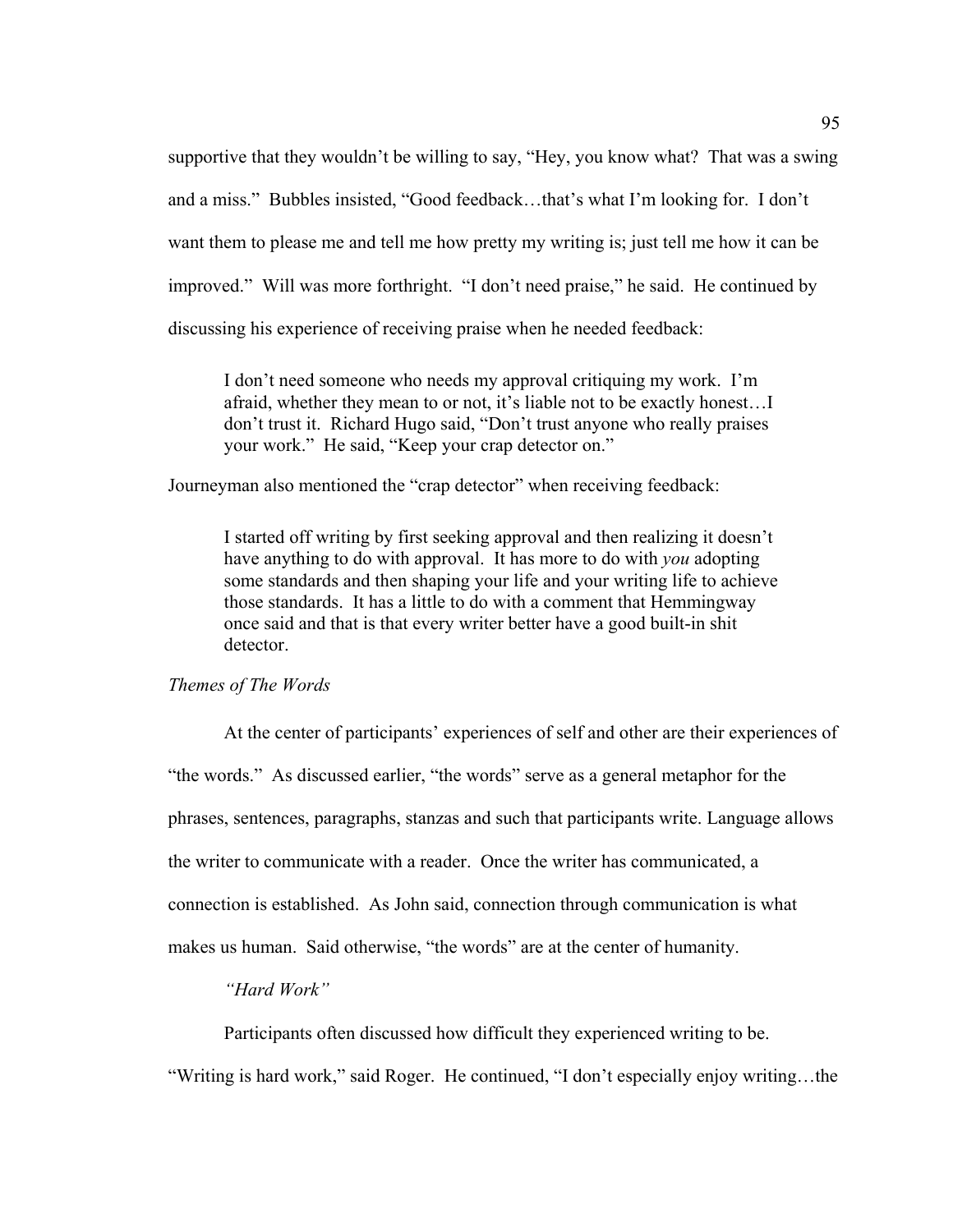supportive that they wouldn't be willing to say, "Hey, you know what? That was a swing and a miss." Bubbles insisted, "Good feedback…that's what I'm looking for. I don't want them to please me and tell me how pretty my writing is; just tell me how it can be improved." Will was more forthright. "I don't need praise," he said. He continued by discussing his experience of receiving praise when he needed feedback:

> I don't need someone who needs my approval critiquing my work. I'm afraid, whether they mean to or not, it's liable not to be exactly honest…I don't trust it. Richard Hugo said, "Don't trust anyone who really praises your work." He said, "Keep your crap detector on."

Journeyman also mentioned the "crap detector" when receiving feedback:

> I started off writing by first seeking approval and then realizing it doesn't have anything to do with approval. It has more to do with *you* adopting some standards and then shaping your life and your writing life to achieve those standards. It has a little to do with a comment that Hemmingway once said and that is that every writer better have a good built-in shit detector.

*Themes of The Words*

At the center of participants' experiences of self and other are their experiences of "the words." As discussed earlier, "the words" serve as a general metaphor for the phrases, sentences, paragraphs, stanzas and such that participants write. Language allows the writer to communicate with a reader. Once the writer has communicated, a connection is established. As John said, connection through communication is what makes us human. Said otherwise, "the words" are at the center of humanity.

*"Hard Work"*

Participants often discussed how difficult they experienced writing to be. "Writing is hard work," said Roger. He continued, "I don't especially enjoy writing…the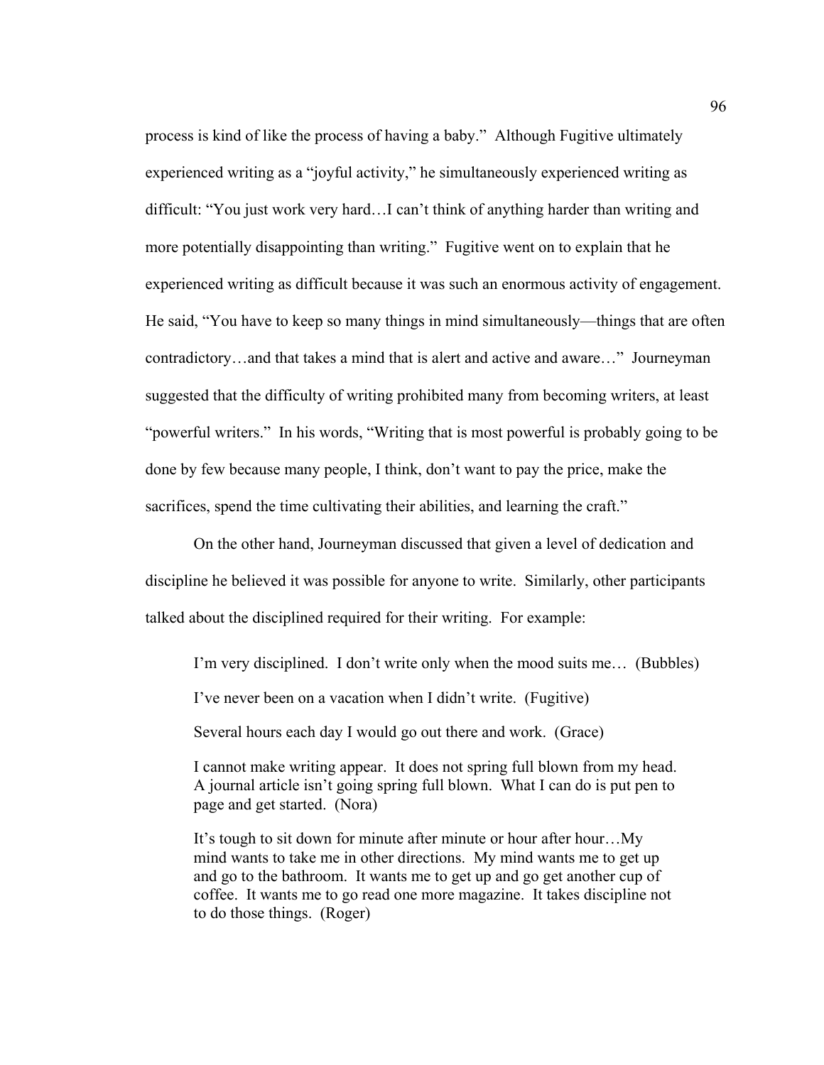process is kind of like the process of having a baby." Although Fugitive ultimately experienced writing as a "joyful activity," he simultaneously experienced writing as difficult: "You just work very hard…I can't think of anything harder than writing and more potentially disappointing than writing." Fugitive went on to explain that he experienced writing as difficult because it was such an enormous activity of engagement. He said, "You have to keep so many things in mind simultaneously—things that are often contradictory…and that takes a mind that is alert and active and aware…" Journeyman suggested that the difficulty of writing prohibited many from becoming writers, at least "powerful writers." In his words, "Writing that is most powerful is probably going to be done by few because many people, I think, don't want to pay the price, make the sacrifices, spend the time cultivating their abilities, and learning the craft."

On the other hand, Journeyman discussed that given a level of dedication and discipline he believed it was possible for anyone to write. Similarly, other participants talked about the disciplined required for their writing. For example:

> I'm very disciplined. I don't write only when the mood suits me… (Bubbles)
>
> I've never been on a vacation when I didn't write. (Fugitive)
>
> Several hours each day I would go out there and work. (Grace)
>
> I cannot make writing appear. It does not spring full blown from my head. A journal article isn't going spring full blown. What I can do is put pen to page and get started. (Nora)
>
> It's tough to sit down for minute after minute or hour after hour…My mind wants to take me in other directions. My mind wants me to get up and go to the bathroom. It wants me to get up and go get another cup of coffee. It wants me to go read one more magazine. It takes discipline not to do those things. (Roger)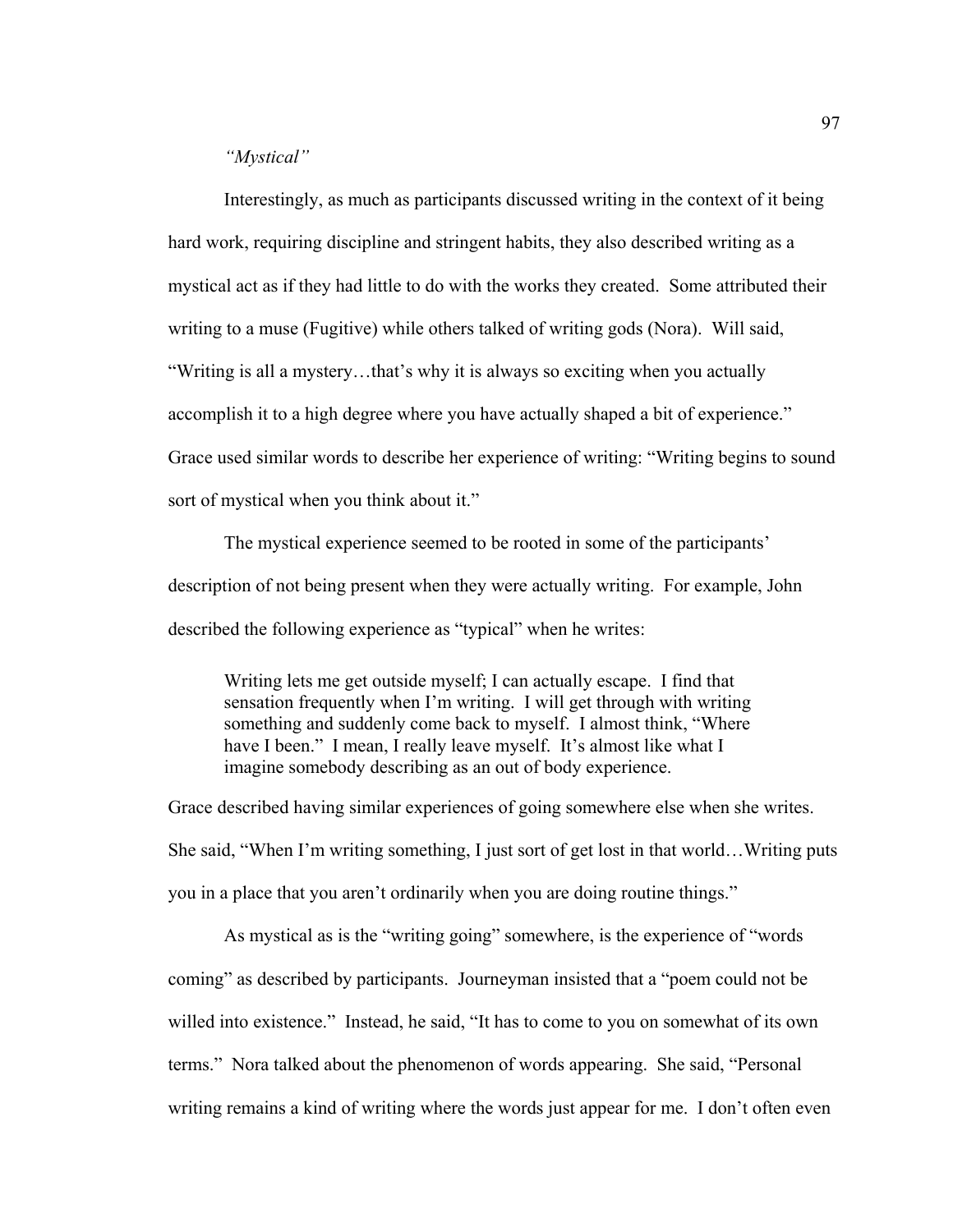*"Mystical"*

Interestingly, as much as participants discussed writing in the context of it being hard work, requiring discipline and stringent habits, they also described writing as a mystical act as if they had little to do with the works they created. Some attributed their writing to a muse (Fugitive) while others talked of writing gods (Nora). Will said, "Writing is all a mystery…that's why it is always so exciting when you actually accomplish it to a high degree where you have actually shaped a bit of experience." Grace used similar words to describe her experience of writing: "Writing begins to sound sort of mystical when you think about it."

The mystical experience seemed to be rooted in some of the participants' description of not being present when they were actually writing. For example, John described the following experience as "typical" when he writes:

> Writing lets me get outside myself; I can actually escape. I find that sensation frequently when I'm writing. I will get through with writing something and suddenly come back to myself. I almost think, "Where have I been." I mean, I really leave myself. It's almost like what I imagine somebody describing as an out of body experience.

Grace described having similar experiences of going somewhere else when she writes. She said, "When I'm writing something, I just sort of get lost in that world…Writing puts you in a place that you aren't ordinarily when you are doing routine things."

As mystical as is the "writing going" somewhere, is the experience of "words coming" as described by participants. Journeyman insisted that a "poem could not be willed into existence." Instead, he said, "It has to come to you on somewhat of its own terms." Nora talked about the phenomenon of words appearing. She said, "Personal writing remains a kind of writing where the words just appear for me. I don't often even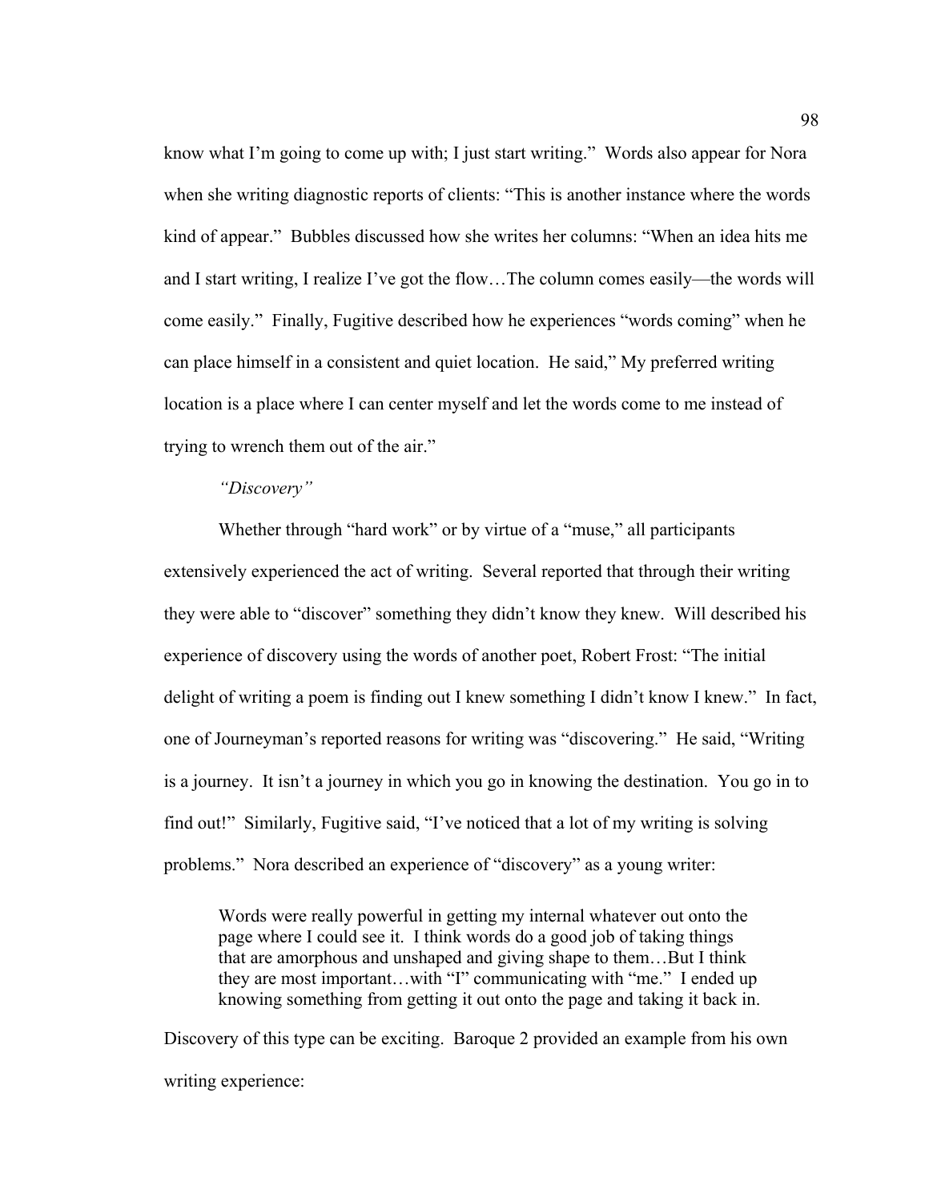know what I'm going to come up with; I just start writing." Words also appear for Nora when she writing diagnostic reports of clients: "This is another instance where the words kind of appear." Bubbles discussed how she writes her columns: "When an idea hits me and I start writing, I realize I've got the flow…The column comes easily—the words will come easily." Finally, Fugitive described how he experiences "words coming" when he can place himself in a consistent and quiet location. He said," My preferred writing location is a place where I can center myself and let the words come to me instead of trying to wrench them out of the air."

*"Discovery"*

Whether through "hard work" or by virtue of a "muse," all participants extensively experienced the act of writing. Several reported that through their writing they were able to "discover" something they didn't know they knew. Will described his experience of discovery using the words of another poet, Robert Frost: "The initial delight of writing a poem is finding out I knew something I didn't know I knew." In fact, one of Journeyman's reported reasons for writing was "discovering." He said, "Writing is a journey. It isn't a journey in which you go in knowing the destination. You go in to find out!" Similarly, Fugitive said, "I've noticed that a lot of my writing is solving problems." Nora described an experience of "discovery" as a young writer:

> Words were really powerful in getting my internal whatever out onto the page where I could see it. I think words do a good job of taking things that are amorphous and unshaped and giving shape to them…But I think they are most important…with "I" communicating with "me." I ended up knowing something from getting it out onto the page and taking it back in.

Discovery of this type can be exciting. Baroque 2 provided an example from his own writing experience: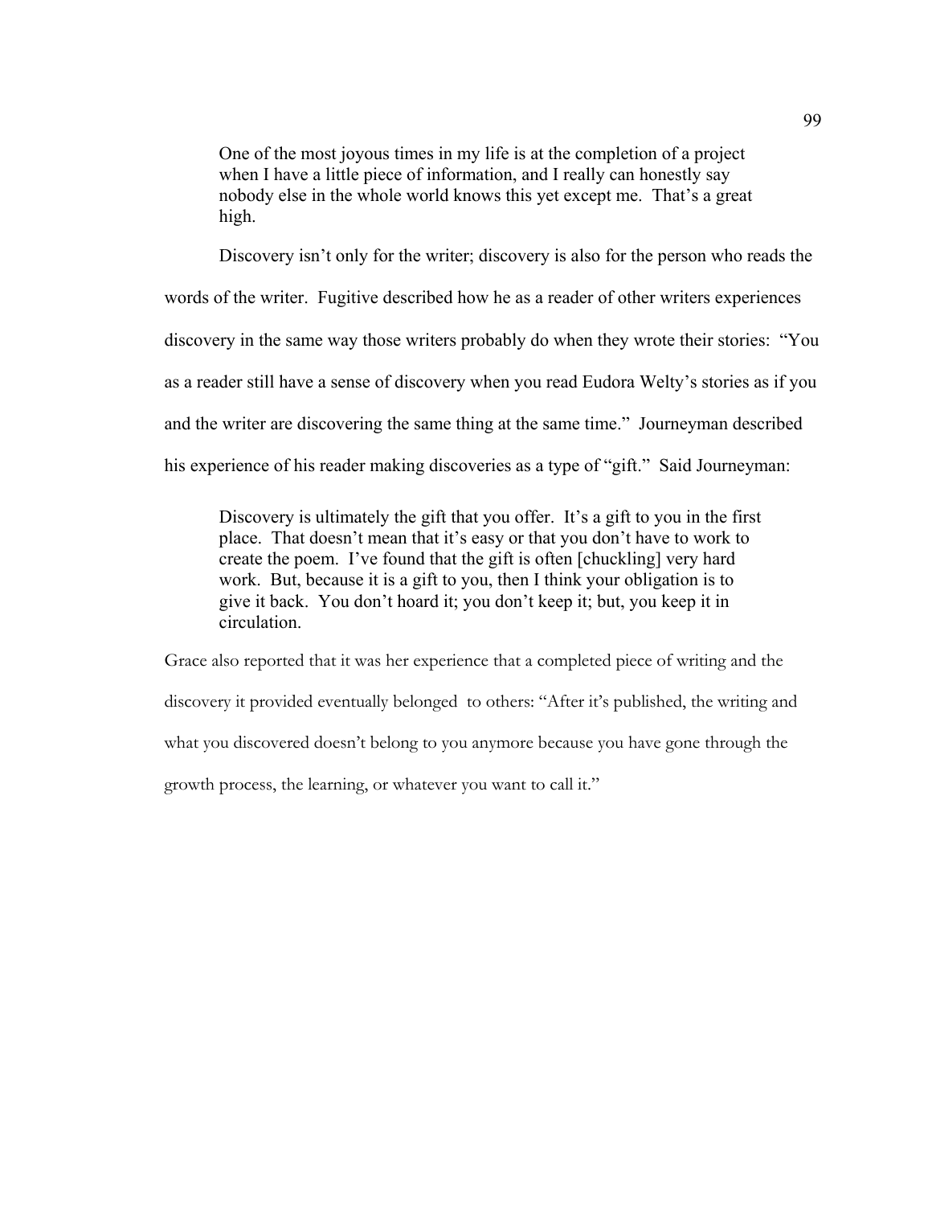> One of the most joyous times in my life is at the completion of a project when I have a little piece of information, and I really can honestly say nobody else in the whole world knows this yet except me. That's a great high.

Discovery isn't only for the writer; discovery is also for the person who reads the words of the writer. Fugitive described how he as a reader of other writers experiences discovery in the same way those writers probably do when they wrote their stories: "You as a reader still have a sense of discovery when you read Eudora Welty's stories as if you and the writer are discovering the same thing at the same time." Journeyman described his experience of his reader making discoveries as a type of "gift." Said Journeyman:

> Discovery is ultimately the gift that you offer. It's a gift to you in the first place. That doesn't mean that it's easy or that you don't have to work to create the poem. I've found that the gift is often [chuckling] very hard work. But, because it is a gift to you, then I think your obligation is to give it back. You don't hoard it; you don't keep it; but, you keep it in circulation.

Grace also reported that it was her experience that a completed piece of writing and the discovery it provided eventually belonged to others: "After it's published, the writing and what you discovered doesn't belong to you anymore because you have gone through the growth process, the learning, or whatever you want to call it."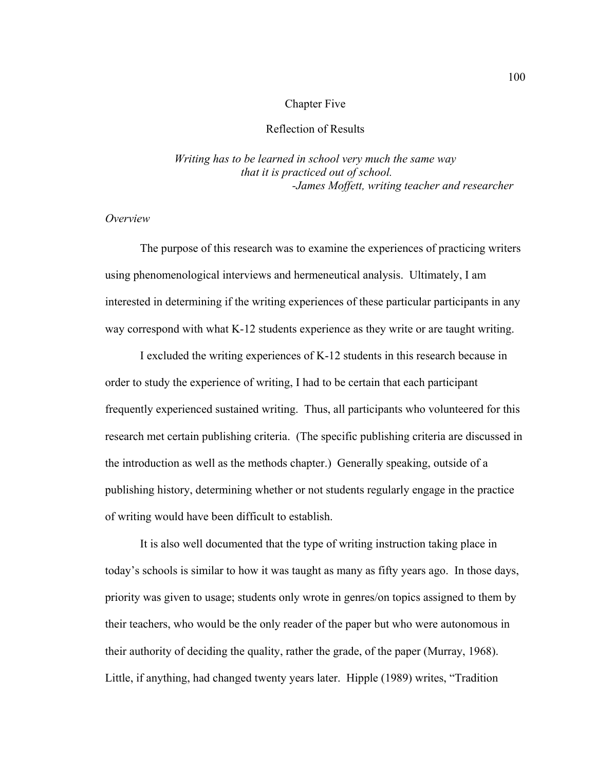# Chapter Five

## Reflection of Results

*Writing has to be learned in school very much the same way that it is practiced out of school.*
*-James Moffett, writing teacher and researcher*

### *Overview*

The purpose of this research was to examine the experiences of practicing writers using phenomenological interviews and hermeneutical analysis. Ultimately, I am interested in determining if the writing experiences of these particular participants in any way correspond with what K-12 students experience as they write or are taught writing.

I excluded the writing experiences of K-12 students in this research because in order to study the experience of writing, I had to be certain that each participant frequently experienced sustained writing. Thus, all participants who volunteered for this research met certain publishing criteria. (The specific publishing criteria are discussed in the introduction as well as the methods chapter.) Generally speaking, outside of a publishing history, determining whether or not students regularly engage in the practice of writing would have been difficult to establish.

It is also well documented that the type of writing instruction taking place in today's schools is similar to how it was taught as many as fifty years ago. In those days, priority was given to usage; students only wrote in genres/on topics assigned to them by their teachers, who would be the only reader of the paper but who were autonomous in their authority of deciding the quality, rather the grade, of the paper (Murray, 1968). Little, if anything, had changed twenty years later. Hipple (1989) writes, "Tradition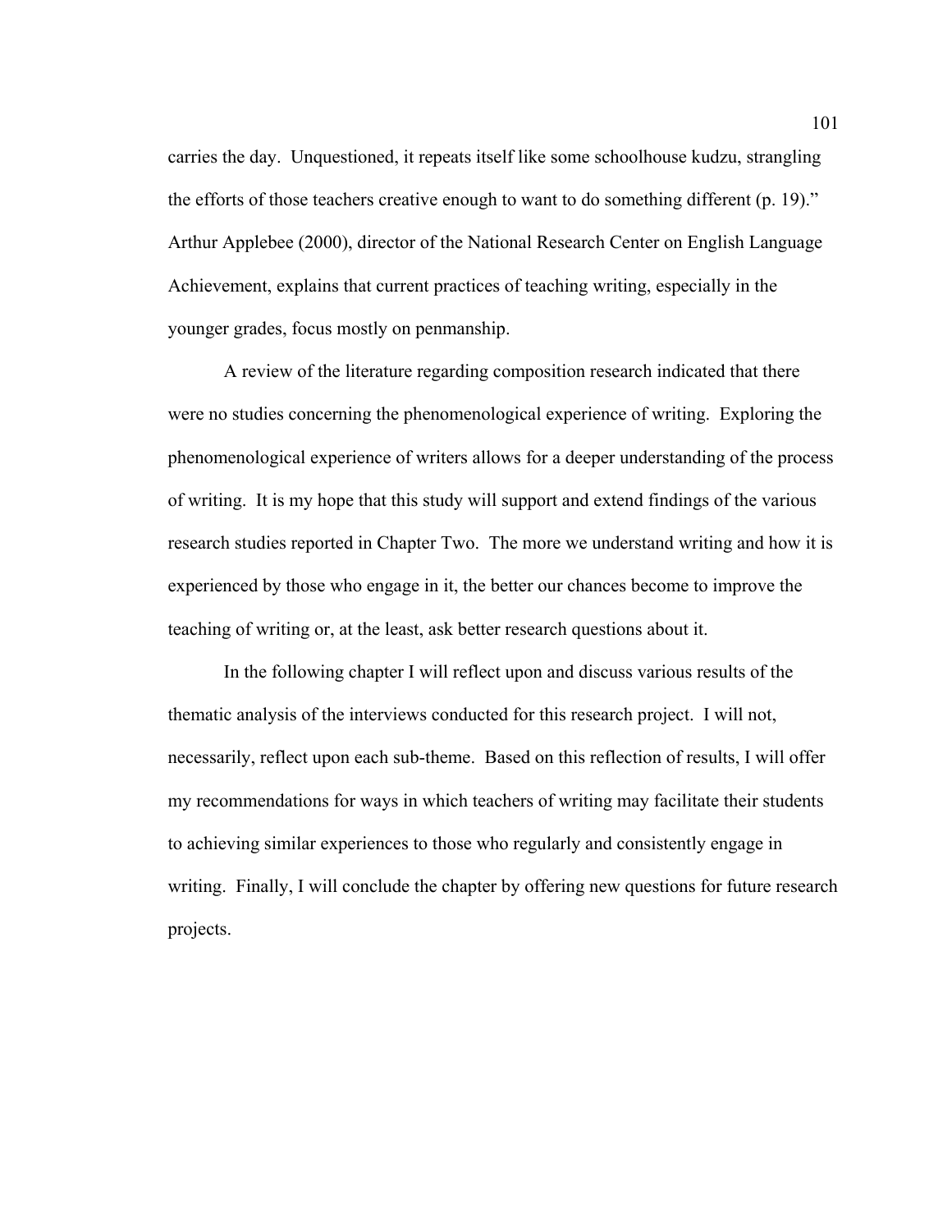carries the day. Unquestioned, it repeats itself like some schoolhouse kudzu, strangling the efforts of those teachers creative enough to want to do something different (p. 19)." Arthur Applebee (2000), director of the National Research Center on English Language Achievement, explains that current practices of teaching writing, especially in the younger grades, focus mostly on penmanship.

A review of the literature regarding composition research indicated that there were no studies concerning the phenomenological experience of writing. Exploring the phenomenological experience of writers allows for a deeper understanding of the process of writing. It is my hope that this study will support and extend findings of the various research studies reported in Chapter Two. The more we understand writing and how it is experienced by those who engage in it, the better our chances become to improve the teaching of writing or, at the least, ask better research questions about it.

In the following chapter I will reflect upon and discuss various results of the thematic analysis of the interviews conducted for this research project. I will not, necessarily, reflect upon each sub-theme. Based on this reflection of results, I will offer my recommendations for ways in which teachers of writing may facilitate their students to achieving similar experiences to those who regularly and consistently engage in writing. Finally, I will conclude the chapter by offering new questions for future research projects.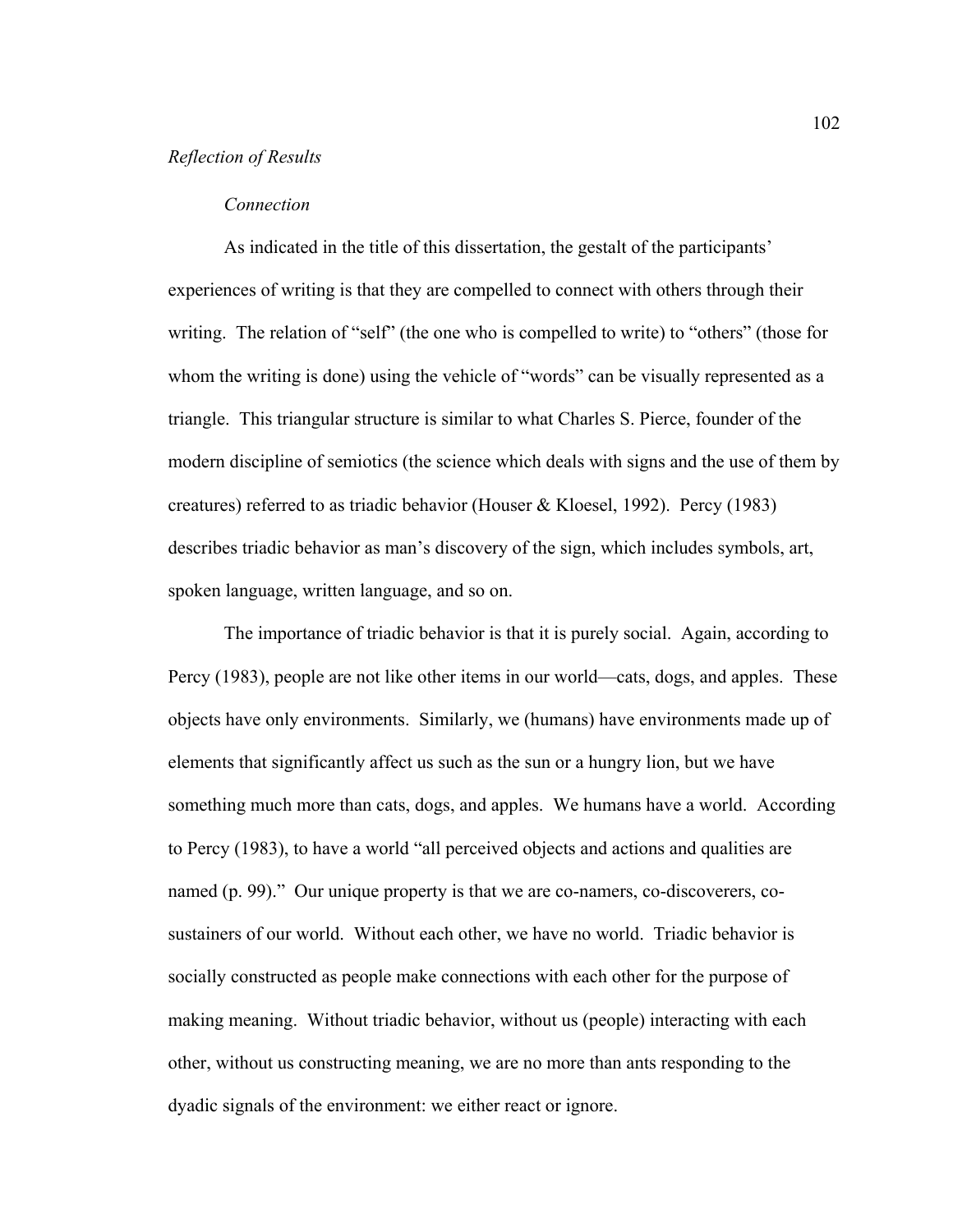*Reflection of Results*

*Connection*

As indicated in the title of this dissertation, the gestalt of the participants' experiences of writing is that they are compelled to connect with others through their writing. The relation of "self" (the one who is compelled to write) to "others" (those for whom the writing is done) using the vehicle of "words" can be visually represented as a triangle. This triangular structure is similar to what Charles S. Pierce, founder of the modern discipline of semiotics (the science which deals with signs and the use of them by creatures) referred to as triadic behavior (Houser & Kloesel, 1992). Percy (1983) describes triadic behavior as man's discovery of the sign, which includes symbols, art, spoken language, written language, and so on.

The importance of triadic behavior is that it is purely social. Again, according to Percy (1983), people are not like other items in our world—cats, dogs, and apples. These objects have only environments. Similarly, we (humans) have environments made up of elements that significantly affect us such as the sun or a hungry lion, but we have something much more than cats, dogs, and apples. We humans have a world. According to Percy (1983), to have a world "all perceived objects and actions and qualities are named (p. 99)." Our unique property is that we are co-namers, co-discoverers, co-sustainers of our world. Without each other, we have no world. Triadic behavior is socially constructed as people make connections with each other for the purpose of making meaning. Without triadic behavior, without us (people) interacting with each other, without us constructing meaning, we are no more than ants responding to the dyadic signals of the environment: we either react or ignore.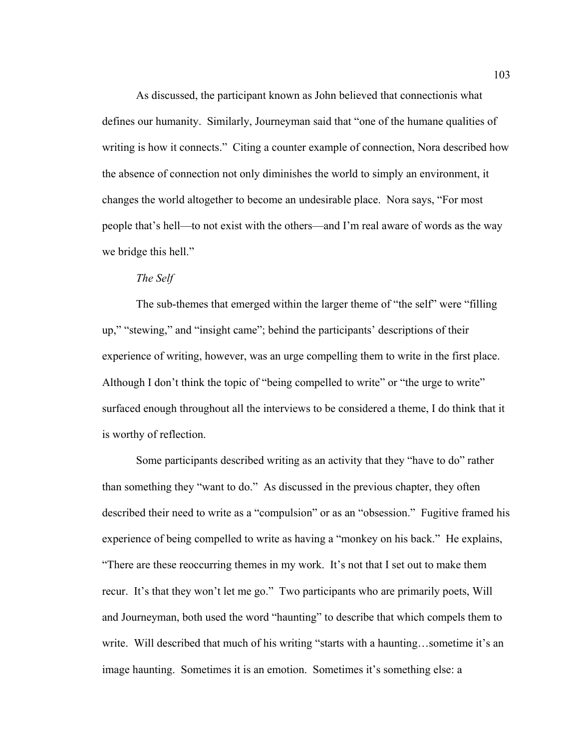As discussed, the participant known as John believed that connectionis what defines our humanity. Similarly, Journeyman said that "one of the humane qualities of writing is how it connects." Citing a counter example of connection, Nora described how the absence of connection not only diminishes the world to simply an environment, it changes the world altogether to become an undesirable place. Nora says, "For most people that's hell—to not exist with the others—and I'm real aware of words as the way we bridge this hell."

*The Self*

The sub-themes that emerged within the larger theme of "the self" were "filling up," "stewing," and "insight came"; behind the participants' descriptions of their experience of writing, however, was an urge compelling them to write in the first place. Although I don't think the topic of "being compelled to write" or "the urge to write" surfaced enough throughout all the interviews to be considered a theme, I do think that it is worthy of reflection.

Some participants described writing as an activity that they "have to do" rather than something they "want to do." As discussed in the previous chapter, they often described their need to write as a "compulsion" or as an "obsession." Fugitive framed his experience of being compelled to write as having a "monkey on his back." He explains, "There are these reoccurring themes in my work. It's not that I set out to make them recur. It's that they won't let me go." Two participants who are primarily poets, Will and Journeyman, both used the word "haunting" to describe that which compels them to write. Will described that much of his writing "starts with a haunting…sometime it's an image haunting. Sometimes it is an emotion. Sometimes it's something else: a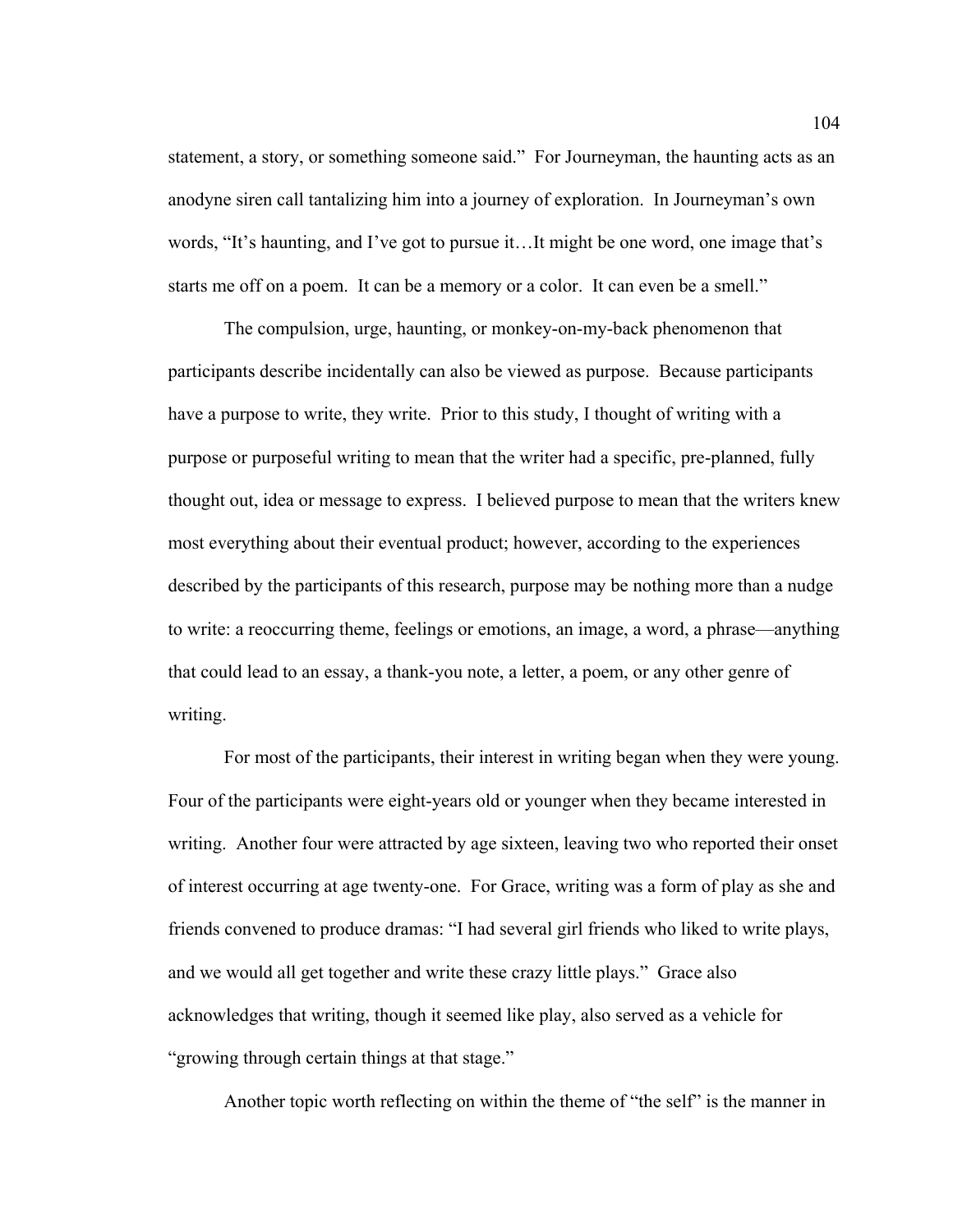statement, a story, or something someone said." For Journeyman, the haunting acts as an anodyne siren call tantalizing him into a journey of exploration. In Journeyman's own words, "It's haunting, and I've got to pursue it…It might be one word, one image that's starts me off on a poem. It can be a memory or a color. It can even be a smell."

The compulsion, urge, haunting, or monkey-on-my-back phenomenon that participants describe incidentally can also be viewed as purpose. Because participants have a purpose to write, they write. Prior to this study, I thought of writing with a purpose or purposeful writing to mean that the writer had a specific, pre-planned, fully thought out, idea or message to express. I believed purpose to mean that the writers knew most everything about their eventual product; however, according to the experiences described by the participants of this research, purpose may be nothing more than a nudge to write: a reoccurring theme, feelings or emotions, an image, a word, a phrase—anything that could lead to an essay, a thank-you note, a letter, a poem, or any other genre of writing.

For most of the participants, their interest in writing began when they were young. Four of the participants were eight-years old or younger when they became interested in writing. Another four were attracted by age sixteen, leaving two who reported their onset of interest occurring at age twenty-one. For Grace, writing was a form of play as she and friends convened to produce dramas: "I had several girl friends who liked to write plays, and we would all get together and write these crazy little plays." Grace also acknowledges that writing, though it seemed like play, also served as a vehicle for "growing through certain things at that stage."

Another topic worth reflecting on within the theme of "the self" is the manner in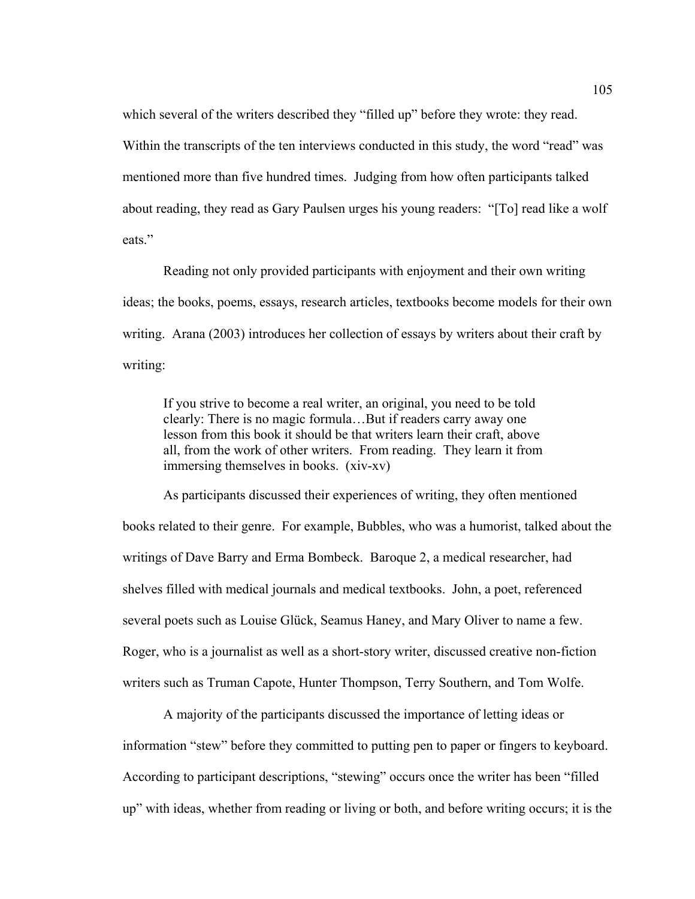which several of the writers described they "filled up" before they wrote: they read. Within the transcripts of the ten interviews conducted in this study, the word "read" was mentioned more than five hundred times. Judging from how often participants talked about reading, they read as Gary Paulsen urges his young readers: "[To] read like a wolf eats."

Reading not only provided participants with enjoyment and their own writing ideas; the books, poems, essays, research articles, textbooks become models for their own writing. Arana (2003) introduces her collection of essays by writers about their craft by writing:

> If you strive to become a real writer, an original, you need to be told clearly: There is no magic formula…But if readers carry away one lesson from this book it should be that writers learn their craft, above all, from the work of other writers. From reading. They learn it from immersing themselves in books. (xiv-xv)

As participants discussed their experiences of writing, they often mentioned books related to their genre. For example, Bubbles, who was a humorist, talked about the writings of Dave Barry and Erma Bombeck. Baroque 2, a medical researcher, had shelves filled with medical journals and medical textbooks. John, a poet, referenced several poets such as Louise Glück, Seamus Haney, and Mary Oliver to name a few. Roger, who is a journalist as well as a short-story writer, discussed creative non-fiction writers such as Truman Capote, Hunter Thompson, Terry Southern, and Tom Wolfe.

A majority of the participants discussed the importance of letting ideas or information "stew" before they committed to putting pen to paper or fingers to keyboard. According to participant descriptions, "stewing" occurs once the writer has been "filled up" with ideas, whether from reading or living or both, and before writing occurs; it is the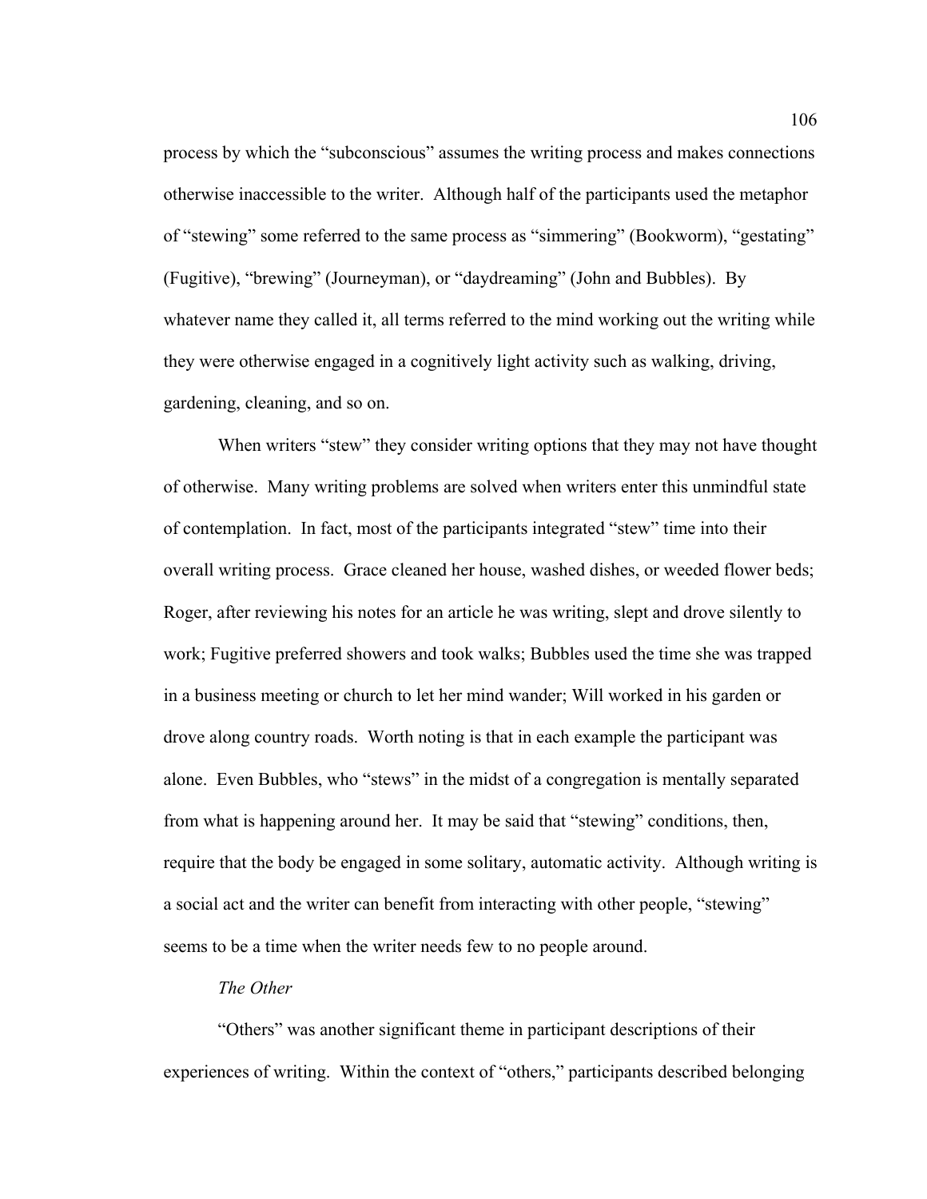process by which the "subconscious" assumes the writing process and makes connections otherwise inaccessible to the writer. Although half of the participants used the metaphor of "stewing" some referred to the same process as "simmering" (Bookworm), "gestating" (Fugitive), "brewing" (Journeyman), or "daydreaming" (John and Bubbles). By whatever name they called it, all terms referred to the mind working out the writing while they were otherwise engaged in a cognitively light activity such as walking, driving, gardening, cleaning, and so on.

When writers "stew" they consider writing options that they may not have thought of otherwise. Many writing problems are solved when writers enter this unmindful state of contemplation. In fact, most of the participants integrated "stew" time into their overall writing process. Grace cleaned her house, washed dishes, or weeded flower beds; Roger, after reviewing his notes for an article he was writing, slept and drove silently to work; Fugitive preferred showers and took walks; Bubbles used the time she was trapped in a business meeting or church to let her mind wander; Will worked in his garden or drove along country roads. Worth noting is that in each example the participant was alone. Even Bubbles, who "stews" in the midst of a congregation is mentally separated from what is happening around her. It may be said that "stewing" conditions, then, require that the body be engaged in some solitary, automatic activity. Although writing is a social act and the writer can benefit from interacting with other people, "stewing" seems to be a time when the writer needs few to no people around.

*The Other*

"Others" was another significant theme in participant descriptions of their experiences of writing. Within the context of "others," participants described belonging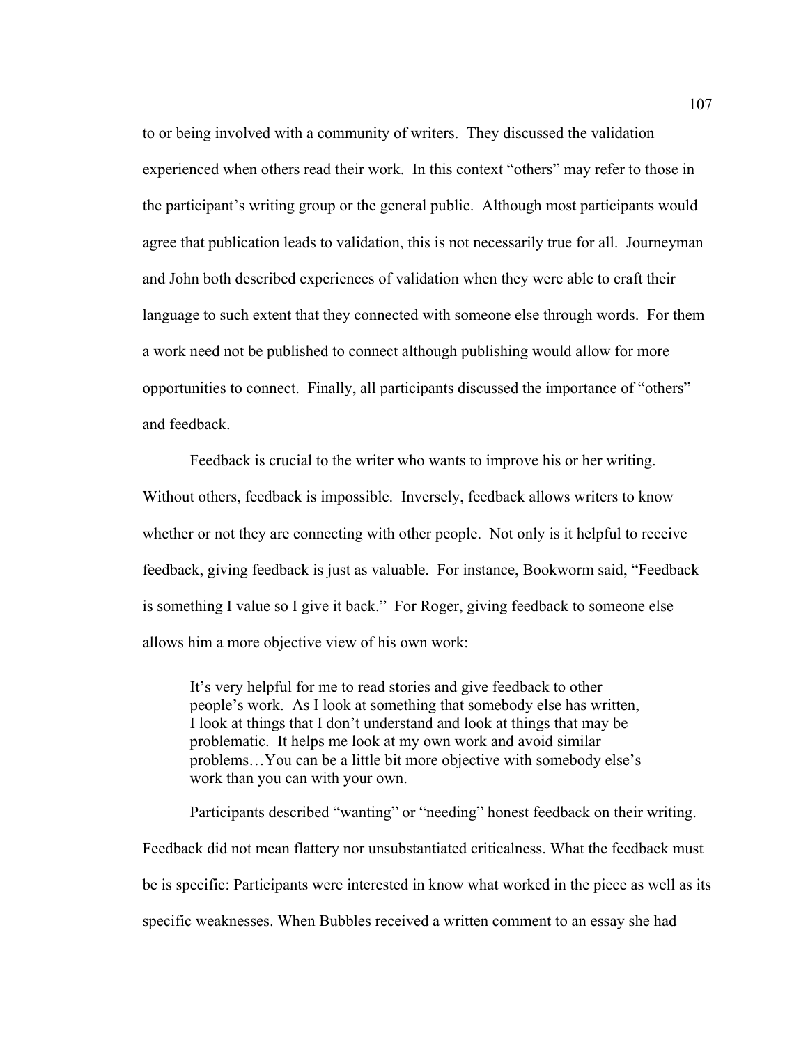to or being involved with a community of writers. They discussed the validation experienced when others read their work. In this context "others" may refer to those in the participant's writing group or the general public. Although most participants would agree that publication leads to validation, this is not necessarily true for all. Journeyman and John both described experiences of validation when they were able to craft their language to such extent that they connected with someone else through words. For them a work need not be published to connect although publishing would allow for more opportunities to connect. Finally, all participants discussed the importance of "others" and feedback.

Feedback is crucial to the writer who wants to improve his or her writing. Without others, feedback is impossible. Inversely, feedback allows writers to know whether or not they are connecting with other people. Not only is it helpful to receive feedback, giving feedback is just as valuable. For instance, Bookworm said, "Feedback is something I value so I give it back." For Roger, giving feedback to someone else allows him a more objective view of his own work:

> It's very helpful for me to read stories and give feedback to other people's work. As I look at something that somebody else has written, I look at things that I don't understand and look at things that may be problematic. It helps me look at my own work and avoid similar problems…You can be a little bit more objective with somebody else's work than you can with your own.

Participants described "wanting" or "needing" honest feedback on their writing. Feedback did not mean flattery nor unsubstantiated criticalness. What the feedback must be is specific: Participants were interested in know what worked in the piece as well as its specific weaknesses. When Bubbles received a written comment to an essay she had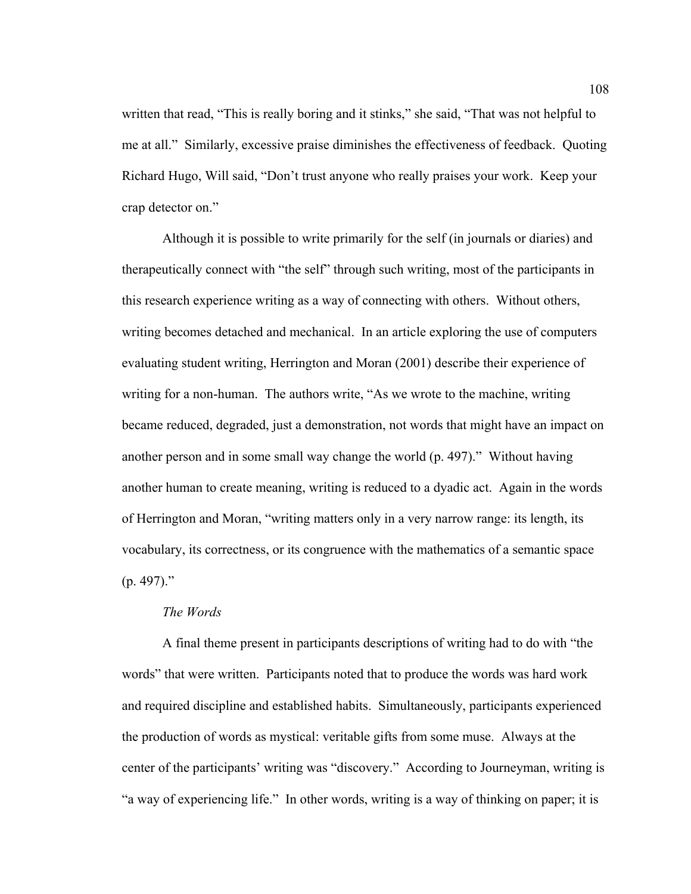written that read, "This is really boring and it stinks," she said, "That was not helpful to me at all." Similarly, excessive praise diminishes the effectiveness of feedback. Quoting Richard Hugo, Will said, "Don't trust anyone who really praises your work. Keep your crap detector on."

Although it is possible to write primarily for the self (in journals or diaries) and therapeutically connect with "the self" through such writing, most of the participants in this research experience writing as a way of connecting with others. Without others, writing becomes detached and mechanical. In an article exploring the use of computers evaluating student writing, Herrington and Moran (2001) describe their experience of writing for a non-human. The authors write, "As we wrote to the machine, writing became reduced, degraded, just a demonstration, not words that might have an impact on another person and in some small way change the world (p. 497)." Without having another human to create meaning, writing is reduced to a dyadic act. Again in the words of Herrington and Moran, "writing matters only in a very narrow range: its length, its vocabulary, its correctness, or its congruence with the mathematics of a semantic space (p. 497)."

*The Words*

A final theme present in participants descriptions of writing had to do with "the words" that were written. Participants noted that to produce the words was hard work and required discipline and established habits. Simultaneously, participants experienced the production of words as mystical: veritable gifts from some muse. Always at the center of the participants' writing was "discovery." According to Journeyman, writing is "a way of experiencing life." In other words, writing is a way of thinking on paper; it is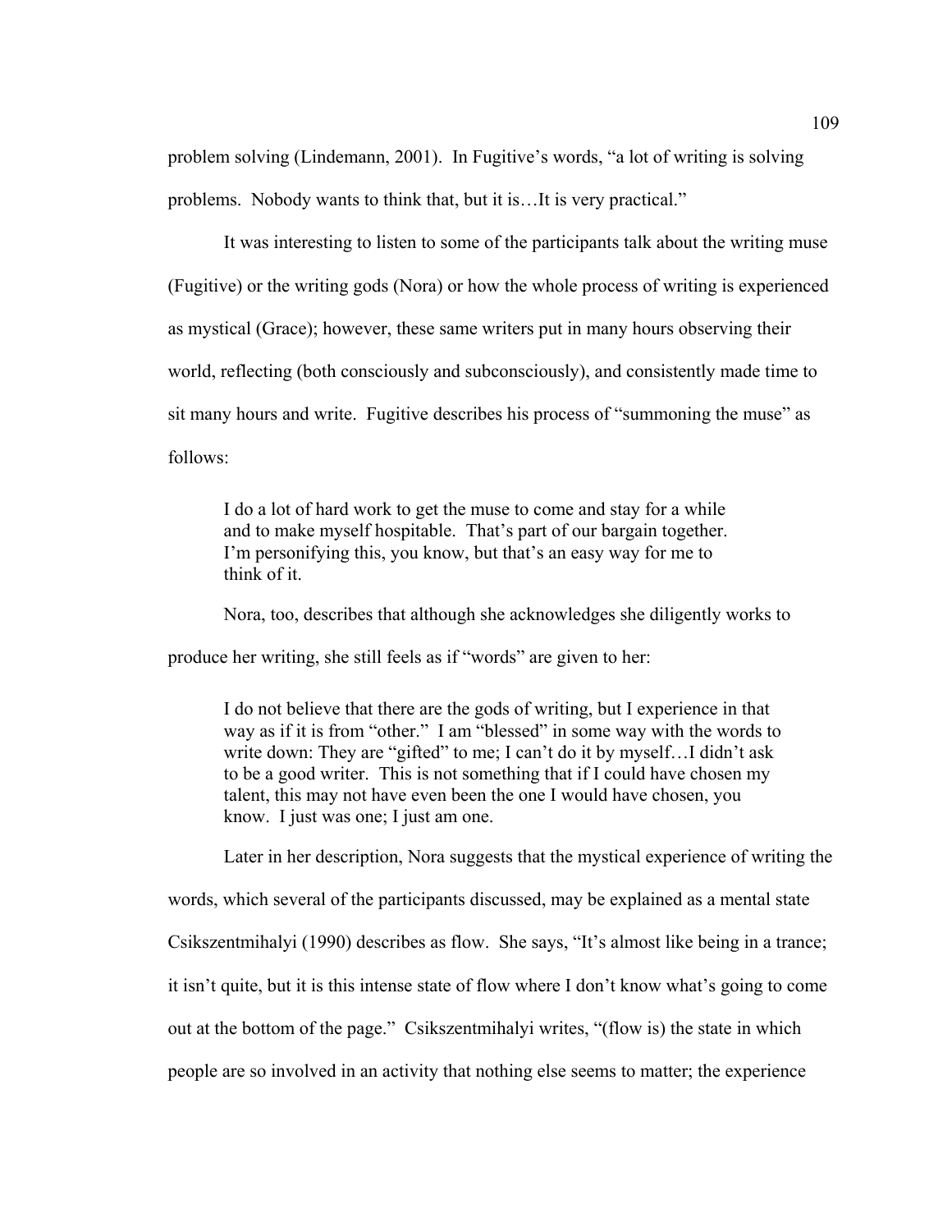problem solving (Lindemann, 2001). In Fugitive's words, "a lot of writing is solving problems. Nobody wants to think that, but it is…It is very practical."

It was interesting to listen to some of the participants talk about the writing muse (Fugitive) or the writing gods (Nora) or how the whole process of writing is experienced as mystical (Grace); however, these same writers put in many hours observing their world, reflecting (both consciously and subconsciously), and consistently made time to sit many hours and write. Fugitive describes his process of "summoning the muse" as follows:

> I do a lot of hard work to get the muse to come and stay for a while and to make myself hospitable. That's part of our bargain together. I'm personifying this, you know, but that's an easy way for me to think of it.

Nora, too, describes that although she acknowledges she diligently works to produce her writing, she still feels as if "words" are given to her:

> I do not believe that there are the gods of writing, but I experience in that way as if it is from "other." I am "blessed" in some way with the words to write down: They are "gifted" to me; I can't do it by myself…I didn't ask to be a good writer. This is not something that if I could have chosen my talent, this may not have even been the one I would have chosen, you know. I just was one; I just am one.

Later in her description, Nora suggests that the mystical experience of writing the words, which several of the participants discussed, may be explained as a mental state Csikszentmihalyi (1990) describes as flow. She says, "It's almost like being in a trance; it isn't quite, but it is this intense state of flow where I don't know what's going to come out at the bottom of the page." Csikszentmihalyi writes, "(flow is) the state in which people are so involved in an activity that nothing else seems to matter; the experience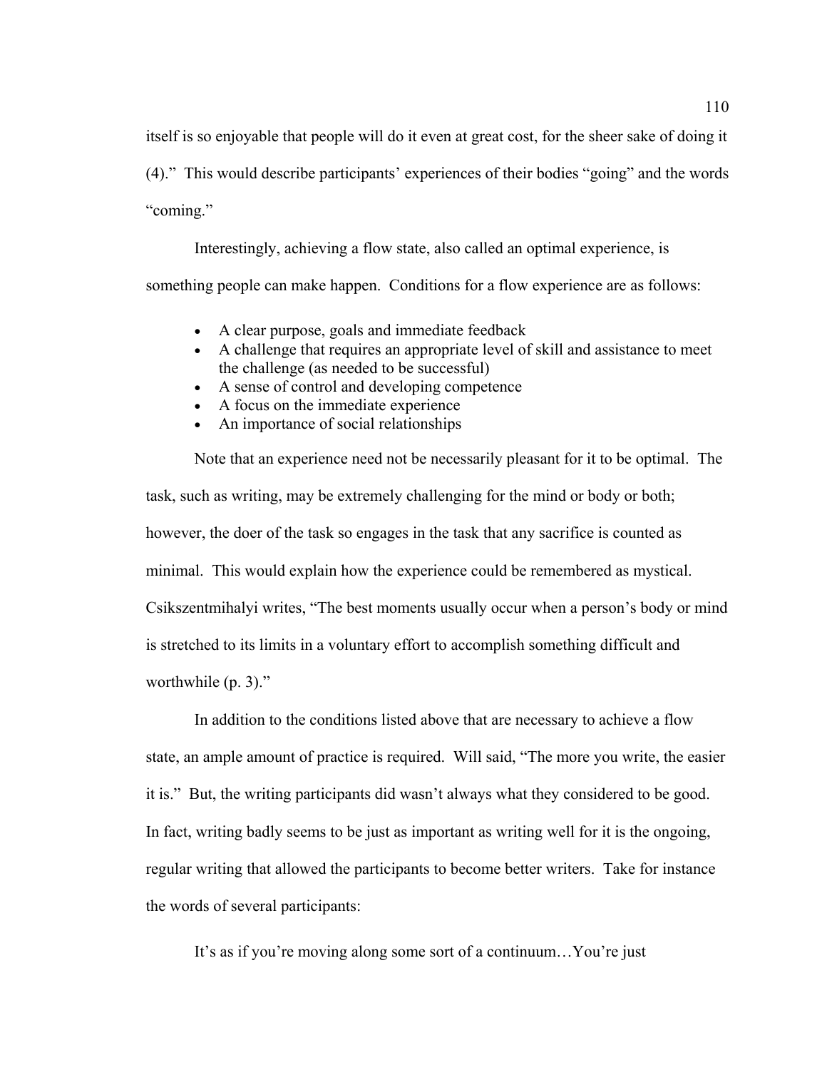itself is so enjoyable that people will do it even at great cost, for the sheer sake of doing it (4)." This would describe participants' experiences of their bodies "going" and the words "coming."

Interestingly, achieving a flow state, also called an optimal experience, is something people can make happen. Conditions for a flow experience are as follows:

- A clear purpose, goals and immediate feedback
- A challenge that requires an appropriate level of skill and assistance to meet the challenge (as needed to be successful)
- A sense of control and developing competence
- A focus on the immediate experience
- An importance of social relationships

Note that an experience need not be necessarily pleasant for it to be optimal. The task, such as writing, may be extremely challenging for the mind or body or both; however, the doer of the task so engages in the task that any sacrifice is counted as minimal. This would explain how the experience could be remembered as mystical. Csikszentmihalyi writes, "The best moments usually occur when a person's body or mind is stretched to its limits in a voluntary effort to accomplish something difficult and worthwhile (p. 3)."

In addition to the conditions listed above that are necessary to achieve a flow state, an ample amount of practice is required. Will said, "The more you write, the easier it is." But, the writing participants did wasn't always what they considered to be good. In fact, writing badly seems to be just as important as writing well for it is the ongoing, regular writing that allowed the participants to become better writers. Take for instance the words of several participants:

It's as if you're moving along some sort of a continuum…You're just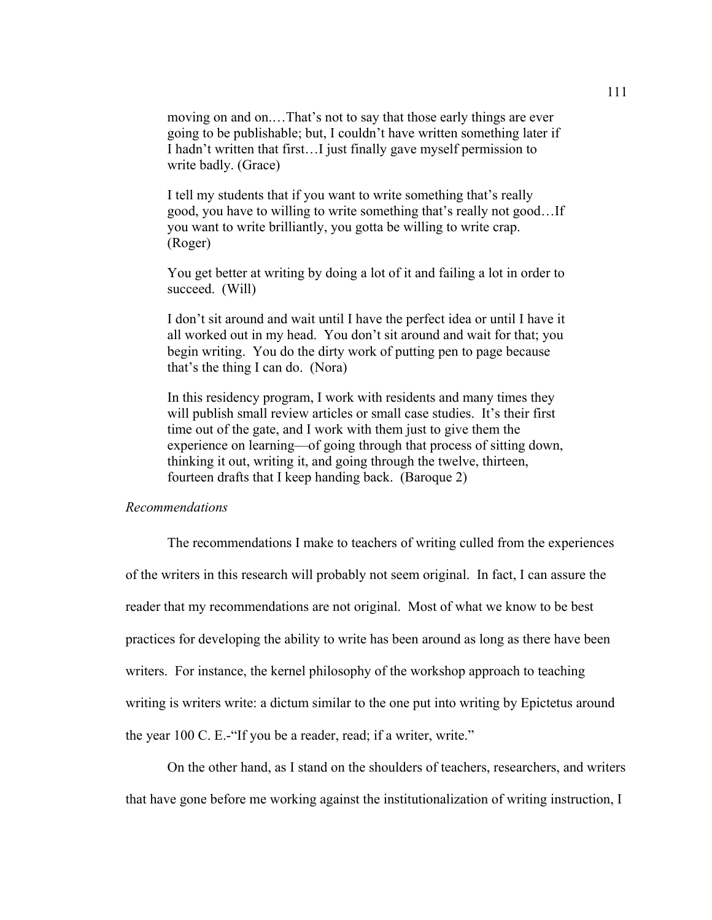moving on and on.…That's not to say that those early things are ever going to be publishable; but, I couldn't have written something later if I hadn't written that first…I just finally gave myself permission to write badly. (Grace)

I tell my students that if you want to write something that's really good, you have to willing to write something that's really not good…If you want to write brilliantly, you gotta be willing to write crap. (Roger)

You get better at writing by doing a lot of it and failing a lot in order to succeed. (Will)

I don't sit around and wait until I have the perfect idea or until I have it all worked out in my head. You don't sit around and wait for that; you begin writing. You do the dirty work of putting pen to page because that's the thing I can do. (Nora)

In this residency program, I work with residents and many times they will publish small review articles or small case studies. It's their first time out of the gate, and I work with them just to give them the experience on learning—of going through that process of sitting down, thinking it out, writing it, and going through the twelve, thirteen, fourteen drafts that I keep handing back. (Baroque 2)

*Recommendations*

The recommendations I make to teachers of writing culled from the experiences of the writers in this research will probably not seem original. In fact, I can assure the reader that my recommendations are not original. Most of what we know to be best practices for developing the ability to write has been around as long as there have been writers. For instance, the kernel philosophy of the workshop approach to teaching writing is writers write: a dictum similar to the one put into writing by Epictetus around the year 100 C. E.-"If you be a reader, read; if a writer, write."

On the other hand, as I stand on the shoulders of teachers, researchers, and writers that have gone before me working against the institutionalization of writing instruction, I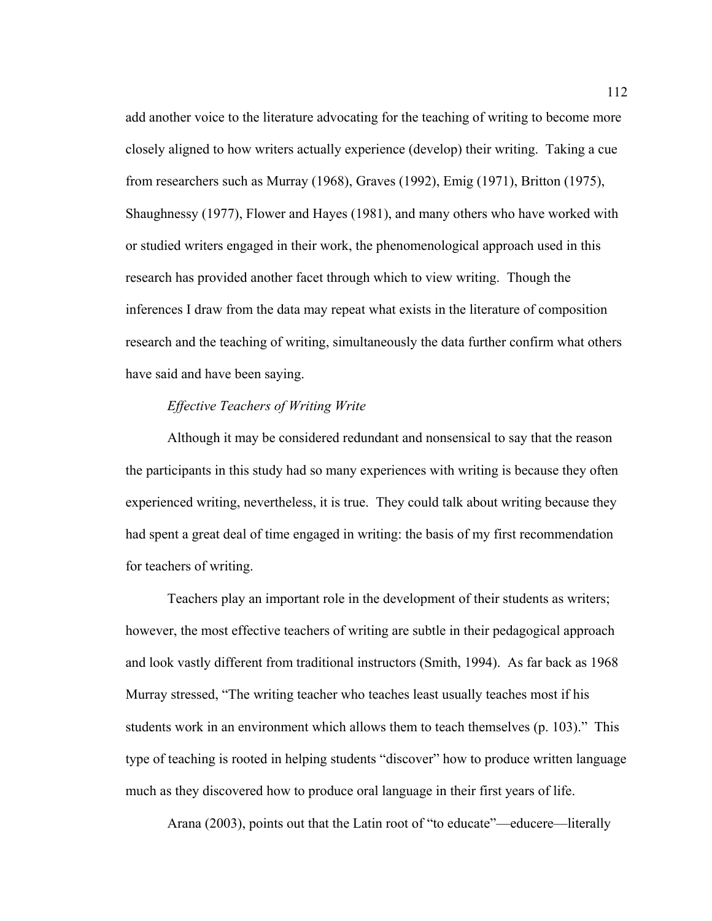add another voice to the literature advocating for the teaching of writing to become more closely aligned to how writers actually experience (develop) their writing. Taking a cue from researchers such as Murray (1968), Graves (1992), Emig (1971), Britton (1975), Shaughnessy (1977), Flower and Hayes (1981), and many others who have worked with or studied writers engaged in their work, the phenomenological approach used in this research has provided another facet through which to view writing. Though the inferences I draw from the data may repeat what exists in the literature of composition research and the teaching of writing, simultaneously the data further confirm what others have said and have been saying.

*Effective Teachers of Writing Write*

Although it may be considered redundant and nonsensical to say that the reason the participants in this study had so many experiences with writing is because they often experienced writing, nevertheless, it is true. They could talk about writing because they had spent a great deal of time engaged in writing: the basis of my first recommendation for teachers of writing.

Teachers play an important role in the development of their students as writers; however, the most effective teachers of writing are subtle in their pedagogical approach and look vastly different from traditional instructors (Smith, 1994). As far back as 1968 Murray stressed, "The writing teacher who teaches least usually teaches most if his students work in an environment which allows them to teach themselves (p. 103)." This type of teaching is rooted in helping students "discover" how to produce written language much as they discovered how to produce oral language in their first years of life.

Arana (2003), points out that the Latin root of "to educate"—educere—literally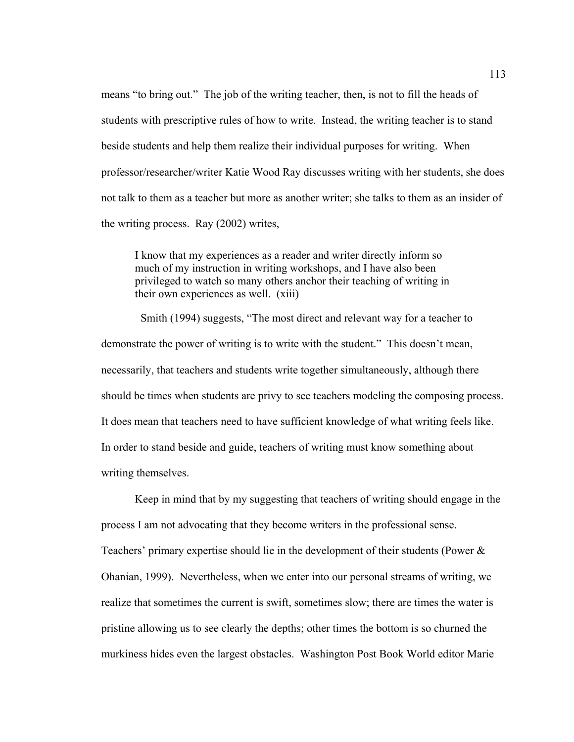means "to bring out." The job of the writing teacher, then, is not to fill the heads of students with prescriptive rules of how to write. Instead, the writing teacher is to stand beside students and help them realize their individual purposes for writing. When professor/researcher/writer Katie Wood Ray discusses writing with her students, she does not talk to them as a teacher but more as another writer; she talks to them as an insider of the writing process. Ray (2002) writes,

> I know that my experiences as a reader and writer directly inform so much of my instruction in writing workshops, and I have also been privileged to watch so many others anchor their teaching of writing in their own experiences as well. (xiii)

Smith (1994) suggests, "The most direct and relevant way for a teacher to demonstrate the power of writing is to write with the student." This doesn't mean, necessarily, that teachers and students write together simultaneously, although there should be times when students are privy to see teachers modeling the composing process. It does mean that teachers need to have sufficient knowledge of what writing feels like. In order to stand beside and guide, teachers of writing must know something about writing themselves.

Keep in mind that by my suggesting that teachers of writing should engage in the process I am not advocating that they become writers in the professional sense. Teachers' primary expertise should lie in the development of their students (Power & Ohanian, 1999). Nevertheless, when we enter into our personal streams of writing, we realize that sometimes the current is swift, sometimes slow; there are times the water is pristine allowing us to see clearly the depths; other times the bottom is so churned the murkiness hides even the largest obstacles. Washington Post Book World editor Marie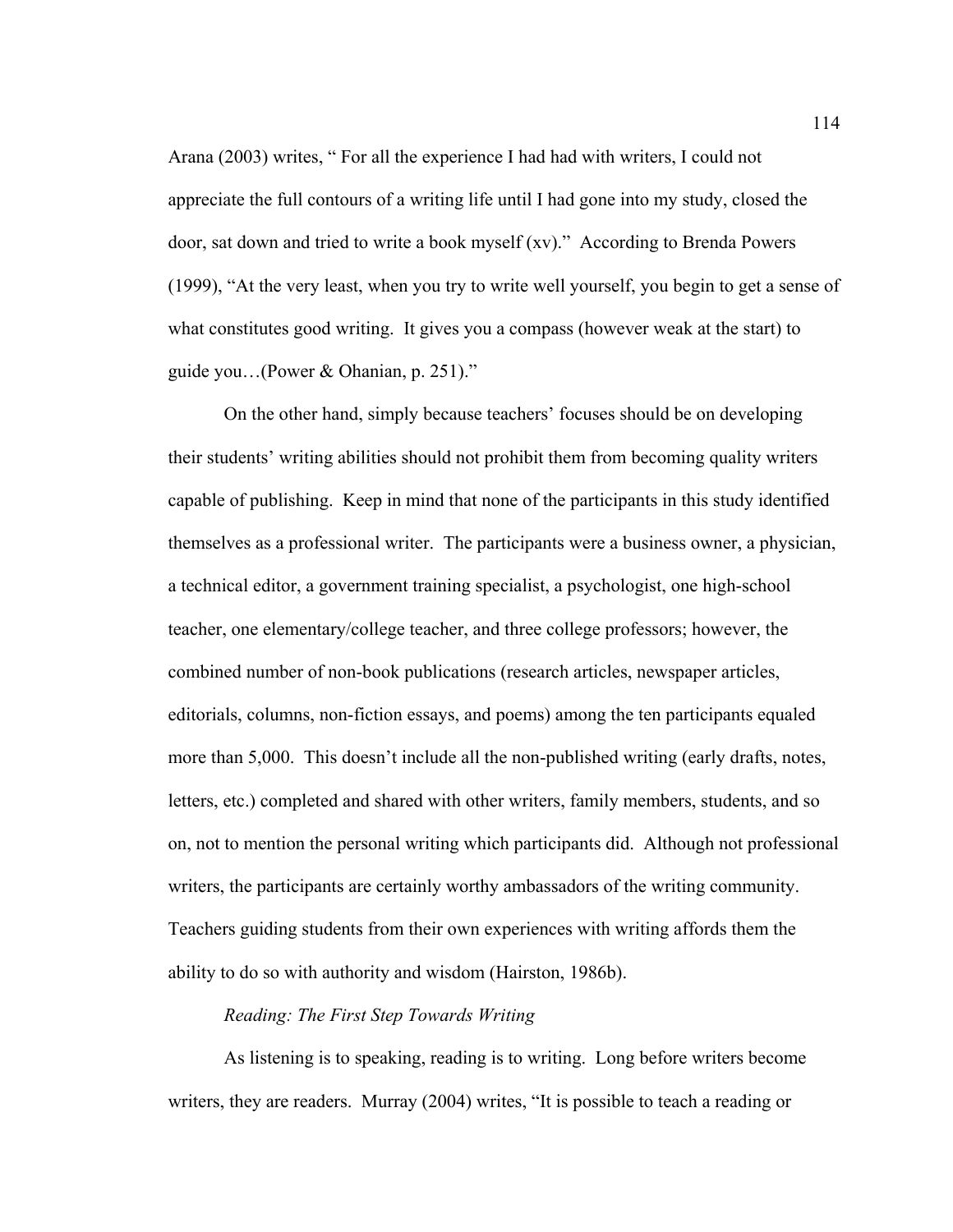Arana (2003) writes, " For all the experience I had had with writers, I could not appreciate the full contours of a writing life until I had gone into my study, closed the door, sat down and tried to write a book myself (xv)." According to Brenda Powers (1999), "At the very least, when you try to write well yourself, you begin to get a sense of what constitutes good writing. It gives you a compass (however weak at the start) to guide you…(Power & Ohanian, p. 251)."

On the other hand, simply because teachers' focuses should be on developing their students' writing abilities should not prohibit them from becoming quality writers capable of publishing. Keep in mind that none of the participants in this study identified themselves as a professional writer. The participants were a business owner, a physician, a technical editor, a government training specialist, a psychologist, one high-school teacher, one elementary/college teacher, and three college professors; however, the combined number of non-book publications (research articles, newspaper articles, editorials, columns, non-fiction essays, and poems) among the ten participants equaled more than 5,000. This doesn't include all the non-published writing (early drafts, notes, letters, etc.) completed and shared with other writers, family members, students, and so on, not to mention the personal writing which participants did. Although not professional writers, the participants are certainly worthy ambassadors of the writing community. Teachers guiding students from their own experiences with writing affords them the ability to do so with authority and wisdom (Hairston, 1986b).

*Reading: The First Step Towards Writing*

As listening is to speaking, reading is to writing. Long before writers become writers, they are readers. Murray (2004) writes, "It is possible to teach a reading or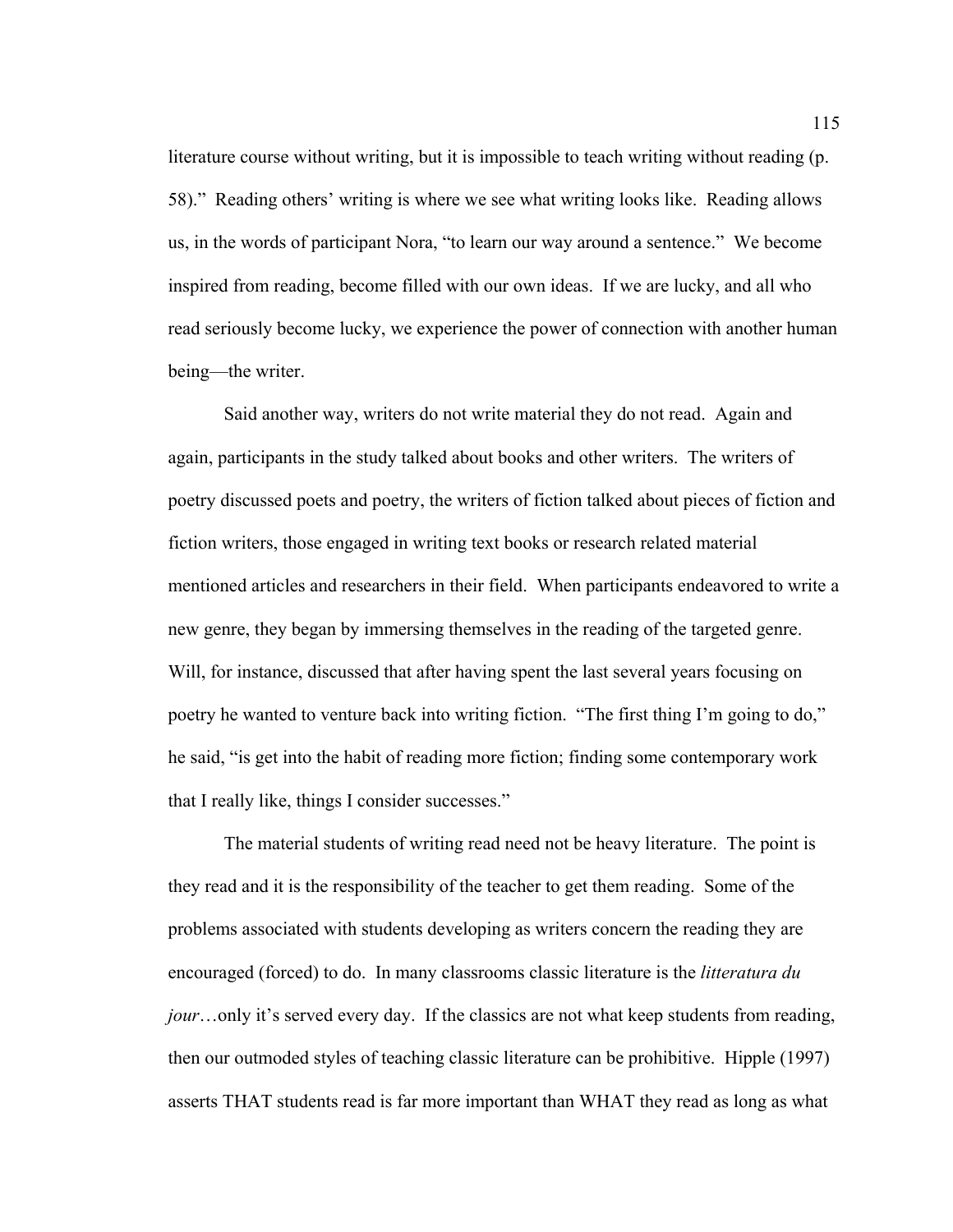literature course without writing, but it is impossible to teach writing without reading (p. 58)." Reading others' writing is where we see what writing looks like. Reading allows us, in the words of participant Nora, "to learn our way around a sentence." We become inspired from reading, become filled with our own ideas. If we are lucky, and all who read seriously become lucky, we experience the power of connection with another human being—the writer.

Said another way, writers do not write material they do not read. Again and again, participants in the study talked about books and other writers. The writers of poetry discussed poets and poetry, the writers of fiction talked about pieces of fiction and fiction writers, those engaged in writing text books or research related material mentioned articles and researchers in their field. When participants endeavored to write a new genre, they began by immersing themselves in the reading of the targeted genre. Will, for instance, discussed that after having spent the last several years focusing on poetry he wanted to venture back into writing fiction. "The first thing I'm going to do," he said, "is get into the habit of reading more fiction; finding some contemporary work that I really like, things I consider successes."

The material students of writing read need not be heavy literature. The point is they read and it is the responsibility of the teacher to get them reading. Some of the problems associated with students developing as writers concern the reading they are encouraged (forced) to do. In many classrooms classic literature is the *litteratura du jour*…only it's served every day. If the classics are not what keep students from reading, then our outmoded styles of teaching classic literature can be prohibitive. Hipple (1997) asserts THAT students read is far more important than WHAT they read as long as what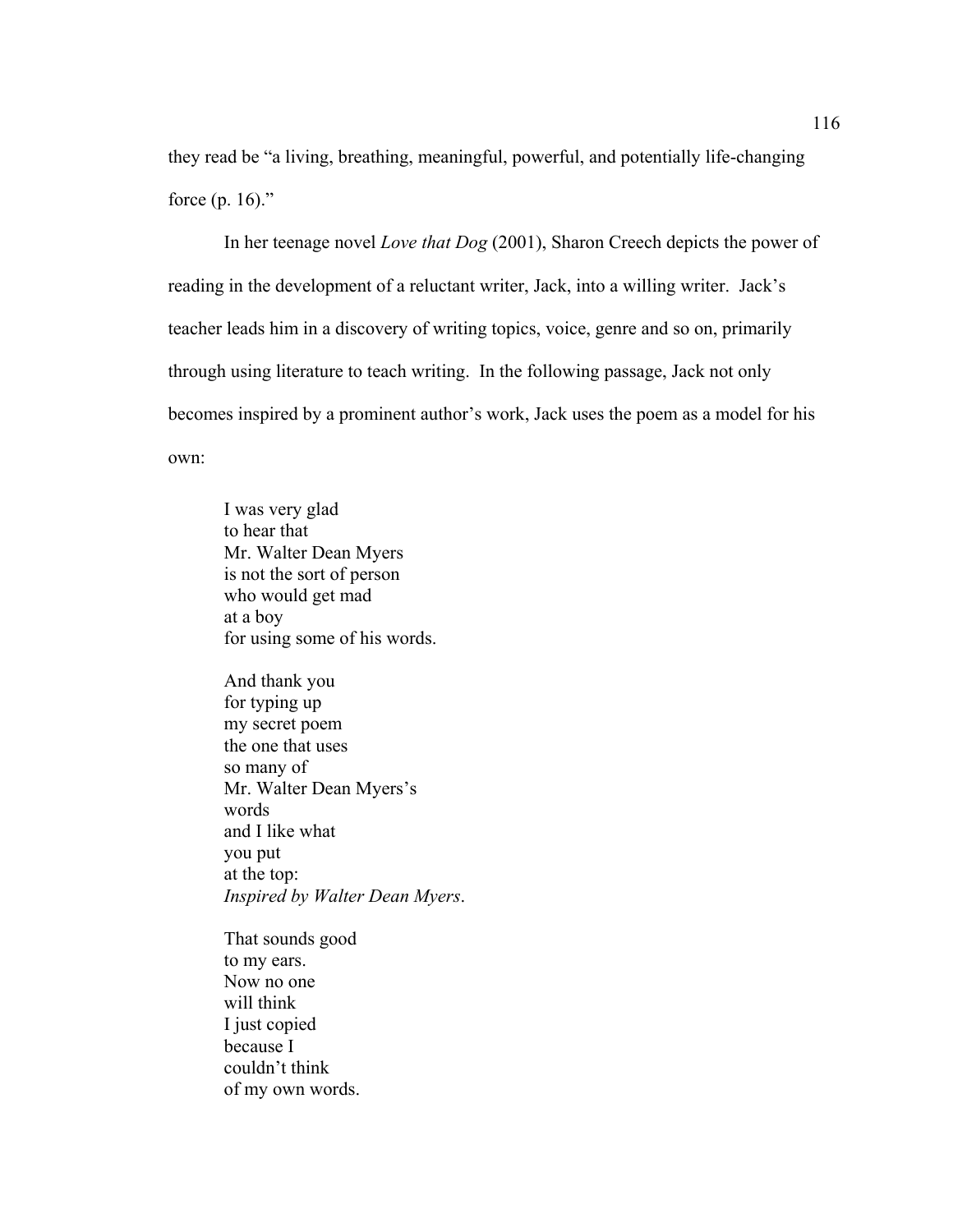they read be "a living, breathing, meaningful, powerful, and potentially life-changing force (p. 16)."

In her teenage novel *Love that Dog* (2001), Sharon Creech depicts the power of reading in the development of a reluctant writer, Jack, into a willing writer. Jack's teacher leads him in a discovery of writing topics, voice, genre and so on, primarily through using literature to teach writing. In the following passage, Jack not only becomes inspired by a prominent author's work, Jack uses the poem as a model for his own:

> I was very glad  
> to hear that  
> Mr. Walter Dean Myers  
> is not the sort of person  
> who would get mad  
> at a boy  
> for using some of his words.
>
> And thank you  
> for typing up  
> my secret poem  
> the one that uses  
> so many of  
> Mr. Walter Dean Myers's  
> words  
> and I like what  
> you put  
> at the top:  
> *Inspired by Walter Dean Myers*.
>
> That sounds good  
> to my ears.  
> Now no one  
> will think  
> I just copied  
> because I  
> couldn't think  
> of my own words.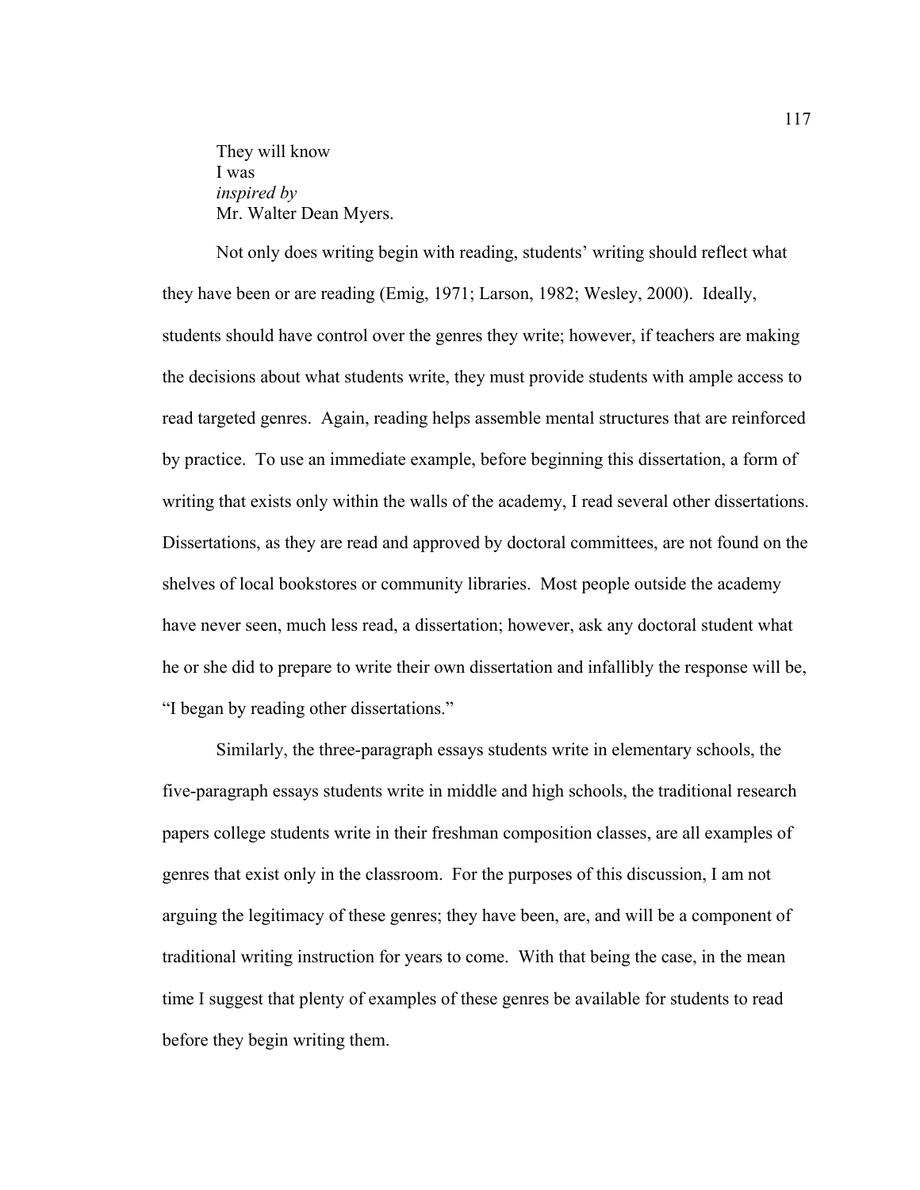They will know  
I was  
*inspired by*  
Mr. Walter Dean Myers.

Not only does writing begin with reading, students' writing should reflect what they have been or are reading (Emig, 1971; Larson, 1982; Wesley, 2000). Ideally, students should have control over the genres they write; however, if teachers are making the decisions about what students write, they must provide students with ample access to read targeted genres. Again, reading helps assemble mental structures that are reinforced by practice. To use an immediate example, before beginning this dissertation, a form of writing that exists only within the walls of the academy, I read several other dissertations. Dissertations, as they are read and approved by doctoral committees, are not found on the shelves of local bookstores or community libraries. Most people outside the academy have never seen, much less read, a dissertation; however, ask any doctoral student what he or she did to prepare to write their own dissertation and infallibly the response will be, "I began by reading other dissertations."

Similarly, the three-paragraph essays students write in elementary schools, the five-paragraph essays students write in middle and high schools, the traditional research papers college students write in their freshman composition classes, are all examples of genres that exist only in the classroom. For the purposes of this discussion, I am not arguing the legitimacy of these genres; they have been, are, and will be a component of traditional writing instruction for years to come. With that being the case, in the mean time I suggest that plenty of examples of these genres be available for students to read before they begin writing them.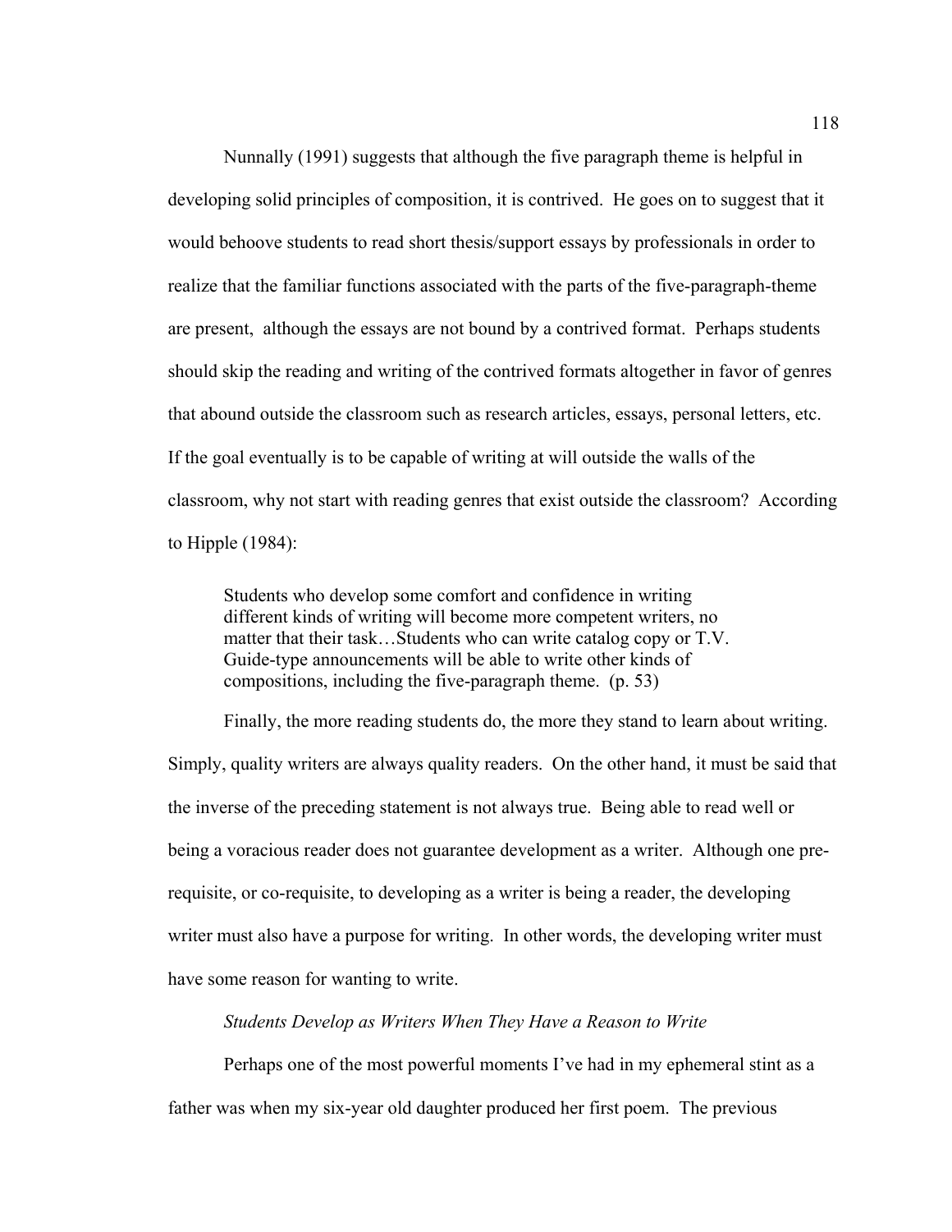Nunnally (1991) suggests that although the five paragraph theme is helpful in developing solid principles of composition, it is contrived. He goes on to suggest that it would behoove students to read short thesis/support essays by professionals in order to realize that the familiar functions associated with the parts of the five-paragraph-theme are present, although the essays are not bound by a contrived format. Perhaps students should skip the reading and writing of the contrived formats altogether in favor of genres that abound outside the classroom such as research articles, essays, personal letters, etc. If the goal eventually is to be capable of writing at will outside the walls of the classroom, why not start with reading genres that exist outside the classroom? According to Hipple (1984):

> Students who develop some comfort and confidence in writing different kinds of writing will become more competent writers, no matter that their task…Students who can write catalog copy or T.V. Guide-type announcements will be able to write other kinds of compositions, including the five-paragraph theme. (p. 53)

Finally, the more reading students do, the more they stand to learn about writing. Simply, quality writers are always quality readers. On the other hand, it must be said that the inverse of the preceding statement is not always true. Being able to read well or being a voracious reader does not guarantee development as a writer. Although one pre-requisite, or co-requisite, to developing as a writer is being a reader, the developing writer must also have a purpose for writing. In other words, the developing writer must have some reason for wanting to write.

*Students Develop as Writers When They Have a Reason to Write*

Perhaps one of the most powerful moments I've had in my ephemeral stint as a father was when my six-year old daughter produced her first poem. The previous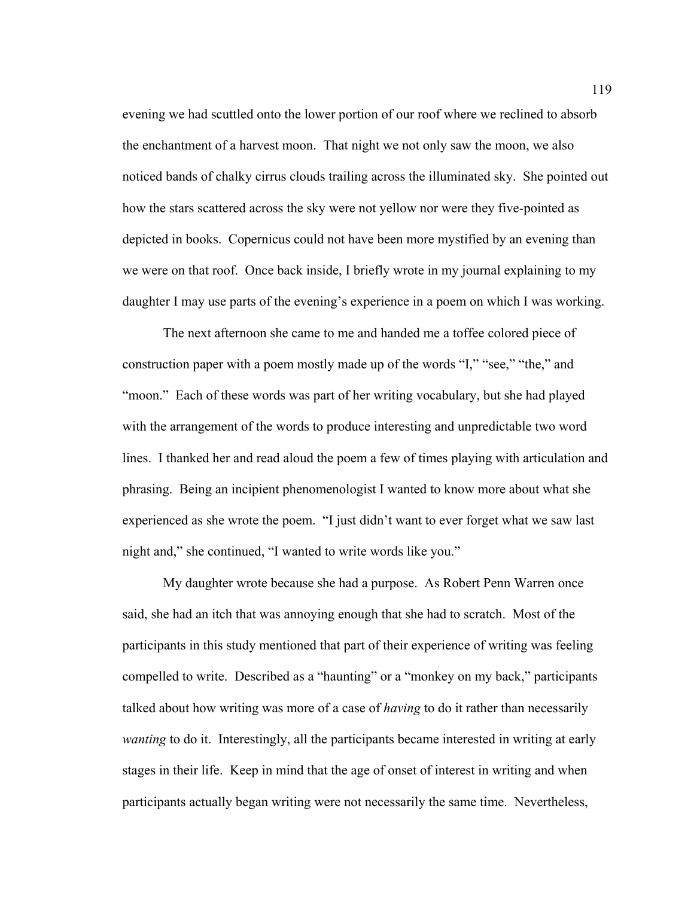evening we had scuttled onto the lower portion of our roof where we reclined to absorb the enchantment of a harvest moon. That night we not only saw the moon, we also noticed bands of chalky cirrus clouds trailing across the illuminated sky. She pointed out how the stars scattered across the sky were not yellow nor were they five-pointed as depicted in books. Copernicus could not have been more mystified by an evening than we were on that roof. Once back inside, I briefly wrote in my journal explaining to my daughter I may use parts of the evening's experience in a poem on which I was working.

The next afternoon she came to me and handed me a toffee colored piece of construction paper with a poem mostly made up of the words "I," "see," "the," and "moon." Each of these words was part of her writing vocabulary, but she had played with the arrangement of the words to produce interesting and unpredictable two word lines. I thanked her and read aloud the poem a few of times playing with articulation and phrasing. Being an incipient phenomenologist I wanted to know more about what she experienced as she wrote the poem. "I just didn't want to ever forget what we saw last night and," she continued, "I wanted to write words like you."

My daughter wrote because she had a purpose. As Robert Penn Warren once said, she had an itch that was annoying enough that she had to scratch. Most of the participants in this study mentioned that part of their experience of writing was feeling compelled to write. Described as a "haunting" or a "monkey on my back," participants talked about how writing was more of a case of *having* to do it rather than necessarily *wanting* to do it. Interestingly, all the participants became interested in writing at early stages in their life. Keep in mind that the age of onset of interest in writing and when participants actually began writing were not necessarily the same time. Nevertheless,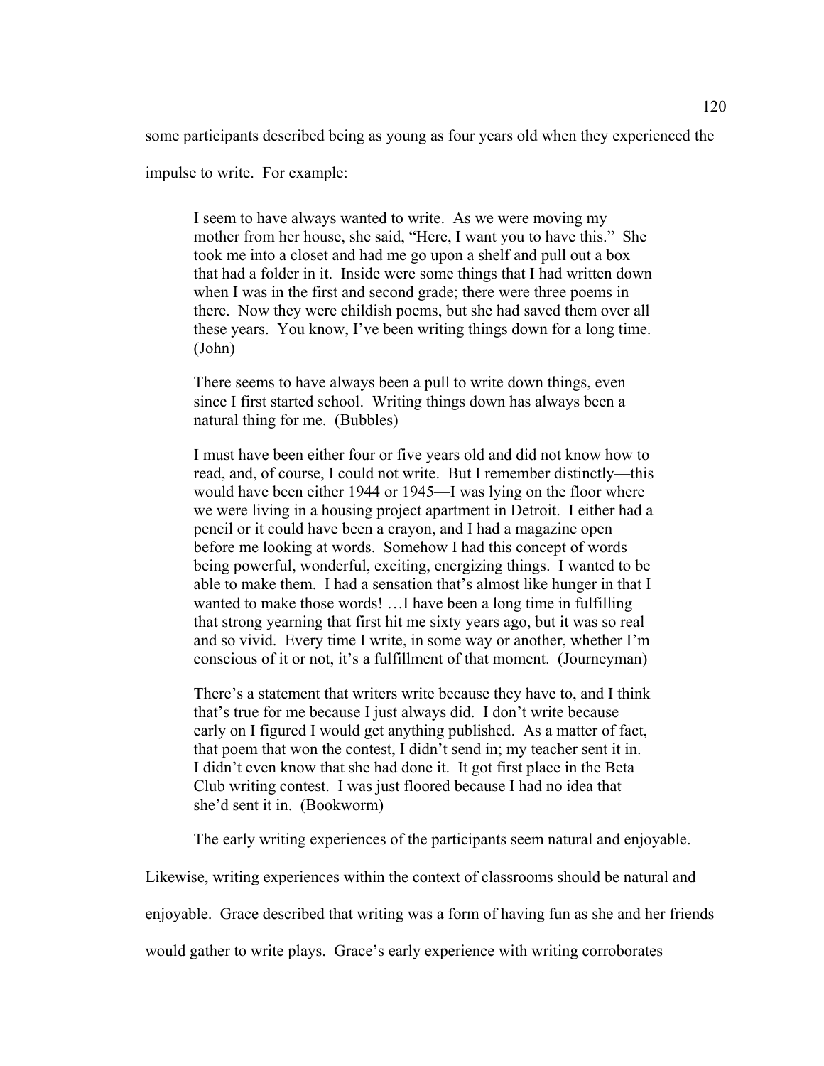some participants described being as young as four years old when they experienced the impulse to write. For example:

> I seem to have always wanted to write. As we were moving my mother from her house, she said, “Here, I want you to have this.” She took me into a closet and had me go upon a shelf and pull out a box that had a folder in it. Inside were some things that I had written down when I was in the first and second grade; there were three poems in there. Now they were childish poems, but she had saved them over all these years. You know, I’ve been writing things down for a long time. (John)

> There seems to have always been a pull to write down things, even since I first started school. Writing things down has always been a natural thing for me. (Bubbles)

> I must have been either four or five years old and did not know how to read, and, of course, I could not write. But I remember distinctly—this would have been either 1944 or 1945—I was lying on the floor where we were living in a housing project apartment in Detroit. I either had a pencil or it could have been a crayon, and I had a magazine open before me looking at words. Somehow I had this concept of words being powerful, wonderful, exciting, energizing things. I wanted to be able to make them. I had a sensation that’s almost like hunger in that I wanted to make those words! …I have been a long time in fulfilling that strong yearning that first hit me sixty years ago, but it was so real and so vivid. Every time I write, in some way or another, whether I’m conscious of it or not, it’s a fulfillment of that moment. (Journeyman)

> There’s a statement that writers write because they have to, and I think that’s true for me because I just always did. I don’t write because early on I figured I would get anything published. As a matter of fact, that poem that won the contest, I didn’t send in; my teacher sent it in. I didn’t even know that she had done it. It got first place in the Beta Club writing contest. I was just floored because I had no idea that she’d sent it in. (Bookworm)

The early writing experiences of the participants seem natural and enjoyable. Likewise, writing experiences within the context of classrooms should be natural and enjoyable. Grace described that writing was a form of having fun as she and her friends would gather to write plays. Grace’s early experience with writing corroborates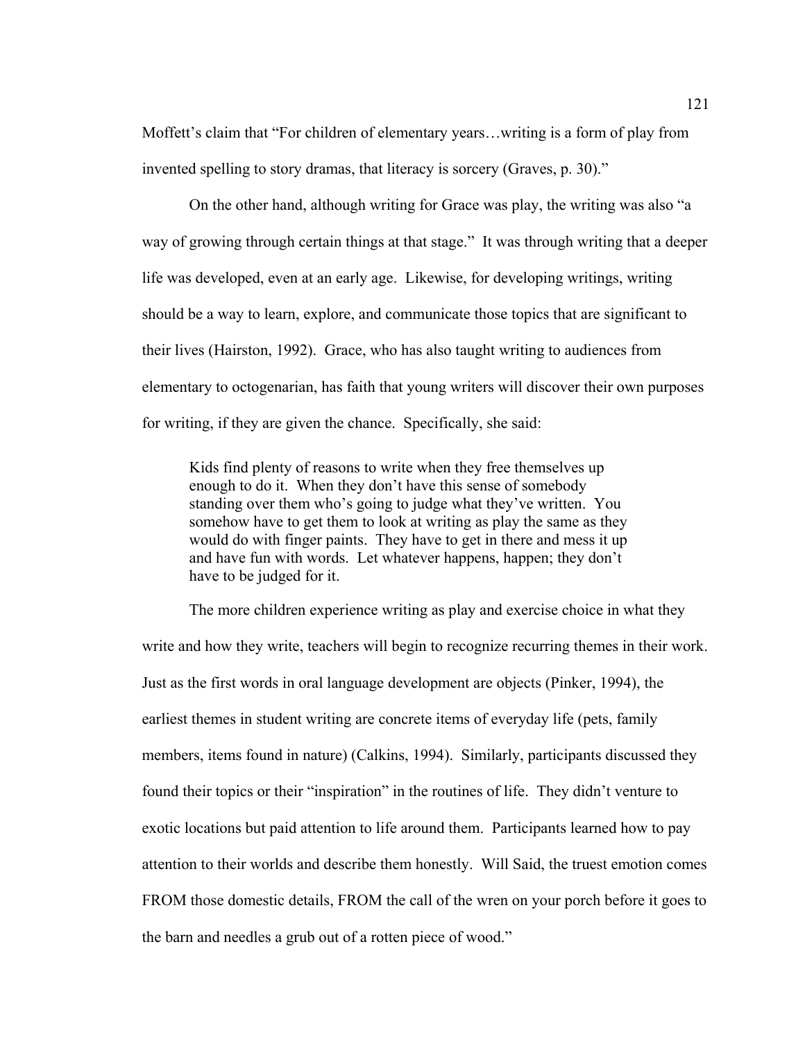Moffett's claim that "For children of elementary years…writing is a form of play from invented spelling to story dramas, that literacy is sorcery (Graves, p. 30)."

On the other hand, although writing for Grace was play, the writing was also "a way of growing through certain things at that stage." It was through writing that a deeper life was developed, even at an early age. Likewise, for developing writings, writing should be a way to learn, explore, and communicate those topics that are significant to their lives (Hairston, 1992). Grace, who has also taught writing to audiences from elementary to octogenarian, has faith that young writers will discover their own purposes for writing, if they are given the chance. Specifically, she said:

> Kids find plenty of reasons to write when they free themselves up enough to do it. When they don't have this sense of somebody standing over them who's going to judge what they've written. You somehow have to get them to look at writing as play the same as they would do with finger paints. They have to get in there and mess it up and have fun with words. Let whatever happens, happen; they don't have to be judged for it.

The more children experience writing as play and exercise choice in what they write and how they write, teachers will begin to recognize recurring themes in their work. Just as the first words in oral language development are objects (Pinker, 1994), the earliest themes in student writing are concrete items of everyday life (pets, family members, items found in nature) (Calkins, 1994). Similarly, participants discussed they found their topics or their "inspiration" in the routines of life. They didn't venture to exotic locations but paid attention to life around them. Participants learned how to pay attention to their worlds and describe them honestly. Will Said, the truest emotion comes FROM those domestic details, FROM the call of the wren on your porch before it goes to the barn and needles a grub out of a rotten piece of wood."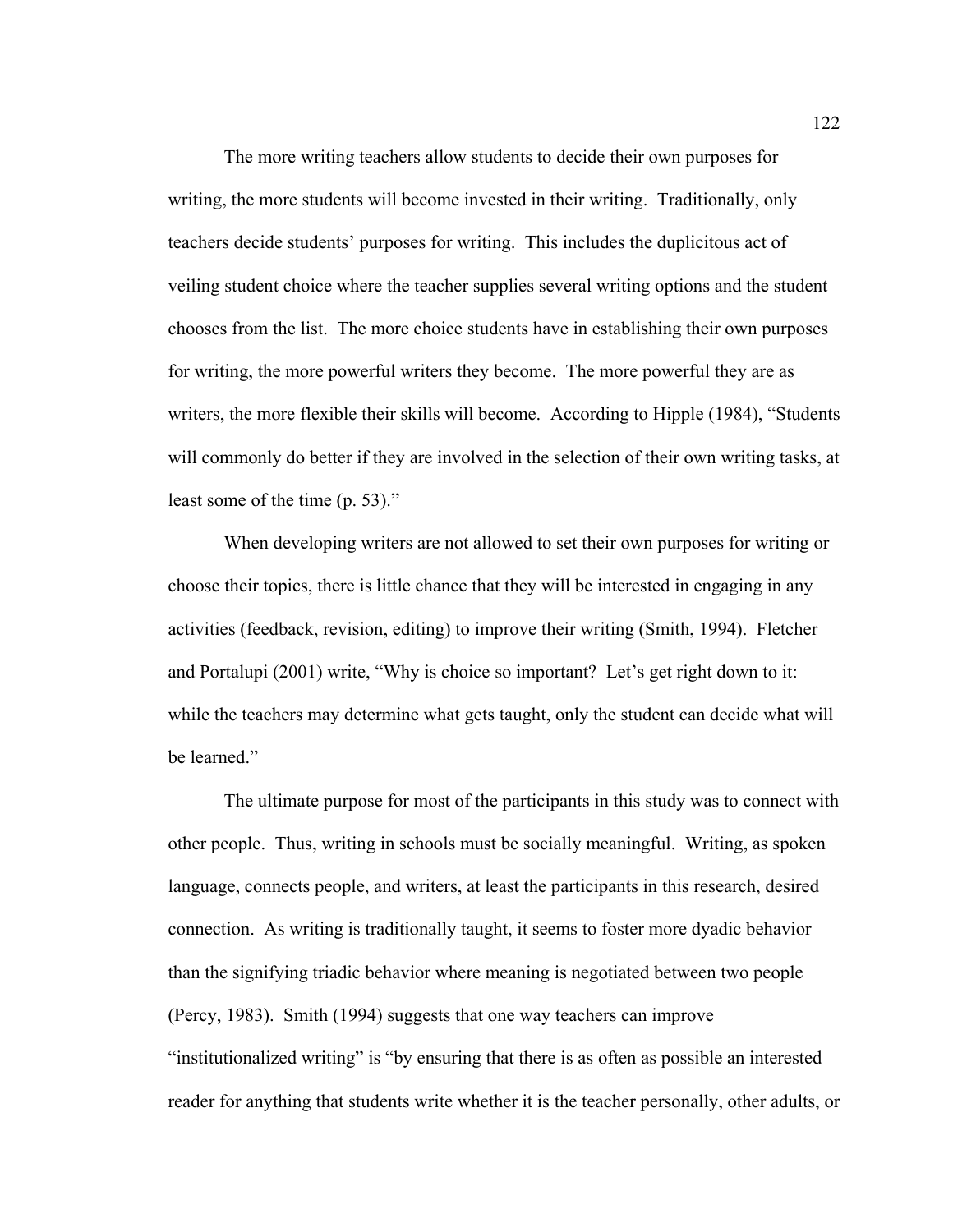The more writing teachers allow students to decide their own purposes for writing, the more students will become invested in their writing. Traditionally, only teachers decide students' purposes for writing. This includes the duplicitous act of veiling student choice where the teacher supplies several writing options and the student chooses from the list. The more choice students have in establishing their own purposes for writing, the more powerful writers they become. The more powerful they are as writers, the more flexible their skills will become. According to Hipple (1984), "Students will commonly do better if they are involved in the selection of their own writing tasks, at least some of the time (p. 53)."

When developing writers are not allowed to set their own purposes for writing or choose their topics, there is little chance that they will be interested in engaging in any activities (feedback, revision, editing) to improve their writing (Smith, 1994). Fletcher and Portalupi (2001) write, "Why is choice so important? Let's get right down to it: while the teachers may determine what gets taught, only the student can decide what will be learned."

The ultimate purpose for most of the participants in this study was to connect with other people. Thus, writing in schools must be socially meaningful. Writing, as spoken language, connects people, and writers, at least the participants in this research, desired connection. As writing is traditionally taught, it seems to foster more dyadic behavior than the signifying triadic behavior where meaning is negotiated between two people (Percy, 1983). Smith (1994) suggests that one way teachers can improve "institutionalized writing" is "by ensuring that there is as often as possible an interested reader for anything that students write whether it is the teacher personally, other adults, or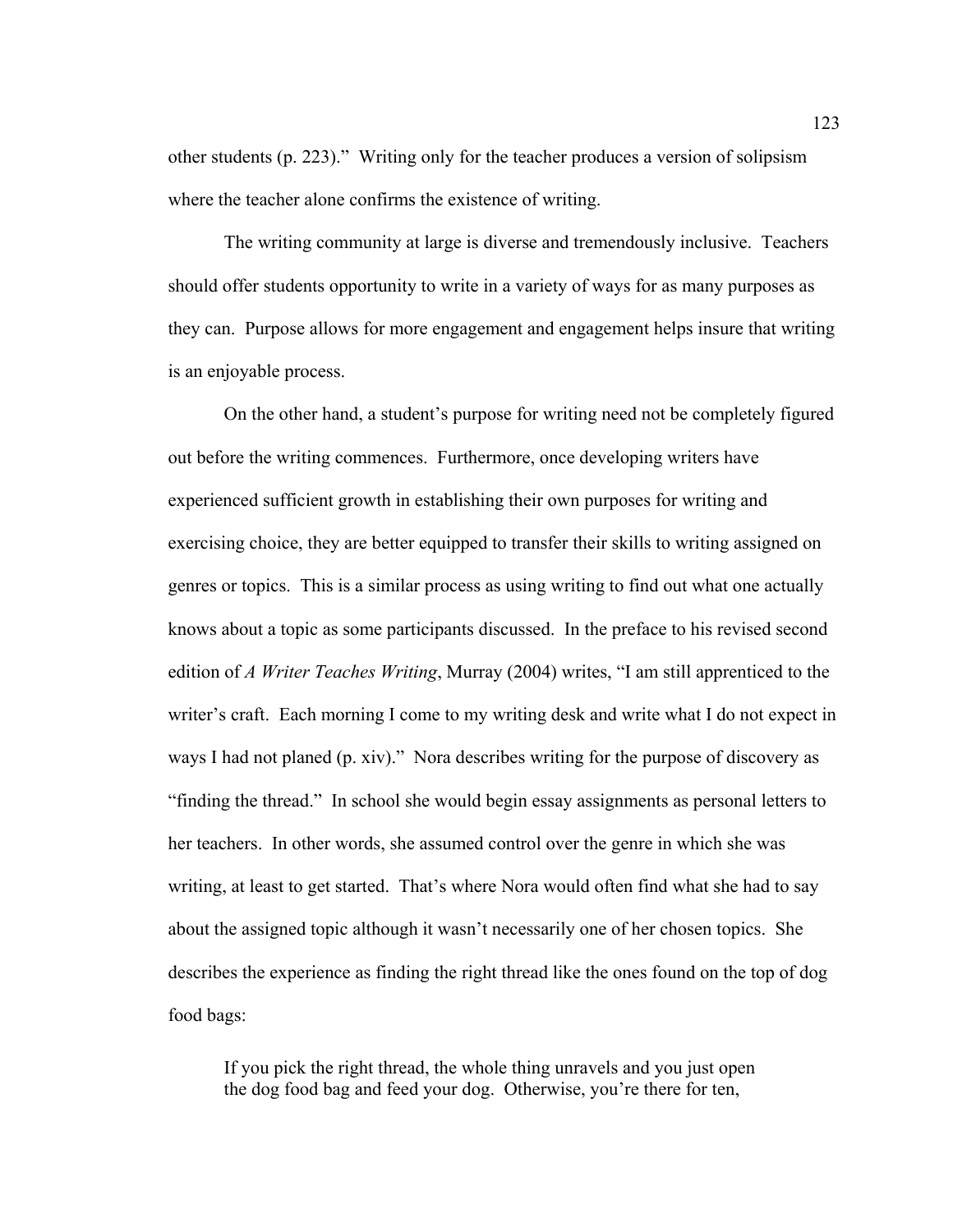other students (p. 223)." Writing only for the teacher produces a version of solipsism where the teacher alone confirms the existence of writing.

The writing community at large is diverse and tremendously inclusive. Teachers should offer students opportunity to write in a variety of ways for as many purposes as they can. Purpose allows for more engagement and engagement helps insure that writing is an enjoyable process.

On the other hand, a student's purpose for writing need not be completely figured out before the writing commences. Furthermore, once developing writers have experienced sufficient growth in establishing their own purposes for writing and exercising choice, they are better equipped to transfer their skills to writing assigned on genres or topics. This is a similar process as using writing to find out what one actually knows about a topic as some participants discussed. In the preface to his revised second edition of *A Writer Teaches Writing*, Murray (2004) writes, "I am still apprenticed to the writer's craft. Each morning I come to my writing desk and write what I do not expect in ways I had not planed (p. xiv)." Nora describes writing for the purpose of discovery as "finding the thread." In school she would begin essay assignments as personal letters to her teachers. In other words, she assumed control over the genre in which she was writing, at least to get started. That's where Nora would often find what she had to say about the assigned topic although it wasn't necessarily one of her chosen topics. She describes the experience as finding the right thread like the ones found on the top of dog food bags:

> If you pick the right thread, the whole thing unravels and you just open the dog food bag and feed your dog. Otherwise, you're there for ten,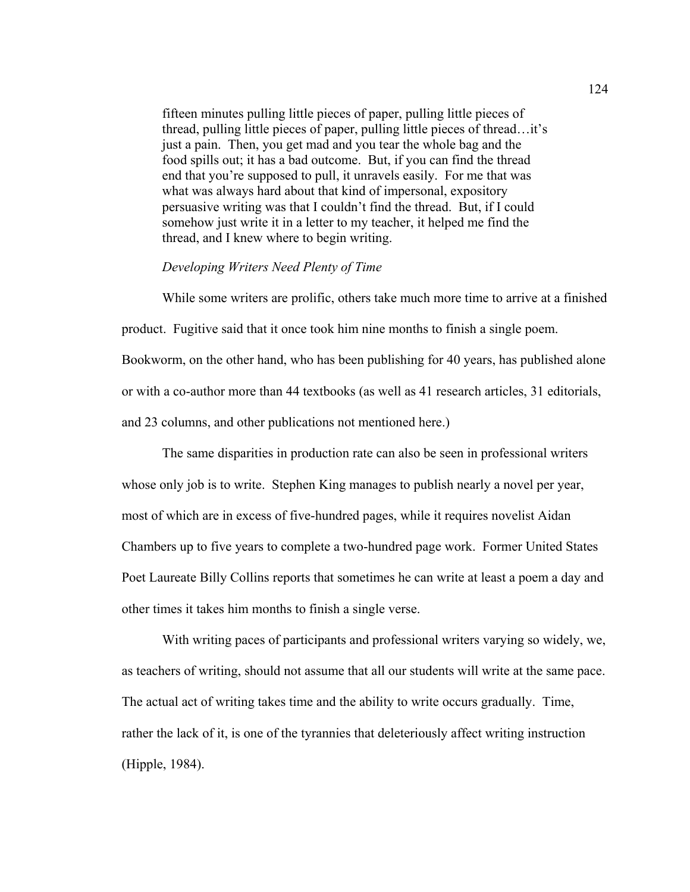> fifteen minutes pulling little pieces of paper, pulling little pieces of thread, pulling little pieces of paper, pulling little pieces of thread…it's just a pain. Then, you get mad and you tear the whole bag and the food spills out; it has a bad outcome. But, if you can find the thread end that you're supposed to pull, it unravels easily. For me that was what was always hard about that kind of impersonal, expository persuasive writing was that I couldn't find the thread. But, if I could somehow just write it in a letter to my teacher, it helped me find the thread, and I knew where to begin writing.

*Developing Writers Need Plenty of Time*

While some writers are prolific, others take much more time to arrive at a finished product. Fugitive said that it once took him nine months to finish a single poem. Bookworm, on the other hand, who has been publishing for 40 years, has published alone or with a co-author more than 44 textbooks (as well as 41 research articles, 31 editorials, and 23 columns, and other publications not mentioned here.)

The same disparities in production rate can also be seen in professional writers whose only job is to write. Stephen King manages to publish nearly a novel per year, most of which are in excess of five-hundred pages, while it requires novelist Aidan Chambers up to five years to complete a two-hundred page work. Former United States Poet Laureate Billy Collins reports that sometimes he can write at least a poem a day and other times it takes him months to finish a single verse.

With writing paces of participants and professional writers varying so widely, we, as teachers of writing, should not assume that all our students will write at the same pace. The actual act of writing takes time and the ability to write occurs gradually. Time, rather the lack of it, is one of the tyrannies that deleteriously affect writing instruction (Hipple, 1984).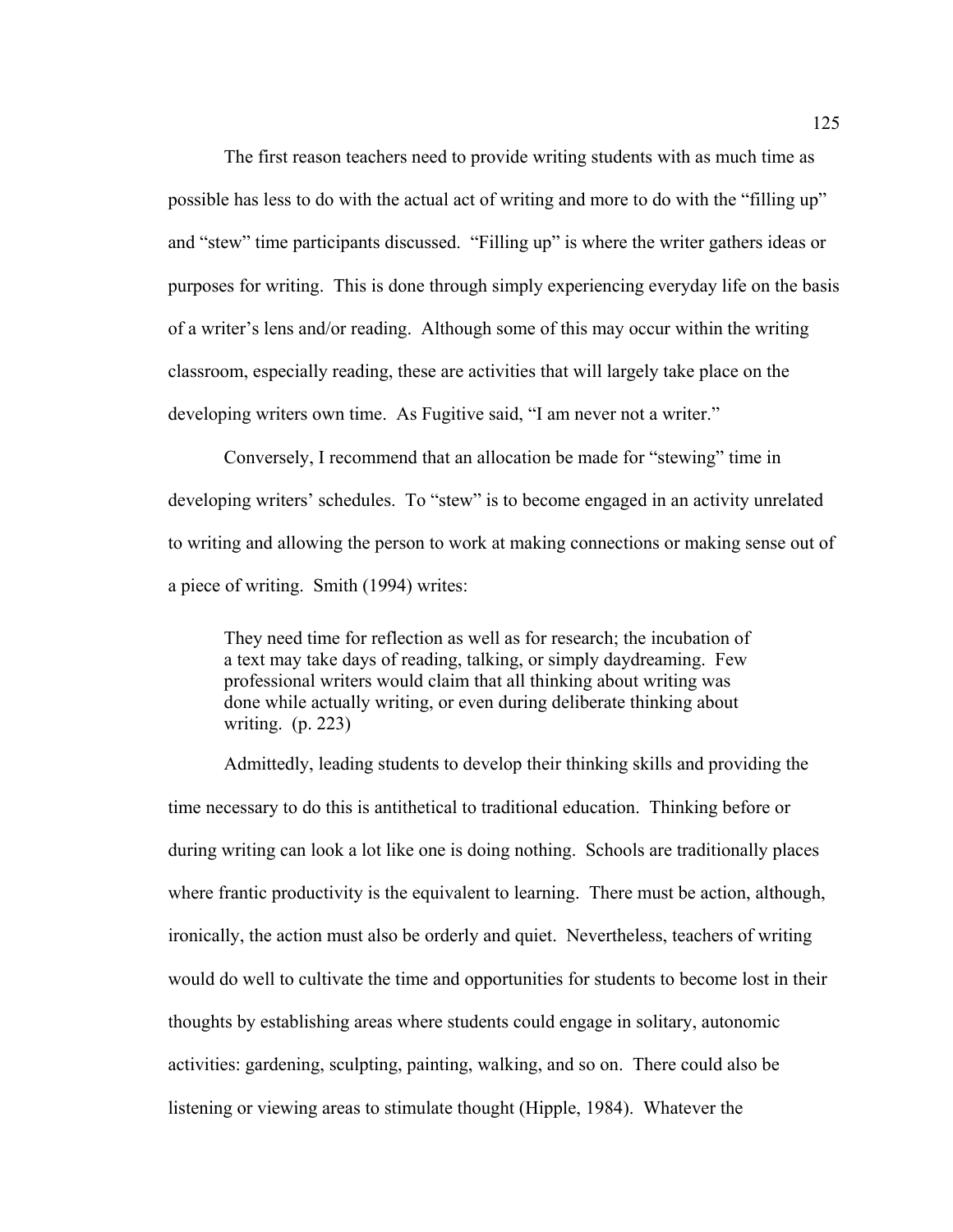The first reason teachers need to provide writing students with as much time as possible has less to do with the actual act of writing and more to do with the "filling up" and "stew" time participants discussed. "Filling up" is where the writer gathers ideas or purposes for writing. This is done through simply experiencing everyday life on the basis of a writer's lens and/or reading. Although some of this may occur within the writing classroom, especially reading, these are activities that will largely take place on the developing writers own time. As Fugitive said, "I am never not a writer."

Conversely, I recommend that an allocation be made for "stewing" time in developing writers' schedules. To "stew" is to become engaged in an activity unrelated to writing and allowing the person to work at making connections or making sense out of a piece of writing. Smith (1994) writes:

> They need time for reflection as well as for research; the incubation of a text may take days of reading, talking, or simply daydreaming. Few professional writers would claim that all thinking about writing was done while actually writing, or even during deliberate thinking about writing. (p. 223)

Admittedly, leading students to develop their thinking skills and providing the time necessary to do this is antithetical to traditional education. Thinking before or during writing can look a lot like one is doing nothing. Schools are traditionally places where frantic productivity is the equivalent to learning. There must be action, although, ironically, the action must also be orderly and quiet. Nevertheless, teachers of writing would do well to cultivate the time and opportunities for students to become lost in their thoughts by establishing areas where students could engage in solitary, autonomic activities: gardening, sculpting, painting, walking, and so on. There could also be listening or viewing areas to stimulate thought (Hipple, 1984). Whatever the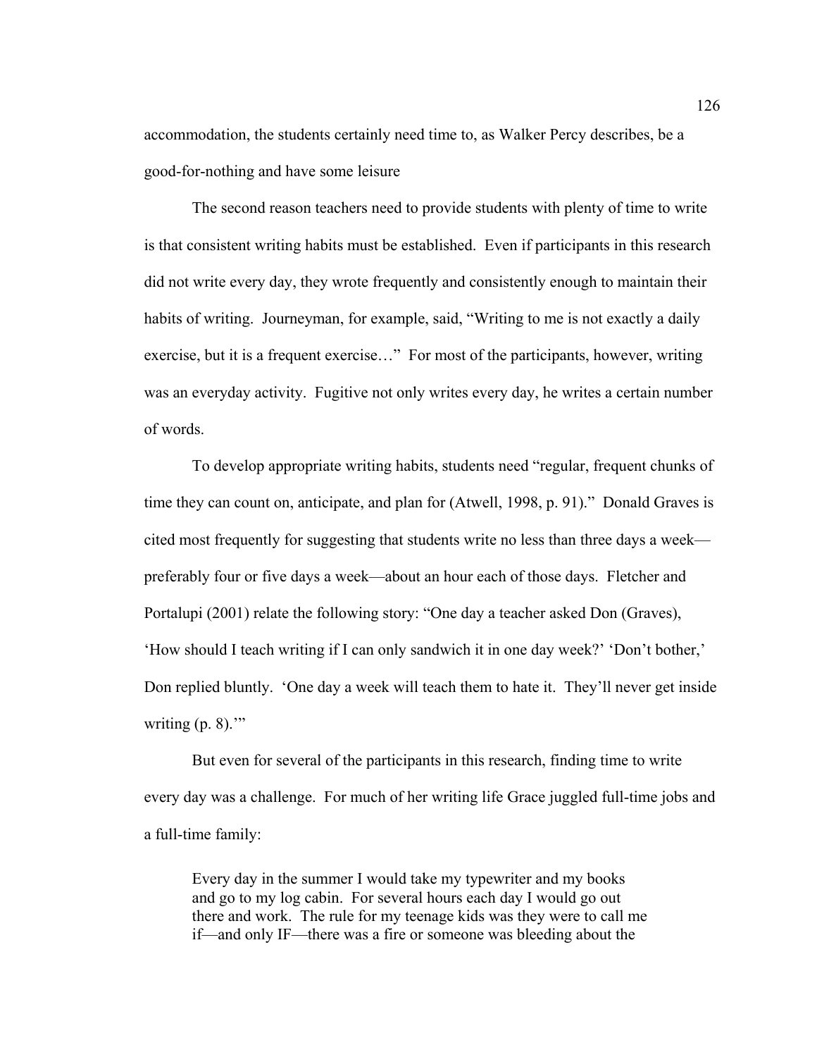accommodation, the students certainly need time to, as Walker Percy describes, be a good-for-nothing and have some leisure

The second reason teachers need to provide students with plenty of time to write is that consistent writing habits must be established. Even if participants in this research did not write every day, they wrote frequently and consistently enough to maintain their habits of writing. Journeyman, for example, said, "Writing to me is not exactly a daily exercise, but it is a frequent exercise…" For most of the participants, however, writing was an everyday activity. Fugitive not only writes every day, he writes a certain number of words.

To develop appropriate writing habits, students need "regular, frequent chunks of time they can count on, anticipate, and plan for (Atwell, 1998, p. 91)." Donald Graves is cited most frequently for suggesting that students write no less than three days a week—preferably four or five days a week—about an hour each of those days. Fletcher and Portalupi (2001) relate the following story: "One day a teacher asked Don (Graves), 'How should I teach writing if I can only sandwich it in one day week?' 'Don't bother,' Don replied bluntly. 'One day a week will teach them to hate it. They'll never get inside writing (p. 8).'"

But even for several of the participants in this research, finding time to write every day was a challenge. For much of her writing life Grace juggled full-time jobs and a full-time family:

> Every day in the summer I would take my typewriter and my books and go to my log cabin. For several hours each day I would go out there and work. The rule for my teenage kids was they were to call me if—and only IF—there was a fire or someone was bleeding about the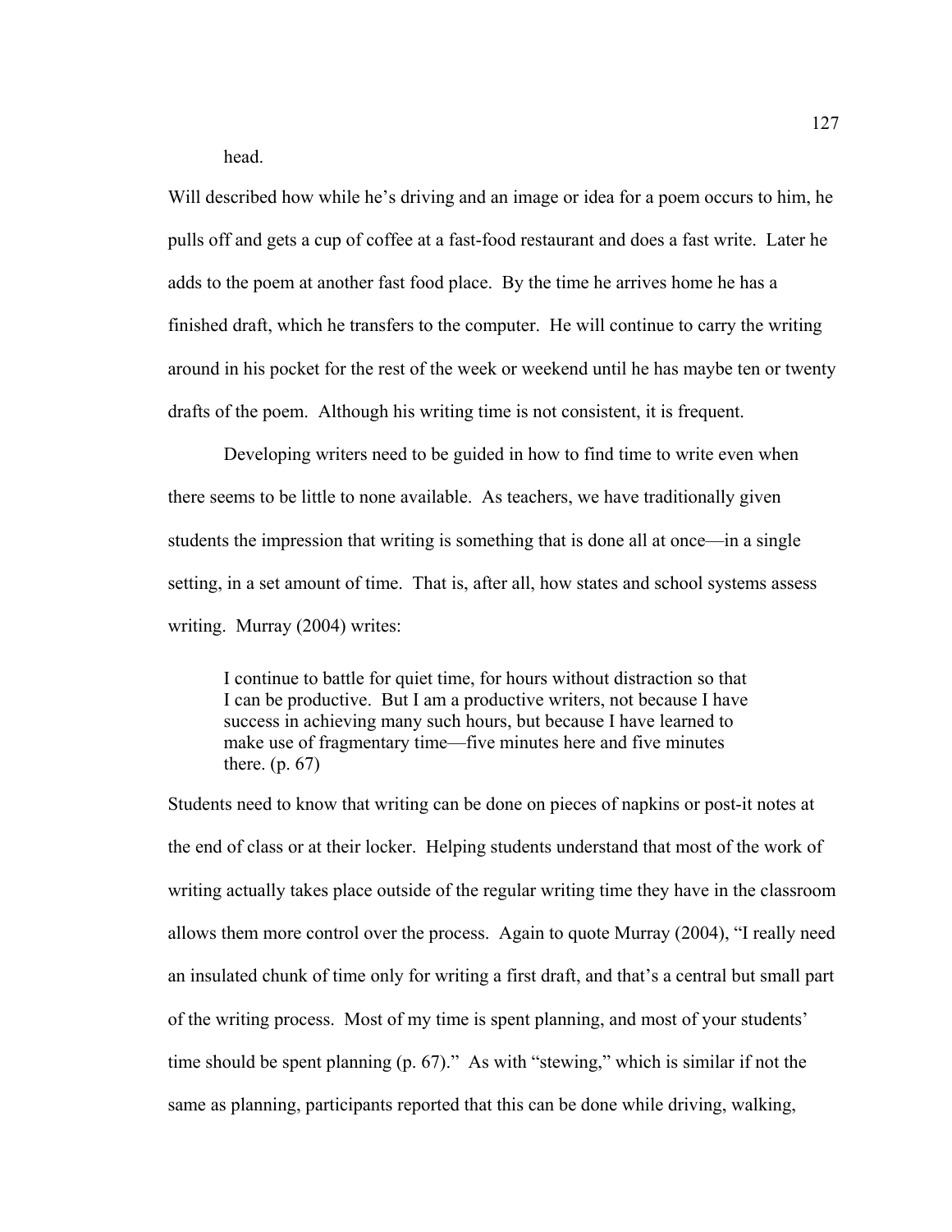head.

Will described how while he's driving and an image or idea for a poem occurs to him, he pulls off and gets a cup of coffee at a fast-food restaurant and does a fast write. Later he adds to the poem at another fast food place. By the time he arrives home he has a finished draft, which he transfers to the computer. He will continue to carry the writing around in his pocket for the rest of the week or weekend until he has maybe ten or twenty drafts of the poem. Although his writing time is not consistent, it is frequent.

Developing writers need to be guided in how to find time to write even when there seems to be little to none available. As teachers, we have traditionally given students the impression that writing is something that is done all at once—in a single setting, in a set amount of time. That is, after all, how states and school systems assess writing. Murray (2004) writes:

> I continue to battle for quiet time, for hours without distraction so that I can be productive. But I am a productive writers, not because I have success in achieving many such hours, but because I have learned to make use of fragmentary time—five minutes here and five minutes there. (p. 67)

Students need to know that writing can be done on pieces of napkins or post-it notes at the end of class or at their locker. Helping students understand that most of the work of writing actually takes place outside of the regular writing time they have in the classroom allows them more control over the process. Again to quote Murray (2004), "I really need an insulated chunk of time only for writing a first draft, and that's a central but small part of the writing process. Most of my time is spent planning, and most of your students' time should be spent planning (p. 67)." As with "stewing," which is similar if not the same as planning, participants reported that this can be done while driving, walking,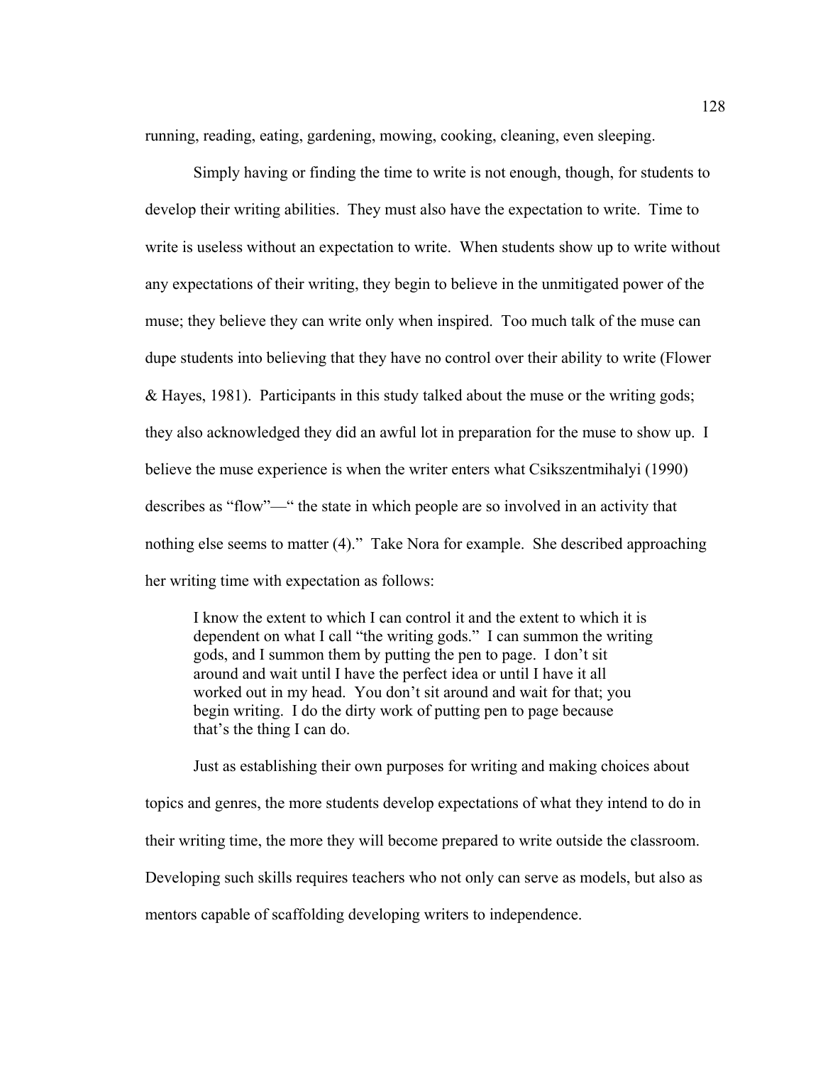running, reading, eating, gardening, mowing, cooking, cleaning, even sleeping.

Simply having or finding the time to write is not enough, though, for students to develop their writing abilities. They must also have the expectation to write. Time to write is useless without an expectation to write. When students show up to write without any expectations of their writing, they begin to believe in the unmitigated power of the muse; they believe they can write only when inspired. Too much talk of the muse can dupe students into believing that they have no control over their ability to write (Flower & Hayes, 1981). Participants in this study talked about the muse or the writing gods; they also acknowledged they did an awful lot in preparation for the muse to show up. I believe the muse experience is when the writer enters what Csikszentmihalyi (1990) describes as "flow"—" the state in which people are so involved in an activity that nothing else seems to matter (4)." Take Nora for example. She described approaching her writing time with expectation as follows:

> I know the extent to which I can control it and the extent to which it is dependent on what I call "the writing gods." I can summon the writing gods, and I summon them by putting the pen to page. I don't sit around and wait until I have the perfect idea or until I have it all worked out in my head. You don't sit around and wait for that; you begin writing. I do the dirty work of putting pen to page because that's the thing I can do.

Just as establishing their own purposes for writing and making choices about topics and genres, the more students develop expectations of what they intend to do in their writing time, the more they will become prepared to write outside the classroom. Developing such skills requires teachers who not only can serve as models, but also as mentors capable of scaffolding developing writers to independence.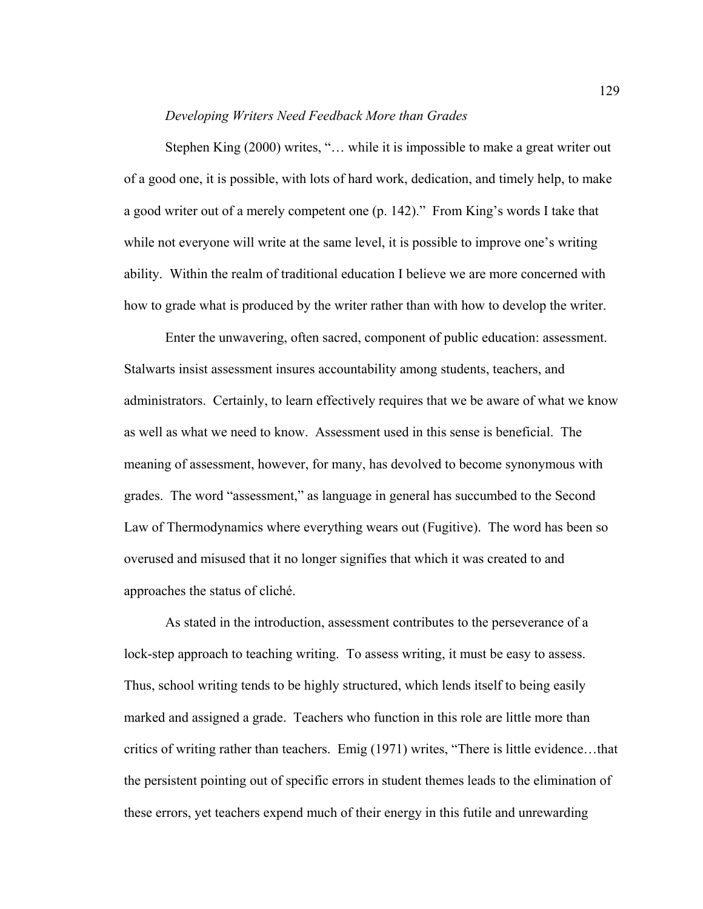*Developing Writers Need Feedback More than Grades*

Stephen King (2000) writes, "… while it is impossible to make a great writer out of a good one, it is possible, with lots of hard work, dedication, and timely help, to make a good writer out of a merely competent one (p. 142)." From King's words I take that while not everyone will write at the same level, it is possible to improve one's writing ability. Within the realm of traditional education I believe we are more concerned with how to grade what is produced by the writer rather than with how to develop the writer.

Enter the unwavering, often sacred, component of public education: assessment. Stalwarts insist assessment insures accountability among students, teachers, and administrators. Certainly, to learn effectively requires that we be aware of what we know as well as what we need to know. Assessment used in this sense is beneficial. The meaning of assessment, however, for many, has devolved to become synonymous with grades. The word "assessment," as language in general has succumbed to the Second Law of Thermodynamics where everything wears out (Fugitive). The word has been so overused and misused that it no longer signifies that which it was created to and approaches the status of cliché.

As stated in the introduction, assessment contributes to the perseverance of a lock-step approach to teaching writing. To assess writing, it must be easy to assess. Thus, school writing tends to be highly structured, which lends itself to being easily marked and assigned a grade. Teachers who function in this role are little more than critics of writing rather than teachers. Emig (1971) writes, "There is little evidence…that the persistent pointing out of specific errors in student themes leads to the elimination of these errors, yet teachers expend much of their energy in this futile and unrewarding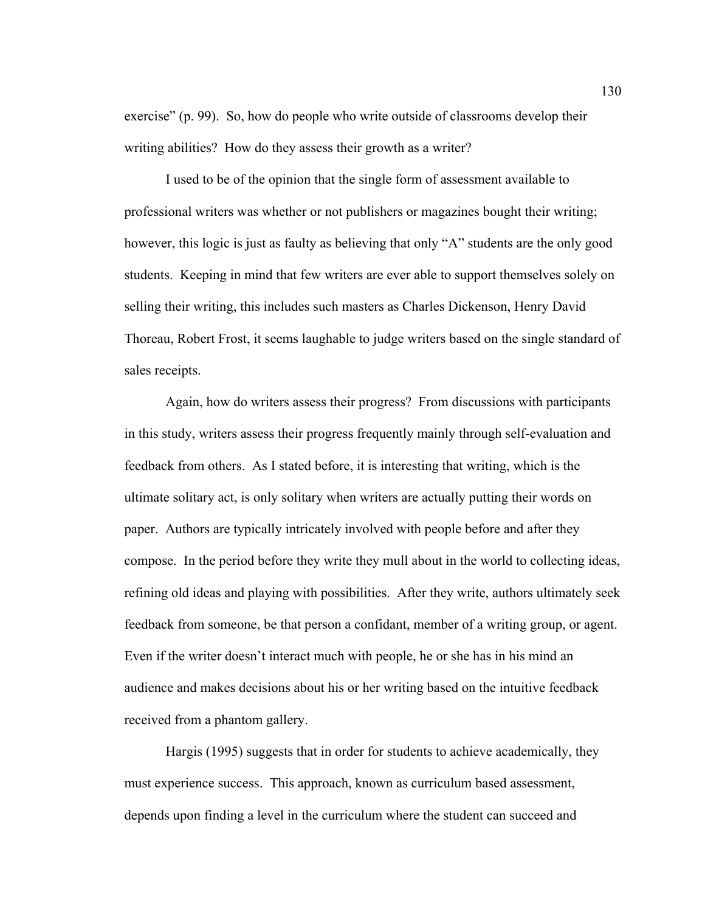exercise" (p. 99). So, how do people who write outside of classrooms develop their writing abilities? How do they assess their growth as a writer?

I used to be of the opinion that the single form of assessment available to professional writers was whether or not publishers or magazines bought their writing; however, this logic is just as faulty as believing that only "A" students are the only good students. Keeping in mind that few writers are ever able to support themselves solely on selling their writing, this includes such masters as Charles Dickenson, Henry David Thoreau, Robert Frost, it seems laughable to judge writers based on the single standard of sales receipts.

Again, how do writers assess their progress? From discussions with participants in this study, writers assess their progress frequently mainly through self-evaluation and feedback from others. As I stated before, it is interesting that writing, which is the ultimate solitary act, is only solitary when writers are actually putting their words on paper. Authors are typically intricately involved with people before and after they compose. In the period before they write they mull about in the world to collecting ideas, refining old ideas and playing with possibilities. After they write, authors ultimately seek feedback from someone, be that person a confidant, member of a writing group, or agent. Even if the writer doesn't interact much with people, he or she has in his mind an audience and makes decisions about his or her writing based on the intuitive feedback received from a phantom gallery.

Hargis (1995) suggests that in order for students to achieve academically, they must experience success. This approach, known as curriculum based assessment, depends upon finding a level in the curriculum where the student can succeed and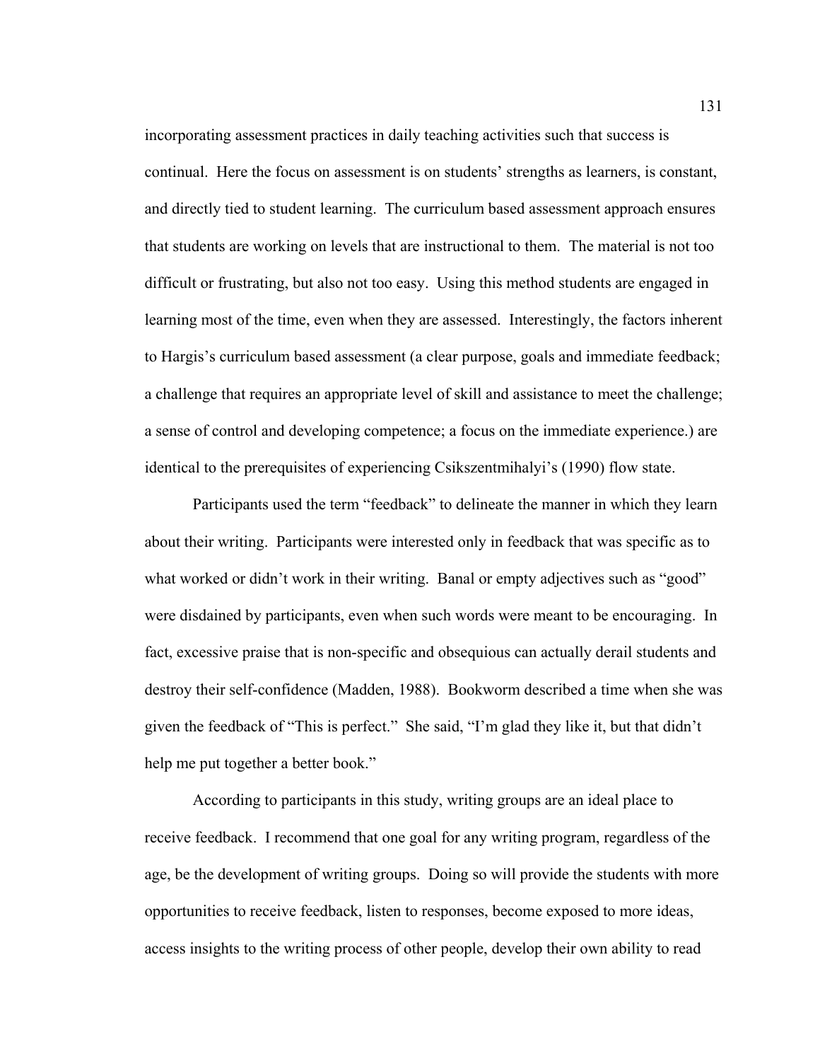incorporating assessment practices in daily teaching activities such that success is continual. Here the focus on assessment is on students' strengths as learners, is constant, and directly tied to student learning. The curriculum based assessment approach ensures that students are working on levels that are instructional to them. The material is not too difficult or frustrating, but also not too easy. Using this method students are engaged in learning most of the time, even when they are assessed. Interestingly, the factors inherent to Hargis's curriculum based assessment (a clear purpose, goals and immediate feedback; a challenge that requires an appropriate level of skill and assistance to meet the challenge; a sense of control and developing competence; a focus on the immediate experience.) are identical to the prerequisites of experiencing Csikszentmihalyi's (1990) flow state.

Participants used the term "feedback" to delineate the manner in which they learn about their writing. Participants were interested only in feedback that was specific as to what worked or didn't work in their writing. Banal or empty adjectives such as "good" were disdained by participants, even when such words were meant to be encouraging. In fact, excessive praise that is non-specific and obsequious can actually derail students and destroy their self-confidence (Madden, 1988). Bookworm described a time when she was given the feedback of "This is perfect." She said, "I'm glad they like it, but that didn't help me put together a better book."

According to participants in this study, writing groups are an ideal place to receive feedback. I recommend that one goal for any writing program, regardless of the age, be the development of writing groups. Doing so will provide the students with more opportunities to receive feedback, listen to responses, become exposed to more ideas, access insights to the writing process of other people, develop their own ability to read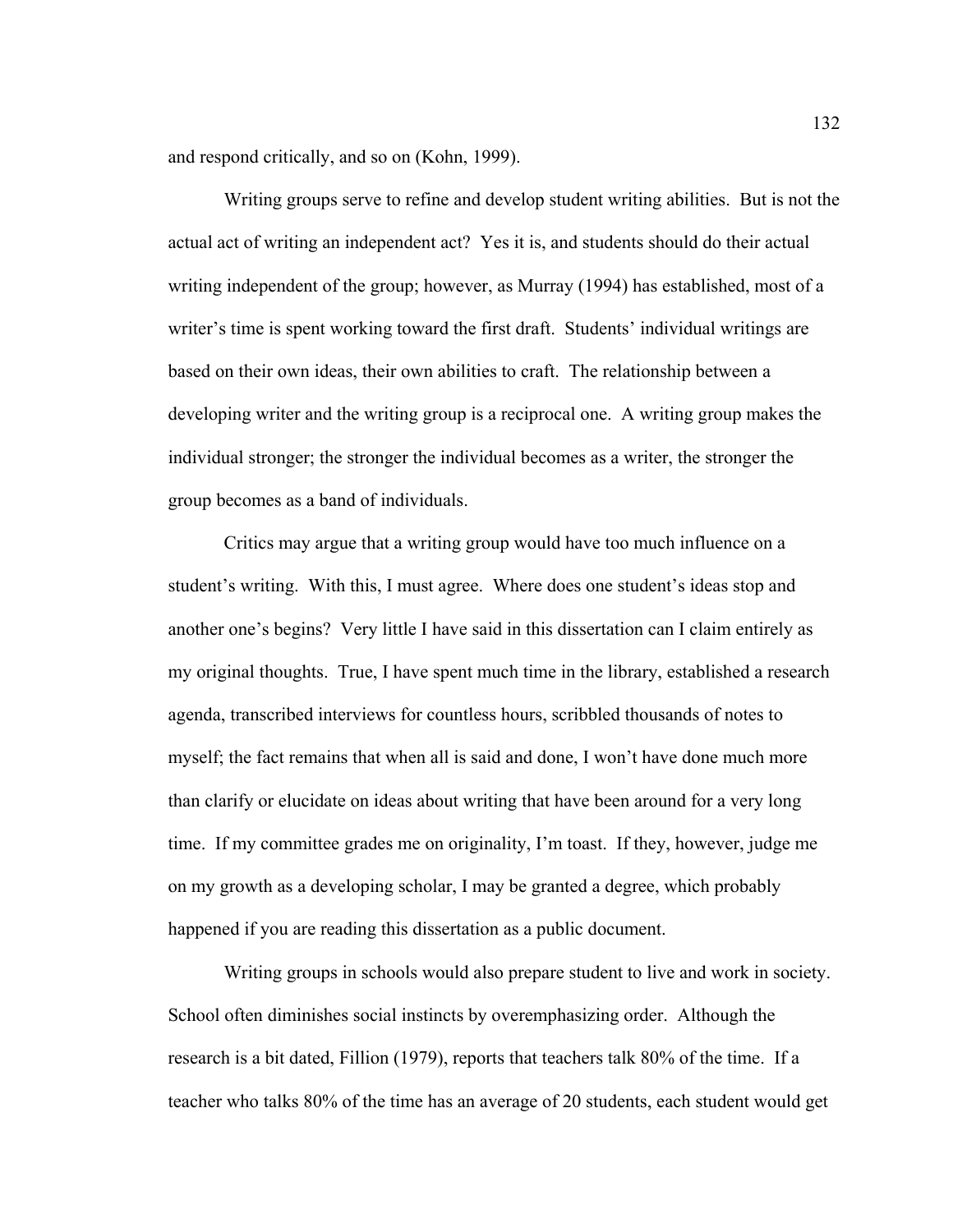and respond critically, and so on (Kohn, 1999).

Writing groups serve to refine and develop student writing abilities. But is not the actual act of writing an independent act? Yes it is, and students should do their actual writing independent of the group; however, as Murray (1994) has established, most of a writer's time is spent working toward the first draft. Students' individual writings are based on their own ideas, their own abilities to craft. The relationship between a developing writer and the writing group is a reciprocal one. A writing group makes the individual stronger; the stronger the individual becomes as a writer, the stronger the group becomes as a band of individuals.

Critics may argue that a writing group would have too much influence on a student's writing. With this, I must agree. Where does one student's ideas stop and another one's begins? Very little I have said in this dissertation can I claim entirely as my original thoughts. True, I have spent much time in the library, established a research agenda, transcribed interviews for countless hours, scribbled thousands of notes to myself; the fact remains that when all is said and done, I won't have done much more than clarify or elucidate on ideas about writing that have been around for a very long time. If my committee grades me on originality, I'm toast. If they, however, judge me on my growth as a developing scholar, I may be granted a degree, which probably happened if you are reading this dissertation as a public document.

Writing groups in schools would also prepare student to live and work in society. School often diminishes social instincts by overemphasizing order. Although the research is a bit dated, Fillion (1979), reports that teachers talk 80% of the time. If a teacher who talks 80% of the time has an average of 20 students, each student would get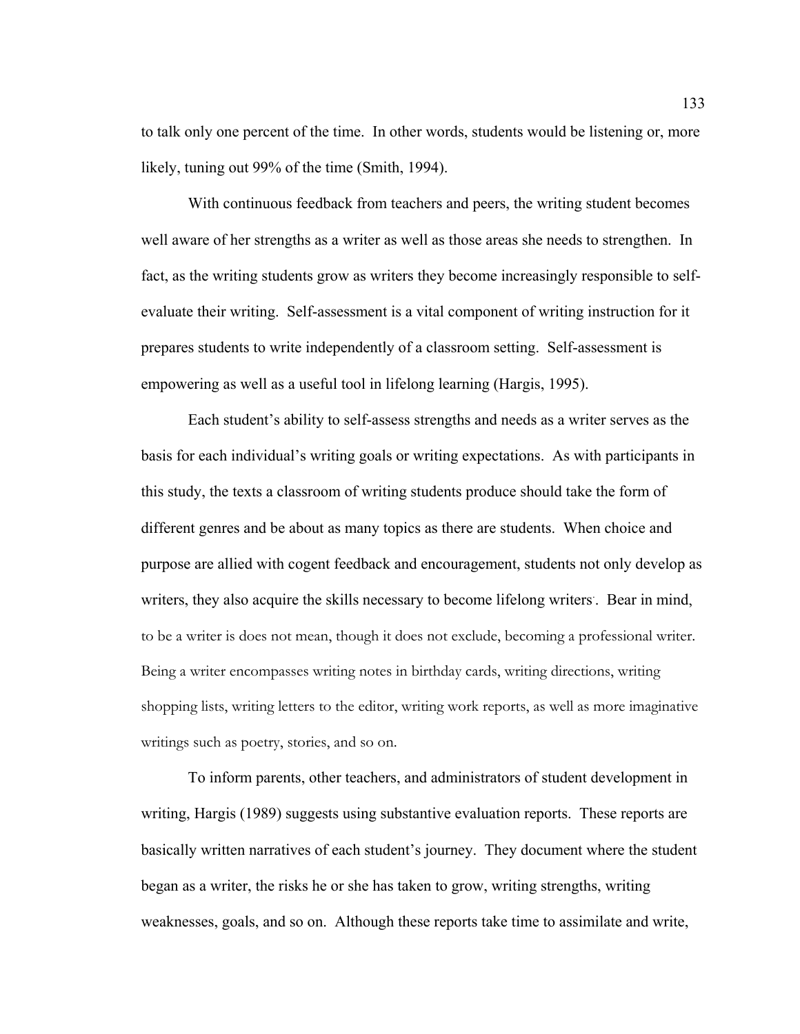to talk only one percent of the time. In other words, students would be listening or, more likely, tuning out 99% of the time (Smith, 1994).

With continuous feedback from teachers and peers, the writing student becomes well aware of her strengths as a writer as well as those areas she needs to strengthen. In fact, as the writing students grow as writers they become increasingly responsible to self-evaluate their writing. Self-assessment is a vital component of writing instruction for it prepares students to write independently of a classroom setting. Self-assessment is empowering as well as a useful tool in lifelong learning (Hargis, 1995).

Each student's ability to self-assess strengths and needs as a writer serves as the basis for each individual's writing goals or writing expectations. As with participants in this study, the texts a classroom of writing students produce should take the form of different genres and be about as many topics as there are students. When choice and purpose are allied with cogent feedback and encouragement, students not only develop as writers, they also acquire the skills necessary to become lifelong writers. Bear in mind, to be a writer is does not mean, though it does not exclude, becoming a professional writer. Being a writer encompasses writing notes in birthday cards, writing directions, writing shopping lists, writing letters to the editor, writing work reports, as well as more imaginative writings such as poetry, stories, and so on.

To inform parents, other teachers, and administrators of student development in writing, Hargis (1989) suggests using substantive evaluation reports. These reports are basically written narratives of each student's journey. They document where the student began as a writer, the risks he or she has taken to grow, writing strengths, writing weaknesses, goals, and so on. Although these reports take time to assimilate and write,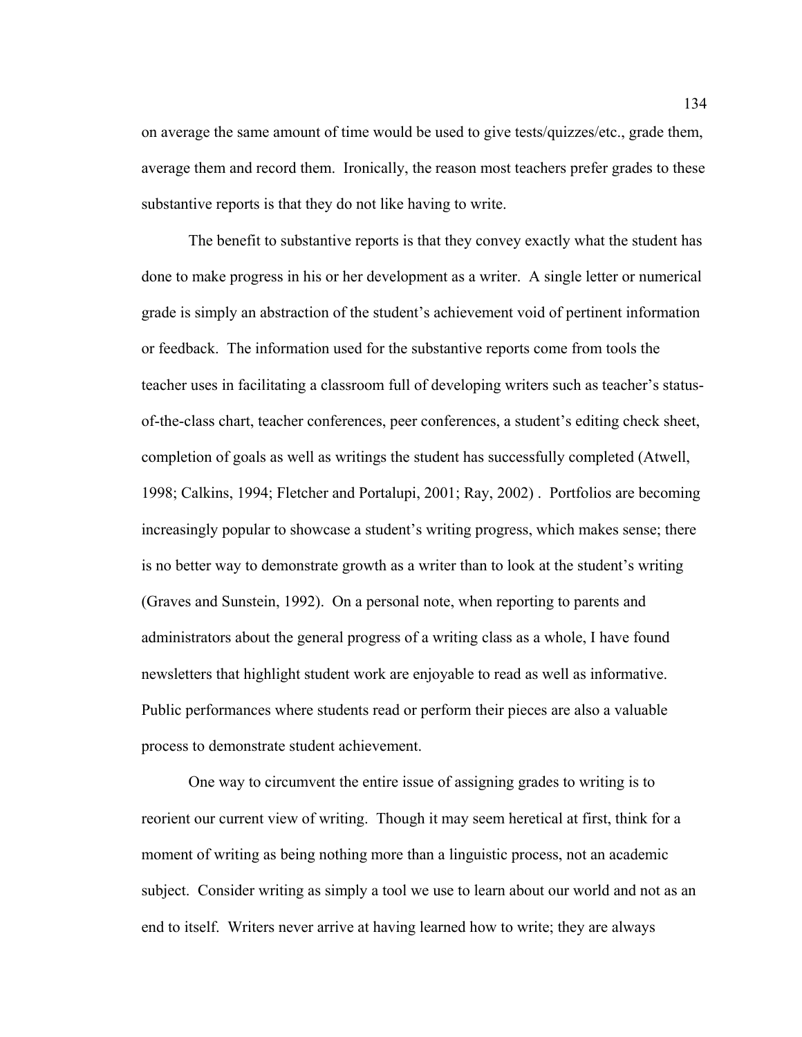on average the same amount of time would be used to give tests/quizzes/etc., grade them, average them and record them. Ironically, the reason most teachers prefer grades to these substantive reports is that they do not like having to write.

The benefit to substantive reports is that they convey exactly what the student has done to make progress in his or her development as a writer. A single letter or numerical grade is simply an abstraction of the student's achievement void of pertinent information or feedback. The information used for the substantive reports come from tools the teacher uses in facilitating a classroom full of developing writers such as teacher's status-of-the-class chart, teacher conferences, peer conferences, a student's editing check sheet, completion of goals as well as writings the student has successfully completed (Atwell, 1998; Calkins, 1994; Fletcher and Portalupi, 2001; Ray, 2002) . Portfolios are becoming increasingly popular to showcase a student's writing progress, which makes sense; there is no better way to demonstrate growth as a writer than to look at the student's writing (Graves and Sunstein, 1992). On a personal note, when reporting to parents and administrators about the general progress of a writing class as a whole, I have found newsletters that highlight student work are enjoyable to read as well as informative. Public performances where students read or perform their pieces are also a valuable process to demonstrate student achievement.

One way to circumvent the entire issue of assigning grades to writing is to reorient our current view of writing. Though it may seem heretical at first, think for a moment of writing as being nothing more than a linguistic process, not an academic subject. Consider writing as simply a tool we use to learn about our world and not as an end to itself. Writers never arrive at having learned how to write; they are always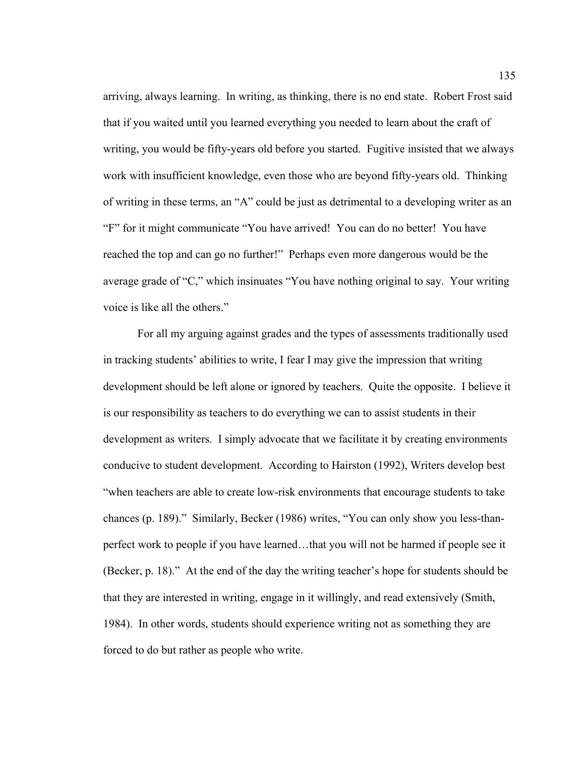arriving, always learning. In writing, as thinking, there is no end state. Robert Frost said that if you waited until you learned everything you needed to learn about the craft of writing, you would be fifty-years old before you started. Fugitive insisted that we always work with insufficient knowledge, even those who are beyond fifty-years old. Thinking of writing in these terms, an "A" could be just as detrimental to a developing writer as an "F" for it might communicate "You have arrived! You can do no better! You have reached the top and can go no further!" Perhaps even more dangerous would be the average grade of "C," which insinuates "You have nothing original to say. Your writing voice is like all the others."

For all my arguing against grades and the types of assessments traditionally used in tracking students' abilities to write, I fear I may give the impression that writing development should be left alone or ignored by teachers. Quite the opposite. I believe it is our responsibility as teachers to do everything we can to assist students in their development as writers. I simply advocate that we facilitate it by creating environments conducive to student development. According to Hairston (1992), Writers develop best "when teachers are able to create low-risk environments that encourage students to take chances (p. 189)." Similarly, Becker (1986) writes, "You can only show you less-than-perfect work to people if you have learned…that you will not be harmed if people see it (Becker, p. 18)." At the end of the day the writing teacher's hope for students should be that they are interested in writing, engage in it willingly, and read extensively (Smith, 1984). In other words, students should experience writing not as something they are forced to do but rather as people who write.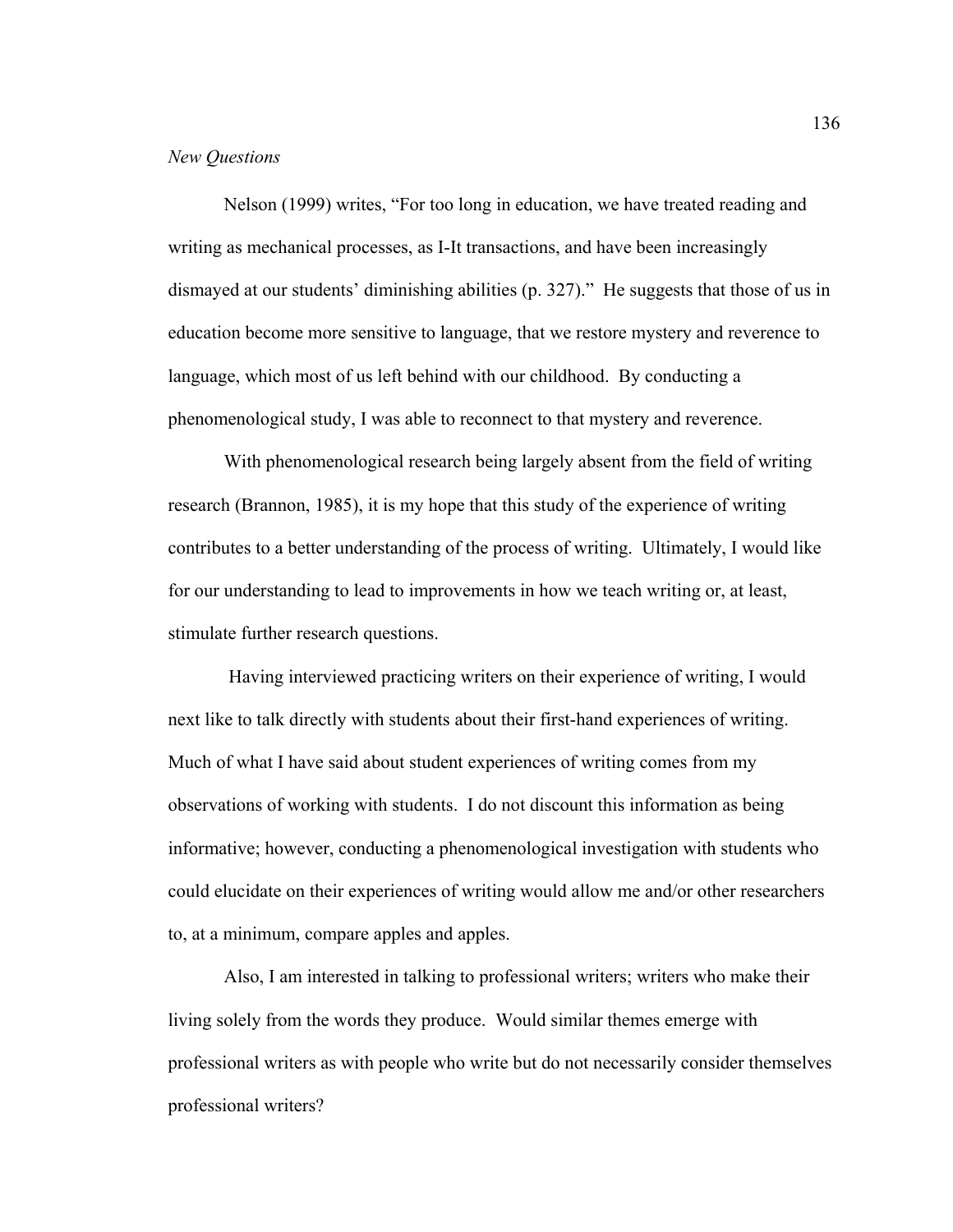*New Questions*

Nelson (1999) writes, "For too long in education, we have treated reading and writing as mechanical processes, as I-It transactions, and have been increasingly dismayed at our students' diminishing abilities (p. 327)." He suggests that those of us in education become more sensitive to language, that we restore mystery and reverence to language, which most of us left behind with our childhood. By conducting a phenomenological study, I was able to reconnect to that mystery and reverence.

With phenomenological research being largely absent from the field of writing research (Brannon, 1985), it is my hope that this study of the experience of writing contributes to a better understanding of the process of writing. Ultimately, I would like for our understanding to lead to improvements in how we teach writing or, at least, stimulate further research questions.

Having interviewed practicing writers on their experience of writing, I would next like to talk directly with students about their first-hand experiences of writing. Much of what I have said about student experiences of writing comes from my observations of working with students. I do not discount this information as being informative; however, conducting a phenomenological investigation with students who could elucidate on their experiences of writing would allow me and/or other researchers to, at a minimum, compare apples and apples.

Also, I am interested in talking to professional writers; writers who make their living solely from the words they produce. Would similar themes emerge with professional writers as with people who write but do not necessarily consider themselves professional writers?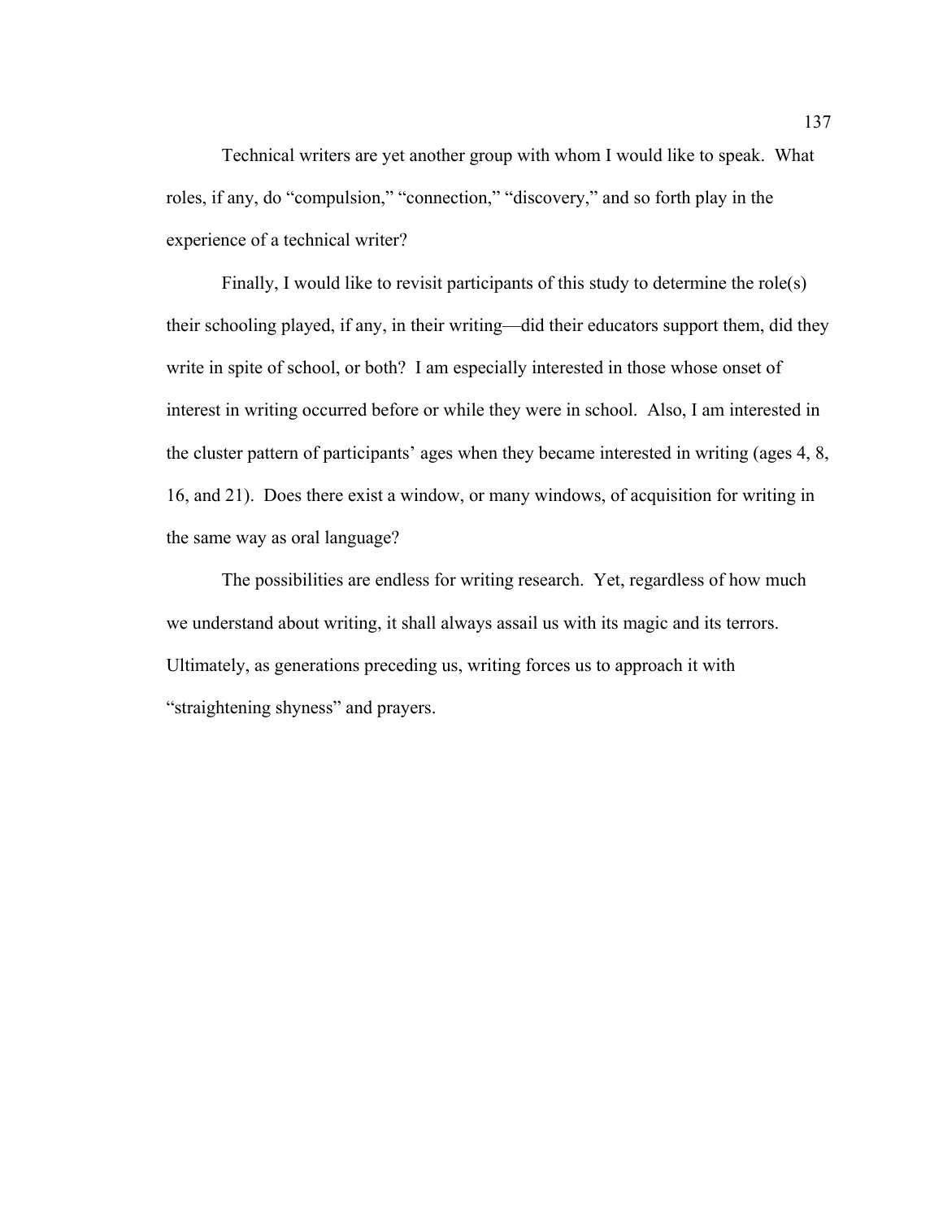Technical writers are yet another group with whom I would like to speak. What roles, if any, do "compulsion," "connection," "discovery," and so forth play in the experience of a technical writer?

Finally, I would like to revisit participants of this study to determine the role(s) their schooling played, if any, in their writing—did their educators support them, did they write in spite of school, or both? I am especially interested in those whose onset of interest in writing occurred before or while they were in school. Also, I am interested in the cluster pattern of participants' ages when they became interested in writing (ages 4, 8, 16, and 21). Does there exist a window, or many windows, of acquisition for writing in the same way as oral language?

The possibilities are endless for writing research. Yet, regardless of how much we understand about writing, it shall always assail us with its magic and its terrors. Ultimately, as generations preceding us, writing forces us to approach it with "straightening shyness" and prayers.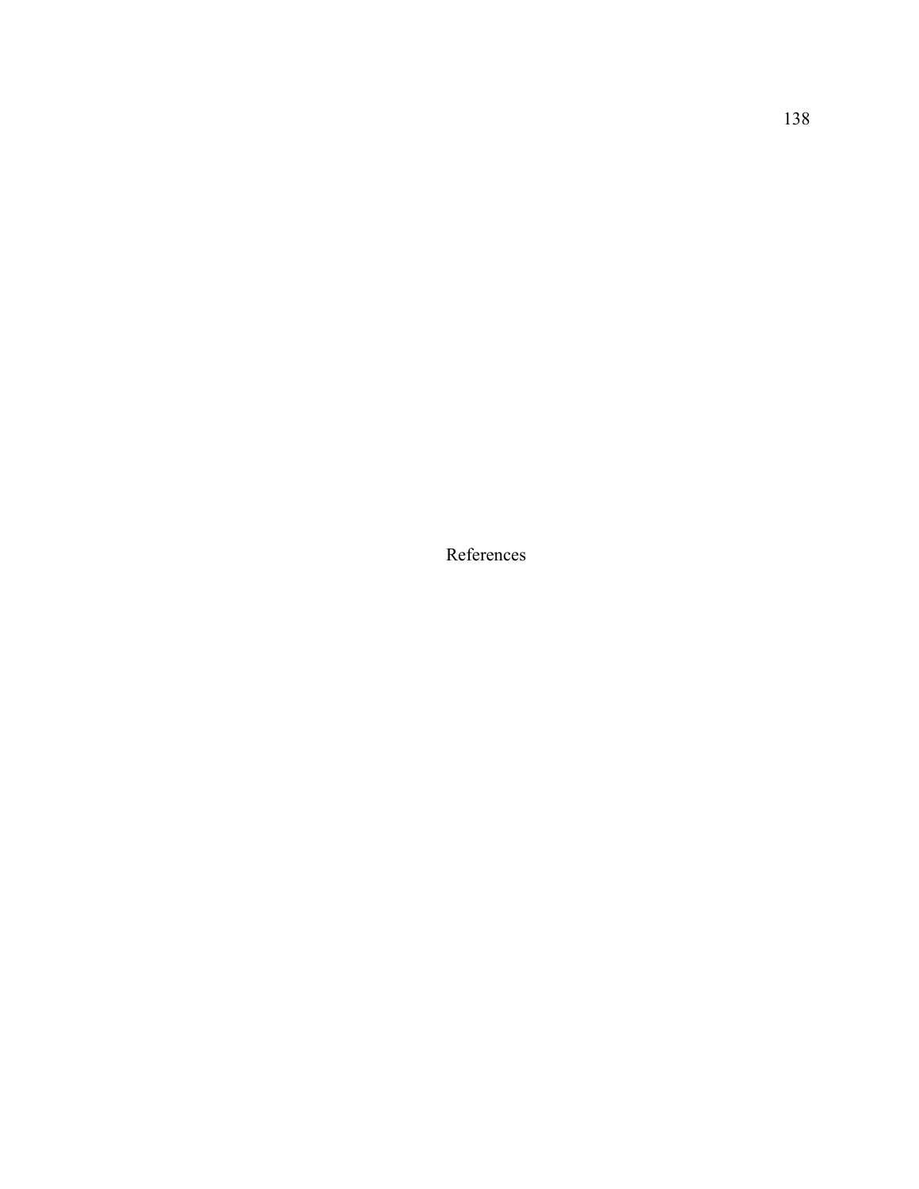# References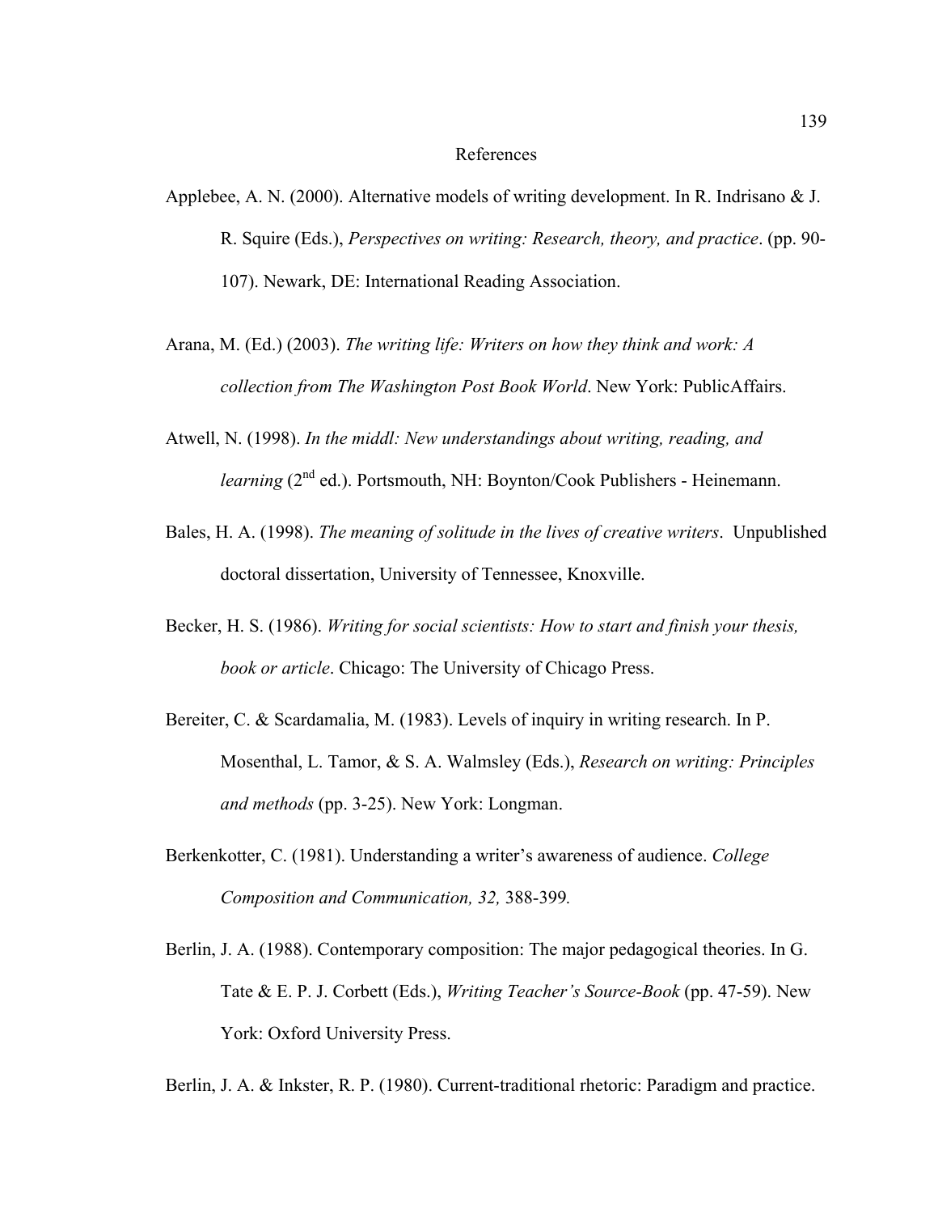# References

Applebee, A. N. (2000). Alternative models of writing development. In R. Indrisano & J. R. Squire (Eds.), *Perspectives on writing: Research, theory, and practice*. (pp. 90-107). Newark, DE: International Reading Association.

Arana, M. (Ed.) (2003). *The writing life: Writers on how they think and work: A collection from The Washington Post Book World*. New York: PublicAffairs.

Atwell, N. (1998). *In the middl: New understandings about writing, reading, and learning* (2nd ed.). Portsmouth, NH: Boynton/Cook Publishers - Heinemann.

Bales, H. A. (1998). *The meaning of solitude in the lives of creative writers*. Unpublished doctoral dissertation, University of Tennessee, Knoxville.

Becker, H. S. (1986). *Writing for social scientists: How to start and finish your thesis, book or article*. Chicago: The University of Chicago Press.

Bereiter, C. & Scardamalia, M. (1983). Levels of inquiry in writing research. In P. Mosenthal, L. Tamor, & S. A. Walmsley (Eds.), *Research on writing: Principles and methods* (pp. 3-25). New York: Longman.

Berkenkotter, C. (1981). Understanding a writer's awareness of audience. *College Composition and Communication, 32,* 388-399*.*

Berlin, J. A. (1988). Contemporary composition: The major pedagogical theories. In G. Tate & E. P. J. Corbett (Eds.), *Writing Teacher's Source-Book* (pp. 47-59). New York: Oxford University Press.

Berlin, J. A. & Inkster, R. P. (1980). Current-traditional rhetoric: Paradigm and practice.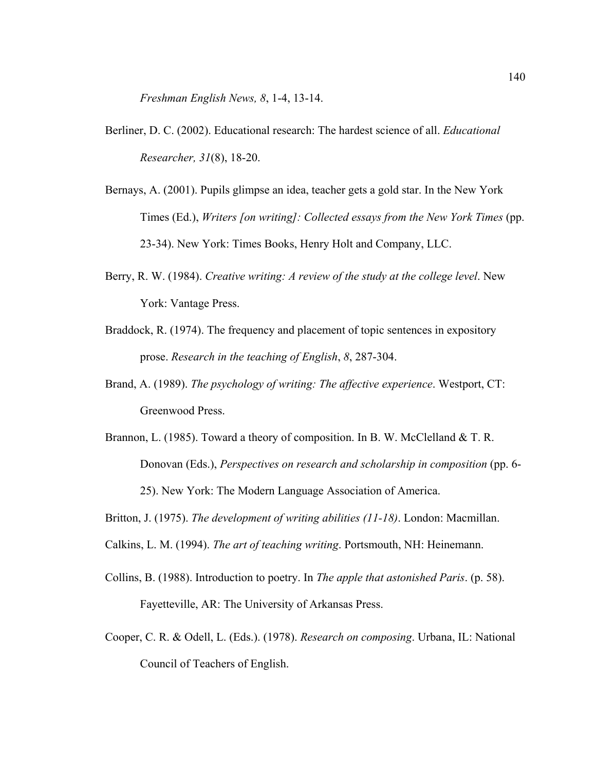*Freshman English News, 8*, 1-4, 13-14.

Berliner, D. C. (2002). Educational research: The hardest science of all. *Educational Researcher, 31*(8), 18-20.

Bernays, A. (2001). Pupils glimpse an idea, teacher gets a gold star. In the New York Times (Ed.), *Writers [on writing]: Collected essays from the New York Times* (pp. 23-34). New York: Times Books, Henry Holt and Company, LLC.

Berry, R. W. (1984). *Creative writing: A review of the study at the college level*. New York: Vantage Press.

Braddock, R. (1974). The frequency and placement of topic sentences in expository prose. *Research in the teaching of English*, *8*, 287-304.

Brand, A. (1989). *The psychology of writing: The affective experience*. Westport, CT: Greenwood Press.

Brannon, L. (1985). Toward a theory of composition. In B. W. McClelland & T. R. Donovan (Eds.), *Perspectives on research and scholarship in composition* (pp. 6-25). New York: The Modern Language Association of America.

Britton, J. (1975). *The development of writing abilities (11-18)*. London: Macmillan.

Calkins, L. M. (1994). *The art of teaching writing*. Portsmouth, NH: Heinemann.

Collins, B. (1988). Introduction to poetry. In *The apple that astonished Paris*. (p. 58). Fayetteville, AR: The University of Arkansas Press.

Cooper, C. R. & Odell, L. (Eds.). (1978). *Research on composing*. Urbana, IL: National Council of Teachers of English.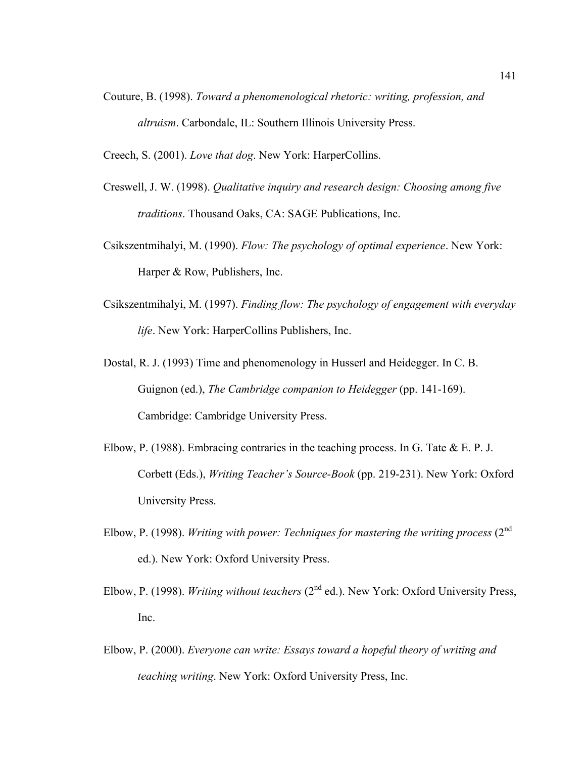Couture, B. (1998). *Toward a phenomenological rhetoric: writing, profession, and altruism*. Carbondale, IL: Southern Illinois University Press.

Creech, S. (2001). *Love that dog*. New York: HarperCollins.

Creswell, J. W. (1998). *Qualitative inquiry and research design: Choosing among five traditions*. Thousand Oaks, CA: SAGE Publications, Inc.

Csikszentmihalyi, M. (1990). *Flow: The psychology of optimal experience*. New York: Harper & Row, Publishers, Inc.

Csikszentmihalyi, M. (1997). *Finding flow: The psychology of engagement with everyday life*. New York: HarperCollins Publishers, Inc.

Dostal, R. J. (1993) Time and phenomenology in Husserl and Heidegger. In C. B. Guignon (ed.), *The Cambridge companion to Heidegger* (pp. 141-169). Cambridge: Cambridge University Press.

Elbow, P. (1988). Embracing contraries in the teaching process. In G. Tate & E. P. J. Corbett (Eds.), *Writing Teacher's Source-Book* (pp. 219-231). New York: Oxford University Press.

Elbow, P. (1998). *Writing with power: Techniques for mastering the writing process* (2nd ed.). New York: Oxford University Press.

Elbow, P. (1998). *Writing without teachers* (2nd ed.). New York: Oxford University Press, Inc.

Elbow, P. (2000). *Everyone can write: Essays toward a hopeful theory of writing and teaching writing*. New York: Oxford University Press, Inc.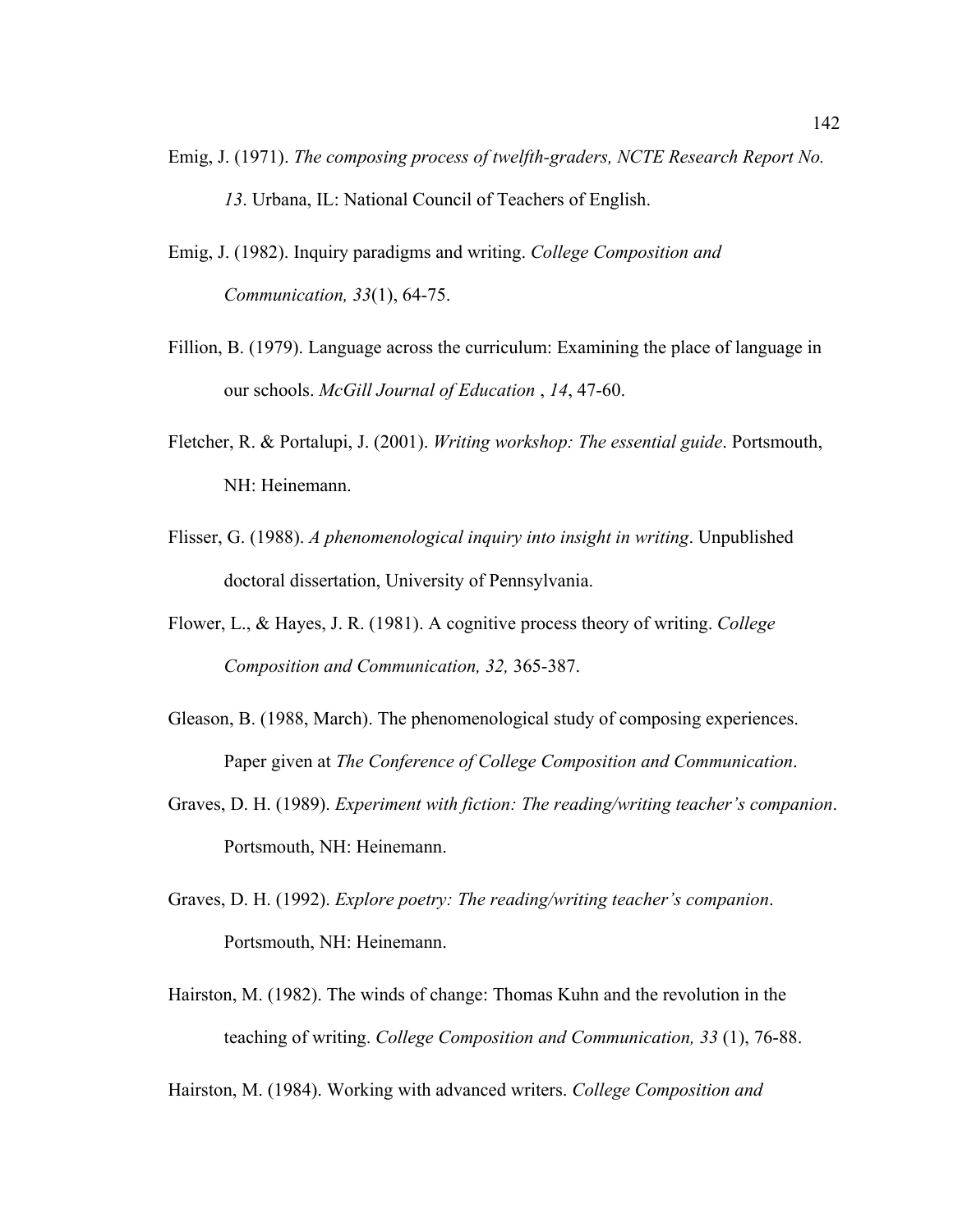Emig, J. (1971). *The composing process of twelfth-graders, NCTE Research Report No. 13*. Urbana, IL: National Council of Teachers of English.

Emig, J. (1982). Inquiry paradigms and writing. *College Composition and Communication, 33*(1), 64-75.

Fillion, B. (1979). Language across the curriculum: Examining the place of language in our schools. *McGill Journal of Education* , *14*, 47-60.

Fletcher, R. & Portalupi, J. (2001). *Writing workshop: The essential guide*. Portsmouth, NH: Heinemann.

Flisser, G. (1988). *A phenomenological inquiry into insight in writing*. Unpublished doctoral dissertation, University of Pennsylvania.

Flower, L., & Hayes, J. R. (1981). A cognitive process theory of writing. *College Composition and Communication, 32,* 365-387.

Gleason, B. (1988, March). The phenomenological study of composing experiences. Paper given at *The Conference of College Composition and Communication*.

Graves, D. H. (1989). *Experiment with fiction: The reading/writing teacher's companion*. Portsmouth, NH: Heinemann.

Graves, D. H. (1992). *Explore poetry: The reading/writing teacher's companion*. Portsmouth, NH: Heinemann.

Hairston, M. (1982). The winds of change: Thomas Kuhn and the revolution in the teaching of writing. *College Composition and Communication, 33* (1), 76-88.

Hairston, M. (1984). Working with advanced writers. *College Composition and*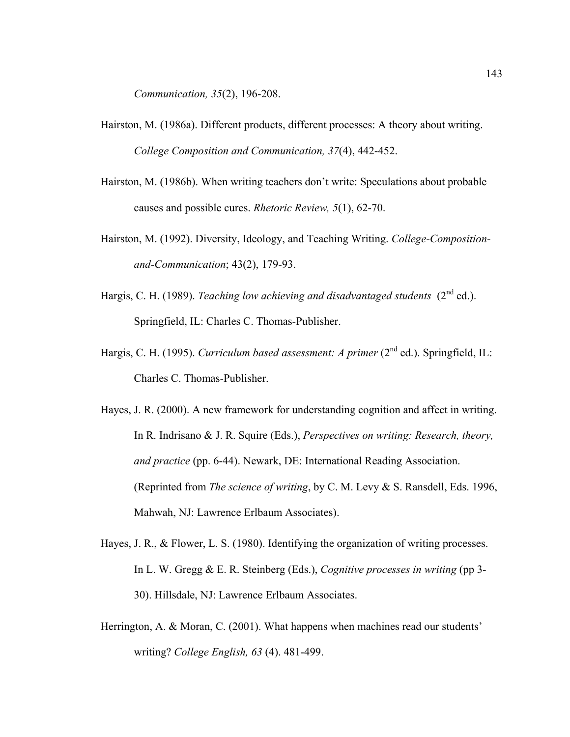*Communication, 35*(2), 196-208.

Hairston, M. (1986a). Different products, different processes: A theory about writing. *College Composition and Communication, 37*(4), 442-452.

Hairston, M. (1986b). When writing teachers don't write: Speculations about probable causes and possible cures. *Rhetoric Review, 5*(1), 62-70.

Hairston, M. (1992). Diversity, Ideology, and Teaching Writing. *College-Composition-and-Communication*; 43(2), 179-93.

Hargis, C. H. (1989). *Teaching low achieving and disadvantaged students* (2nd ed.). Springfield, IL: Charles C. Thomas-Publisher.

Hargis, C. H. (1995). *Curriculum based assessment: A primer* (2nd ed.). Springfield, IL: Charles C. Thomas-Publisher.

Hayes, J. R. (2000). A new framework for understanding cognition and affect in writing. In R. Indrisano & J. R. Squire (Eds.), *Perspectives on writing: Research, theory, and practice* (pp. 6-44). Newark, DE: International Reading Association. (Reprinted from *The science of writing*, by C. M. Levy & S. Ransdell, Eds. 1996, Mahwah, NJ: Lawrence Erlbaum Associates).

Hayes, J. R., & Flower, L. S. (1980). Identifying the organization of writing processes. In L. W. Gregg & E. R. Steinberg (Eds.), *Cognitive processes in writing* (pp 3-30). Hillsdale, NJ: Lawrence Erlbaum Associates.

Herrington, A. & Moran, C. (2001). What happens when machines read our students' writing? *College English, 63* (4). 481-499.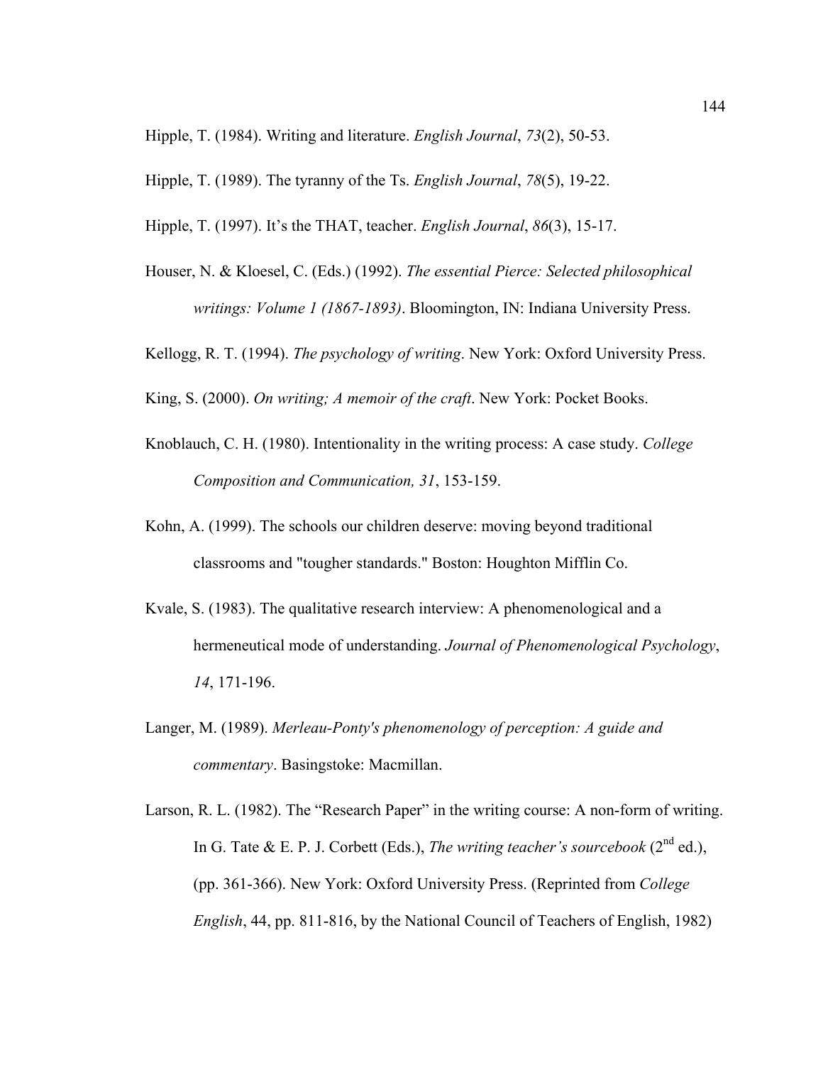Hipple, T. (1984). Writing and literature. *English Journal*, *73*(2), 50-53.

Hipple, T. (1989). The tyranny of the Ts. *English Journal*, *78*(5), 19-22.

Hipple, T. (1997). It's the THAT, teacher. *English Journal*, *86*(3), 15-17.

Houser, N. & Kloesel, C. (Eds.) (1992). *The essential Pierce: Selected philosophical writings: Volume 1 (1867-1893)*. Bloomington, IN: Indiana University Press.

Kellogg, R. T. (1994). *The psychology of writing*. New York: Oxford University Press.

King, S. (2000). *On writing; A memoir of the craft*. New York: Pocket Books.

Knoblauch, C. H. (1980). Intentionality in the writing process: A case study. *College Composition and Communication, 31*, 153-159.

Kohn, A. (1999). The schools our children deserve: moving beyond traditional classrooms and "tougher standards." Boston: Houghton Mifflin Co.

Kvale, S. (1983). The qualitative research interview: A phenomenological and a hermeneutical mode of understanding. *Journal of Phenomenological Psychology*, *14*, 171-196.

Langer, M. (1989). *Merleau-Ponty's phenomenology of perception: A guide and commentary*. Basingstoke: Macmillan.

Larson, R. L. (1982). The "Research Paper" in the writing course: A non-form of writing. In G. Tate & E. P. J. Corbett (Eds.), *The writing teacher's sourcebook* (2nd ed.), (pp. 361-366). New York: Oxford University Press. (Reprinted from *College English*, 44, pp. 811-816, by the National Council of Teachers of English, 1982)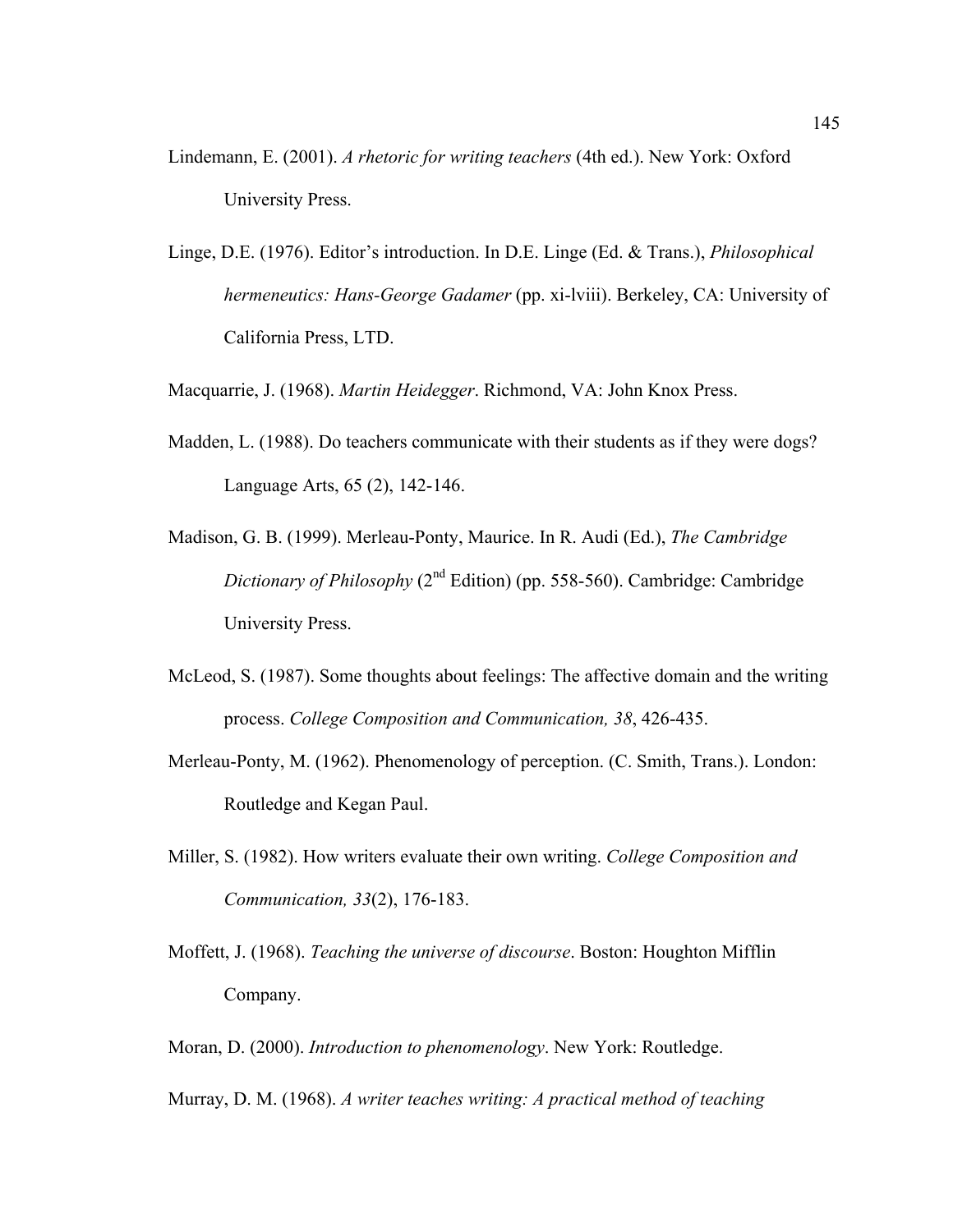Lindemann, E. (2001). *A rhetoric for writing teachers* (4th ed.). New York: Oxford University Press.

Linge, D.E. (1976). Editor's introduction. In D.E. Linge (Ed. & Trans.), *Philosophical hermeneutics: Hans-George Gadamer* (pp. xi-lviii). Berkeley, CA: University of California Press, LTD.

Macquarrie, J. (1968). *Martin Heidegger*. Richmond, VA: John Knox Press.

Madden, L. (1988). Do teachers communicate with their students as if they were dogs? Language Arts, 65 (2), 142-146.

Madison, G. B. (1999). Merleau-Ponty, Maurice. In R. Audi (Ed.), *The Cambridge Dictionary of Philosophy* (2nd Edition) (pp. 558-560). Cambridge: Cambridge University Press.

McLeod, S. (1987). Some thoughts about feelings: The affective domain and the writing process. *College Composition and Communication, 38*, 426-435.

Merleau-Ponty, M. (1962). Phenomenology of perception. (C. Smith, Trans.). London: Routledge and Kegan Paul.

Miller, S. (1982). How writers evaluate their own writing. *College Composition and Communication, 33*(2), 176-183.

Moffett, J. (1968). *Teaching the universe of discourse*. Boston: Houghton Mifflin Company.

Moran, D. (2000). *Introduction to phenomenology*. New York: Routledge.

Murray, D. M. (1968). *A writer teaches writing: A practical method of teaching*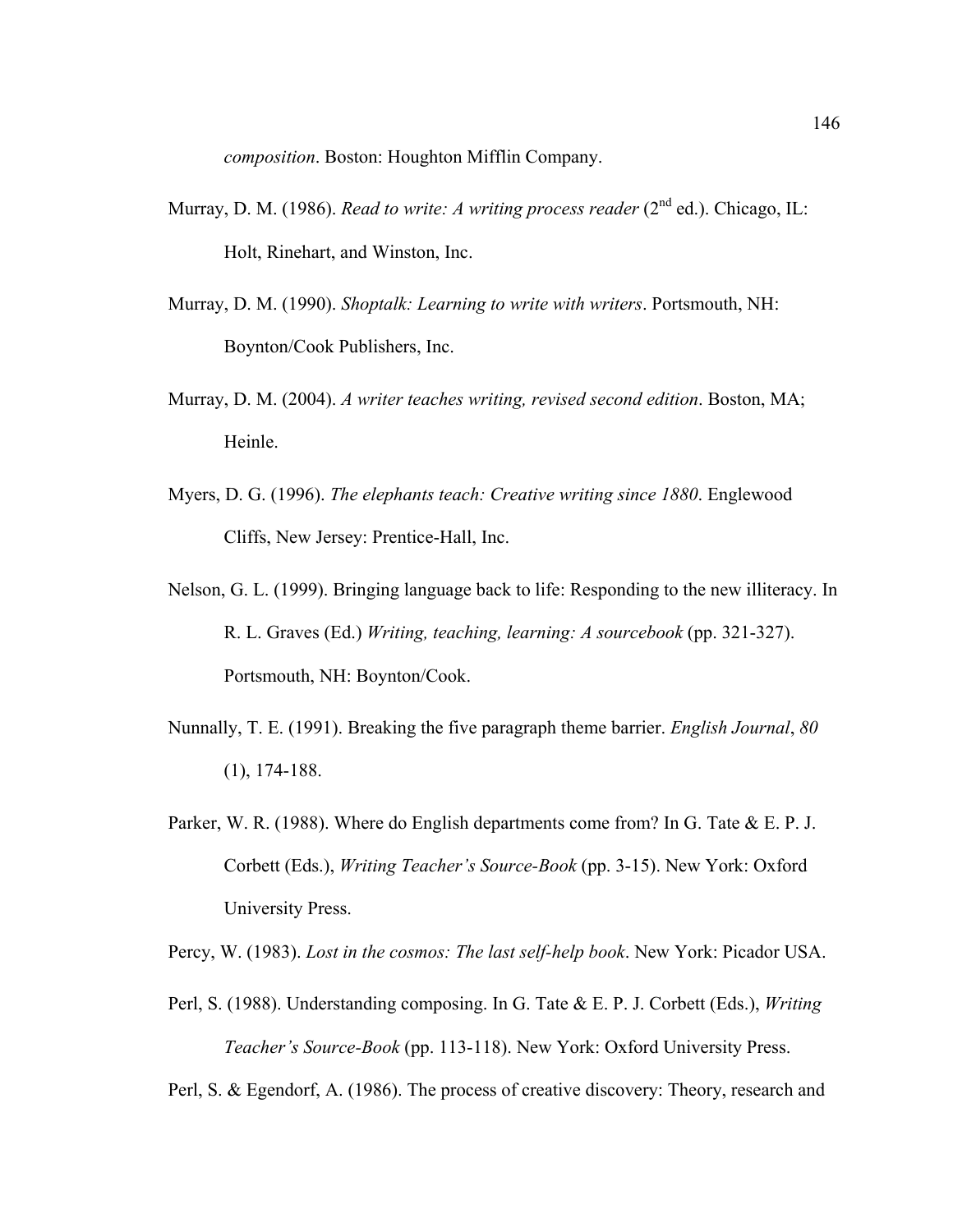composition*. Boston: Houghton Mifflin Company.

Murray, D. M. (1986). *Read to write: A writing process reader* (2nd ed.). Chicago, IL: Holt, Rinehart, and Winston, Inc.

Murray, D. M. (1990). *Shoptalk: Learning to write with writers*. Portsmouth, NH: Boynton/Cook Publishers, Inc.

Murray, D. M. (2004). *A writer teaches writing, revised second edition*. Boston, MA; Heinle.

Myers, D. G. (1996). *The elephants teach: Creative writing since 1880*. Englewood Cliffs, New Jersey: Prentice-Hall, Inc.

Nelson, G. L. (1999). Bringing language back to life: Responding to the new illiteracy. In R. L. Graves (Ed.) *Writing, teaching, learning: A sourcebook* (pp. 321-327). Portsmouth, NH: Boynton/Cook.

Nunnally, T. E. (1991). Breaking the five paragraph theme barrier. *English Journal*, *80* (1), 174-188.

Parker, W. R. (1988). Where do English departments come from? In G. Tate & E. P. J. Corbett (Eds.), *Writing Teacher's Source-Book* (pp. 3-15). New York: Oxford University Press.

Percy, W. (1983). *Lost in the cosmos: The last self-help book*. New York: Picador USA.

Perl, S. (1988). Understanding composing. In G. Tate & E. P. J. Corbett (Eds.), *Writing Teacher's Source-Book* (pp. 113-118). New York: Oxford University Press.

Perl, S. & Egendorf, A. (1986). The process of creative discovery: Theory, research and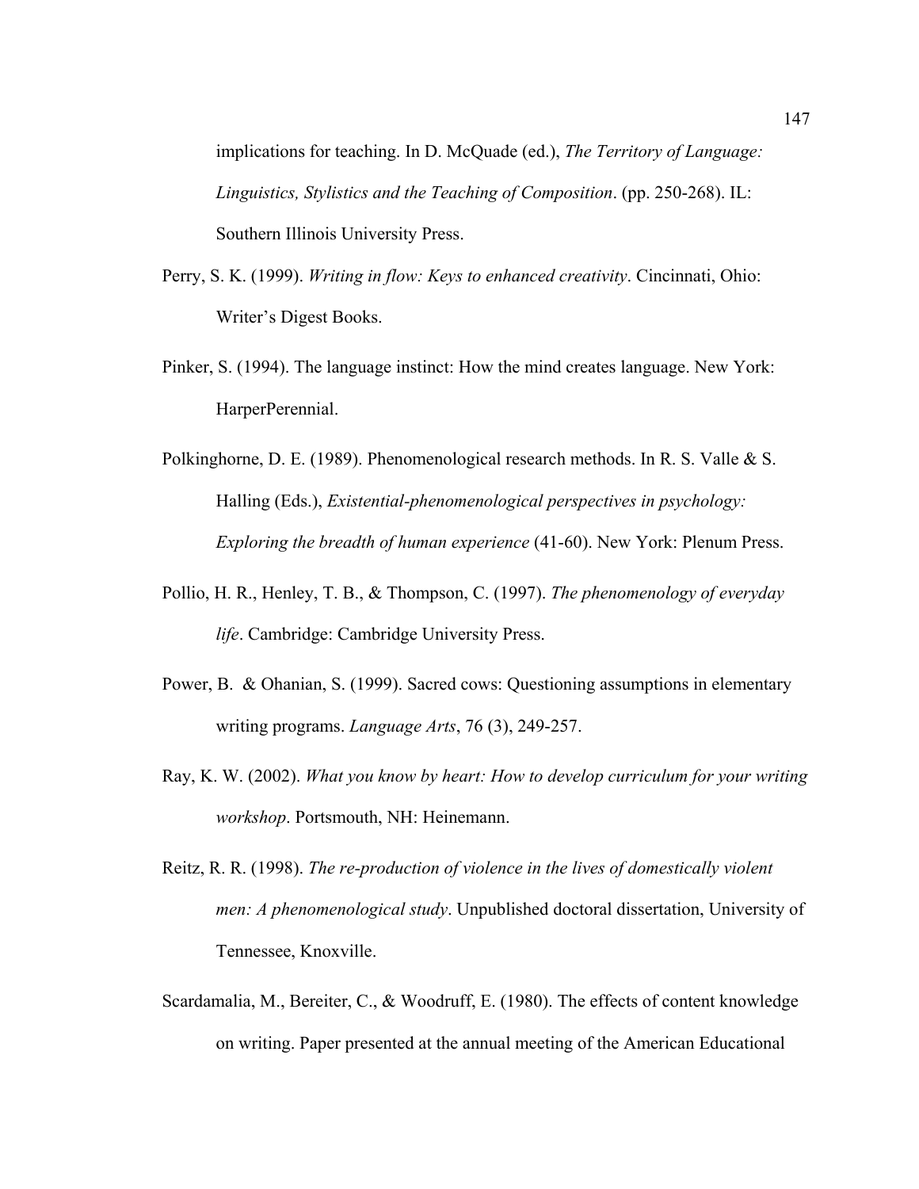implications for teaching. In D. McQuade (ed.), *The Territory of Language: Linguistics, Stylistics and the Teaching of Composition*. (pp. 250-268). IL: Southern Illinois University Press.

Perry, S. K. (1999). *Writing in flow: Keys to enhanced creativity*. Cincinnati, Ohio: Writer's Digest Books.

Pinker, S. (1994). The language instinct: How the mind creates language. New York: HarperPerennial.

Polkinghorne, D. E. (1989). Phenomenological research methods. In R. S. Valle & S. Halling (Eds.), *Existential-phenomenological perspectives in psychology: Exploring the breadth of human experience* (41-60). New York: Plenum Press.

Pollio, H. R., Henley, T. B., & Thompson, C. (1997). *The phenomenology of everyday life*. Cambridge: Cambridge University Press.

Power, B. & Ohanian, S. (1999). Sacred cows: Questioning assumptions in elementary writing programs. *Language Arts*, 76 (3), 249-257.

Ray, K. W. (2002). *What you know by heart: How to develop curriculum for your writing workshop*. Portsmouth, NH: Heinemann.

Reitz, R. R. (1998). *The re-production of violence in the lives of domestically violent men: A phenomenological study*. Unpublished doctoral dissertation, University of Tennessee, Knoxville.

Scardamalia, M., Bereiter, C., & Woodruff, E. (1980). The effects of content knowledge on writing. Paper presented at the annual meeting of the American Educational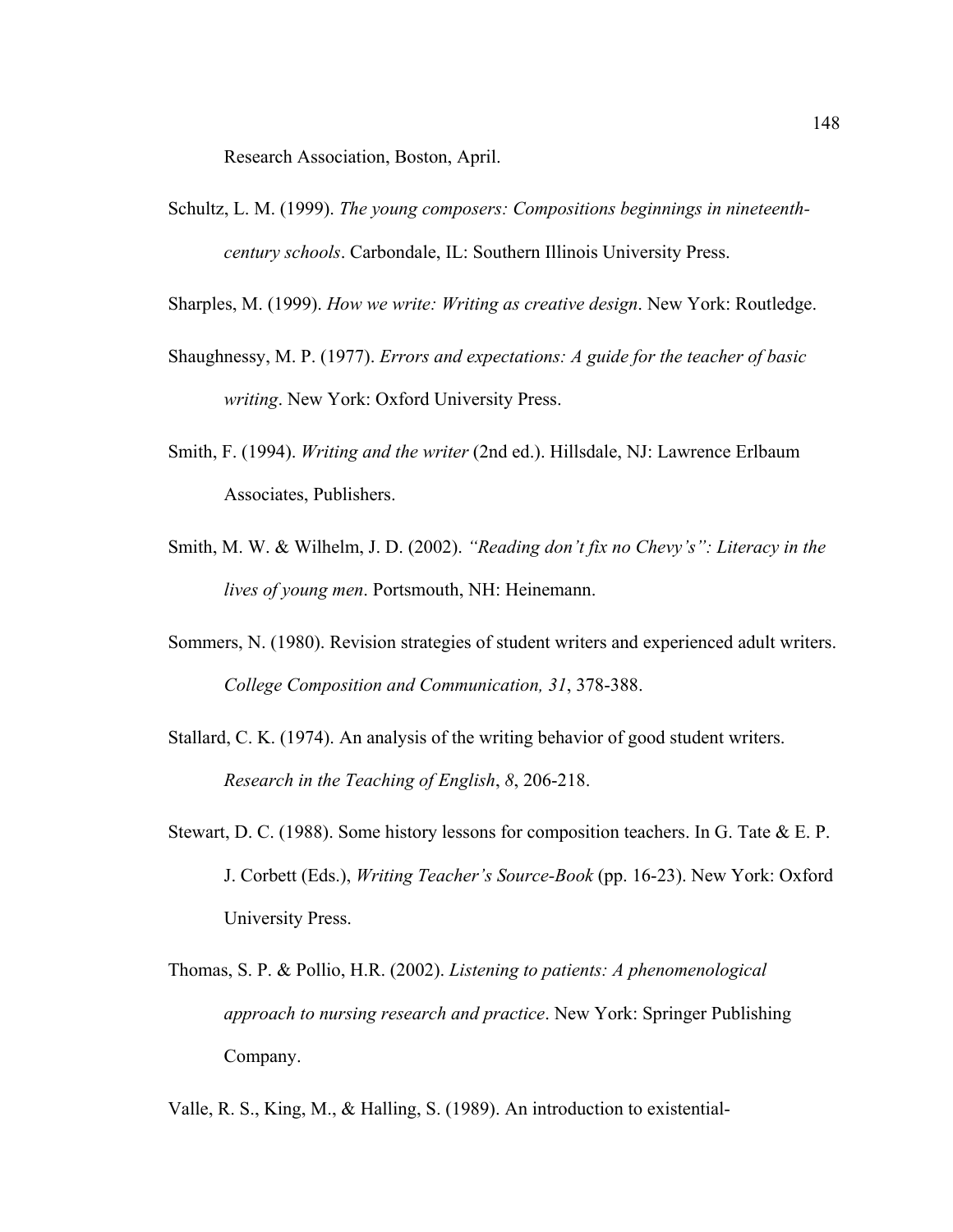Research Association, Boston, April.

Schultz, L. M. (1999). *The young composers: Compositions beginnings in nineteenth-century schools*. Carbondale, IL: Southern Illinois University Press.

Sharples, M. (1999). *How we write: Writing as creative design*. New York: Routledge.

Shaughnessy, M. P. (1977). *Errors and expectations: A guide for the teacher of basic writing*. New York: Oxford University Press.

Smith, F. (1994). *Writing and the writer* (2nd ed.). Hillsdale, NJ: Lawrence Erlbaum Associates, Publishers.

Smith, M. W. & Wilhelm, J. D. (2002). *"Reading don't fix no Chevy's": Literacy in the lives of young men*. Portsmouth, NH: Heinemann.

Sommers, N. (1980). Revision strategies of student writers and experienced adult writers. *College Composition and Communication, 31*, 378-388.

Stallard, C. K. (1974). An analysis of the writing behavior of good student writers. *Research in the Teaching of English*, *8*, 206-218.

Stewart, D. C. (1988). Some history lessons for composition teachers. In G. Tate & E. P. J. Corbett (Eds.), *Writing Teacher's Source-Book* (pp. 16-23). New York: Oxford University Press.

Thomas, S. P. & Pollio, H.R. (2002). *Listening to patients: A phenomenological approach to nursing research and practice*. New York: Springer Publishing Company.

Valle, R. S., King, M., & Halling, S. (1989). An introduction to existential-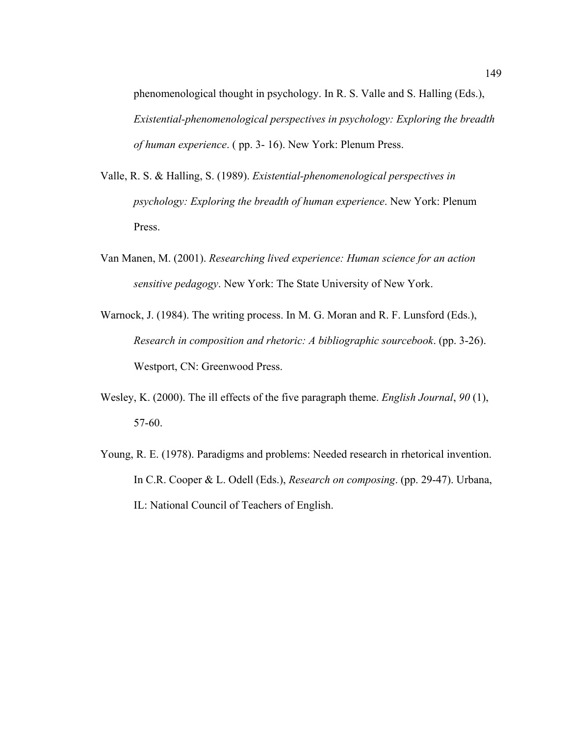phenomenological thought in psychology. In R. S. Valle and S. Halling (Eds.), *Existential-phenomenological perspectives in psychology: Exploring the breadth of human experience*. ( pp. 3- 16). New York: Plenum Press.

Valle, R. S. & Halling, S. (1989). *Existential-phenomenological perspectives in psychology: Exploring the breadth of human experience*. New York: Plenum Press.

Van Manen, M. (2001). *Researching lived experience: Human science for an action sensitive pedagogy*. New York: The State University of New York.

Warnock, J. (1984). The writing process. In M. G. Moran and R. F. Lunsford (Eds.), *Research in composition and rhetoric: A bibliographic sourcebook*. (pp. 3-26). Westport, CN: Greenwood Press.

Wesley, K. (2000). The ill effects of the five paragraph theme. *English Journal*, *90* (1), 57-60.

Young, R. E. (1978). Paradigms and problems: Needed research in rhetorical invention. In C.R. Cooper & L. Odell (Eds.), *Research on composing*. (pp. 29-47). Urbana, IL: National Council of Teachers of English.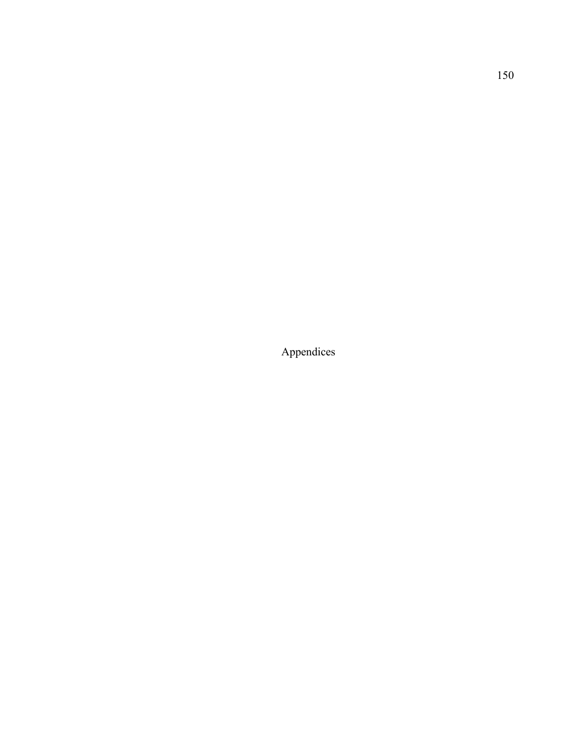# Appendices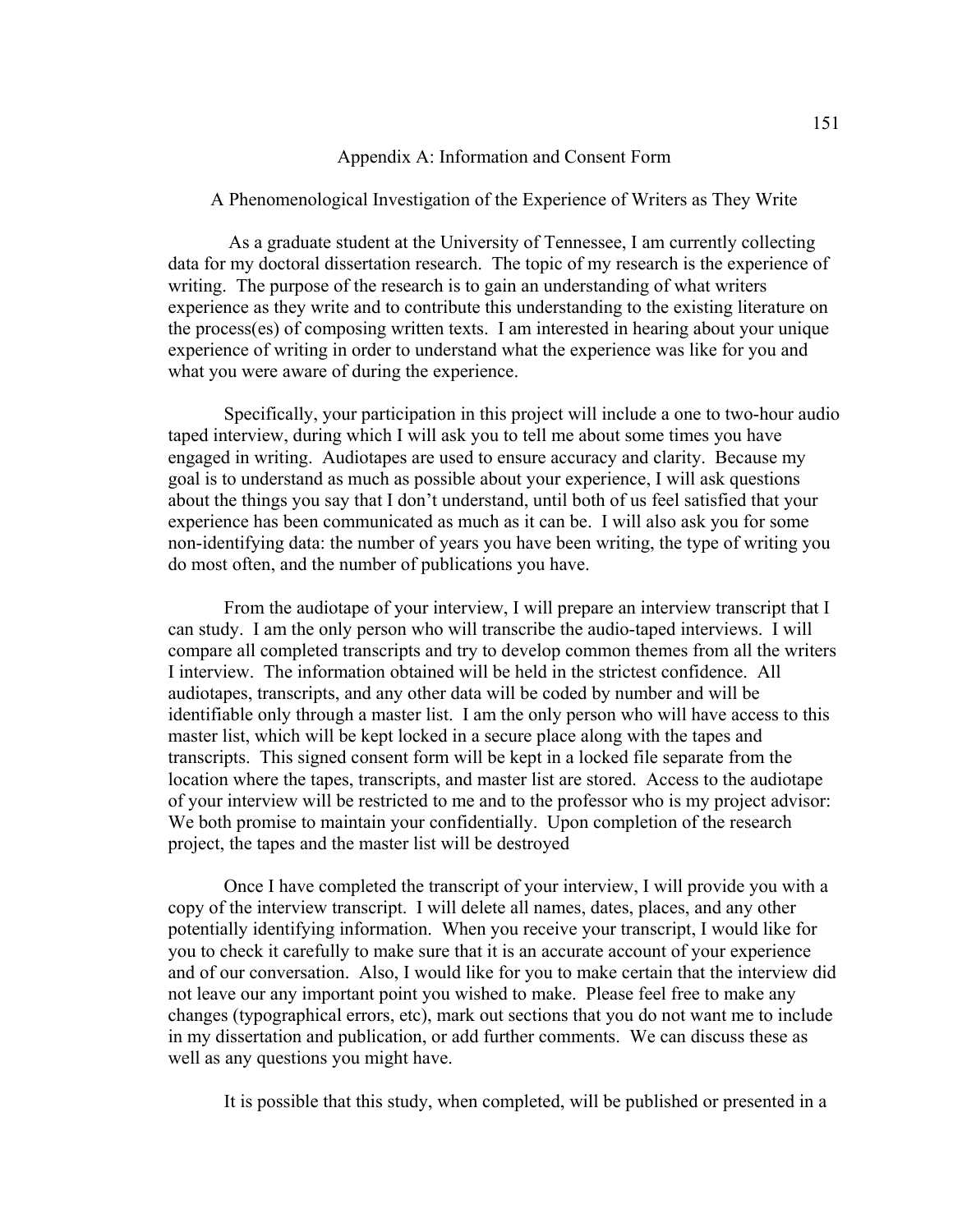# Appendix A: Information and Consent Form

## A Phenomenological Investigation of the Experience of Writers as They Write

As a graduate student at the University of Tennessee, I am currently collecting data for my doctoral dissertation research. The topic of my research is the experience of writing. The purpose of the research is to gain an understanding of what writers experience as they write and to contribute this understanding to the existing literature on the process(es) of composing written texts. I am interested in hearing about your unique experience of writing in order to understand what the experience was like for you and what you were aware of during the experience.

Specifically, your participation in this project will include a one to two-hour audio taped interview, during which I will ask you to tell me about some times you have engaged in writing. Audiotapes are used to ensure accuracy and clarity. Because my goal is to understand as much as possible about your experience, I will ask questions about the things you say that I don't understand, until both of us feel satisfied that your experience has been communicated as much as it can be. I will also ask you for some non-identifying data: the number of years you have been writing, the type of writing you do most often, and the number of publications you have.

From the audiotape of your interview, I will prepare an interview transcript that I can study. I am the only person who will transcribe the audio-taped interviews. I will compare all completed transcripts and try to develop common themes from all the writers I interview. The information obtained will be held in the strictest confidence. All audiotapes, transcripts, and any other data will be coded by number and will be identifiable only through a master list. I am the only person who will have access to this master list, which will be kept locked in a secure place along with the tapes and transcripts. This signed consent form will be kept in a locked file separate from the location where the tapes, transcripts, and master list are stored. Access to the audiotape of your interview will be restricted to me and to the professor who is my project advisor: We both promise to maintain your confidentially. Upon completion of the research project, the tapes and the master list will be destroyed

Once I have completed the transcript of your interview, I will provide you with a copy of the interview transcript. I will delete all names, dates, places, and any other potentially identifying information. When you receive your transcript, I would like for you to check it carefully to make sure that it is an accurate account of your experience and of our conversation. Also, I would like for you to make certain that the interview did not leave our any important point you wished to make. Please feel free to make any changes (typographical errors, etc), mark out sections that you do not want me to include in my dissertation and publication, or add further comments. We can discuss these as well as any questions you might have.

It is possible that this study, when completed, will be published or presented in a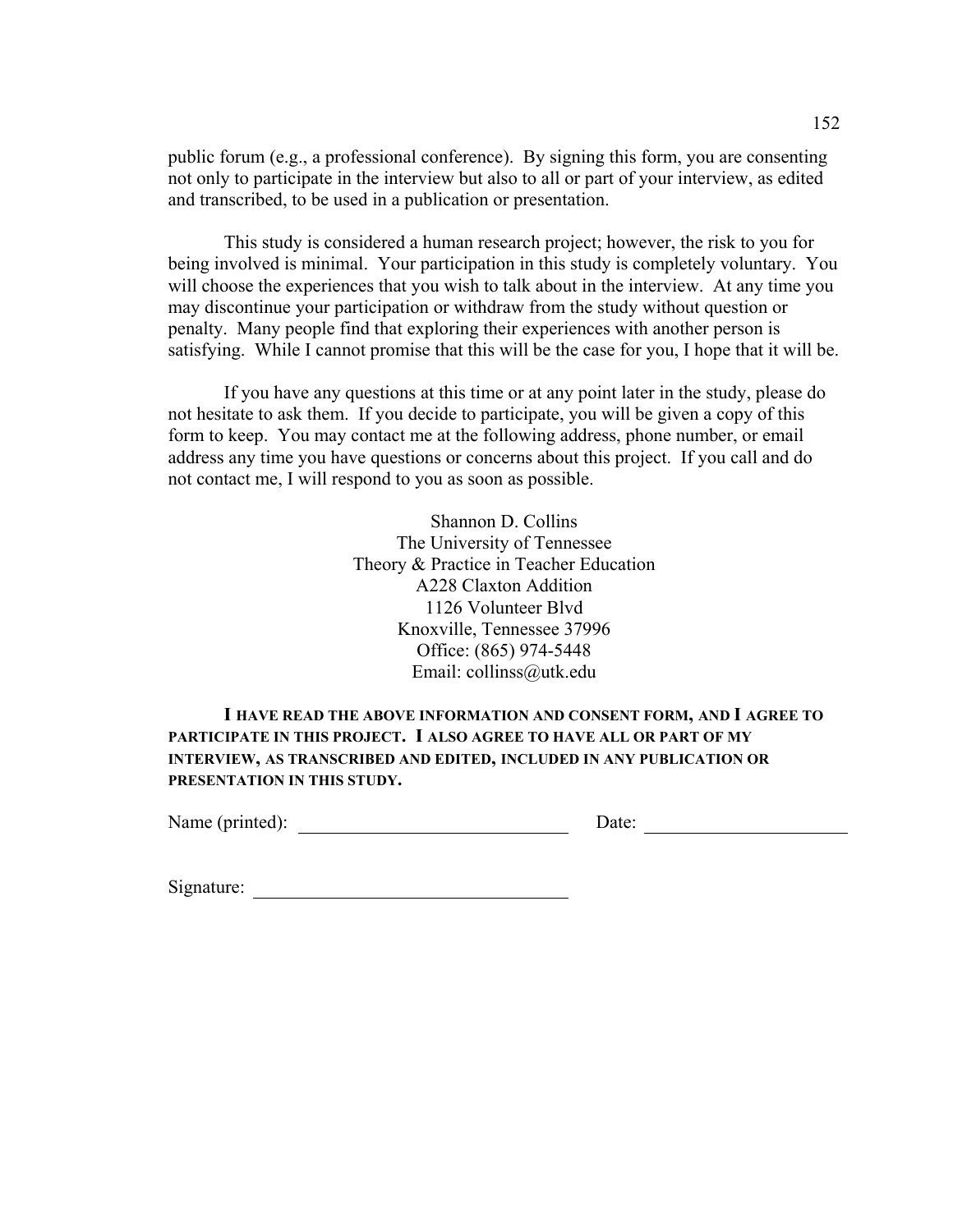public forum (e.g., a professional conference). By signing this form, you are consenting not only to participate in the interview but also to all or part of your interview, as edited and transcribed, to be used in a publication or presentation.

This study is considered a human research project; however, the risk to you for being involved is minimal. Your participation in this study is completely voluntary. You will choose the experiences that you wish to talk about in the interview. At any time you may discontinue your participation or withdraw from the study without question or penalty. Many people find that exploring their experiences with another person is satisfying. While I cannot promise that this will be the case for you, I hope that it will be.

If you have any questions at this time or at any point later in the study, please do not hesitate to ask them. If you decide to participate, you will be given a copy of this form to keep. You may contact me at the following address, phone number, or email address any time you have questions or concerns about this project. If you call and do not contact me, I will respond to you as soon as possible.

Shannon D. Collins
The University of Tennessee
Theory & Practice in Teacher Education
A228 Claxton Addition
1126 Volunteer Blvd
Knoxville, Tennessee 37996
Office: (865) 974-5448
Email: collinss@utk.edu

**I HAVE READ THE ABOVE INFORMATION AND CONSENT FORM, AND I AGREE TO PARTICIPATE IN THIS PROJECT. I ALSO AGREE TO HAVE ALL OR PART OF MY INTERVIEW, AS TRANSCRIBED AND EDITED, INCLUDED IN ANY PUBLICATION OR PRESENTATION IN THIS STUDY.**

Name (printed): ______________________________ Date: ______________________

Signature: __________________________________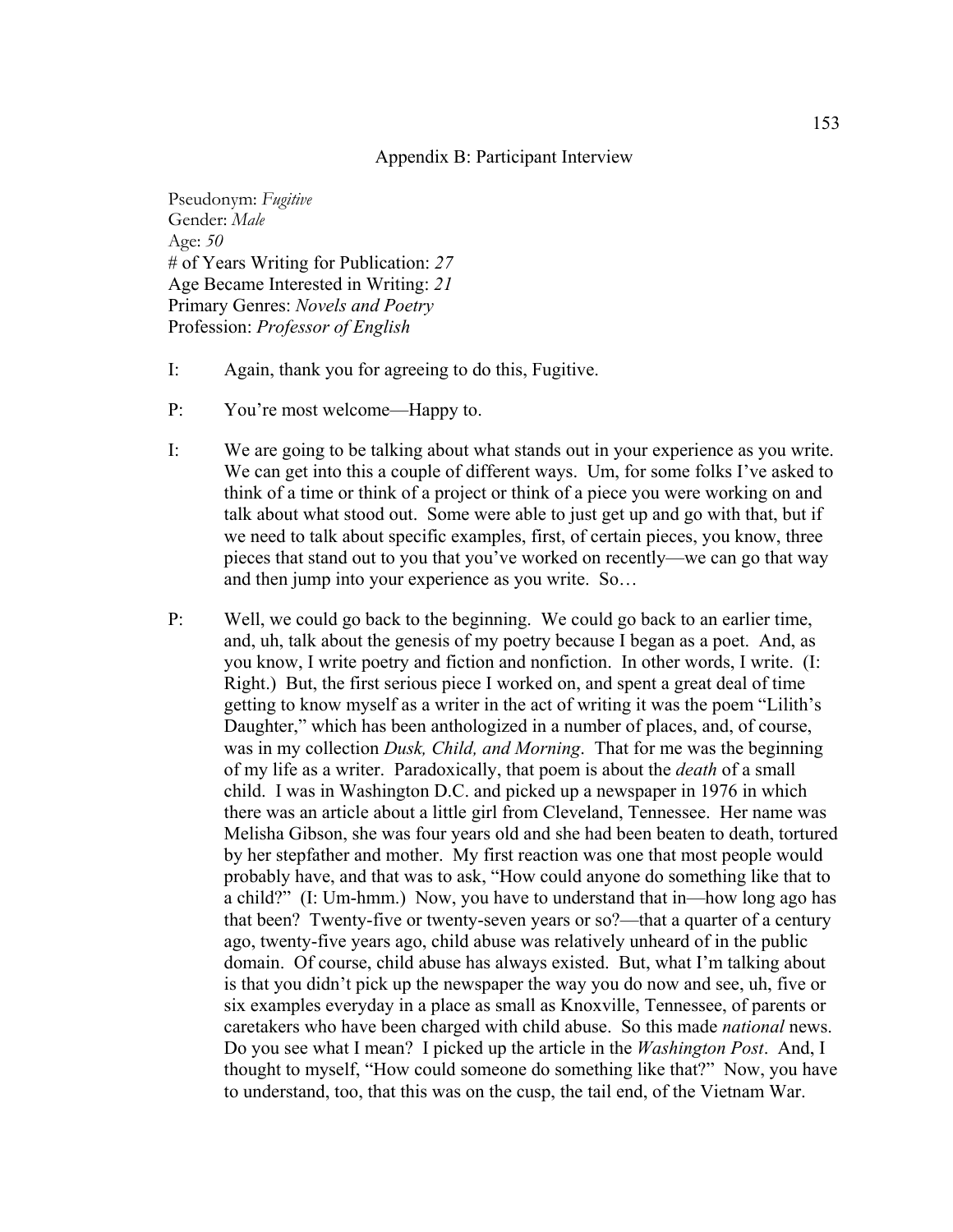## Appendix B: Participant Interview

Pseudonym: *Fugitive*
Gender: *Male*
Age: *50*
\# of Years Writing for Publication: *27*
Age Became Interested in Writing: *21*
Primary Genres: *Novels and Poetry*
Profession: *Professor of English*

I: Again, thank you for agreeing to do this, Fugitive.

P: You're most welcome—Happy to.

I: We are going to be talking about what stands out in your experience as you write. We can get into this a couple of different ways. Um, for some folks I've asked to think of a time or think of a project or think of a piece you were working on and talk about what stood out. Some were able to just get up and go with that, but if we need to talk about specific examples, first, of certain pieces, you know, three pieces that stand out to you that you've worked on recently—we can go that way and then jump into your experience as you write. So…

P: Well, we could go back to the beginning. We could go back to an earlier time, and, uh, talk about the genesis of my poetry because I began as a poet. And, as you know, I write poetry and fiction and nonfiction. In other words, I write. (I: Right.) But, the first serious piece I worked on, and spent a great deal of time getting to know myself as a writer in the act of writing it was the poem "Lilith's Daughter," which has been anthologized in a number of places, and, of course, was in my collection *Dusk, Child, and Morning*. That for me was the beginning of my life as a writer. Paradoxically, that poem is about the *death* of a small child. I was in Washington D.C. and picked up a newspaper in 1976 in which there was an article about a little girl from Cleveland, Tennessee. Her name was Melisha Gibson, she was four years old and she had been beaten to death, tortured by her stepfather and mother. My first reaction was one that most people would probably have, and that was to ask, "How could anyone do something like that to a child?" (I: Um-hmm.) Now, you have to understand that in—how long ago has that been? Twenty-five or twenty-seven years or so?—that a quarter of a century ago, twenty-five years ago, child abuse was relatively unheard of in the public domain. Of course, child abuse has always existed. But, what I'm talking about is that you didn't pick up the newspaper the way you do now and see, uh, five or six examples everyday in a place as small as Knoxville, Tennessee, of parents or caretakers who have been charged with child abuse. So this made *national* news. Do you see what I mean? I picked up the article in the *Washington Post*. And, I thought to myself, "How could someone do something like that?" Now, you have to understand, too, that this was on the cusp, the tail end, of the Vietnam War.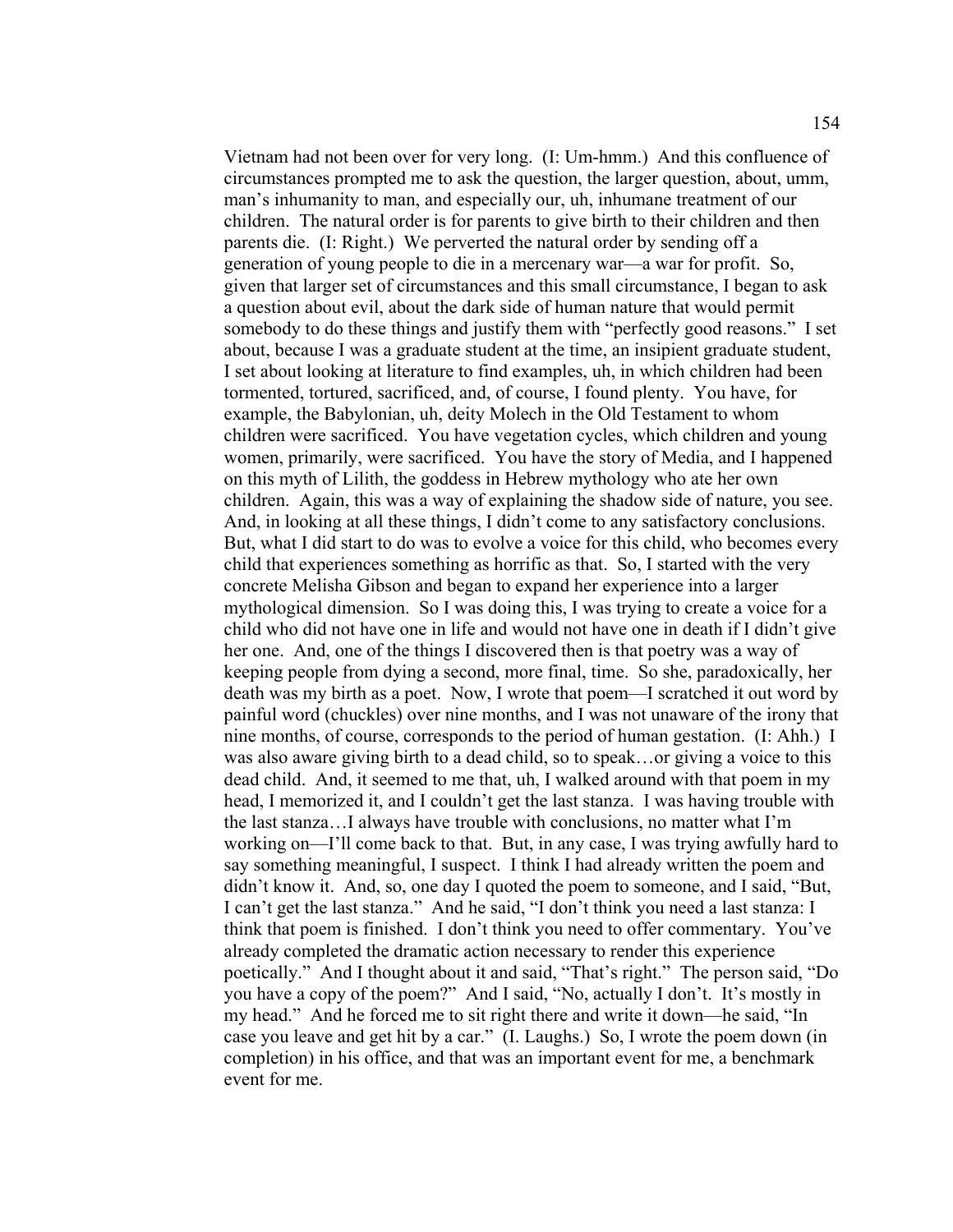Vietnam had not been over for very long. (I: Um-hmm.) And this confluence of circumstances prompted me to ask the question, the larger question, about, umm, man's inhumanity to man, and especially our, uh, inhumane treatment of our children. The natural order is for parents to give birth to their children and then parents die. (I: Right.) We perverted the natural order by sending off a generation of young people to die in a mercenary war—a war for profit. So, given that larger set of circumstances and this small circumstance, I began to ask a question about evil, about the dark side of human nature that would permit somebody to do these things and justify them with "perfectly good reasons." I set about, because I was a graduate student at the time, an insipient graduate student, I set about looking at literature to find examples, uh, in which children had been tormented, tortured, sacrificed, and, of course, I found plenty. You have, for example, the Babylonian, uh, deity Molech in the Old Testament to whom children were sacrificed. You have vegetation cycles, which children and young women, primarily, were sacrificed. You have the story of Media, and I happened on this myth of Lilith, the goddess in Hebrew mythology who ate her own children. Again, this was a way of explaining the shadow side of nature, you see. And, in looking at all these things, I didn't come to any satisfactory conclusions. But, what I did start to do was to evolve a voice for this child, who becomes every child that experiences something as horrific as that. So, I started with the very concrete Melisha Gibson and began to expand her experience into a larger mythological dimension. So I was doing this, I was trying to create a voice for a child who did not have one in life and would not have one in death if I didn't give her one. And, one of the things I discovered then is that poetry was a way of keeping people from dying a second, more final, time. So she, paradoxically, her death was my birth as a poet. Now, I wrote that poem—I scratched it out word by painful word (chuckles) over nine months, and I was not unaware of the irony that nine months, of course, corresponds to the period of human gestation. (I: Ahh.) I was also aware giving birth to a dead child, so to speak…or giving a voice to this dead child. And, it seemed to me that, uh, I walked around with that poem in my head, I memorized it, and I couldn't get the last stanza. I was having trouble with the last stanza…I always have trouble with conclusions, no matter what I'm working on—I'll come back to that. But, in any case, I was trying awfully hard to say something meaningful, I suspect. I think I had already written the poem and didn't know it. And, so, one day I quoted the poem to someone, and I said, "But, I can't get the last stanza." And he said, "I don't think you need a last stanza: I think that poem is finished. I don't think you need to offer commentary. You've already completed the dramatic action necessary to render this experience poetically." And I thought about it and said, "That's right." The person said, "Do you have a copy of the poem?" And I said, "No, actually I don't. It's mostly in my head." And he forced me to sit right there and write it down—he said, "In case you leave and get hit by a car." (I. Laughs.) So, I wrote the poem down (in completion) in his office, and that was an important event for me, a benchmark event for me.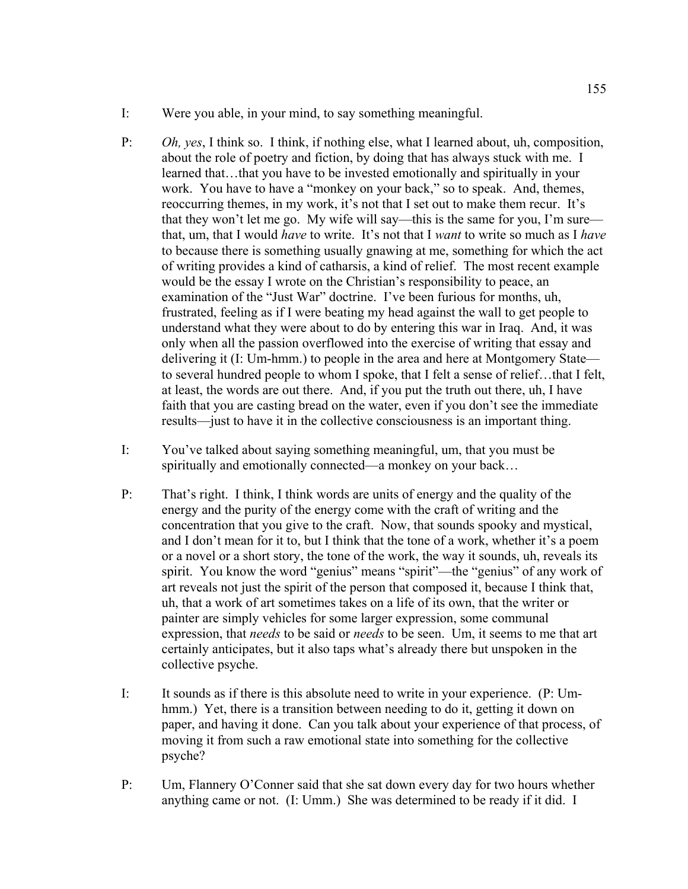I: Were you able, in your mind, to say something meaningful.

P: *Oh, yes*, I think so. I think, if nothing else, what I learned about, uh, composition, about the role of poetry and fiction, by doing that has always stuck with me. I learned that…that you have to be invested emotionally and spiritually in your work. You have to have a "monkey on your back," so to speak. And, themes, reoccurring themes, in my work, it's not that I set out to make them recur. It's that they won't let me go. My wife will say—this is the same for you, I'm sure—that, um, that I would *have* to write. It's not that I *want* to write so much as I *have* to because there is something usually gnawing at me, something for which the act of writing provides a kind of catharsis, a kind of relief. The most recent example would be the essay I wrote on the Christian's responsibility to peace, an examination of the "Just War" doctrine. I've been furious for months, uh, frustrated, feeling as if I were beating my head against the wall to get people to understand what they were about to do by entering this war in Iraq. And, it was only when all the passion overflowed into the exercise of writing that essay and delivering it (I: Um-hmm.) to people in the area and here at Montgomery State—to several hundred people to whom I spoke, that I felt a sense of relief…that I felt, at least, the words are out there. And, if you put the truth out there, uh, I have faith that you are casting bread on the water, even if you don't see the immediate results—just to have it in the collective consciousness is an important thing.

I: You've talked about saying something meaningful, um, that you must be spiritually and emotionally connected—a monkey on your back…

P: That's right. I think, I think words are units of energy and the quality of the energy and the purity of the energy come with the craft of writing and the concentration that you give to the craft. Now, that sounds spooky and mystical, and I don't mean for it to, but I think that the tone of a work, whether it's a poem or a novel or a short story, the tone of the work, the way it sounds, uh, reveals its spirit. You know the word "genius" means "spirit"—the "genius" of any work of art reveals not just the spirit of the person that composed it, because I think that, uh, that a work of art sometimes takes on a life of its own, that the writer or painter are simply vehicles for some larger expression, some communal expression, that *needs* to be said or *needs* to be seen. Um, it seems to me that art certainly anticipates, but it also taps what's already there but unspoken in the collective psyche.

I: It sounds as if there is this absolute need to write in your experience. (P: Um-hmm.) Yet, there is a transition between needing to do it, getting it down on paper, and having it done. Can you talk about your experience of that process, of moving it from such a raw emotional state into something for the collective psyche?

P: Um, Flannery O'Conner said that she sat down every day for two hours whether anything came or not. (I: Umm.) She was determined to be ready if it did. I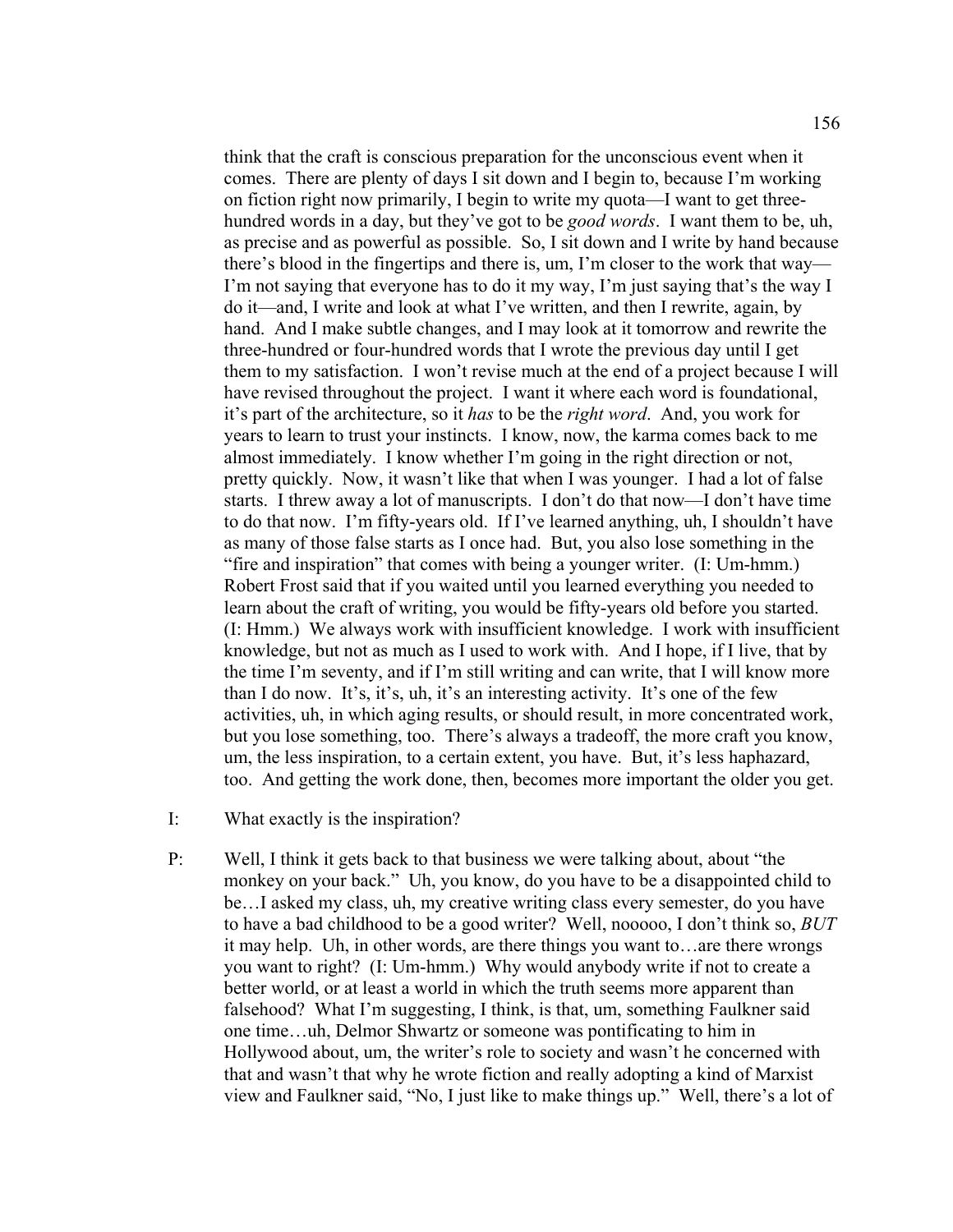think that the craft is conscious preparation for the unconscious event when it comes. There are plenty of days I sit down and I begin to, because I'm working on fiction right now primarily, I begin to write my quota—I want to get three-hundred words in a day, but they've got to be *good words*. I want them to be, uh, as precise and as powerful as possible. So, I sit down and I write by hand because there's blood in the fingertips and there is, um, I'm closer to the work that way—I'm not saying that everyone has to do it my way, I'm just saying that's the way I do it—and, I write and look at what I've written, and then I rewrite, again, by hand. And I make subtle changes, and I may look at it tomorrow and rewrite the three-hundred or four-hundred words that I wrote the previous day until I get them to my satisfaction. I won't revise much at the end of a project because I will have revised throughout the project. I want it where each word is foundational, it's part of the architecture, so it *has* to be the *right word*. And, you work for years to learn to trust your instincts. I know, now, the karma comes back to me almost immediately. I know whether I'm going in the right direction or not, pretty quickly. Now, it wasn't like that when I was younger. I had a lot of false starts. I threw away a lot of manuscripts. I don't do that now—I don't have time to do that now. I'm fifty-years old. If I've learned anything, uh, I shouldn't have as many of those false starts as I once had. But, you also lose something in the "fire and inspiration" that comes with being a younger writer. (I: Um-hmm.) Robert Frost said that if you waited until you learned everything you needed to learn about the craft of writing, you would be fifty-years old before you started. (I: Hmm.) We always work with insufficient knowledge. I work with insufficient knowledge, but not as much as I used to work with. And I hope, if I live, that by the time I'm seventy, and if I'm still writing and can write, that I will know more than I do now. It's, it's, uh, it's an interesting activity. It's one of the few activities, uh, in which aging results, or should result, in more concentrated work, but you lose something, too. There's always a tradeoff, the more craft you know, um, the less inspiration, to a certain extent, you have. But, it's less haphazard, too. And getting the work done, then, becomes more important the older you get.

I: What exactly is the inspiration?

P: Well, I think it gets back to that business we were talking about, about "the monkey on your back." Uh, you know, do you have to be a disappointed child to be…I asked my class, uh, my creative writing class every semester, do you have to have a bad childhood to be a good writer? Well, nooooo, I don't think so, *BUT* it may help. Uh, in other words, are there things you want to…are there wrongs you want to right? (I: Um-hmm.) Why would anybody write if not to create a better world, or at least a world in which the truth seems more apparent than falsehood? What I'm suggesting, I think, is that, um, something Faulkner said one time…uh, Delmor Shwartz or someone was pontificating to him in Hollywood about, um, the writer's role to society and wasn't he concerned with that and wasn't that why he wrote fiction and really adopting a kind of Marxist view and Faulkner said, "No, I just like to make things up." Well, there's a lot of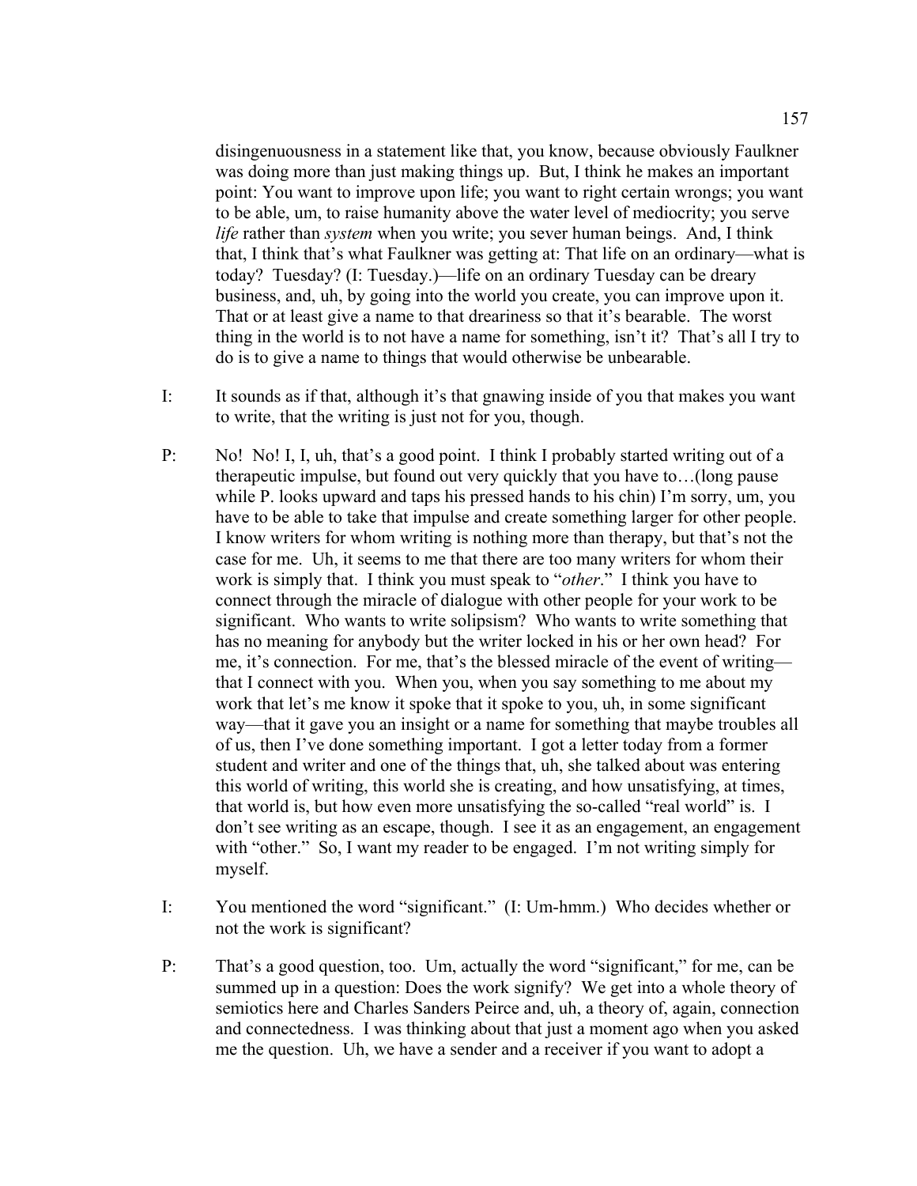disingenuousness in a statement like that, you know, because obviously Faulkner was doing more than just making things up. But, I think he makes an important point: You want to improve upon life; you want to right certain wrongs; you want to be able, um, to raise humanity above the water level of mediocrity; you serve *life* rather than *system* when you write; you sever human beings. And, I think that, I think that's what Faulkner was getting at: That life on an ordinary—what is today? Tuesday? (I: Tuesday.)—life on an ordinary Tuesday can be dreary business, and, uh, by going into the world you create, you can improve upon it. That or at least give a name to that dreariness so that it's bearable. The worst thing in the world is to not have a name for something, isn't it? That's all I try to do is to give a name to things that would otherwise be unbearable.

I: It sounds as if that, although it's that gnawing inside of you that makes you want to write, that the writing is just not for you, though.

P: No! No! I, I, uh, that's a good point. I think I probably started writing out of a therapeutic impulse, but found out very quickly that you have to…(long pause while P. looks upward and taps his pressed hands to his chin) I'm sorry, um, you have to be able to take that impulse and create something larger for other people. I know writers for whom writing is nothing more than therapy, but that's not the case for me. Uh, it seems to me that there are too many writers for whom their work is simply that. I think you must speak to "*other*." I think you have to connect through the miracle of dialogue with other people for your work to be significant. Who wants to write solipsism? Who wants to write something that has no meaning for anybody but the writer locked in his or her own head? For me, it's connection. For me, that's the blessed miracle of the event of writing—that I connect with you. When you, when you say something to me about my work that let's me know it spoke that it spoke to you, uh, in some significant way—that it gave you an insight or a name for something that maybe troubles all of us, then I've done something important. I got a letter today from a former student and writer and one of the things that, uh, she talked about was entering this world of writing, this world she is creating, and how unsatisfying, at times, that world is, but how even more unsatisfying the so-called "real world" is. I don't see writing as an escape, though. I see it as an engagement, an engagement with "other." So, I want my reader to be engaged. I'm not writing simply for myself.

I: You mentioned the word "significant." (I: Um-hmm.) Who decides whether or not the work is significant?

P: That's a good question, too. Um, actually the word "significant," for me, can be summed up in a question: Does the work signify? We get into a whole theory of semiotics here and Charles Sanders Peirce and, uh, a theory of, again, connection and connectedness. I was thinking about that just a moment ago when you asked me the question. Uh, we have a sender and a receiver if you want to adopt a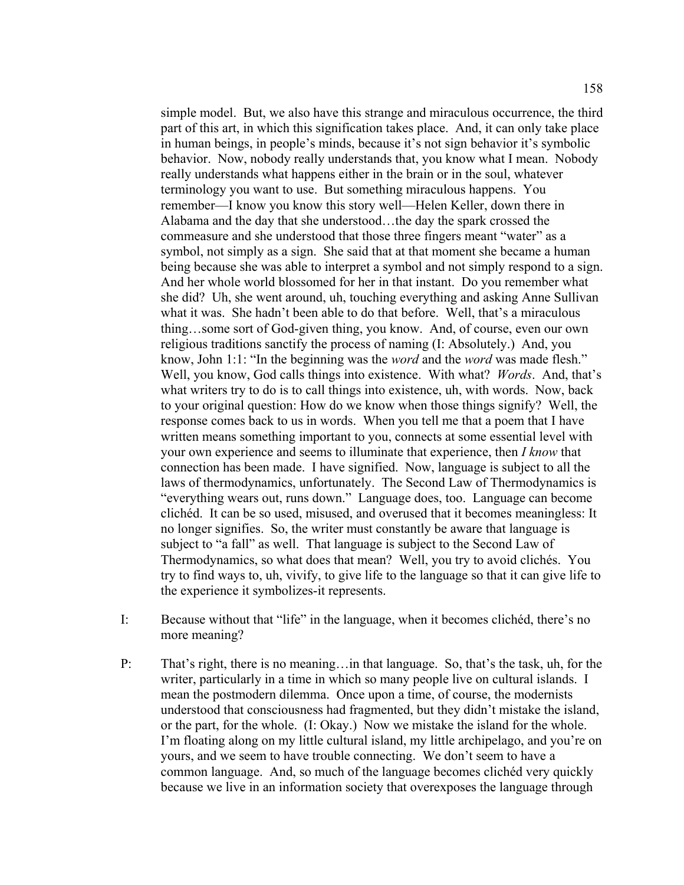simple model. But, we also have this strange and miraculous occurrence, the third part of this art, in which this signification takes place. And, it can only take place in human beings, in people's minds, because it's not sign behavior it's symbolic behavior. Now, nobody really understands that, you know what I mean. Nobody really understands what happens either in the brain or in the soul, whatever terminology you want to use. But something miraculous happens. You remember—I know you know this story well—Helen Keller, down there in Alabama and the day that she understood…the day the spark crossed the commeasure and she understood that those three fingers meant "water" as a symbol, not simply as a sign. She said that at that moment she became a human being because she was able to interpret a symbol and not simply respond to a sign. And her whole world blossomed for her in that instant. Do you remember what she did? Uh, she went around, uh, touching everything and asking Anne Sullivan what it was. She hadn't been able to do that before. Well, that's a miraculous thing…some sort of God-given thing, you know. And, of course, even our own religious traditions sanctify the process of naming (I: Absolutely.) And, you know, John 1:1: "In the beginning was the *word* and the *word* was made flesh." Well, you know, God calls things into existence. With what? *Words*. And, that's what writers try to do is to call things into existence, uh, with words. Now, back to your original question: How do we know when those things signify? Well, the response comes back to us in words. When you tell me that a poem that I have written means something important to you, connects at some essential level with your own experience and seems to illuminate that experience, then *I know* that connection has been made. I have signified. Now, language is subject to all the laws of thermodynamics, unfortunately. The Second Law of Thermodynamics is "everything wears out, runs down." Language does, too. Language can become clichéd. It can be so used, misused, and overused that it becomes meaningless: It no longer signifies. So, the writer must constantly be aware that language is subject to "a fall" as well. That language is subject to the Second Law of Thermodynamics, so what does that mean? Well, you try to avoid clichés. You try to find ways to, uh, vivify, to give life to the language so that it can give life to the experience it symbolizes-it represents.

I: Because without that "life" in the language, when it becomes clichéd, there's no more meaning?

P: That's right, there is no meaning…in that language. So, that's the task, uh, for the writer, particularly in a time in which so many people live on cultural islands. I mean the postmodern dilemma. Once upon a time, of course, the modernists understood that consciousness had fragmented, but they didn't mistake the island, or the part, for the whole. (I: Okay.) Now we mistake the island for the whole. I'm floating along on my little cultural island, my little archipelago, and you're on yours, and we seem to have trouble connecting. We don't seem to have a common language. And, so much of the language becomes clichéd very quickly because we live in an information society that overexposes the language through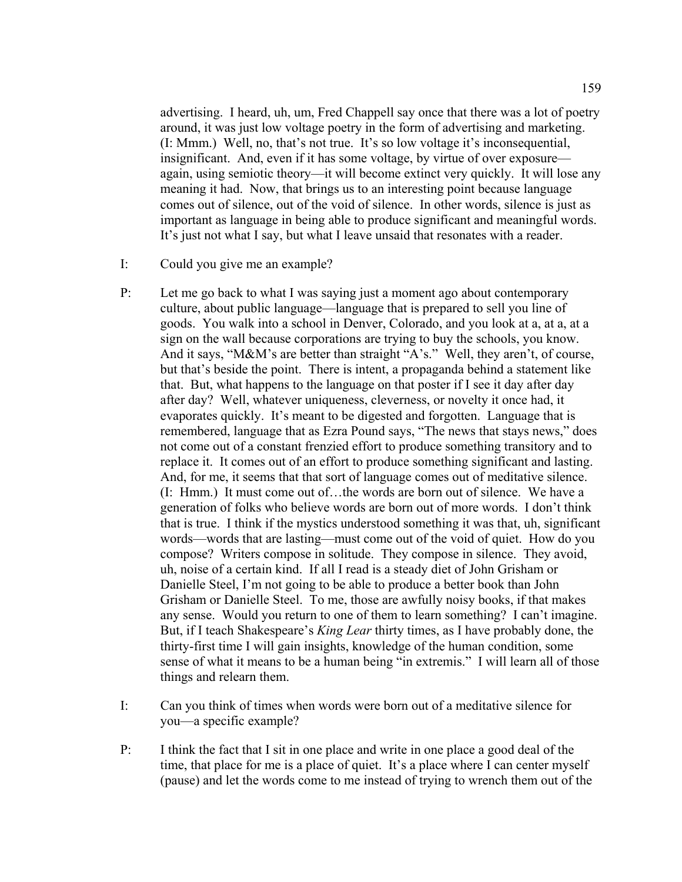advertising. I heard, uh, um, Fred Chappell say once that there was a lot of poetry around, it was just low voltage poetry in the form of advertising and marketing. (I: Mmm.) Well, no, that's not true. It's so low voltage it's inconsequential, insignificant. And, even if it has some voltage, by virtue of over exposure—again, using semiotic theory—it will become extinct very quickly. It will lose any meaning it had. Now, that brings us to an interesting point because language comes out of silence, out of the void of silence. In other words, silence is just as important as language in being able to produce significant and meaningful words. It's just not what I say, but what I leave unsaid that resonates with a reader.

I: Could you give me an example?

P: Let me go back to what I was saying just a moment ago about contemporary culture, about public language—language that is prepared to sell you line of goods. You walk into a school in Denver, Colorado, and you look at a, at a, at a sign on the wall because corporations are trying to buy the schools, you know. And it says, "M&M's are better than straight "A's." Well, they aren't, of course, but that's beside the point. There is intent, a propaganda behind a statement like that. But, what happens to the language on that poster if I see it day after day after day? Well, whatever uniqueness, cleverness, or novelty it once had, it evaporates quickly. It's meant to be digested and forgotten. Language that is remembered, language that as Ezra Pound says, "The news that stays news," does not come out of a constant frenzied effort to produce something transitory and to replace it. It comes out of an effort to produce something significant and lasting. And, for me, it seems that that sort of language comes out of meditative silence. (I: Hmm.) It must come out of…the words are born out of silence. We have a generation of folks who believe words are born out of more words. I don't think that is true. I think if the mystics understood something it was that, uh, significant words—words that are lasting—must come out of the void of quiet. How do you compose? Writers compose in solitude. They compose in silence. They avoid, uh, noise of a certain kind. If all I read is a steady diet of John Grisham or Danielle Steel, I'm not going to be able to produce a better book than John Grisham or Danielle Steel. To me, those are awfully noisy books, if that makes any sense. Would you return to one of them to learn something? I can't imagine. But, if I teach Shakespeare's *King Lear* thirty times, as I have probably done, the thirty-first time I will gain insights, knowledge of the human condition, some sense of what it means to be a human being "in extremis." I will learn all of those things and relearn them.

I: Can you think of times when words were born out of a meditative silence for you—a specific example?

P: I think the fact that I sit in one place and write in one place a good deal of the time, that place for me is a place of quiet. It's a place where I can center myself (pause) and let the words come to me instead of trying to wrench them out of the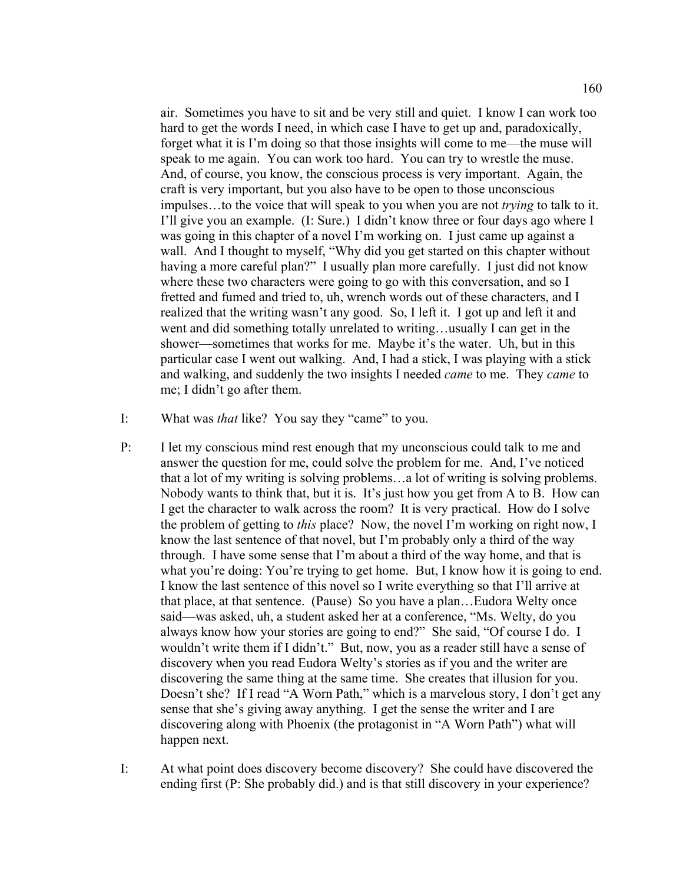air. Sometimes you have to sit and be very still and quiet. I know I can work too hard to get the words I need, in which case I have to get up and, paradoxically, forget what it is I'm doing so that those insights will come to me—the muse will speak to me again. You can work too hard. You can try to wrestle the muse. And, of course, you know, the conscious process is very important. Again, the craft is very important, but you also have to be open to those unconscious impulses…to the voice that will speak to you when you are not *trying* to talk to it. I'll give you an example. (I: Sure.) I didn't know three or four days ago where I was going in this chapter of a novel I'm working on. I just came up against a wall. And I thought to myself, "Why did you get started on this chapter without having a more careful plan?" I usually plan more carefully. I just did not know where these two characters were going to go with this conversation, and so I fretted and fumed and tried to, uh, wrench words out of these characters, and I realized that the writing wasn't any good. So, I left it. I got up and left it and went and did something totally unrelated to writing…usually I can get in the shower—sometimes that works for me. Maybe it's the water. Uh, but in this particular case I went out walking. And, I had a stick, I was playing with a stick and walking, and suddenly the two insights I needed *came* to me. They *came* to me; I didn't go after them.

I: What was *that* like? You say they "came" to you.

P: I let my conscious mind rest enough that my unconscious could talk to me and answer the question for me, could solve the problem for me. And, I've noticed that a lot of my writing is solving problems…a lot of writing is solving problems. Nobody wants to think that, but it is. It's just how you get from A to B. How can I get the character to walk across the room? It is very practical. How do I solve the problem of getting to *this* place? Now, the novel I'm working on right now, I know the last sentence of that novel, but I'm probably only a third of the way through. I have some sense that I'm about a third of the way home, and that is what you're doing: You're trying to get home. But, I know how it is going to end. I know the last sentence of this novel so I write everything so that I'll arrive at that place, at that sentence. (Pause) So you have a plan…Eudora Welty once said—was asked, uh, a student asked her at a conference, "Ms. Welty, do you always know how your stories are going to end?" She said, "Of course I do. I wouldn't write them if I didn't." But, now, you as a reader still have a sense of discovery when you read Eudora Welty's stories as if you and the writer are discovering the same thing at the same time. She creates that illusion for you. Doesn't she? If I read "A Worn Path," which is a marvelous story, I don't get any sense that she's giving away anything. I get the sense the writer and I are discovering along with Phoenix (the protagonist in "A Worn Path") what will happen next.

I: At what point does discovery become discovery? She could have discovered the ending first (P: She probably did.) and is that still discovery in your experience?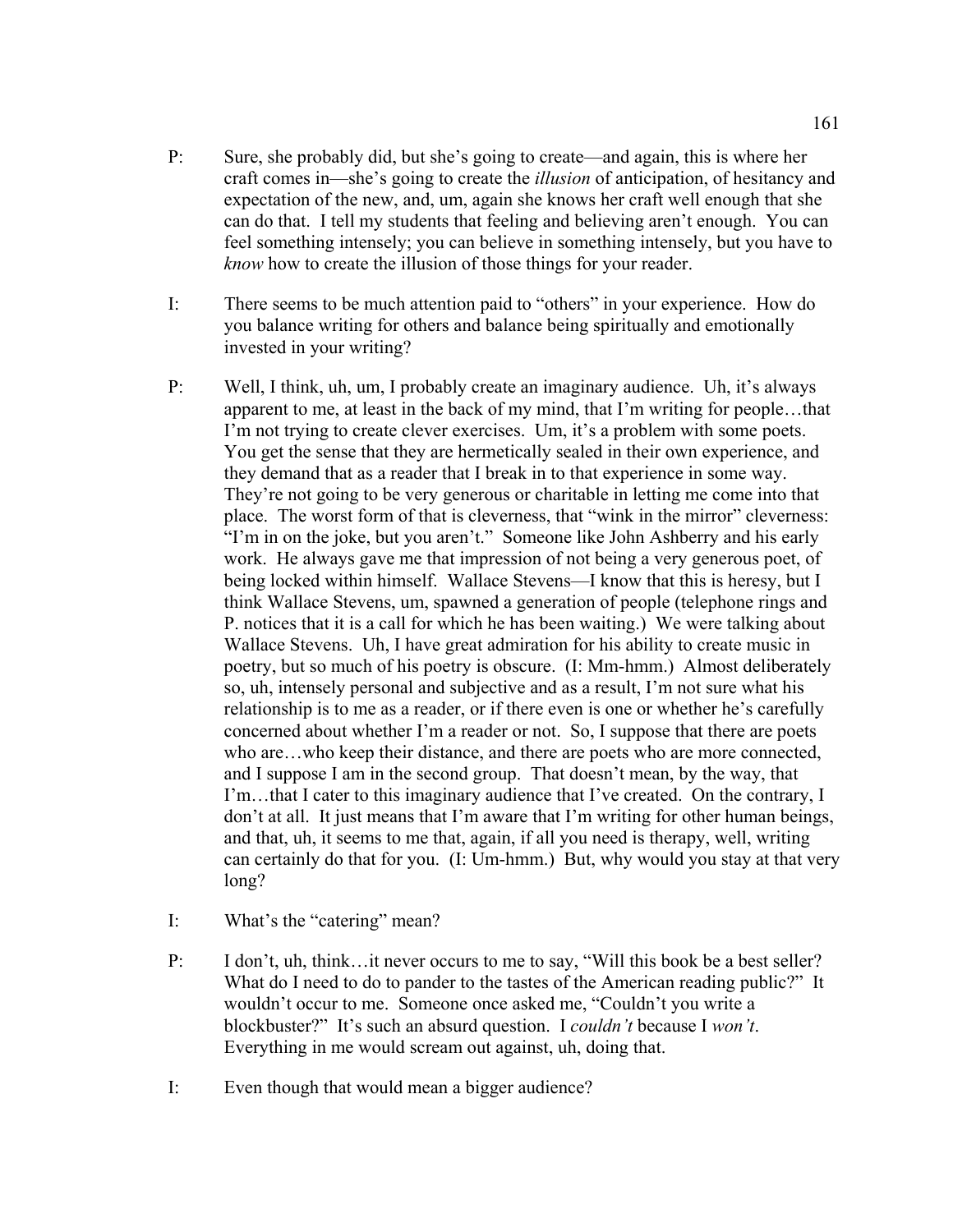P: Sure, she probably did, but she's going to create—and again, this is where her craft comes in—she's going to create the *illusion* of anticipation, of hesitancy and expectation of the new, and, um, again she knows her craft well enough that she can do that. I tell my students that feeling and believing aren't enough. You can feel something intensely; you can believe in something intensely, but you have to *know* how to create the illusion of those things for your reader.

I: There seems to be much attention paid to "others" in your experience. How do you balance writing for others and balance being spiritually and emotionally invested in your writing?

P: Well, I think, uh, um, I probably create an imaginary audience. Uh, it's always apparent to me, at least in the back of my mind, that I'm writing for people…that I'm not trying to create clever exercises. Um, it's a problem with some poets. You get the sense that they are hermetically sealed in their own experience, and they demand that as a reader that I break in to that experience in some way. They're not going to be very generous or charitable in letting me come into that place. The worst form of that is cleverness, that "wink in the mirror" cleverness: "I'm in on the joke, but you aren't." Someone like John Ashberry and his early work. He always gave me that impression of not being a very generous poet, of being locked within himself. Wallace Stevens—I know that this is heresy, but I think Wallace Stevens, um, spawned a generation of people (telephone rings and P. notices that it is a call for which he has been waiting.) We were talking about Wallace Stevens. Uh, I have great admiration for his ability to create music in poetry, but so much of his poetry is obscure. (I: Mm-hmm.) Almost deliberately so, uh, intensely personal and subjective and as a result, I'm not sure what his relationship is to me as a reader, or if there even is one or whether he's carefully concerned about whether I'm a reader or not. So, I suppose that there are poets who are…who keep their distance, and there are poets who are more connected, and I suppose I am in the second group. That doesn't mean, by the way, that I'm…that I cater to this imaginary audience that I've created. On the contrary, I don't at all. It just means that I'm aware that I'm writing for other human beings, and that, uh, it seems to me that, again, if all you need is therapy, well, writing can certainly do that for you. (I: Um-hmm.) But, why would you stay at that very long?

I: What's the "catering" mean?

P: I don't, uh, think…it never occurs to me to say, "Will this book be a best seller? What do I need to do to pander to the tastes of the American reading public?" It wouldn't occur to me. Someone once asked me, "Couldn't you write a blockbuster?" It's such an absurd question. I *couldn't* because I *won't*. Everything in me would scream out against, uh, doing that.

I: Even though that would mean a bigger audience?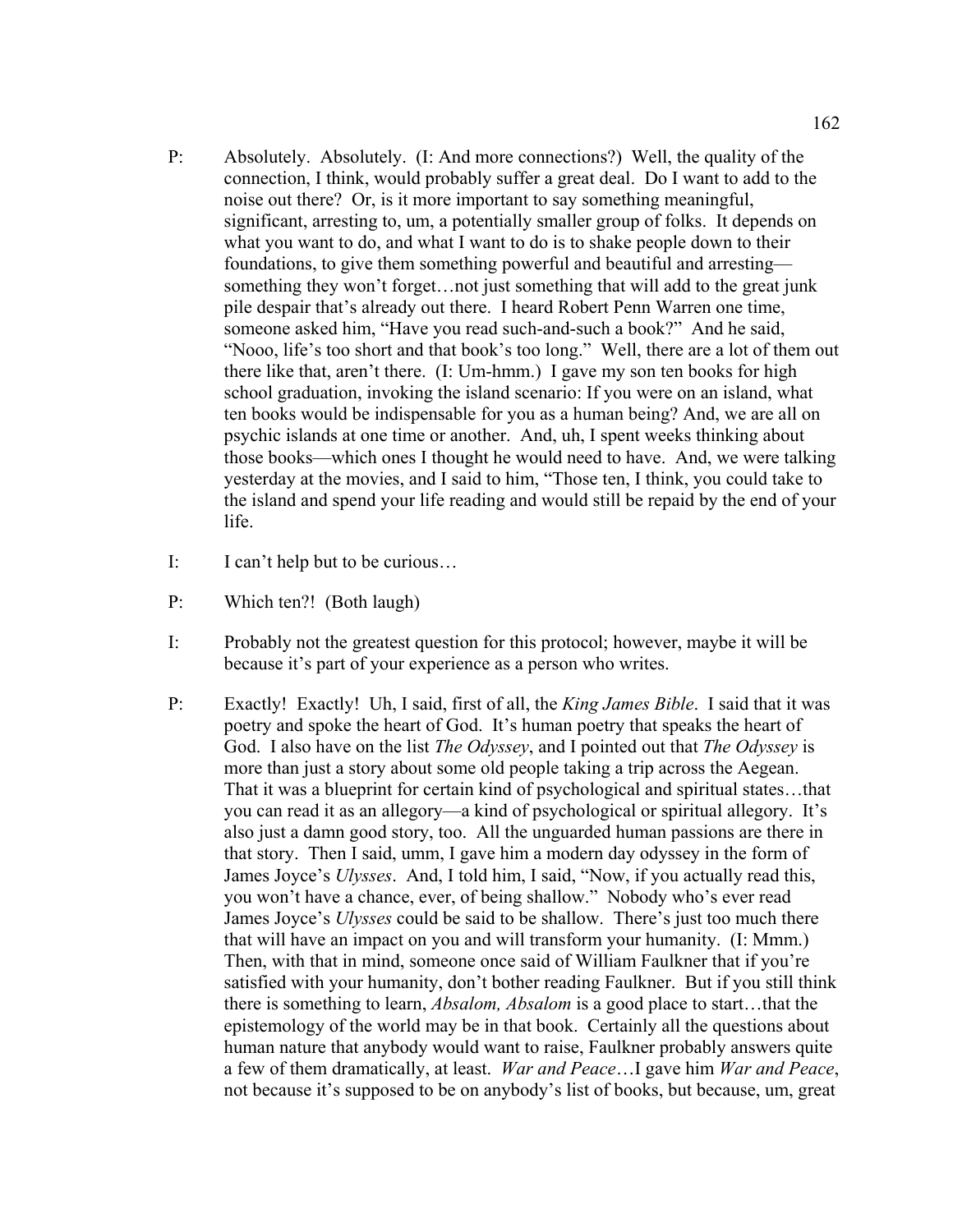P: Absolutely. Absolutely. (I: And more connections?) Well, the quality of the connection, I think, would probably suffer a great deal. Do I want to add to the noise out there? Or, is it more important to say something meaningful, significant, arresting to, um, a potentially smaller group of folks. It depends on what you want to do, and what I want to do is to shake people down to their foundations, to give them something powerful and beautiful and arresting—something they won't forget…not just something that will add to the great junk pile despair that's already out there. I heard Robert Penn Warren one time, someone asked him, "Have you read such-and-such a book?" And he said, "Nooo, life's too short and that book's too long." Well, there are a lot of them out there like that, aren't there. (I: Um-hmm.) I gave my son ten books for high school graduation, invoking the island scenario: If you were on an island, what ten books would be indispensable for you as a human being? And, we are all on psychic islands at one time or another. And, uh, I spent weeks thinking about those books—which ones I thought he would need to have. And, we were talking yesterday at the movies, and I said to him, "Those ten, I think, you could take to the island and spend your life reading and would still be repaid by the end of your life.

I: I can't help but to be curious…

P: Which ten?! (Both laugh)

I: Probably not the greatest question for this protocol; however, maybe it will be because it's part of your experience as a person who writes.

P: Exactly! Exactly! Uh, I said, first of all, the *King James Bible*. I said that it was poetry and spoke the heart of God. It's human poetry that speaks the heart of God. I also have on the list *The Odyssey*, and I pointed out that *The Odyssey* is more than just a story about some old people taking a trip across the Aegean. That it was a blueprint for certain kind of psychological and spiritual states…that you can read it as an allegory—a kind of psychological or spiritual allegory. It's also just a damn good story, too. All the unguarded human passions are there in that story. Then I said, umm, I gave him a modern day odyssey in the form of James Joyce's *Ulysses*. And, I told him, I said, "Now, if you actually read this, you won't have a chance, ever, of being shallow." Nobody who's ever read James Joyce's *Ulysses* could be said to be shallow. There's just too much there that will have an impact on you and will transform your humanity. (I: Mmm.) Then, with that in mind, someone once said of William Faulkner that if you're satisfied with your humanity, don't bother reading Faulkner. But if you still think there is something to learn, *Absalom, Absalom* is a good place to start…that the epistemology of the world may be in that book. Certainly all the questions about human nature that anybody would want to raise, Faulkner probably answers quite a few of them dramatically, at least. *War and Peace*…I gave him *War and Peace*, not because it's supposed to be on anybody's list of books, but because, um, great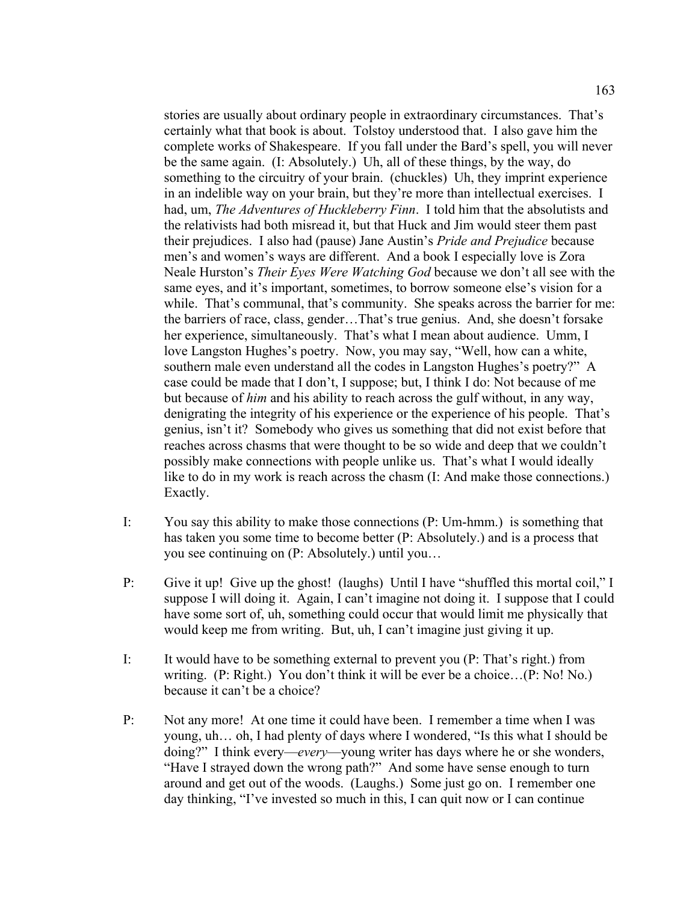stories are usually about ordinary people in extraordinary circumstances. That's certainly what that book is about. Tolstoy understood that. I also gave him the complete works of Shakespeare. If you fall under the Bard's spell, you will never be the same again. (I: Absolutely.) Uh, all of these things, by the way, do something to the circuitry of your brain. (chuckles) Uh, they imprint experience in an indelible way on your brain, but they're more than intellectual exercises. I had, um, *The Adventures of Huckleberry Finn*. I told him that the absolutists and the relativists had both misread it, but that Huck and Jim would steer them past their prejudices. I also had (pause) Jane Austin's *Pride and Prejudice* because men's and women's ways are different. And a book I especially love is Zora Neale Hurston's *Their Eyes Were Watching God* because we don't all see with the same eyes, and it's important, sometimes, to borrow someone else's vision for a while. That's communal, that's community. She speaks across the barrier for me: the barriers of race, class, gender…That's true genius. And, she doesn't forsake her experience, simultaneously. That's what I mean about audience. Umm, I love Langston Hughes's poetry. Now, you may say, "Well, how can a white, southern male even understand all the codes in Langston Hughes's poetry?" A case could be made that I don't, I suppose; but, I think I do: Not because of me but because of *him* and his ability to reach across the gulf without, in any way, denigrating the integrity of his experience or the experience of his people. That's genius, isn't it? Somebody who gives us something that did not exist before that reaches across chasms that were thought to be so wide and deep that we couldn't possibly make connections with people unlike us. That's what I would ideally like to do in my work is reach across the chasm (I: And make those connections.) Exactly.

I: You say this ability to make those connections (P: Um-hmm.) is something that has taken you some time to become better (P: Absolutely.) and is a process that you see continuing on (P: Absolutely.) until you…

P: Give it up! Give up the ghost! (laughs) Until I have "shuffled this mortal coil," I suppose I will doing it. Again, I can't imagine not doing it. I suppose that I could have some sort of, uh, something could occur that would limit me physically that would keep me from writing. But, uh, I can't imagine just giving it up.

I: It would have to be something external to prevent you (P: That's right.) from writing. (P: Right.) You don't think it will be ever be a choice…(P: No! No.) because it can't be a choice?

P: Not any more! At one time it could have been. I remember a time when I was young, uh… oh, I had plenty of days where I wondered, "Is this what I should be doing?" I think every—*every*—young writer has days where he or she wonders, "Have I strayed down the wrong path?" And some have sense enough to turn around and get out of the woods. (Laughs.) Some just go on. I remember one day thinking, "I've invested so much in this, I can quit now or I can continue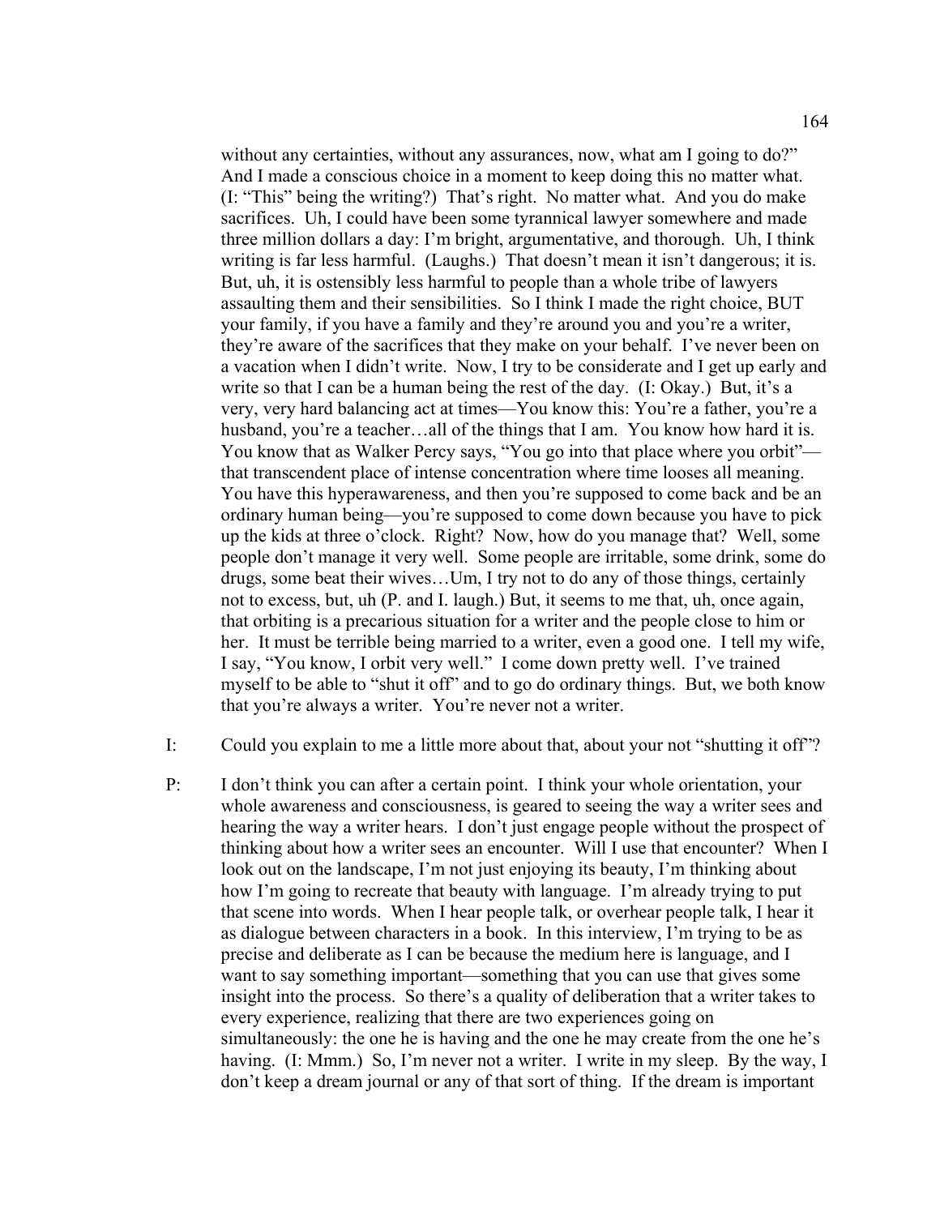without any certainties, without any assurances, now, what am I going to do?" And I made a conscious choice in a moment to keep doing this no matter what. (I: "This" being the writing?) That's right. No matter what. And you do make sacrifices. Uh, I could have been some tyrannical lawyer somewhere and made three million dollars a day: I'm bright, argumentative, and thorough. Uh, I think writing is far less harmful. (Laughs.) That doesn't mean it isn't dangerous; it is. But, uh, it is ostensibly less harmful to people than a whole tribe of lawyers assaulting them and their sensibilities. So I think I made the right choice, BUT your family, if you have a family and they're around you and you're a writer, they're aware of the sacrifices that they make on your behalf. I've never been on a vacation when I didn't write. Now, I try to be considerate and I get up early and write so that I can be a human being the rest of the day. (I: Okay.) But, it's a very, very hard balancing act at times—You know this: You're a father, you're a husband, you're a teacher…all of the things that I am. You know how hard it is. You know that as Walker Percy says, "You go into that place where you orbit"—that transcendent place of intense concentration where time looses all meaning. You have this hyperawareness, and then you're supposed to come back and be an ordinary human being—you're supposed to come down because you have to pick up the kids at three o'clock. Right? Now, how do you manage that? Well, some people don't manage it very well. Some people are irritable, some drink, some do drugs, some beat their wives…Um, I try not to do any of those things, certainly not to excess, but, uh (P. and I. laugh.) But, it seems to me that, uh, once again, that orbiting is a precarious situation for a writer and the people close to him or her. It must be terrible being married to a writer, even a good one. I tell my wife, I say, "You know, I orbit very well." I come down pretty well. I've trained myself to be able to "shut it off" and to go do ordinary things. But, we both know that you're always a writer. You're never not a writer.

I: Could you explain to me a little more about that, about your not "shutting it off"?

P: I don't think you can after a certain point. I think your whole orientation, your whole awareness and consciousness, is geared to seeing the way a writer sees and hearing the way a writer hears. I don't just engage people without the prospect of thinking about how a writer sees an encounter. Will I use that encounter? When I look out on the landscape, I'm not just enjoying its beauty, I'm thinking about how I'm going to recreate that beauty with language. I'm already trying to put that scene into words. When I hear people talk, or overhear people talk, I hear it as dialogue between characters in a book. In this interview, I'm trying to be as precise and deliberate as I can be because the medium here is language, and I want to say something important—something that you can use that gives some insight into the process. So there's a quality of deliberation that a writer takes to every experience, realizing that there are two experiences going on simultaneously: the one he is having and the one he may create from the one he's having. (I: Mmm.) So, I'm never not a writer. I write in my sleep. By the way, I don't keep a dream journal or any of that sort of thing. If the dream is important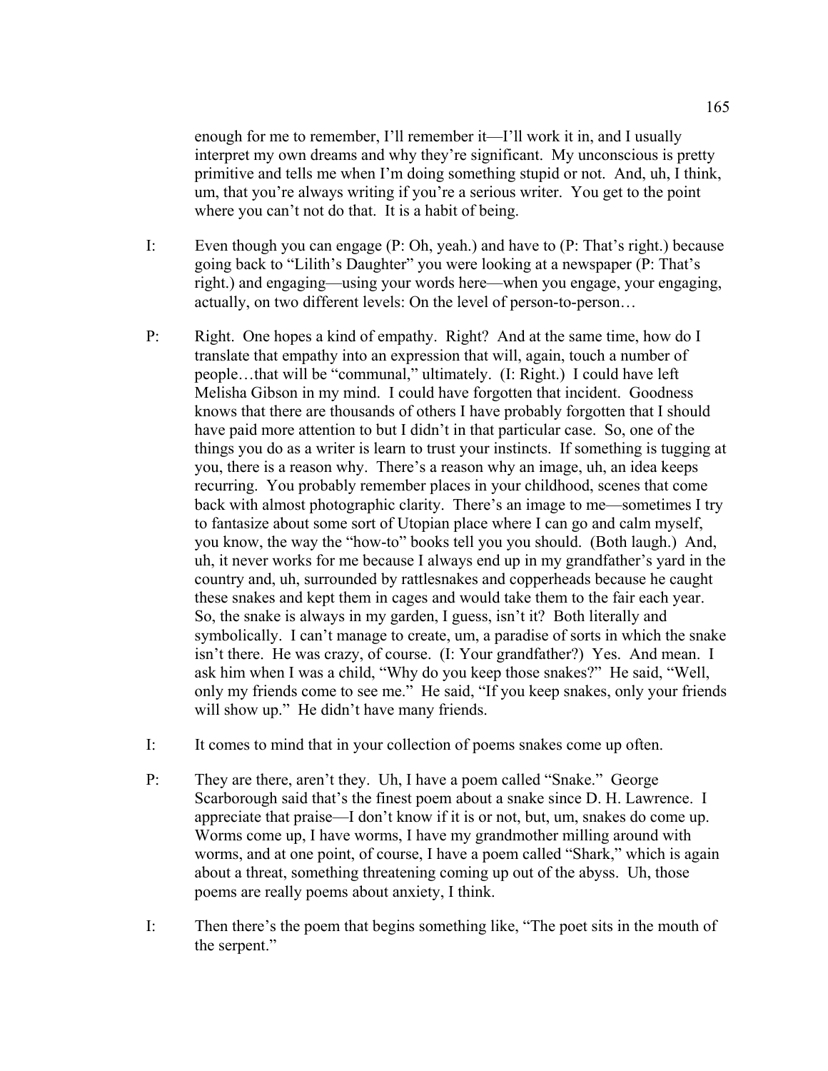enough for me to remember, I'll remember it—I'll work it in, and I usually interpret my own dreams and why they're significant. My unconscious is pretty primitive and tells me when I'm doing something stupid or not. And, uh, I think, um, that you're always writing if you're a serious writer. You get to the point where you can't not do that. It is a habit of being.

I: Even though you can engage (P: Oh, yeah.) and have to (P: That's right.) because going back to "Lilith's Daughter" you were looking at a newspaper (P: That's right.) and engaging—using your words here—when you engage, your engaging, actually, on two different levels: On the level of person-to-person…

P: Right. One hopes a kind of empathy. Right? And at the same time, how do I translate that empathy into an expression that will, again, touch a number of people…that will be "communal," ultimately. (I: Right.) I could have left Melisha Gibson in my mind. I could have forgotten that incident. Goodness knows that there are thousands of others I have probably forgotten that I should have paid more attention to but I didn't in that particular case. So, one of the things you do as a writer is learn to trust your instincts. If something is tugging at you, there is a reason why. There's a reason why an image, uh, an idea keeps recurring. You probably remember places in your childhood, scenes that come back with almost photographic clarity. There's an image to me—sometimes I try to fantasize about some sort of Utopian place where I can go and calm myself, you know, the way the "how-to" books tell you you should. (Both laugh.) And, uh, it never works for me because I always end up in my grandfather's yard in the country and, uh, surrounded by rattlesnakes and copperheads because he caught these snakes and kept them in cages and would take them to the fair each year. So, the snake is always in my garden, I guess, isn't it? Both literally and symbolically. I can't manage to create, um, a paradise of sorts in which the snake isn't there. He was crazy, of course. (I: Your grandfather?) Yes. And mean. I ask him when I was a child, "Why do you keep those snakes?" He said, "Well, only my friends come to see me." He said, "If you keep snakes, only your friends will show up." He didn't have many friends.

I: It comes to mind that in your collection of poems snakes come up often.

P: They are there, aren't they. Uh, I have a poem called "Snake." George Scarborough said that's the finest poem about a snake since D. H. Lawrence. I appreciate that praise—I don't know if it is or not, but, um, snakes do come up. Worms come up, I have worms, I have my grandmother milling around with worms, and at one point, of course, I have a poem called "Shark," which is again about a threat, something threatening coming up out of the abyss. Uh, those poems are really poems about anxiety, I think.

I: Then there's the poem that begins something like, "The poet sits in the mouth of the serpent."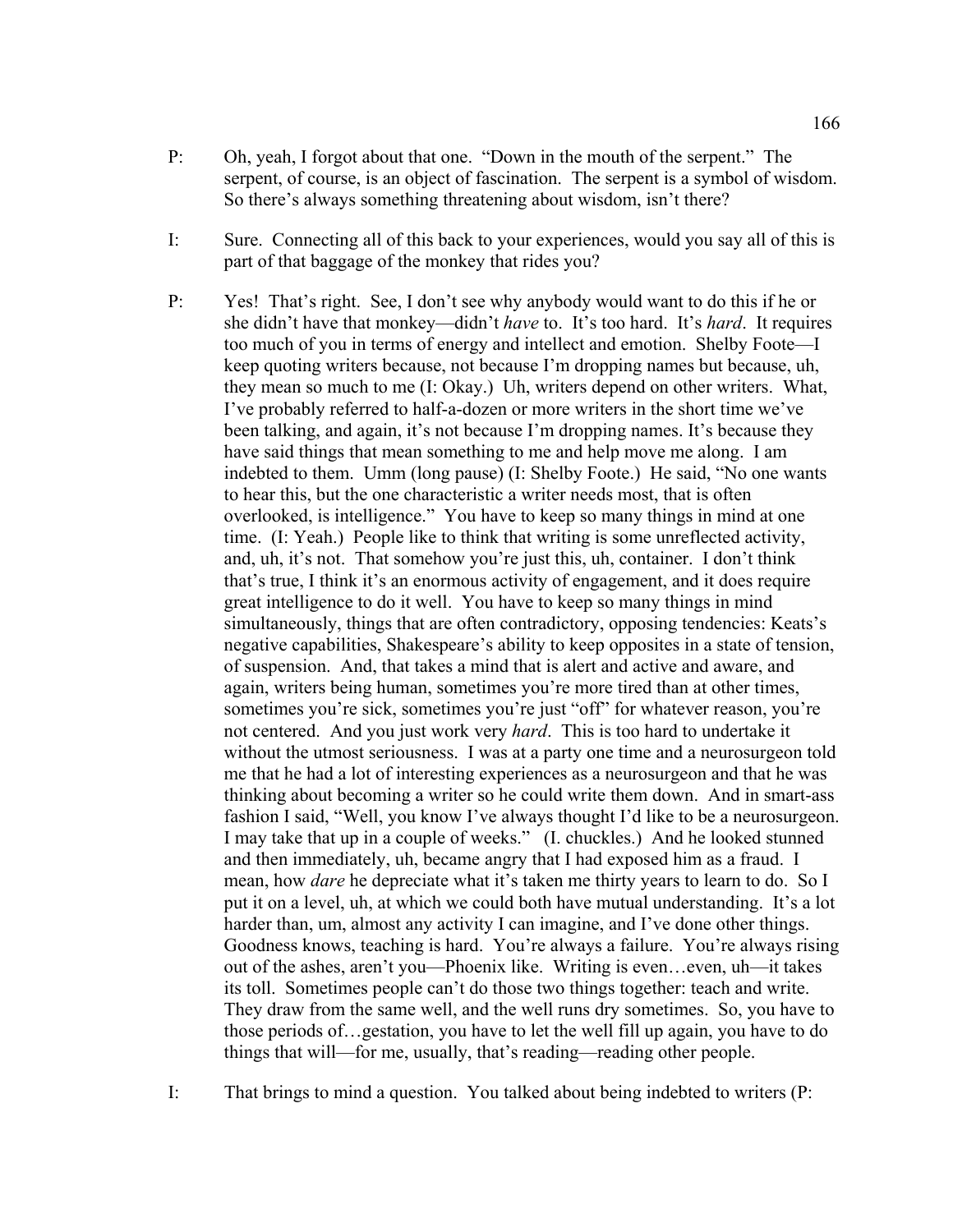P: Oh, yeah, I forgot about that one. "Down in the mouth of the serpent." The serpent, of course, is an object of fascination. The serpent is a symbol of wisdom. So there's always something threatening about wisdom, isn't there?

I: Sure. Connecting all of this back to your experiences, would you say all of this is part of that baggage of the monkey that rides you?

P: Yes! That's right. See, I don't see why anybody would want to do this if he or she didn't have that monkey—didn't *have* to. It's too hard. It's *hard*. It requires too much of you in terms of energy and intellect and emotion. Shelby Foote—I keep quoting writers because, not because I'm dropping names but because, uh, they mean so much to me (I: Okay.) Uh, writers depend on other writers. What, I've probably referred to half-a-dozen or more writers in the short time we've been talking, and again, it's not because I'm dropping names. It's because they have said things that mean something to me and help move me along. I am indebted to them. Umm (long pause) (I: Shelby Foote.) He said, "No one wants to hear this, but the one characteristic a writer needs most, that is often overlooked, is intelligence." You have to keep so many things in mind at one time. (I: Yeah.) People like to think that writing is some unreflected activity, and, uh, it's not. That somehow you're just this, uh, container. I don't think that's true, I think it's an enormous activity of engagement, and it does require great intelligence to do it well. You have to keep so many things in mind simultaneously, things that are often contradictory, opposing tendencies: Keats's negative capabilities, Shakespeare's ability to keep opposites in a state of tension, of suspension. And, that takes a mind that is alert and active and aware, and again, writers being human, sometimes you're more tired than at other times, sometimes you're sick, sometimes you're just "off" for whatever reason, you're not centered. And you just work very *hard*. This is too hard to undertake it without the utmost seriousness. I was at a party one time and a neurosurgeon told me that he had a lot of interesting experiences as a neurosurgeon and that he was thinking about becoming a writer so he could write them down. And in smart-ass fashion I said, "Well, you know I've always thought I'd like to be a neurosurgeon. I may take that up in a couple of weeks." (I. chuckles.) And he looked stunned and then immediately, uh, became angry that I had exposed him as a fraud. I mean, how *dare* he depreciate what it's taken me thirty years to learn to do. So I put it on a level, uh, at which we could both have mutual understanding. It's a lot harder than, um, almost any activity I can imagine, and I've done other things. Goodness knows, teaching is hard. You're always a failure. You're always rising out of the ashes, aren't you—Phoenix like. Writing is even…even, uh—it takes its toll. Sometimes people can't do those two things together: teach and write. They draw from the same well, and the well runs dry sometimes. So, you have to those periods of…gestation, you have to let the well fill up again, you have to do things that will—for me, usually, that's reading—reading other people.

I: That brings to mind a question. You talked about being indebted to writers (P: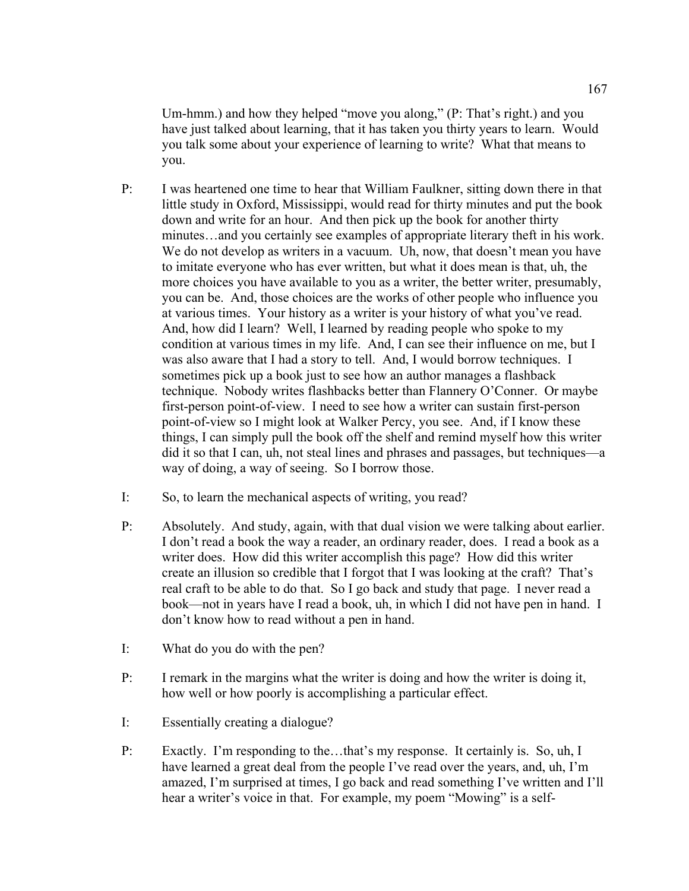Um-hmm.) and how they helped "move you along," (P: That's right.) and you have just talked about learning, that it has taken you thirty years to learn. Would you talk some about your experience of learning to write? What that means to you.

P: I was heartened one time to hear that William Faulkner, sitting down there in that little study in Oxford, Mississippi, would read for thirty minutes and put the book down and write for an hour. And then pick up the book for another thirty minutes…and you certainly see examples of appropriate literary theft in his work. We do not develop as writers in a vacuum. Uh, now, that doesn't mean you have to imitate everyone who has ever written, but what it does mean is that, uh, the more choices you have available to you as a writer, the better writer, presumably, you can be. And, those choices are the works of other people who influence you at various times. Your history as a writer is your history of what you've read. And, how did I learn? Well, I learned by reading people who spoke to my condition at various times in my life. And, I can see their influence on me, but I was also aware that I had a story to tell. And, I would borrow techniques. I sometimes pick up a book just to see how an author manages a flashback technique. Nobody writes flashbacks better than Flannery O'Conner. Or maybe first-person point-of-view. I need to see how a writer can sustain first-person point-of-view so I might look at Walker Percy, you see. And, if I know these things, I can simply pull the book off the shelf and remind myself how this writer did it so that I can, uh, not steal lines and phrases and passages, but techniques—a way of doing, a way of seeing. So I borrow those.

I: So, to learn the mechanical aspects of writing, you read?

P: Absolutely. And study, again, with that dual vision we were talking about earlier. I don't read a book the way a reader, an ordinary reader, does. I read a book as a writer does. How did this writer accomplish this page? How did this writer create an illusion so credible that I forgot that I was looking at the craft? That's real craft to be able to do that. So I go back and study that page. I never read a book—not in years have I read a book, uh, in which I did not have pen in hand. I don't know how to read without a pen in hand.

I: What do you do with the pen?

P: I remark in the margins what the writer is doing and how the writer is doing it, how well or how poorly is accomplishing a particular effect.

I: Essentially creating a dialogue?

P: Exactly. I'm responding to the…that's my response. It certainly is. So, uh, I have learned a great deal from the people I've read over the years, and, uh, I'm amazed, I'm surprised at times, I go back and read something I've written and I'll hear a writer's voice in that. For example, my poem "Mowing" is a self-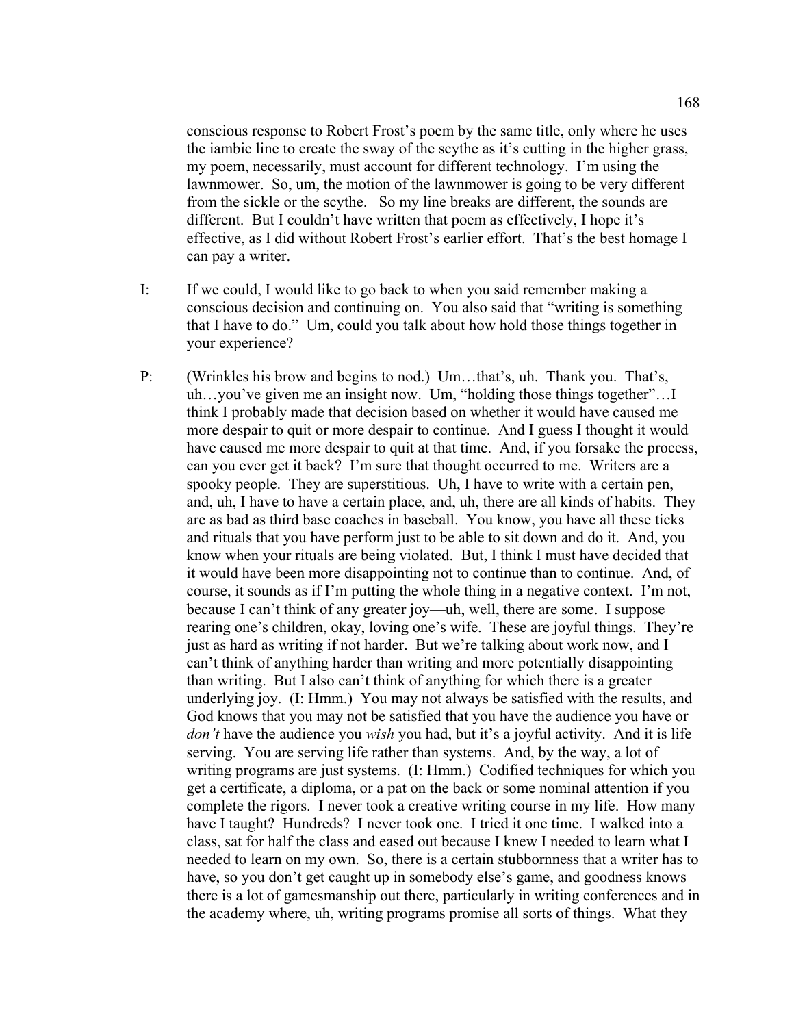conscious response to Robert Frost's poem by the same title, only where he uses the iambic line to create the sway of the scythe as it's cutting in the higher grass, my poem, necessarily, must account for different technology. I'm using the lawnmower. So, um, the motion of the lawnmower is going to be very different from the sickle or the scythe. So my line breaks are different, the sounds are different. But I couldn't have written that poem as effectively, I hope it's effective, as I did without Robert Frost's earlier effort. That's the best homage I can pay a writer.

I: If we could, I would like to go back to when you said remember making a conscious decision and continuing on. You also said that "writing is something that I have to do." Um, could you talk about how hold those things together in your experience?

P: (Wrinkles his brow and begins to nod.) Um…that's, uh. Thank you. That's, uh…you've given me an insight now. Um, "holding those things together"…I think I probably made that decision based on whether it would have caused me more despair to quit or more despair to continue. And I guess I thought it would have caused me more despair to quit at that time. And, if you forsake the process, can you ever get it back? I'm sure that thought occurred to me. Writers are a spooky people. They are superstitious. Uh, I have to write with a certain pen, and, uh, I have to have a certain place, and, uh, there are all kinds of habits. They are as bad as third base coaches in baseball. You know, you have all these ticks and rituals that you have perform just to be able to sit down and do it. And, you know when your rituals are being violated. But, I think I must have decided that it would have been more disappointing not to continue than to continue. And, of course, it sounds as if I'm putting the whole thing in a negative context. I'm not, because I can't think of any greater joy—uh, well, there are some. I suppose rearing one's children, okay, loving one's wife. These are joyful things. They're just as hard as writing if not harder. But we're talking about work now, and I can't think of anything harder than writing and more potentially disappointing than writing. But I also can't think of anything for which there is a greater underlying joy. (I: Hmm.) You may not always be satisfied with the results, and God knows that you may not be satisfied that you have the audience you have or *don't* have the audience you *wish* you had, but it's a joyful activity. And it is life serving. You are serving life rather than systems. And, by the way, a lot of writing programs are just systems. (I: Hmm.) Codified techniques for which you get a certificate, a diploma, or a pat on the back or some nominal attention if you complete the rigors. I never took a creative writing course in my life. How many have I taught? Hundreds? I never took one. I tried it one time. I walked into a class, sat for half the class and eased out because I knew I needed to learn what I needed to learn on my own. So, there is a certain stubbornness that a writer has to have, so you don't get caught up in somebody else's game, and goodness knows there is a lot of gamesmanship out there, particularly in writing conferences and in the academy where, uh, writing programs promise all sorts of things. What they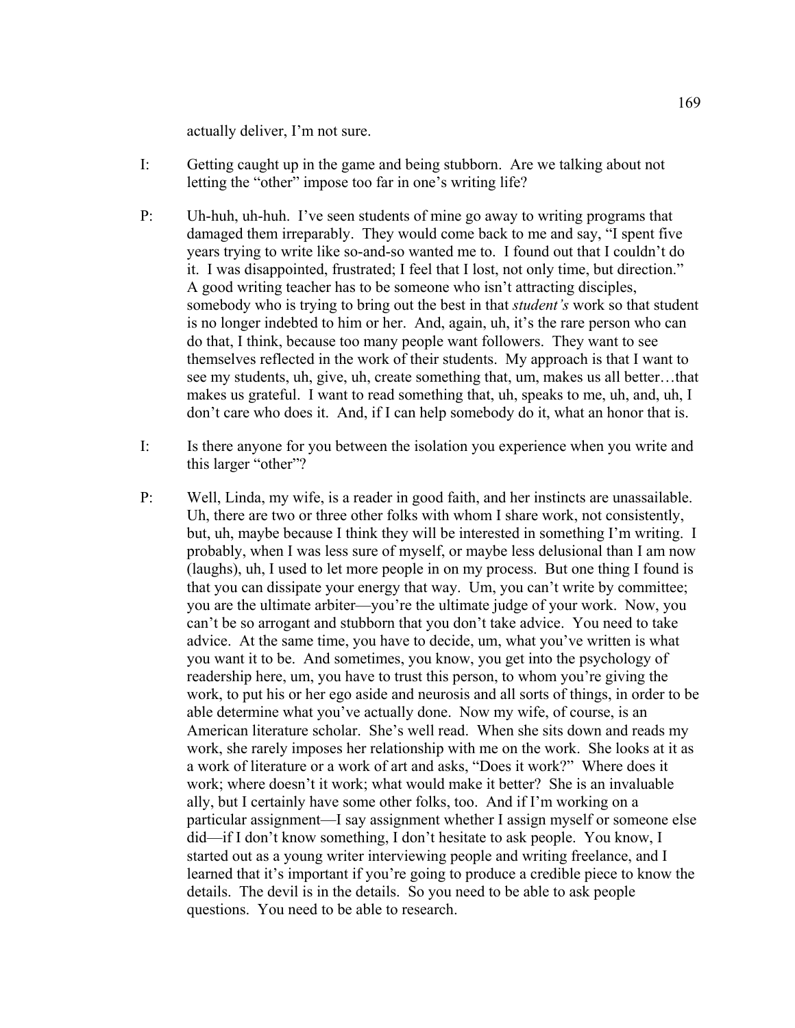actually deliver, I'm not sure.

I: Getting caught up in the game and being stubborn. Are we talking about not letting the "other" impose too far in one's writing life?

P: Uh-huh, uh-huh. I've seen students of mine go away to writing programs that damaged them irreparably. They would come back to me and say, "I spent five years trying to write like so-and-so wanted me to. I found out that I couldn't do it. I was disappointed, frustrated; I feel that I lost, not only time, but direction." A good writing teacher has to be someone who isn't attracting disciples, somebody who is trying to bring out the best in that *student's* work so that student is no longer indebted to him or her. And, again, uh, it's the rare person who can do that, I think, because too many people want followers. They want to see themselves reflected in the work of their students. My approach is that I want to see my students, uh, give, uh, create something that, um, makes us all better…that makes us grateful. I want to read something that, uh, speaks to me, uh, and, uh, I don't care who does it. And, if I can help somebody do it, what an honor that is.

I: Is there anyone for you between the isolation you experience when you write and this larger "other"?

P: Well, Linda, my wife, is a reader in good faith, and her instincts are unassailable. Uh, there are two or three other folks with whom I share work, not consistently, but, uh, maybe because I think they will be interested in something I'm writing. I probably, when I was less sure of myself, or maybe less delusional than I am now (laughs), uh, I used to let more people in on my process. But one thing I found is that you can dissipate your energy that way. Um, you can't write by committee; you are the ultimate arbiter—you're the ultimate judge of your work. Now, you can't be so arrogant and stubborn that you don't take advice. You need to take advice. At the same time, you have to decide, um, what you've written is what you want it to be. And sometimes, you know, you get into the psychology of readership here, um, you have to trust this person, to whom you're giving the work, to put his or her ego aside and neurosis and all sorts of things, in order to be able determine what you've actually done. Now my wife, of course, is an American literature scholar. She's well read. When she sits down and reads my work, she rarely imposes her relationship with me on the work. She looks at it as a work of literature or a work of art and asks, "Does it work?" Where does it work; where doesn't it work; what would make it better? She is an invaluable ally, but I certainly have some other folks, too. And if I'm working on a particular assignment—I say assignment whether I assign myself or someone else did—if I don't know something, I don't hesitate to ask people. You know, I started out as a young writer interviewing people and writing freelance, and I learned that it's important if you're going to produce a credible piece to know the details. The devil is in the details. So you need to be able to ask people questions. You need to be able to research.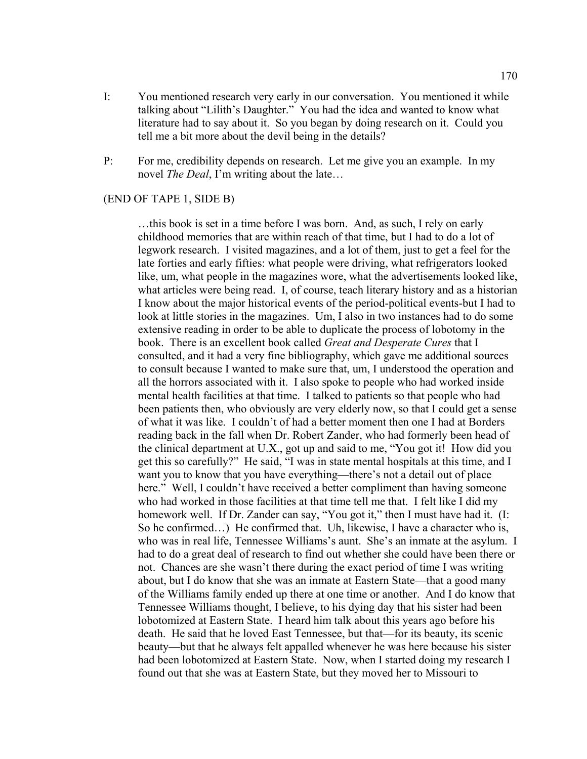I: You mentioned research very early in our conversation. You mentioned it while talking about "Lilith's Daughter." You had the idea and wanted to know what literature had to say about it. So you began by doing research on it. Could you tell me a bit more about the devil being in the details?

P: For me, credibility depends on research. Let me give you an example. In my novel *The Deal*, I'm writing about the late…

(END OF TAPE 1, SIDE B)

> …this book is set in a time before I was born. And, as such, I rely on early childhood memories that are within reach of that time, but I had to do a lot of legwork research. I visited magazines, and a lot of them, just to get a feel for the late forties and early fifties: what people were driving, what refrigerators looked like, um, what people in the magazines wore, what the advertisements looked like, what articles were being read. I, of course, teach literary history and as a historian I know about the major historical events of the period-political events-but I had to look at little stories in the magazines. Um, I also in two instances had to do some extensive reading in order to be able to duplicate the process of lobotomy in the book. There is an excellent book called *Great and Desperate Cures* that I consulted, and it had a very fine bibliography, which gave me additional sources to consult because I wanted to make sure that, um, I understood the operation and all the horrors associated with it. I also spoke to people who had worked inside mental health facilities at that time. I talked to patients so that people who had been patients then, who obviously are very elderly now, so that I could get a sense of what it was like. I couldn't of had a better moment then one I had at Borders reading back in the fall when Dr. Robert Zander, who had formerly been head of the clinical department at U.X., got up and said to me, "You got it! How did you get this so carefully?" He said, "I was in state mental hospitals at this time, and I want you to know that you have everything—there's not a detail out of place here." Well, I couldn't have received a better compliment than having someone who had worked in those facilities at that time tell me that. I felt like I did my homework well. If Dr. Zander can say, "You got it," then I must have had it. (I: So he confirmed…) He confirmed that. Uh, likewise, I have a character who is, who was in real life, Tennessee Williams's aunt. She's an inmate at the asylum. I had to do a great deal of research to find out whether she could have been there or not. Chances are she wasn't there during the exact period of time I was writing about, but I do know that she was an inmate at Eastern State—that a good many of the Williams family ended up there at one time or another. And I do know that Tennessee Williams thought, I believe, to his dying day that his sister had been lobotomized at Eastern State. I heard him talk about this years ago before his death. He said that he loved East Tennessee, but that—for its beauty, its scenic beauty—but that he always felt appalled whenever he was here because his sister had been lobotomized at Eastern State. Now, when I started doing my research I found out that she was at Eastern State, but they moved her to Missouri to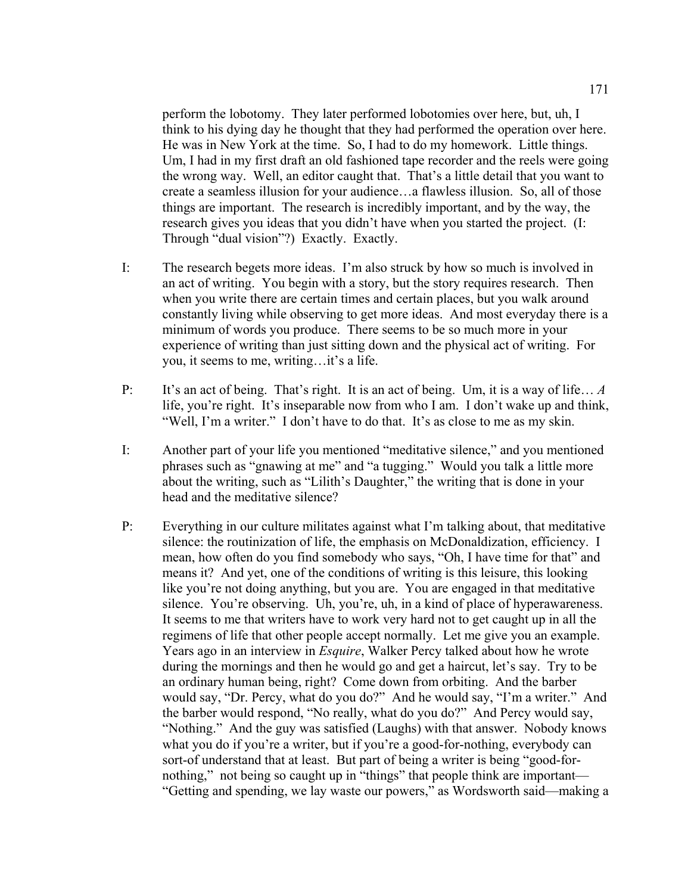perform the lobotomy. They later performed lobotomies over here, but, uh, I think to his dying day he thought that they had performed the operation over here. He was in New York at the time. So, I had to do my homework. Little things. Um, I had in my first draft an old fashioned tape recorder and the reels were going the wrong way. Well, an editor caught that. That's a little detail that you want to create a seamless illusion for your audience…a flawless illusion. So, all of those things are important. The research is incredibly important, and by the way, the research gives you ideas that you didn't have when you started the project. (I: Through "dual vision"?) Exactly. Exactly.

I: The research begets more ideas. I'm also struck by how so much is involved in an act of writing. You begin with a story, but the story requires research. Then when you write there are certain times and certain places, but you walk around constantly living while observing to get more ideas. And most everyday there is a minimum of words you produce. There seems to be so much more in your experience of writing than just sitting down and the physical act of writing. For you, it seems to me, writing…it's a life.

P: It's an act of being. That's right. It is an act of being. Um, it is a way of life… *A* life, you're right. It's inseparable now from who I am. I don't wake up and think, "Well, I'm a writer." I don't have to do that. It's as close to me as my skin.

I: Another part of your life you mentioned "meditative silence," and you mentioned phrases such as "gnawing at me" and "a tugging." Would you talk a little more about the writing, such as "Lilith's Daughter," the writing that is done in your head and the meditative silence?

P: Everything in our culture militates against what I'm talking about, that meditative silence: the routinization of life, the emphasis on McDonaldization, efficiency. I mean, how often do you find somebody who says, "Oh, I have time for that" and means it? And yet, one of the conditions of writing is this leisure, this looking like you're not doing anything, but you are. You are engaged in that meditative silence. You're observing. Uh, you're, uh, in a kind of place of hyperawareness. It seems to me that writers have to work very hard not to get caught up in all the regimens of life that other people accept normally. Let me give you an example. Years ago in an interview in *Esquire*, Walker Percy talked about how he wrote during the mornings and then he would go and get a haircut, let's say. Try to be an ordinary human being, right? Come down from orbiting. And the barber would say, "Dr. Percy, what do you do?" And he would say, "I'm a writer." And the barber would respond, "No really, what do you do?" And Percy would say, "Nothing." And the guy was satisfied (Laughs) with that answer. Nobody knows what you do if you're a writer, but if you're a good-for-nothing, everybody can sort-of understand that at least. But part of being a writer is being "good-for-nothing," not being so caught up in "things" that people think are important—"Getting and spending, we lay waste our powers," as Wordsworth said—making a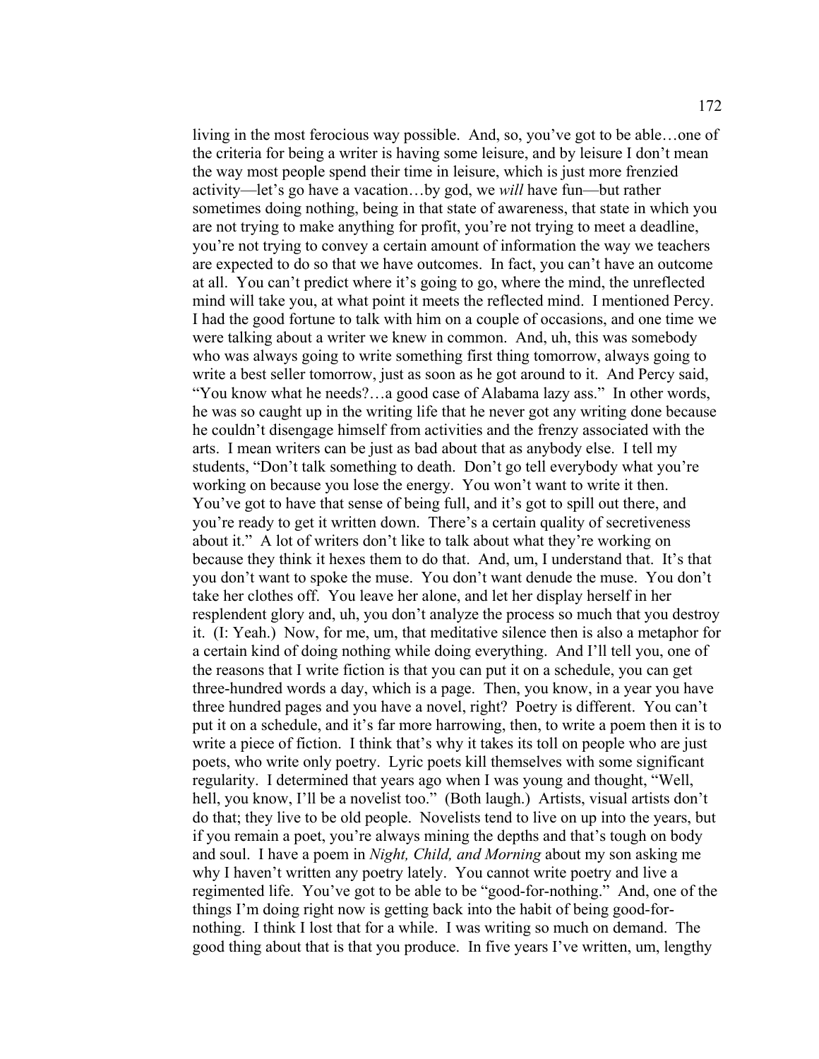living in the most ferocious way possible. And, so, you've got to be able…one of the criteria for being a writer is having some leisure, and by leisure I don't mean the way most people spend their time in leisure, which is just more frenzied activity—let's go have a vacation…by god, we *will* have fun—but rather sometimes doing nothing, being in that state of awareness, that state in which you are not trying to make anything for profit, you're not trying to meet a deadline, you're not trying to convey a certain amount of information the way we teachers are expected to do so that we have outcomes. In fact, you can't have an outcome at all. You can't predict where it's going to go, where the mind, the unreflected mind will take you, at what point it meets the reflected mind. I mentioned Percy. I had the good fortune to talk with him on a couple of occasions, and one time we were talking about a writer we knew in common. And, uh, this was somebody who was always going to write something first thing tomorrow, always going to write a best seller tomorrow, just as soon as he got around to it. And Percy said, "You know what he needs?…a good case of Alabama lazy ass." In other words, he was so caught up in the writing life that he never got any writing done because he couldn't disengage himself from activities and the frenzy associated with the arts. I mean writers can be just as bad about that as anybody else. I tell my students, "Don't talk something to death. Don't go tell everybody what you're working on because you lose the energy. You won't want to write it then. You've got to have that sense of being full, and it's got to spill out there, and you're ready to get it written down. There's a certain quality of secretiveness about it." A lot of writers don't like to talk about what they're working on because they think it hexes them to do that. And, um, I understand that. It's that you don't want to spoke the muse. You don't want denude the muse. You don't take her clothes off. You leave her alone, and let her display herself in her resplendent glory and, uh, you don't analyze the process so much that you destroy it. (I: Yeah.) Now, for me, um, that meditative silence then is also a metaphor for a certain kind of doing nothing while doing everything. And I'll tell you, one of the reasons that I write fiction is that you can put it on a schedule, you can get three-hundred words a day, which is a page. Then, you know, in a year you have three hundred pages and you have a novel, right? Poetry is different. You can't put it on a schedule, and it's far more harrowing, then, to write a poem then it is to write a piece of fiction. I think that's why it takes its toll on people who are just poets, who write only poetry. Lyric poets kill themselves with some significant regularity. I determined that years ago when I was young and thought, "Well, hell, you know, I'll be a novelist too." (Both laugh.) Artists, visual artists don't do that; they live to be old people. Novelists tend to live on up into the years, but if you remain a poet, you're always mining the depths and that's tough on body and soul. I have a poem in *Night, Child, and Morning* about my son asking me why I haven't written any poetry lately. You cannot write poetry and live a regimented life. You've got to be able to be "good-for-nothing." And, one of the things I'm doing right now is getting back into the habit of being good-for-nothing. I think I lost that for a while. I was writing so much on demand. The good thing about that is that you produce. In five years I've written, um, lengthy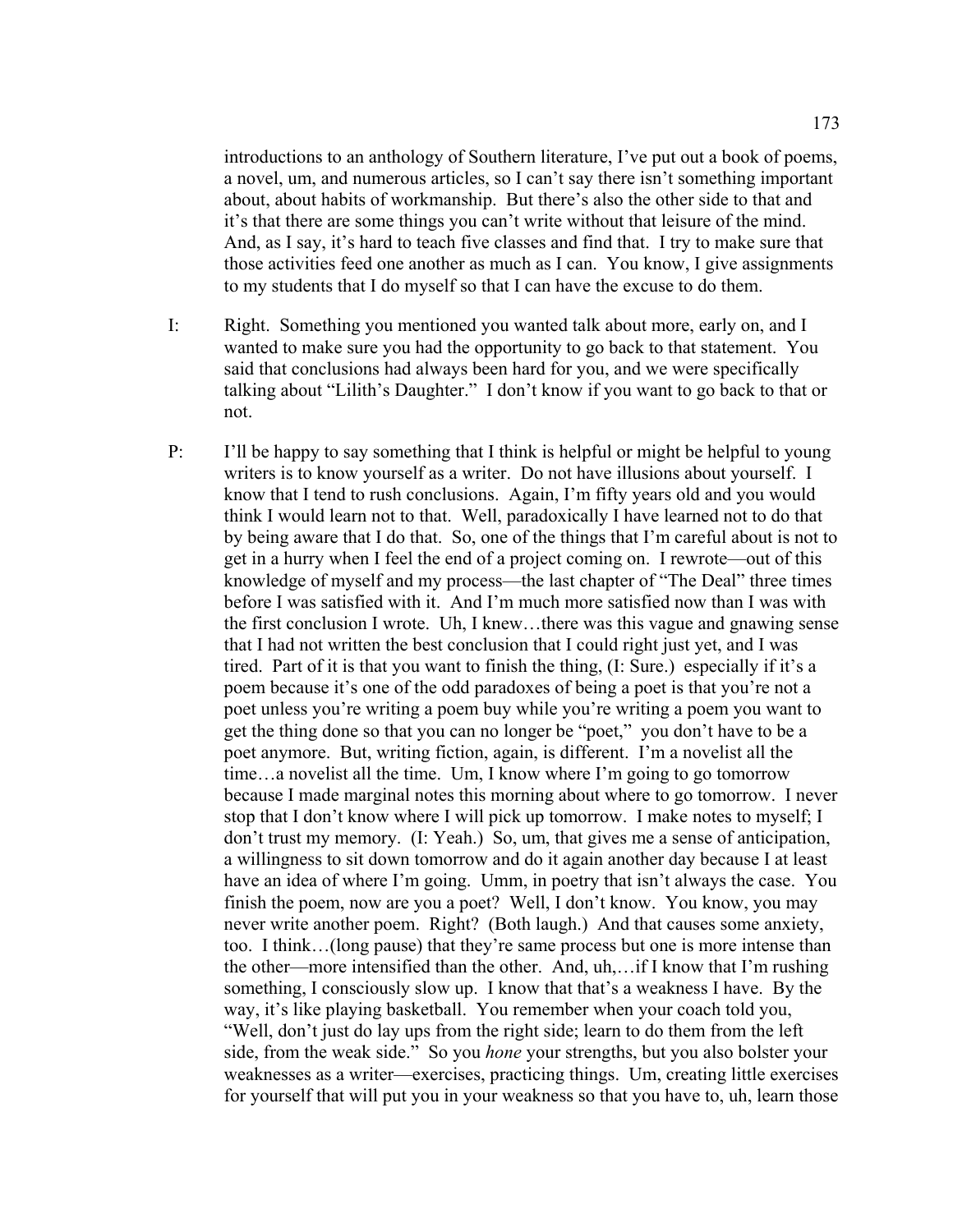introductions to an anthology of Southern literature, I've put out a book of poems, a novel, um, and numerous articles, so I can't say there isn't something important about, about habits of workmanship. But there's also the other side to that and it's that there are some things you can't write without that leisure of the mind. And, as I say, it's hard to teach five classes and find that. I try to make sure that those activities feed one another as much as I can. You know, I give assignments to my students that I do myself so that I can have the excuse to do them.

I: Right. Something you mentioned you wanted talk about more, early on, and I wanted to make sure you had the opportunity to go back to that statement. You said that conclusions had always been hard for you, and we were specifically talking about "Lilith's Daughter." I don't know if you want to go back to that or not.

P: I'll be happy to say something that I think is helpful or might be helpful to young writers is to know yourself as a writer. Do not have illusions about yourself. I know that I tend to rush conclusions. Again, I'm fifty years old and you would think I would learn not to that. Well, paradoxically I have learned not to do that by being aware that I do that. So, one of the things that I'm careful about is not to get in a hurry when I feel the end of a project coming on. I rewrote—out of this knowledge of myself and my process—the last chapter of "The Deal" three times before I was satisfied with it. And I'm much more satisfied now than I was with the first conclusion I wrote. Uh, I knew…there was this vague and gnawing sense that I had not written the best conclusion that I could right just yet, and I was tired. Part of it is that you want to finish the thing, (I: Sure.) especially if it's a poem because it's one of the odd paradoxes of being a poet is that you're not a poet unless you're writing a poem buy while you're writing a poem you want to get the thing done so that you can no longer be "poet," you don't have to be a poet anymore. But, writing fiction, again, is different. I'm a novelist all the time…a novelist all the time. Um, I know where I'm going to go tomorrow because I made marginal notes this morning about where to go tomorrow. I never stop that I don't know where I will pick up tomorrow. I make notes to myself; I don't trust my memory. (I: Yeah.) So, um, that gives me a sense of anticipation, a willingness to sit down tomorrow and do it again another day because I at least have an idea of where I'm going. Umm, in poetry that isn't always the case. You finish the poem, now are you a poet? Well, I don't know. You know, you may never write another poem. Right? (Both laugh.) And that causes some anxiety, too. I think…(long pause) that they're same process but one is more intense than the other—more intensified than the other. And, uh,…if I know that I'm rushing something, I consciously slow up. I know that that's a weakness I have. By the way, it's like playing basketball. You remember when your coach told you, "Well, don't just do lay ups from the right side; learn to do them from the left side, from the weak side." So you *hone* your strengths, but you also bolster your weaknesses as a writer—exercises, practicing things. Um, creating little exercises for yourself that will put you in your weakness so that you have to, uh, learn those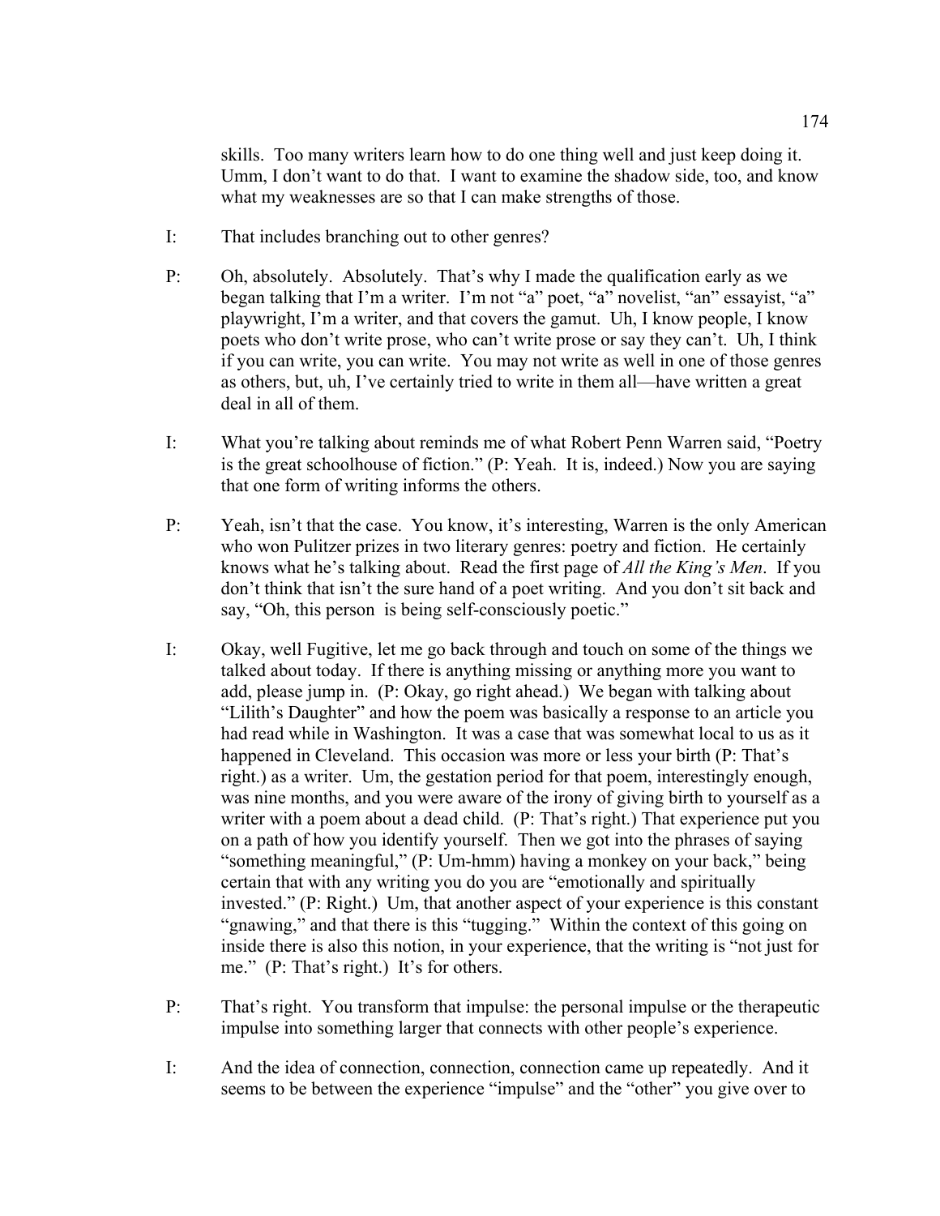skills. Too many writers learn how to do one thing well and just keep doing it. Umm, I don't want to do that. I want to examine the shadow side, too, and know what my weaknesses are so that I can make strengths of those.

I: That includes branching out to other genres?

P: Oh, absolutely. Absolutely. That's why I made the qualification early as we began talking that I'm a writer. I'm not "a" poet, "a" novelist, "an" essayist, "a" playwright, I'm a writer, and that covers the gamut. Uh, I know people, I know poets who don't write prose, who can't write prose or say they can't. Uh, I think if you can write, you can write. You may not write as well in one of those genres as others, but, uh, I've certainly tried to write in them all—have written a great deal in all of them.

I: What you're talking about reminds me of what Robert Penn Warren said, "Poetry is the great schoolhouse of fiction." (P: Yeah. It is, indeed.) Now you are saying that one form of writing informs the others.

P: Yeah, isn't that the case. You know, it's interesting, Warren is the only American who won Pulitzer prizes in two literary genres: poetry and fiction. He certainly knows what he's talking about. Read the first page of *All the King's Men*. If you don't think that isn't the sure hand of a poet writing. And you don't sit back and say, "Oh, this person is being self-consciously poetic."

I: Okay, well Fugitive, let me go back through and touch on some of the things we talked about today. If there is anything missing or anything more you want to add, please jump in. (P: Okay, go right ahead.) We began with talking about "Lilith's Daughter" and how the poem was basically a response to an article you had read while in Washington. It was a case that was somewhat local to us as it happened in Cleveland. This occasion was more or less your birth (P: That's right.) as a writer. Um, the gestation period for that poem, interestingly enough, was nine months, and you were aware of the irony of giving birth to yourself as a writer with a poem about a dead child. (P: That's right.) That experience put you on a path of how you identify yourself. Then we got into the phrases of saying "something meaningful," (P: Um-hmm) having a monkey on your back," being certain that with any writing you do you are "emotionally and spiritually invested." (P: Right.) Um, that another aspect of your experience is this constant "gnawing," and that there is this "tugging." Within the context of this going on inside there is also this notion, in your experience, that the writing is "not just for me." (P: That's right.) It's for others.

P: That's right. You transform that impulse: the personal impulse or the therapeutic impulse into something larger that connects with other people's experience.

I: And the idea of connection, connection, connection came up repeatedly. And it seems to be between the experience "impulse" and the "other" you give over to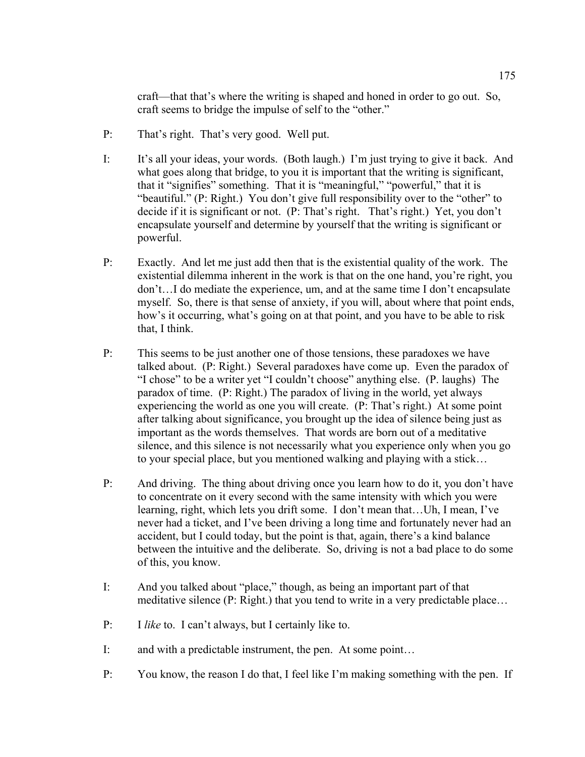craft—that that's where the writing is shaped and honed in order to go out. So, craft seems to bridge the impulse of self to the "other."

P: That's right. That's very good. Well put.

I: It's all your ideas, your words. (Both laugh.) I'm just trying to give it back. And what goes along that bridge, to you it is important that the writing is significant, that it "signifies" something. That it is "meaningful," "powerful," that it is "beautiful." (P: Right.) You don't give full responsibility over to the "other" to decide if it is significant or not. (P: That's right. That's right.) Yet, you don't encapsulate yourself and determine by yourself that the writing is significant or powerful.

P: Exactly. And let me just add then that is the existential quality of the work. The existential dilemma inherent in the work is that on the one hand, you're right, you don't…I do mediate the experience, um, and at the same time I don't encapsulate myself. So, there is that sense of anxiety, if you will, about where that point ends, how's it occurring, what's going on at that point, and you have to be able to risk that, I think.

P: This seems to be just another one of those tensions, these paradoxes we have talked about. (P: Right.) Several paradoxes have come up. Even the paradox of "I chose" to be a writer yet "I couldn't choose" anything else. (P. laughs) The paradox of time. (P: Right.) The paradox of living in the world, yet always experiencing the world as one you will create. (P: That's right.) At some point after talking about significance, you brought up the idea of silence being just as important as the words themselves. That words are born out of a meditative silence, and this silence is not necessarily what you experience only when you go to your special place, but you mentioned walking and playing with a stick…

P: And driving. The thing about driving once you learn how to do it, you don't have to concentrate on it every second with the same intensity with which you were learning, right, which lets you drift some. I don't mean that…Uh, I mean, I've never had a ticket, and I've been driving a long time and fortunately never had an accident, but I could today, but the point is that, again, there's a kind balance between the intuitive and the deliberate. So, driving is not a bad place to do some of this, you know.

I: And you talked about "place," though, as being an important part of that meditative silence (P: Right.) that you tend to write in a very predictable place…

P: I *like* to. I can't always, but I certainly like to.

I: and with a predictable instrument, the pen. At some point…

P: You know, the reason I do that, I feel like I'm making something with the pen. If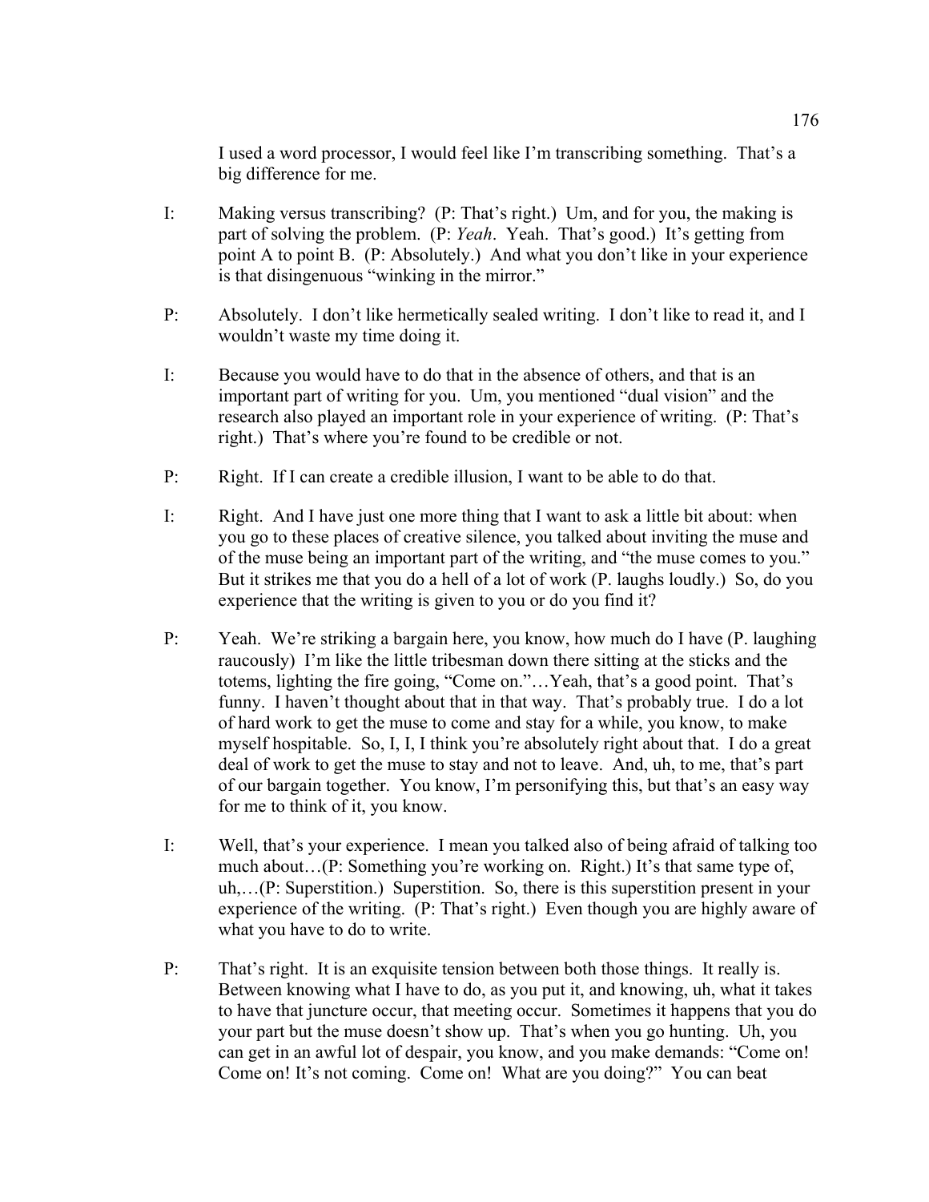I used a word processor, I would feel like I'm transcribing something. That's a big difference for me.

I: Making versus transcribing? (P: That's right.) Um, and for you, the making is part of solving the problem. (P: *Yeah*. Yeah. That's good.) It's getting from point A to point B. (P: Absolutely.) And what you don't like in your experience is that disingenuous "winking in the mirror."

P: Absolutely. I don't like hermetically sealed writing. I don't like to read it, and I wouldn't waste my time doing it.

I: Because you would have to do that in the absence of others, and that is an important part of writing for you. Um, you mentioned "dual vision" and the research also played an important role in your experience of writing. (P: That's right.) That's where you're found to be credible or not.

P: Right. If I can create a credible illusion, I want to be able to do that.

I: Right. And I have just one more thing that I want to ask a little bit about: when you go to these places of creative silence, you talked about inviting the muse and of the muse being an important part of the writing, and "the muse comes to you." But it strikes me that you do a hell of a lot of work (P. laughs loudly.) So, do you experience that the writing is given to you or do you find it?

P: Yeah. We're striking a bargain here, you know, how much do I have (P. laughing raucously) I'm like the little tribesman down there sitting at the sticks and the totems, lighting the fire going, "Come on."…Yeah, that's a good point. That's funny. I haven't thought about that in that way. That's probably true. I do a lot of hard work to get the muse to come and stay for a while, you know, to make myself hospitable. So, I, I, I think you're absolutely right about that. I do a great deal of work to get the muse to stay and not to leave. And, uh, to me, that's part of our bargain together. You know, I'm personifying this, but that's an easy way for me to think of it, you know.

I: Well, that's your experience. I mean you talked also of being afraid of talking too much about…(P: Something you're working on. Right.) It's that same type of, uh,…(P: Superstition.) Superstition. So, there is this superstition present in your experience of the writing. (P: That's right.) Even though you are highly aware of what you have to do to write.

P: That's right. It is an exquisite tension between both those things. It really is. Between knowing what I have to do, as you put it, and knowing, uh, what it takes to have that juncture occur, that meeting occur. Sometimes it happens that you do your part but the muse doesn't show up. That's when you go hunting. Uh, you can get in an awful lot of despair, you know, and you make demands: "Come on! Come on! It's not coming. Come on! What are you doing?" You can beat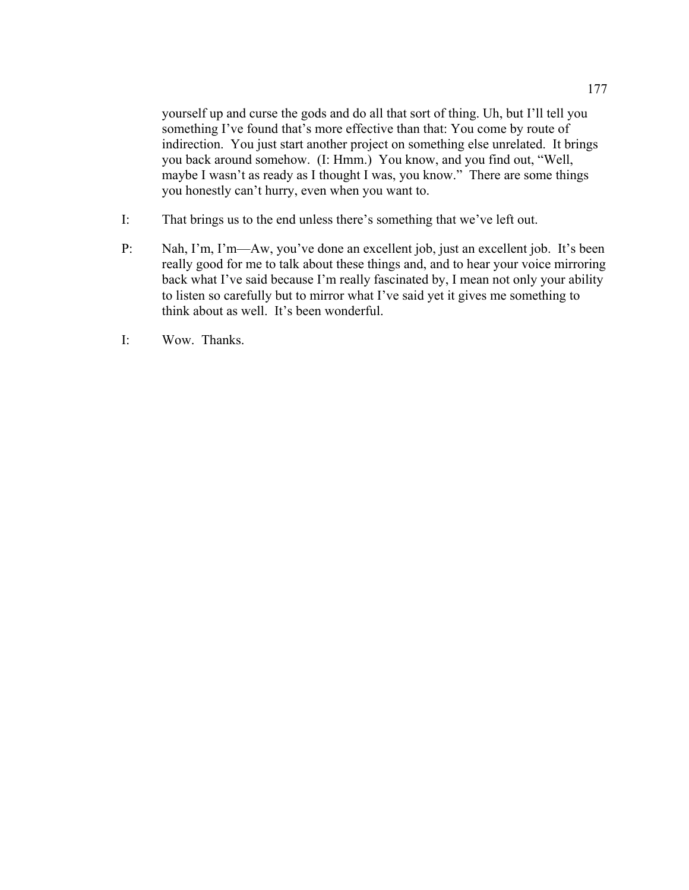yourself up and curse the gods and do all that sort of thing. Uh, but I'll tell you something I've found that's more effective than that: You come by route of indirection. You just start another project on something else unrelated. It brings you back around somehow. (I: Hmm.) You know, and you find out, "Well, maybe I wasn't as ready as I thought I was, you know." There are some things you honestly can't hurry, even when you want to.

I: That brings us to the end unless there's something that we've left out.

P: Nah, I'm, I'm—Aw, you've done an excellent job, just an excellent job. It's been really good for me to talk about these things and, and to hear your voice mirroring back what I've said because I'm really fascinated by, I mean not only your ability to listen so carefully but to mirror what I've said yet it gives me something to think about as well. It's been wonderful.

I: Wow. Thanks.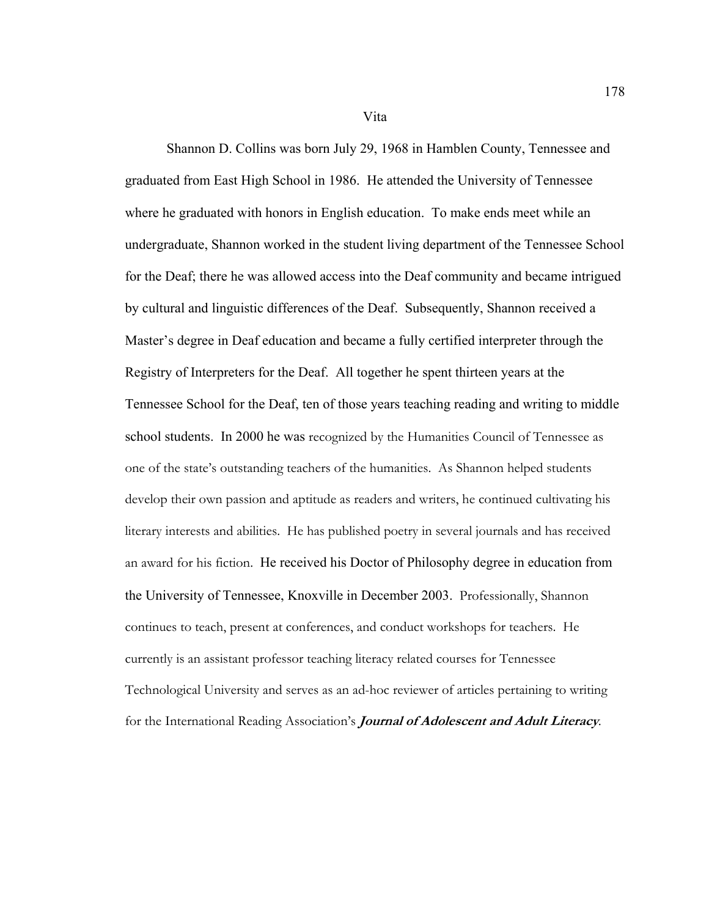# Vita

Shannon D. Collins was born July 29, 1968 in Hamblen County, Tennessee and graduated from East High School in 1986. He attended the University of Tennessee where he graduated with honors in English education. To make ends meet while an undergraduate, Shannon worked in the student living department of the Tennessee School for the Deaf; there he was allowed access into the Deaf community and became intrigued by cultural and linguistic differences of the Deaf. Subsequently, Shannon received a Master's degree in Deaf education and became a fully certified interpreter through the Registry of Interpreters for the Deaf. All together he spent thirteen years at the Tennessee School for the Deaf, ten of those years teaching reading and writing to middle school students. In 2000 he was recognized by the Humanities Council of Tennessee as one of the state's outstanding teachers of the humanities. As Shannon helped students develop their own passion and aptitude as readers and writers, he continued cultivating his literary interests and abilities. He has published poetry in several journals and has received an award for his fiction. He received his Doctor of Philosophy degree in education from the University of Tennessee, Knoxville in December 2003. Professionally, Shannon continues to teach, present at conferences, and conduct workshops for teachers. He currently is an assistant professor teaching literacy related courses for Tennessee Technological University and serves as an ad-hoc reviewer of articles pertaining to writing for the International Reading Association's ***Journal of Adolescent and Adult Literacy***.